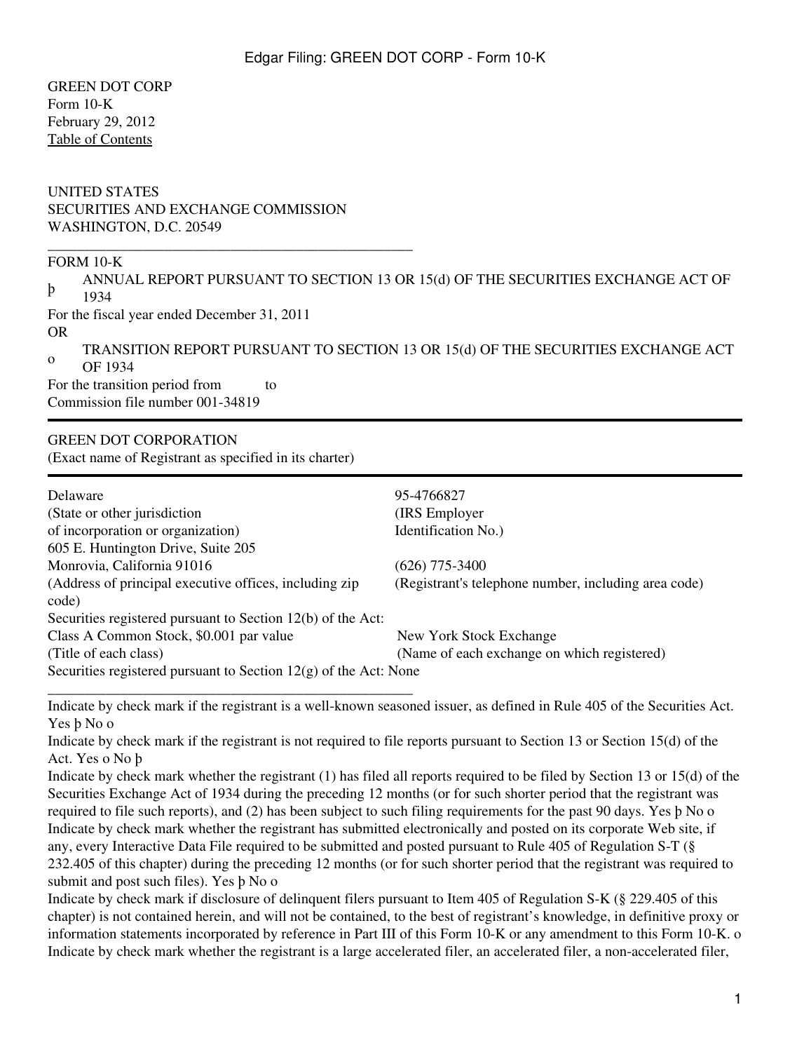GREEN DOT CORP
Form 10-K
February 29, 2012
Table of Contents

UNITED STATES
SECURITIES AND EXCHANGE COMMISSION
WASHINGTON, D.C. 20549

---

FORM 10-K

þ ANNUAL REPORT PURSUANT TO SECTION 13 OR 15(d) OF THE SECURITIES EXCHANGE ACT OF 1934

For the fiscal year ended December 31, 2011

OR

o TRANSITION REPORT PURSUANT TO SECTION 13 OR 15(d) OF THE SECURITIES EXCHANGE ACT OF 1934

For the transition period from to

Commission file number 001-34819

---

GREEN DOT CORPORATION
(Exact name of Registrant as specified in its charter)

---

| | |
|---|---|
| Delaware | 95-4766827 |
| (State or other jurisdiction of incorporation or organization) | (IRS Employer Identification No.) |
| 605 E. Huntington Drive, Suite 205 Monrovia, California 91016 | (626) 775-3400 |
| (Address of principal executive offices, including zip code) | (Registrant's telephone number, including area code) |
| Securities registered pursuant to Section 12(b) of the Act: | |
| Class A Common Stock, $0.001 par value | New York Stock Exchange |
| (Title of each class) | (Name of each exchange on which registered) |

Securities registered pursuant to Section 12(g) of the Act: None

---

Indicate by check mark if the registrant is a well-known seasoned issuer, as defined in Rule 405 of the Securities Act. Yes þ No o

Indicate by check mark if the registrant is not required to file reports pursuant to Section 13 or Section 15(d) of the Act. Yes o No þ

Indicate by check mark whether the registrant (1) has filed all reports required to be filed by Section 13 or 15(d) of the Securities Exchange Act of 1934 during the preceding 12 months (or for such shorter period that the registrant was required to file such reports), and (2) has been subject to such filing requirements for the past 90 days. Yes þ No o

Indicate by check mark whether the registrant has submitted electronically and posted on its corporate Web site, if any, every Interactive Data File required to be submitted and posted pursuant to Rule 405 of Regulation S-T (§ 232.405 of this chapter) during the preceding 12 months (or for such shorter period that the registrant was required to submit and post such files). Yes þ No o

Indicate by check mark if disclosure of delinquent filers pursuant to Item 405 of Regulation S-K (§ 229.405 of this chapter) is not contained herein, and will not be contained, to the best of registrant's knowledge, in definitive proxy or information statements incorporated by reference in Part III of this Form 10-K or any amendment to this Form 10-K. o

Indicate by check mark whether the registrant is a large accelerated filer, an accelerated filer, a non-accelerated filer,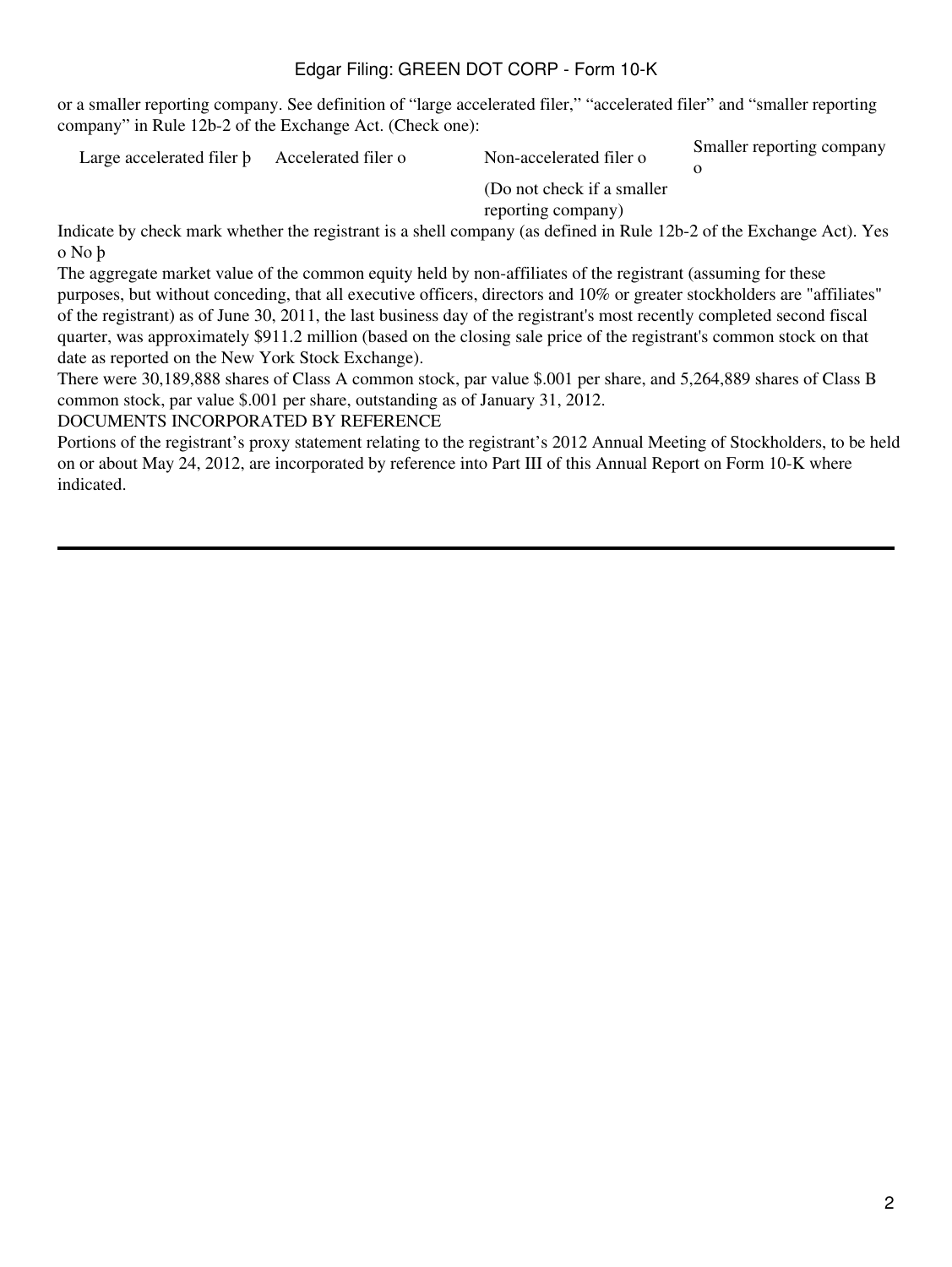or a smaller reporting company. See definition of “large accelerated filer,” “accelerated filer” and “smaller reporting company” in Rule 12b-2 of the Exchange Act. (Check one):

| Large accelerated filer þ | Accelerated filer o | Non-accelerated filer o | Smaller reporting company o |
|---|---|---|---|
| | | (Do not check if a smaller reporting company) | |

Indicate by check mark whether the registrant is a shell company (as defined in Rule 12b-2 of the Exchange Act). Yes o No þ

The aggregate market value of the common equity held by non-affiliates of the registrant (assuming for these purposes, but without conceding, that all executive officers, directors and 10% or greater stockholders are "affiliates" of the registrant) as of June 30, 2011, the last business day of the registrant's most recently completed second fiscal quarter, was approximately $911.2 million (based on the closing sale price of the registrant's common stock on that date as reported on the New York Stock Exchange).

There were 30,189,888 shares of Class A common stock, par value $.001 per share, and 5,264,889 shares of Class B common stock, par value $.001 per share, outstanding as of January 31, 2012.

DOCUMENTS INCORPORATED BY REFERENCE

Portions of the registrant’s proxy statement relating to the registrant’s 2012 Annual Meeting of Stockholders, to be held on or about May 24, 2012, are incorporated by reference into Part III of this Annual Report on Form 10-K where indicated.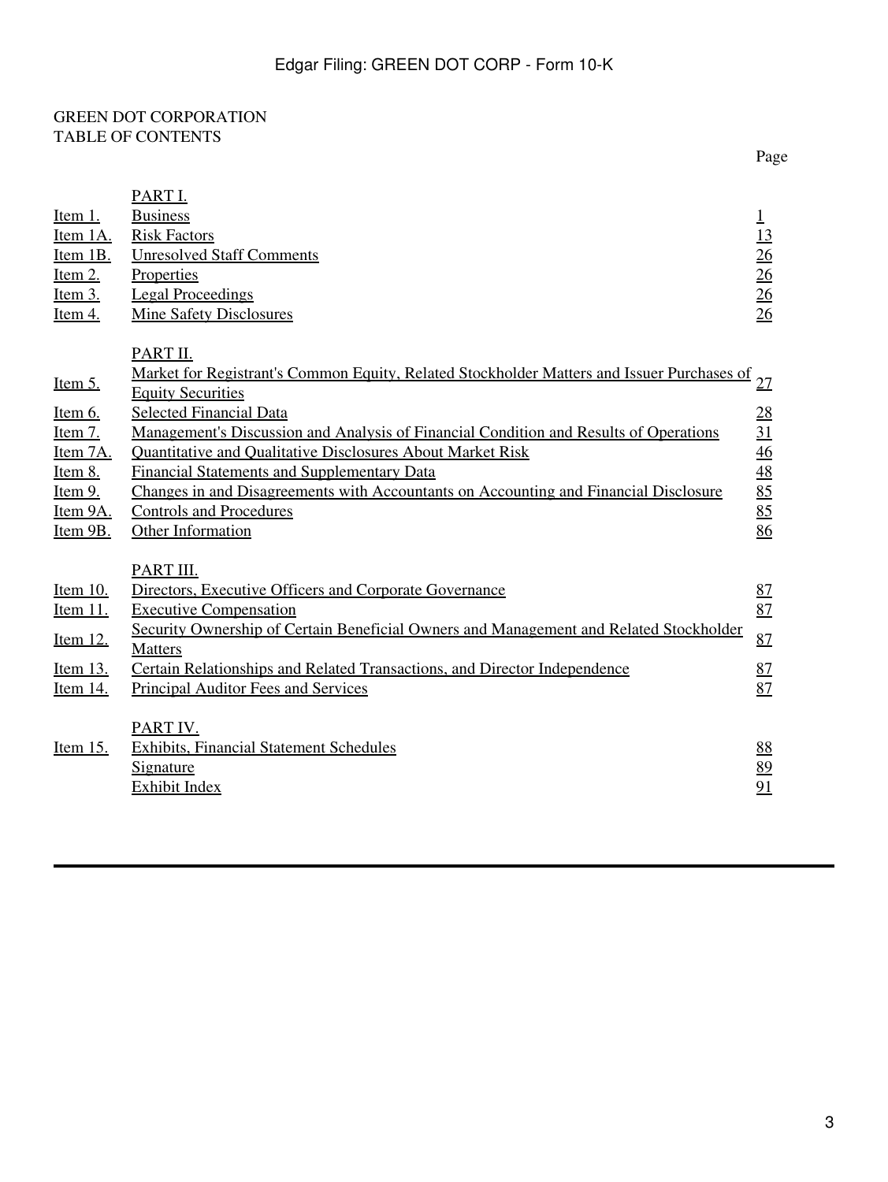GREEN DOT CORPORATION
TABLE OF CONTENTS

| | | Page |
|---|---|---|
| | PART I. | |
| Item 1. | Business | 1 |
| Item 1A. | Risk Factors | 13 |
| Item 1B. | Unresolved Staff Comments | 26 |
| Item 2. | Properties | 26 |
| Item 3. | Legal Proceedings | 26 |
| Item 4. | Mine Safety Disclosures | 26 |
| | PART II. | |
| Item 5. | Market for Registrant's Common Equity, Related Stockholder Matters and Issuer Purchases of Equity Securities | 27 |
| Item 6. | Selected Financial Data | 28 |
| Item 7. | Management's Discussion and Analysis of Financial Condition and Results of Operations | 31 |
| Item 7A. | Quantitative and Qualitative Disclosures About Market Risk | 46 |
| Item 8. | Financial Statements and Supplementary Data | 48 |
| Item 9. | Changes in and Disagreements with Accountants on Accounting and Financial Disclosure | 85 |
| Item 9A. | Controls and Procedures | 85 |
| Item 9B. | Other Information | 86 |
| | PART III. | |
| Item 10. | Directors, Executive Officers and Corporate Governance | 87 |
| Item 11. | Executive Compensation | 87 |
| Item 12. | Security Ownership of Certain Beneficial Owners and Management and Related Stockholder Matters | 87 |
| Item 13. | Certain Relationships and Related Transactions, and Director Independence | 87 |
| Item 14. | Principal Auditor Fees and Services | 87 |
| | PART IV. | |
| Item 15. | Exhibits, Financial Statement Schedules | 88 |
| | Signature | 89 |
| | Exhibit Index | 91 |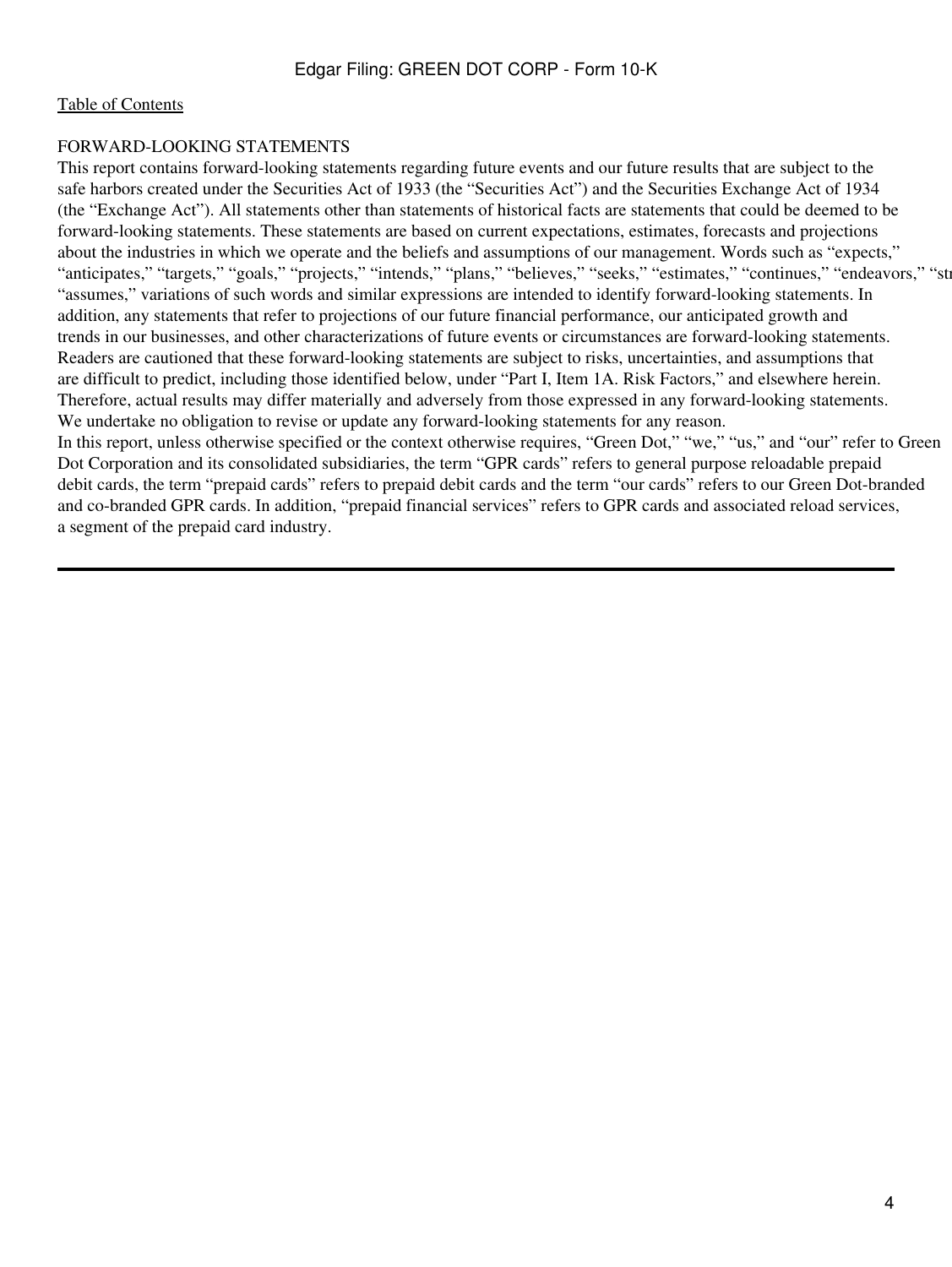[Table of Contents](#)

FORWARD-LOOKING STATEMENTS

This report contains forward-looking statements regarding future events and our future results that are subject to the safe harbors created under the Securities Act of 1933 (the "Securities Act") and the Securities Exchange Act of 1934 (the "Exchange Act"). All statements other than statements of historical facts are statements that could be deemed to be forward-looking statements. These statements are based on current expectations, estimates, forecasts and projections about the industries in which we operate and the beliefs and assumptions of our management. Words such as "expects," "anticipates," "targets," "goals," "projects," "intends," "plans," "believes," "seeks," "estimates," "continues," "endeavors," "st "assumes," variations of such words and similar expressions are intended to identify forward-looking statements. In addition, any statements that refer to projections of our future financial performance, our anticipated growth and trends in our businesses, and other characterizations of future events or circumstances are forward-looking statements. Readers are cautioned that these forward-looking statements are subject to risks, uncertainties, and assumptions that are difficult to predict, including those identified below, under "Part I, Item 1A. Risk Factors," and elsewhere herein. Therefore, actual results may differ materially and adversely from those expressed in any forward-looking statements. We undertake no obligation to revise or update any forward-looking statements for any reason.

In this report, unless otherwise specified or the context otherwise requires, "Green Dot," "we," "us," and "our" refer to Green Dot Corporation and its consolidated subsidiaries, the term "GPR cards" refers to general purpose reloadable prepaid debit cards, the term "prepaid cards" refers to prepaid debit cards and the term "our cards" refers to our Green Dot-branded and co-branded GPR cards. In addition, "prepaid financial services" refers to GPR cards and associated reload services, a segment of the prepaid card industry.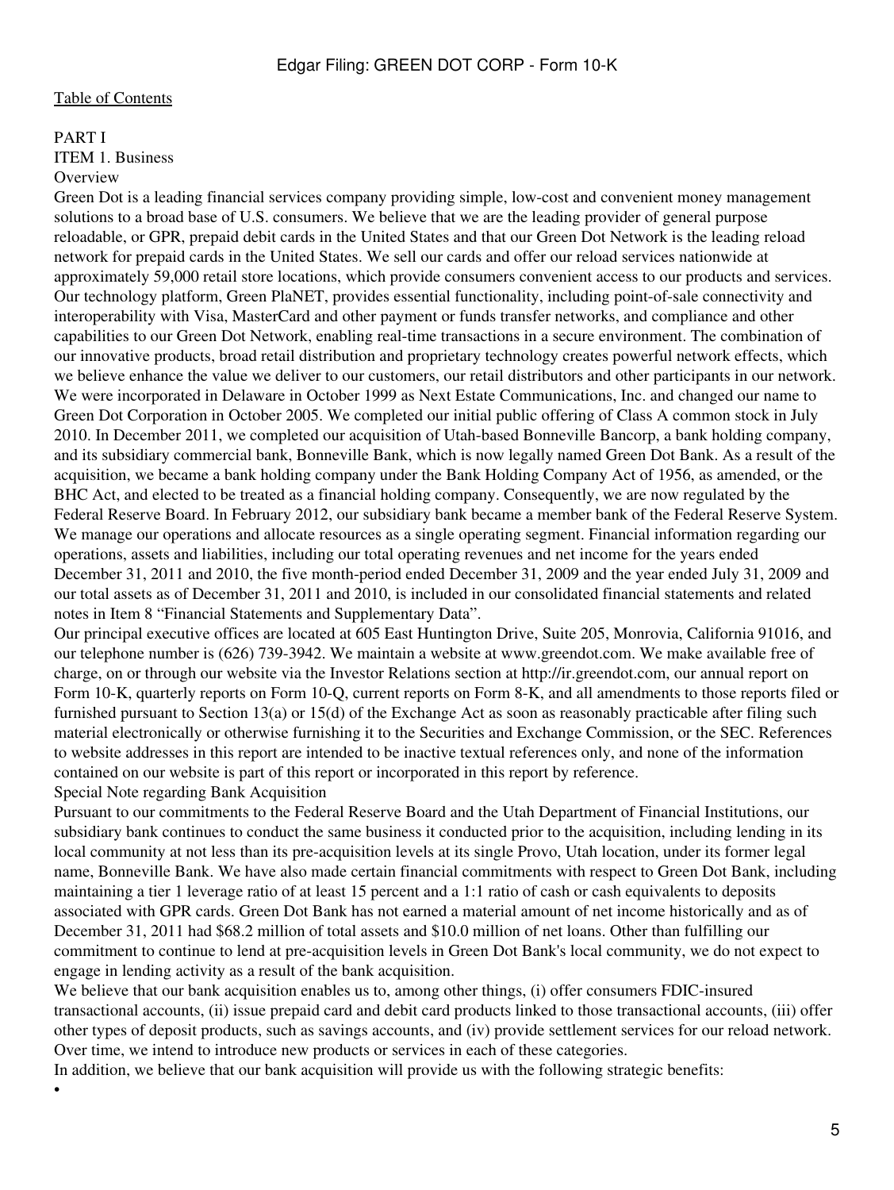[Table of Contents](#)

# PART I

## ITEM 1. Business

### Overview

Green Dot is a leading financial services company providing simple, low-cost and convenient money management solutions to a broad base of U.S. consumers. We believe that we are the leading provider of general purpose reloadable, or GPR, prepaid debit cards in the United States and that our Green Dot Network is the leading reload network for prepaid cards in the United States. We sell our cards and offer our reload services nationwide at approximately 59,000 retail store locations, which provide consumers convenient access to our products and services. Our technology platform, Green PlaNET, provides essential functionality, including point-of-sale connectivity and interoperability with Visa, MasterCard and other payment or funds transfer networks, and compliance and other capabilities to our Green Dot Network, enabling real-time transactions in a secure environment. The combination of our innovative products, broad retail distribution and proprietary technology creates powerful network effects, which we believe enhance the value we deliver to our customers, our retail distributors and other participants in our network.

We were incorporated in Delaware in October 1999 as Next Estate Communications, Inc. and changed our name to Green Dot Corporation in October 2005. We completed our initial public offering of Class A common stock in July 2010. In December 2011, we completed our acquisition of Utah-based Bonneville Bancorp, a bank holding company, and its subsidiary commercial bank, Bonneville Bank, which is now legally named Green Dot Bank. As a result of the acquisition, we became a bank holding company under the Bank Holding Company Act of 1956, as amended, or the BHC Act, and elected to be treated as a financial holding company. Consequently, we are now regulated by the Federal Reserve Board. In February 2012, our subsidiary bank became a member bank of the Federal Reserve System.

We manage our operations and allocate resources as a single operating segment. Financial information regarding our operations, assets and liabilities, including our total operating revenues and net income for the years ended December 31, 2011 and 2010, the five month-period ended December 31, 2009 and the year ended July 31, 2009 and our total assets as of December 31, 2011 and 2010, is included in our consolidated financial statements and related notes in Item 8 "Financial Statements and Supplementary Data".

Our principal executive offices are located at 605 East Huntington Drive, Suite 205, Monrovia, California 91016, and our telephone number is (626) 739-3942. We maintain a website at www.greendot.com. We make available free of charge, on or through our website via the Investor Relations section at http://ir.greendot.com, our annual report on Form 10-K, quarterly reports on Form 10-Q, current reports on Form 8-K, and all amendments to those reports filed or furnished pursuant to Section 13(a) or 15(d) of the Exchange Act as soon as reasonably practicable after filing such material electronically or otherwise furnishing it to the Securities and Exchange Commission, or the SEC. References to website addresses in this report are intended to be inactive textual references only, and none of the information contained on our website is part of this report or incorporated in this report by reference.

### Special Note regarding Bank Acquisition

Pursuant to our commitments to the Federal Reserve Board and the Utah Department of Financial Institutions, our subsidiary bank continues to conduct the same business it conducted prior to the acquisition, including lending in its local community at not less than its pre-acquisition levels at its single Provo, Utah location, under its former legal name, Bonneville Bank. We have also made certain financial commitments with respect to Green Dot Bank, including maintaining a tier 1 leverage ratio of at least 15 percent and a 1:1 ratio of cash or cash equivalents to deposits associated with GPR cards. Green Dot Bank has not earned a material amount of net income historically and as of December 31, 2011 had $68.2 million of total assets and $10.0 million of net loans. Other than fulfilling our commitment to continue to lend at pre-acquisition levels in Green Dot Bank's local community, we do not expect to engage in lending activity as a result of the bank acquisition.

We believe that our bank acquisition enables us to, among other things, (i) offer consumers FDIC-insured transactional accounts, (ii) issue prepaid card and debit card products linked to those transactional accounts, (iii) offer other types of deposit products, such as savings accounts, and (iv) provide settlement services for our reload network. Over time, we intend to introduce new products or services in each of these categories.

In addition, we believe that our bank acquisition will provide us with the following strategic benefits:

•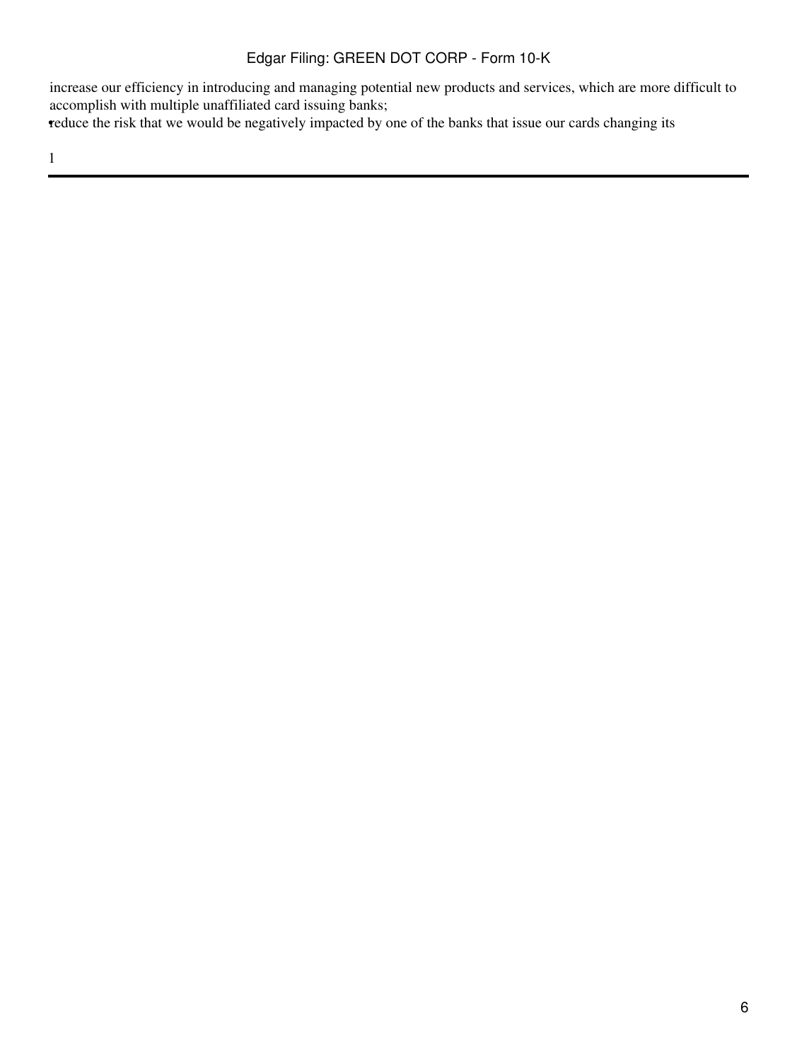increase our efficiency in introducing and managing potential new products and services, which are more difficult to accomplish with multiple unaffiliated card issuing banks;

- reduce the risk that we would be negatively impacted by one of the banks that issue our cards changing its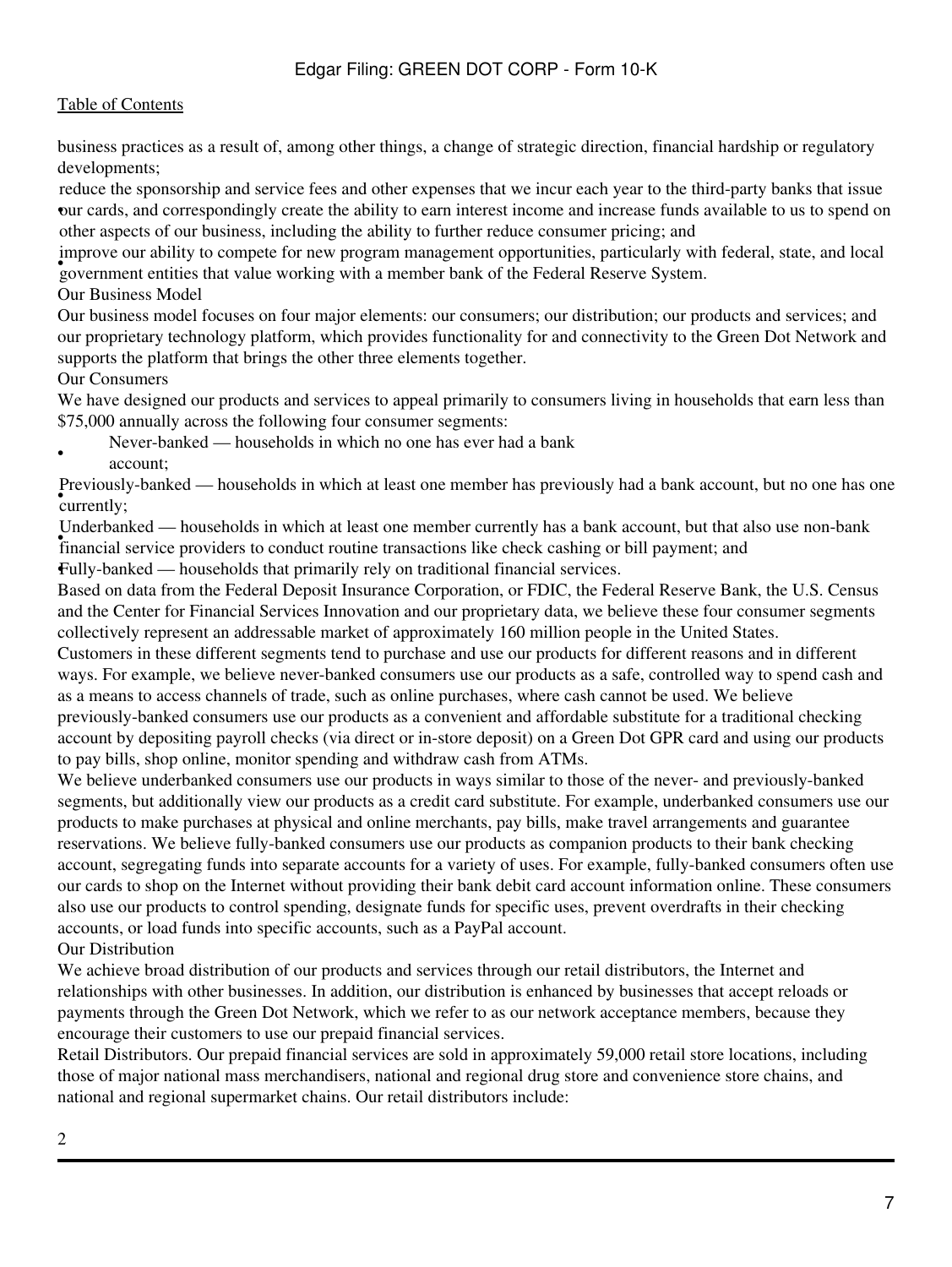business practices as a result of, among other things, a change of strategic direction, financial hardship or regulatory developments;

- reduce the sponsorship and service fees and other expenses that we incur each year to the third-party banks that issue our cards, and correspondingly create the ability to earn interest income and increase funds available to us to spend on other aspects of our business, including the ability to further reduce consumer pricing; and
- improve our ability to compete for new program management opportunities, particularly with federal, state, and local government entities that value working with a member bank of the Federal Reserve System.

## Our Business Model

Our business model focuses on four major elements: our consumers; our distribution; our products and services; and our proprietary technology platform, which provides functionality for and connectivity to the Green Dot Network and supports the platform that brings the other three elements together.

### Our Consumers

We have designed our products and services to appeal primarily to consumers living in households that earn less than $75,000 annually across the following four consumer segments:

- Never-banked — households in which no one has ever had a bank account;
- Previously-banked — households in which at least one member has previously had a bank account, but no one has one currently;
- Underbanked — households in which at least one member currently has a bank account, but that also use non-bank financial service providers to conduct routine transactions like check cashing or bill payment; and
- Fully-banked — households that primarily rely on traditional financial services.

Based on data from the Federal Deposit Insurance Corporation, or FDIC, the Federal Reserve Bank, the U.S. Census and the Center for Financial Services Innovation and our proprietary data, we believe these four consumer segments collectively represent an addressable market of approximately 160 million people in the United States.

Customers in these different segments tend to purchase and use our products for different reasons and in different ways. For example, we believe never-banked consumers use our products as a safe, controlled way to spend cash and as a means to access channels of trade, such as online purchases, where cash cannot be used. We believe previously-banked consumers use our products as a convenient and affordable substitute for a traditional checking account by depositing payroll checks (via direct or in-store deposit) on a Green Dot GPR card and using our products to pay bills, shop online, monitor spending and withdraw cash from ATMs.

We believe underbanked consumers use our products in ways similar to those of the never- and previously-banked segments, but additionally view our products as a credit card substitute. For example, underbanked consumers use our products to make purchases at physical and online merchants, pay bills, make travel arrangements and guarantee reservations. We believe fully-banked consumers use our products as companion products to their bank checking account, segregating funds into separate accounts for a variety of uses. For example, fully-banked consumers often use our cards to shop on the Internet without providing their bank debit card account information online. These consumers also use our products to control spending, designate funds for specific uses, prevent overdrafts in their checking accounts, or load funds into specific accounts, such as a PayPal account.

### Our Distribution

We achieve broad distribution of our products and services through our retail distributors, the Internet and relationships with other businesses. In addition, our distribution is enhanced by businesses that accept reloads or payments through the Green Dot Network, which we refer to as our network acceptance members, because they encourage their customers to use our prepaid financial services.

Retail Distributors. Our prepaid financial services are sold in approximately 59,000 retail store locations, including those of major national mass merchandisers, national and regional drug store and convenience store chains, and national and regional supermarket chains. Our retail distributors include: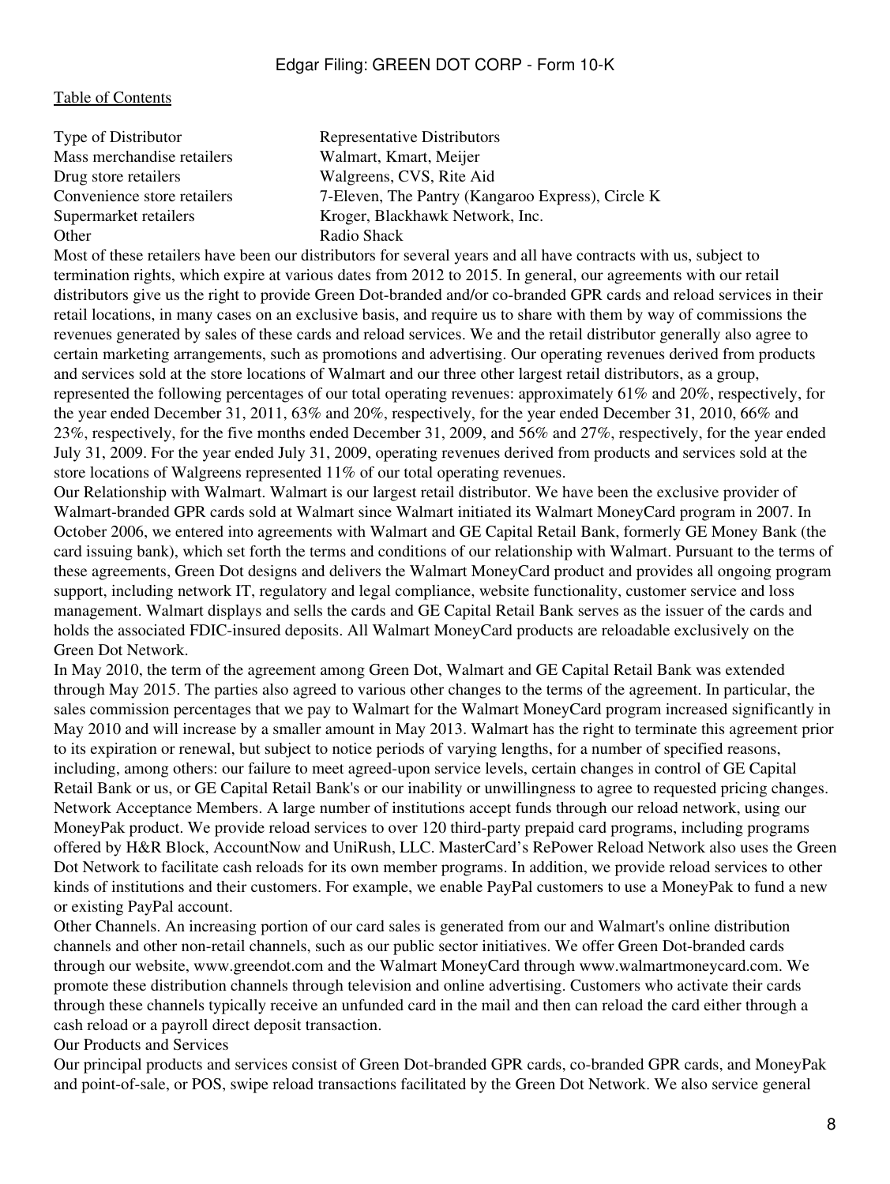| Type of Distributor | Representative Distributors |
|---|---|
| Mass merchandise retailers | Walmart, Kmart, Meijer |
| Drug store retailers | Walgreens, CVS, Rite Aid |
| Convenience store retailers | 7-Eleven, The Pantry (Kangaroo Express), Circle K |
| Supermarket retailers | Kroger, Blackhawk Network, Inc. |
| Other | Radio Shack |

Most of these retailers have been our distributors for several years and all have contracts with us, subject to termination rights, which expire at various dates from 2012 to 2015. In general, our agreements with our retail distributors give us the right to provide Green Dot-branded and/or co-branded GPR cards and reload services in their retail locations, in many cases on an exclusive basis, and require us to share with them by way of commissions the revenues generated by sales of these cards and reload services. We and the retail distributor generally also agree to certain marketing arrangements, such as promotions and advertising. Our operating revenues derived from products and services sold at the store locations of Walmart and our three other largest retail distributors, as a group, represented the following percentages of our total operating revenues: approximately 61% and 20%, respectively, for the year ended December 31, 2011, 63% and 20%, respectively, for the year ended December 31, 2010, 66% and 23%, respectively, for the five months ended December 31, 2009, and 56% and 27%, respectively, for the year ended July 31, 2009. For the year ended July 31, 2009, operating revenues derived from products and services sold at the store locations of Walgreens represented 11% of our total operating revenues.

Our Relationship with Walmart. Walmart is our largest retail distributor. We have been the exclusive provider of Walmart-branded GPR cards sold at Walmart since Walmart initiated its Walmart MoneyCard program in 2007. In October 2006, we entered into agreements with Walmart and GE Capital Retail Bank, formerly GE Money Bank (the card issuing bank), which set forth the terms and conditions of our relationship with Walmart. Pursuant to the terms of these agreements, Green Dot designs and delivers the Walmart MoneyCard product and provides all ongoing program support, including network IT, regulatory and legal compliance, website functionality, customer service and loss management. Walmart displays and sells the cards and GE Capital Retail Bank serves as the issuer of the cards and holds the associated FDIC-insured deposits. All Walmart MoneyCard products are reloadable exclusively on the Green Dot Network.

In May 2010, the term of the agreement among Green Dot, Walmart and GE Capital Retail Bank was extended through May 2015. The parties also agreed to various other changes to the terms of the agreement. In particular, the sales commission percentages that we pay to Walmart for the Walmart MoneyCard program increased significantly in May 2010 and will increase by a smaller amount in May 2013. Walmart has the right to terminate this agreement prior to its expiration or renewal, but subject to notice periods of varying lengths, for a number of specified reasons, including, among others: our failure to meet agreed-upon service levels, certain changes in control of GE Capital Retail Bank or us, or GE Capital Retail Bank's or our inability or unwillingness to agree to requested pricing changes.

Network Acceptance Members. A large number of institutions accept funds through our reload network, using our MoneyPak product. We provide reload services to over 120 third-party prepaid card programs, including programs offered by H&R Block, AccountNow and UniRush, LLC. MasterCard's RePower Reload Network also uses the Green Dot Network to facilitate cash reloads for its own member programs. In addition, we provide reload services to other kinds of institutions and their customers. For example, we enable PayPal customers to use a MoneyPak to fund a new or existing PayPal account.

Other Channels. An increasing portion of our card sales is generated from our and Walmart's online distribution channels and other non-retail channels, such as our public sector initiatives. We offer Green Dot-branded cards through our website, www.greendot.com and the Walmart MoneyCard through www.walmartmoneycard.com. We promote these distribution channels through television and online advertising. Customers who activate their cards through these channels typically receive an unfunded card in the mail and then can reload the card either through a cash reload or a payroll direct deposit transaction.

## Our Products and Services

Our principal products and services consist of Green Dot-branded GPR cards, co-branded GPR cards, and MoneyPak and point-of-sale, or POS, swipe reload transactions facilitated by the Green Dot Network. We also service general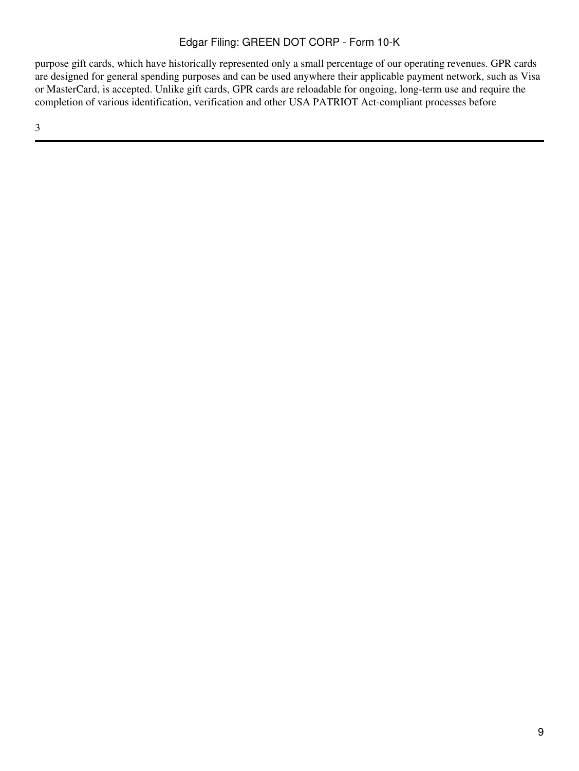purpose gift cards, which have historically represented only a small percentage of our operating revenues. GPR cards are designed for general spending purposes and can be used anywhere their applicable payment network, such as Visa or MasterCard, is accepted. Unlike gift cards, GPR cards are reloadable for ongoing, long-term use and require the completion of various identification, verification and other USA PATRIOT Act-compliant processes before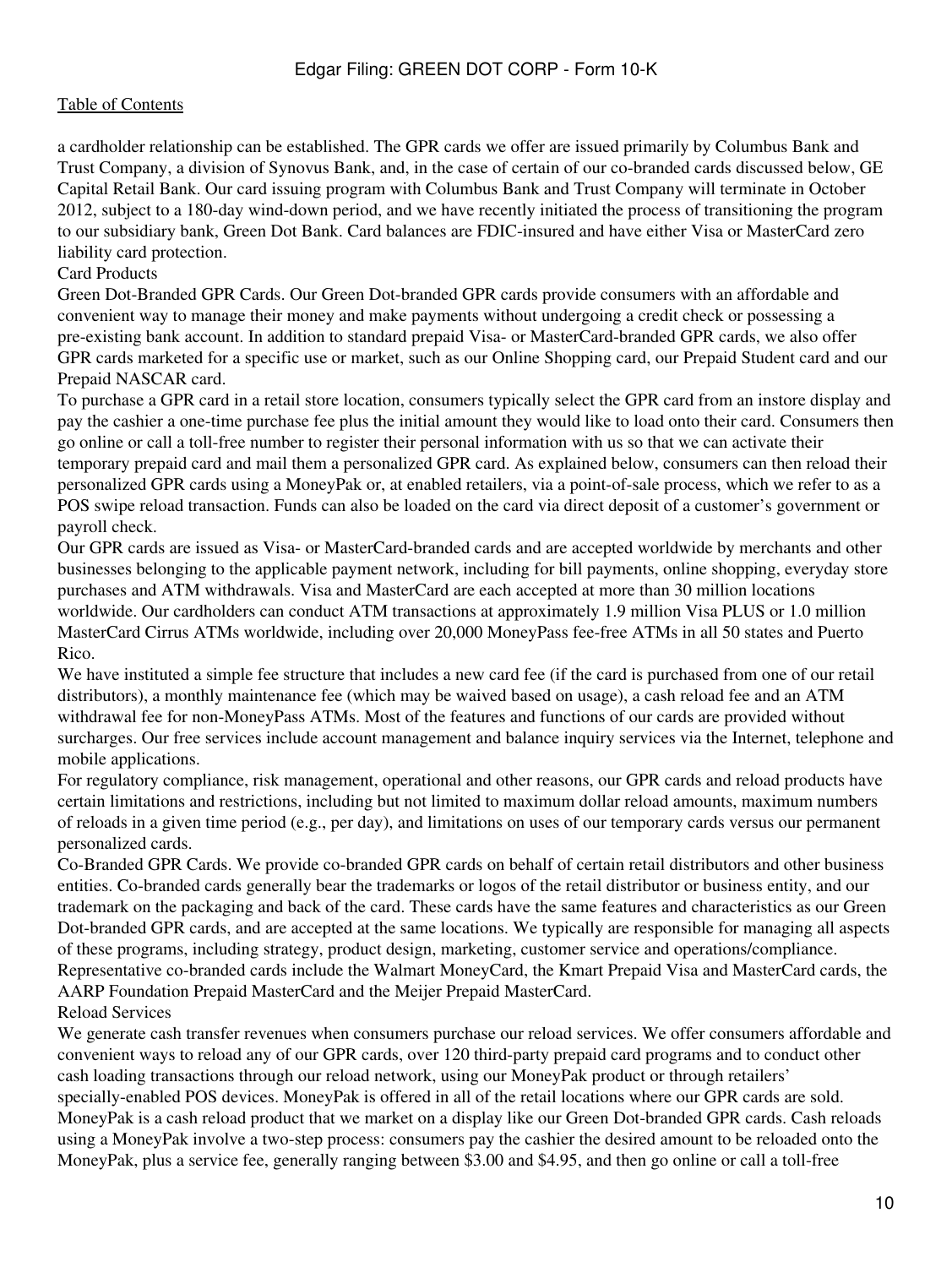a cardholder relationship can be established. The GPR cards we offer are issued primarily by Columbus Bank and Trust Company, a division of Synovus Bank, and, in the case of certain of our co-branded cards discussed below, GE Capital Retail Bank. Our card issuing program with Columbus Bank and Trust Company will terminate in October 2012, subject to a 180-day wind-down period, and we have recently initiated the process of transitioning the program to our subsidiary bank, Green Dot Bank. Card balances are FDIC-insured and have either Visa or MasterCard zero liability card protection.

### Card Products

Green Dot-Branded GPR Cards. Our Green Dot-branded GPR cards provide consumers with an affordable and convenient way to manage their money and make payments without undergoing a credit check or possessing a pre-existing bank account. In addition to standard prepaid Visa- or MasterCard-branded GPR cards, we also offer GPR cards marketed for a specific use or market, such as our Online Shopping card, our Prepaid Student card and our Prepaid NASCAR card.

To purchase a GPR card in a retail store location, consumers typically select the GPR card from an instore display and pay the cashier a one-time purchase fee plus the initial amount they would like to load onto their card. Consumers then go online or call a toll-free number to register their personal information with us so that we can activate their temporary prepaid card and mail them a personalized GPR card. As explained below, consumers can then reload their personalized GPR cards using a MoneyPak or, at enabled retailers, via a point-of-sale process, which we refer to as a POS swipe reload transaction. Funds can also be loaded on the card via direct deposit of a customer's government or payroll check.

Our GPR cards are issued as Visa- or MasterCard-branded cards and are accepted worldwide by merchants and other businesses belonging to the applicable payment network, including for bill payments, online shopping, everyday store purchases and ATM withdrawals. Visa and MasterCard are each accepted at more than 30 million locations worldwide. Our cardholders can conduct ATM transactions at approximately 1.9 million Visa PLUS or 1.0 million MasterCard Cirrus ATMs worldwide, including over 20,000 MoneyPass fee-free ATMs in all 50 states and Puerto Rico.

We have instituted a simple fee structure that includes a new card fee (if the card is purchased from one of our retail distributors), a monthly maintenance fee (which may be waived based on usage), a cash reload fee and an ATM withdrawal fee for non-MoneyPass ATMs. Most of the features and functions of our cards are provided without surcharges. Our free services include account management and balance inquiry services via the Internet, telephone and mobile applications.

For regulatory compliance, risk management, operational and other reasons, our GPR cards and reload products have certain limitations and restrictions, including but not limited to maximum dollar reload amounts, maximum numbers of reloads in a given time period (e.g., per day), and limitations on uses of our temporary cards versus our permanent personalized cards.

Co-Branded GPR Cards. We provide co-branded GPR cards on behalf of certain retail distributors and other business entities. Co-branded cards generally bear the trademarks or logos of the retail distributor or business entity, and our trademark on the packaging and back of the card. These cards have the same features and characteristics as our Green Dot-branded GPR cards, and are accepted at the same locations. We typically are responsible for managing all aspects of these programs, including strategy, product design, marketing, customer service and operations/compliance. Representative co-branded cards include the Walmart MoneyCard, the Kmart Prepaid Visa and MasterCard cards, the AARP Foundation Prepaid MasterCard and the Meijer Prepaid MasterCard.

### Reload Services

We generate cash transfer revenues when consumers purchase our reload services. We offer consumers affordable and convenient ways to reload any of our GPR cards, over 120 third-party prepaid card programs and to conduct other cash loading transactions through our reload network, using our MoneyPak product or through retailers' specially-enabled POS devices. MoneyPak is offered in all of the retail locations where our GPR cards are sold. MoneyPak is a cash reload product that we market on a display like our Green Dot-branded GPR cards. Cash reloads using a MoneyPak involve a two-step process: consumers pay the cashier the desired amount to be reloaded onto the MoneyPak, plus a service fee, generally ranging between $3.00 and $4.95, and then go online or call a toll-free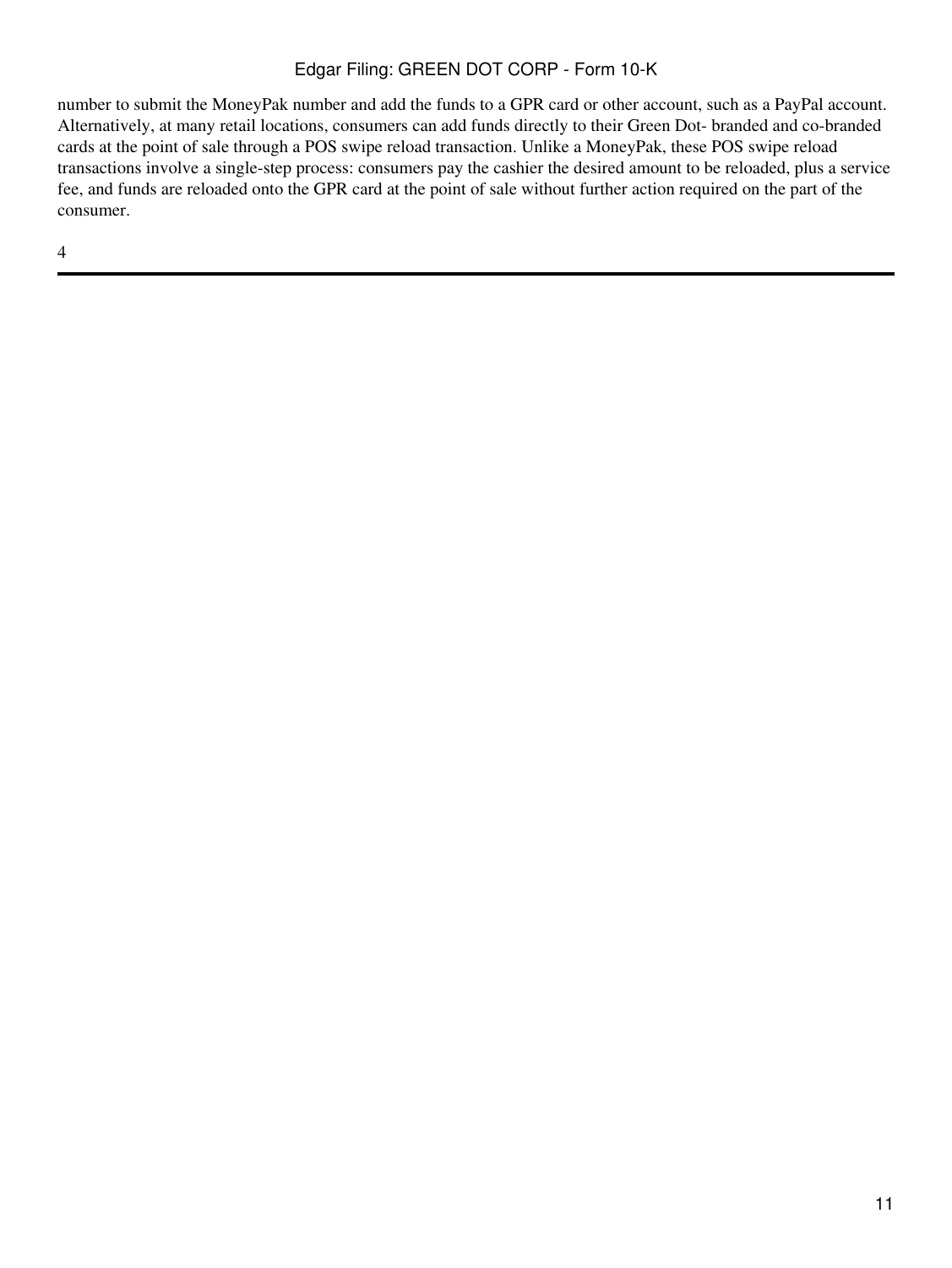number to submit the MoneyPak number and add the funds to a GPR card or other account, such as a PayPal account. Alternatively, at many retail locations, consumers can add funds directly to their Green Dot- branded and co-branded cards at the point of sale through a POS swipe reload transaction. Unlike a MoneyPak, these POS swipe reload transactions involve a single-step process: consumers pay the cashier the desired amount to be reloaded, plus a service fee, and funds are reloaded onto the GPR card at the point of sale without further action required on the part of the consumer.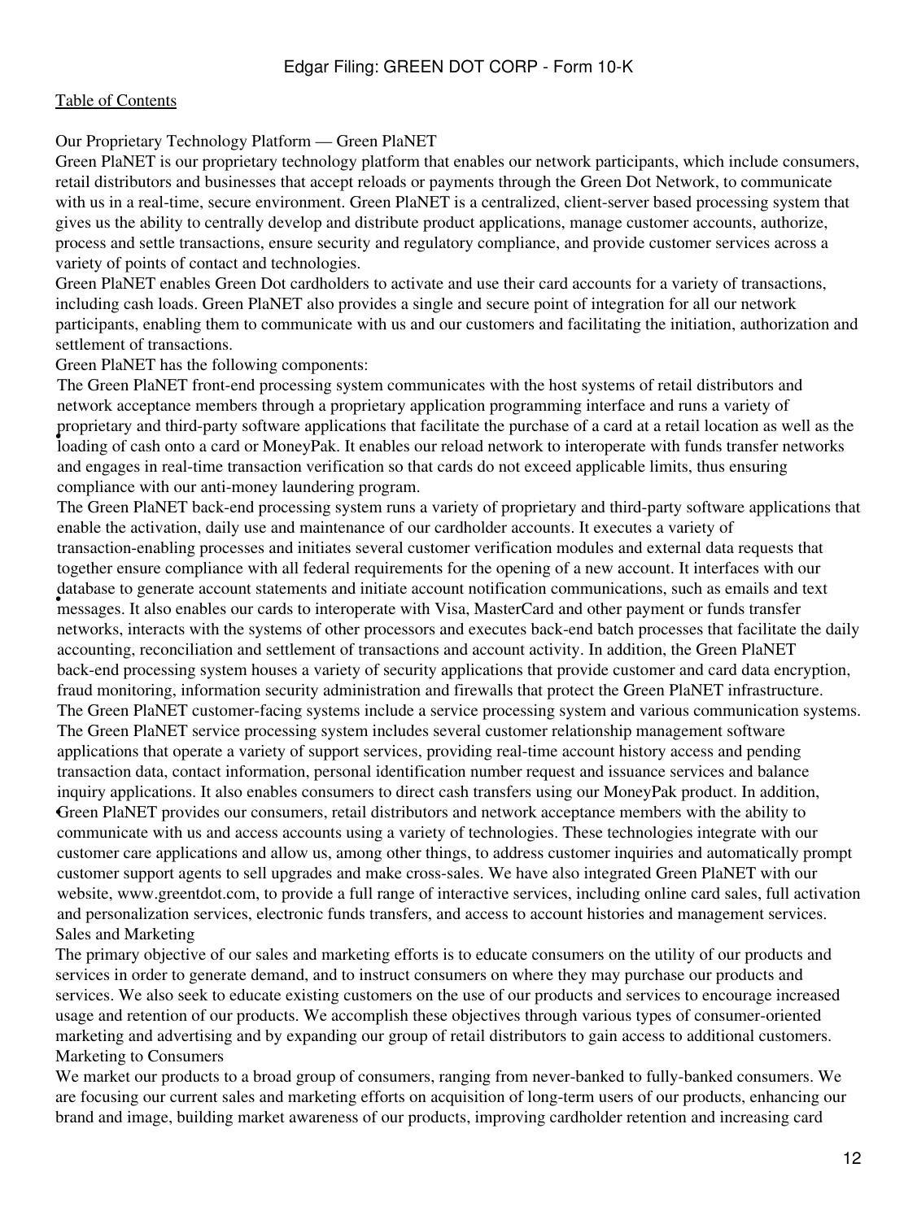Our Proprietary Technology Platform — Green PlaNET

Green PlaNET is our proprietary technology platform that enables our network participants, which include consumers, retail distributors and businesses that accept reloads or payments through the Green Dot Network, to communicate with us in a real-time, secure environment. Green PlaNET is a centralized, client-server based processing system that gives us the ability to centrally develop and distribute product applications, manage customer accounts, authorize, process and settle transactions, ensure security and regulatory compliance, and provide customer services across a variety of points of contact and technologies.

Green PlaNET enables Green Dot cardholders to activate and use their card accounts for a variety of transactions, including cash loads. Green PlaNET also provides a single and secure point of integration for all our network participants, enabling them to communicate with us and our customers and facilitating the initiation, authorization and settlement of transactions.

Green PlaNET has the following components:

- The Green PlaNET front-end processing system communicates with the host systems of retail distributors and network acceptance members through a proprietary application programming interface and runs a variety of proprietary and third-party software applications that facilitate the purchase of a card at a retail location as well as the loading of cash onto a card or MoneyPak. It enables our reload network to interoperate with funds transfer networks and engages in real-time transaction verification so that cards do not exceed applicable limits, thus ensuring compliance with our anti-money laundering program.
- The Green PlaNET back-end processing system runs a variety of proprietary and third-party software applications that enable the activation, daily use and maintenance of our cardholder accounts. It executes a variety of transaction-enabling processes and initiates several customer verification modules and external data requests that together ensure compliance with all federal requirements for the opening of a new account. It interfaces with our database to generate account statements and initiate account notification communications, such as emails and text messages. It also enables our cards to interoperate with Visa, MasterCard and other payment or funds transfer networks, interacts with the systems of other processors and executes back-end batch processes that facilitate the daily accounting, reconciliation and settlement of transactions and account activity. In addition, the Green PlaNET back-end processing system houses a variety of security applications that provide customer and card data encryption, fraud monitoring, information security administration and firewalls that protect the Green PlaNET infrastructure.
- The Green PlaNET customer-facing systems include a service processing system and various communication systems. The Green PlaNET service processing system includes several customer relationship management software applications that operate a variety of support services, providing real-time account history access and pending transaction data, contact information, personal identification number request and issuance services and balance inquiry applications. It also enables consumers to direct cash transfers using our MoneyPak product. In addition, Green PlaNET provides our consumers, retail distributors and network acceptance members with the ability to communicate with us and access accounts using a variety of technologies. These technologies integrate with our customer care applications and allow us, among other things, to address customer inquiries and automatically prompt customer support agents to sell upgrades and make cross-sales. We have also integrated Green PlaNET with our website, www.greentdot.com, to provide a full range of interactive services, including online card sales, full activation and personalization services, electronic funds transfers, and access to account histories and management services.

Sales and Marketing

The primary objective of our sales and marketing efforts is to educate consumers on the utility of our products and services in order to generate demand, and to instruct consumers on where they may purchase our products and services. We also seek to educate existing customers on the use of our products and services to encourage increased usage and retention of our products. We accomplish these objectives through various types of consumer-oriented marketing and advertising and by expanding our group of retail distributors to gain access to additional customers.

Marketing to Consumers

We market our products to a broad group of consumers, ranging from never-banked to fully-banked consumers. We are focusing our current sales and marketing efforts on acquisition of long-term users of our products, enhancing our brand and image, building market awareness of our products, improving cardholder retention and increasing card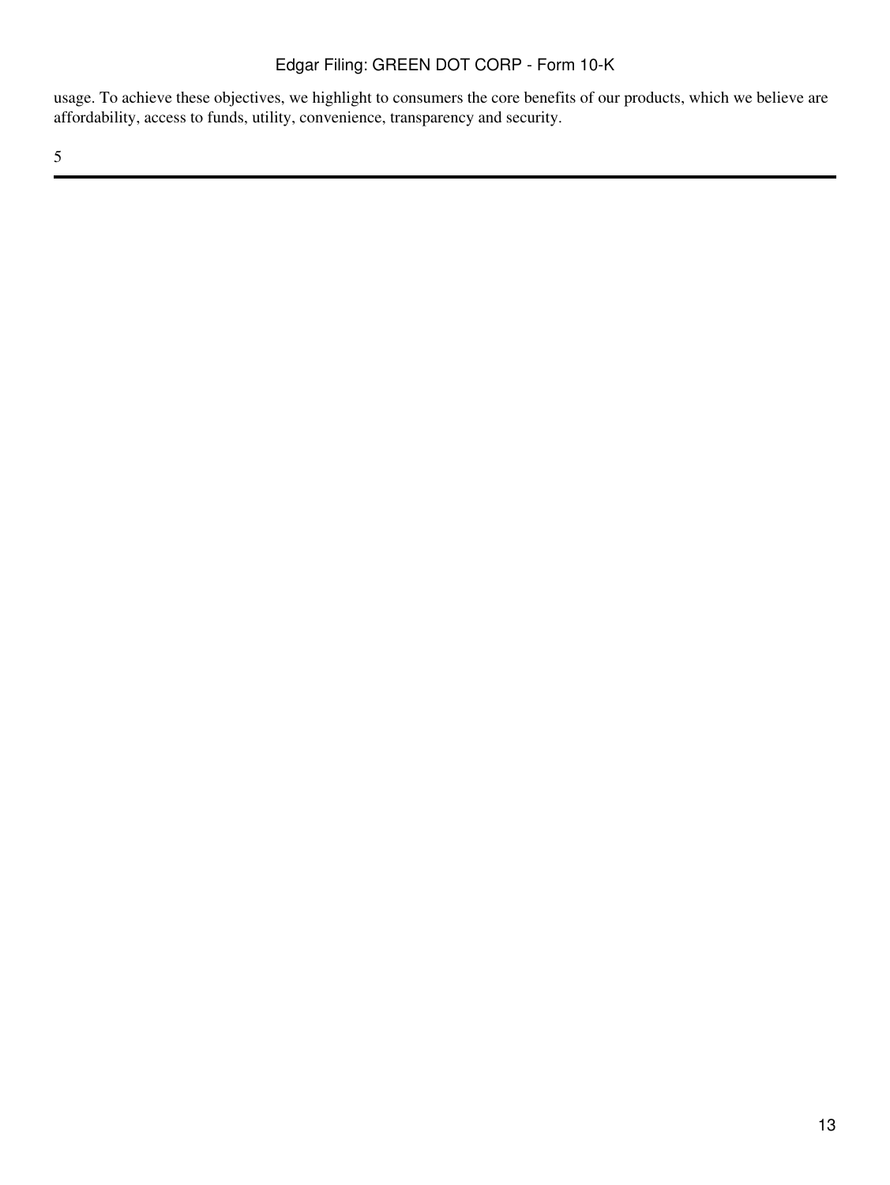usage. To achieve these objectives, we highlight to consumers the core benefits of our products, which we believe are affordability, access to funds, utility, convenience, transparency and security.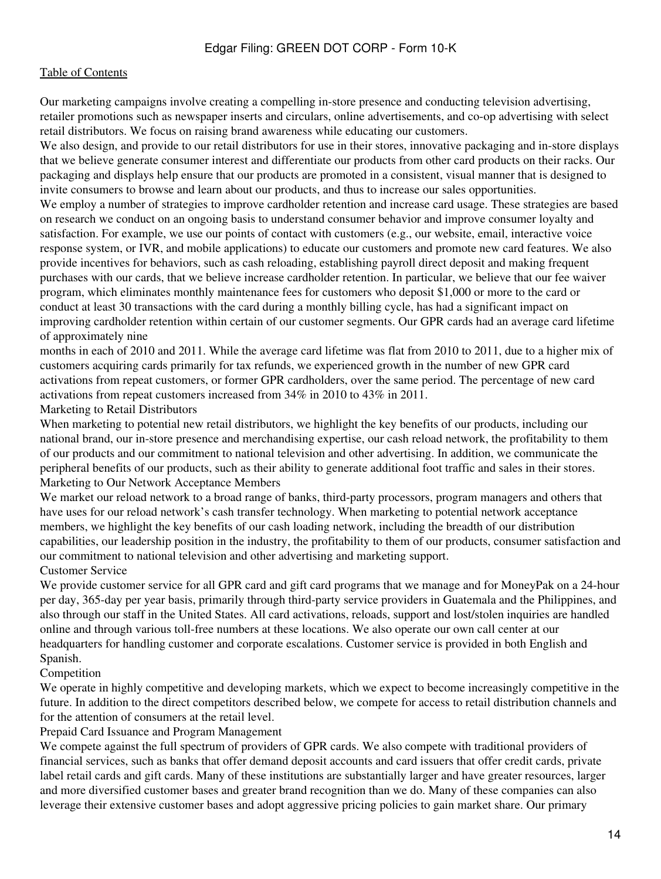Our marketing campaigns involve creating a compelling in-store presence and conducting television advertising, retailer promotions such as newspaper inserts and circulars, online advertisements, and co-op advertising with select retail distributors. We focus on raising brand awareness while educating our customers.

We also design, and provide to our retail distributors for use in their stores, innovative packaging and in-store displays that we believe generate consumer interest and differentiate our products from other card products on their racks. Our packaging and displays help ensure that our products are promoted in a consistent, visual manner that is designed to invite consumers to browse and learn about our products, and thus to increase our sales opportunities.

We employ a number of strategies to improve cardholder retention and increase card usage. These strategies are based on research we conduct on an ongoing basis to understand consumer behavior and improve consumer loyalty and satisfaction. For example, we use our points of contact with customers (e.g., our website, email, interactive voice response system, or IVR, and mobile applications) to educate our customers and promote new card features. We also provide incentives for behaviors, such as cash reloading, establishing payroll direct deposit and making frequent purchases with our cards, that we believe increase cardholder retention. In particular, we believe that our fee waiver program, which eliminates monthly maintenance fees for customers who deposit $1,000 or more to the card or conduct at least 30 transactions with the card during a monthly billing cycle, has had a significant impact on improving cardholder retention within certain of our customer segments. Our GPR cards had an average card lifetime of approximately nine months in each of 2010 and 2011. While the average card lifetime was flat from 2010 to 2011, due to a higher mix of customers acquiring cards primarily for tax refunds, we experienced growth in the number of new GPR card activations from repeat customers, or former GPR cardholders, over the same period. The percentage of new card activations from repeat customers increased from 34% in 2010 to 43% in 2011.

### Marketing to Retail Distributors

When marketing to potential new retail distributors, we highlight the key benefits of our products, including our national brand, our in-store presence and merchandising expertise, our cash reload network, the profitability to them of our products and our commitment to national television and other advertising. In addition, we communicate the peripheral benefits of our products, such as their ability to generate additional foot traffic and sales in their stores.

### Marketing to Our Network Acceptance Members

We market our reload network to a broad range of banks, third-party processors, program managers and others that have uses for our reload network's cash transfer technology. When marketing to potential network acceptance members, we highlight the key benefits of our cash loading network, including the breadth of our distribution capabilities, our leadership position in the industry, the profitability to them of our products, consumer satisfaction and our commitment to national television and other advertising and marketing support.

## Customer Service

We provide customer service for all GPR card and gift card programs that we manage and for MoneyPak on a 24-hour per day, 365-day per year basis, primarily through third-party service providers in Guatemala and the Philippines, and also through our staff in the United States. All card activations, reloads, support and lost/stolen inquiries are handled online and through various toll-free numbers at these locations. We also operate our own call center at our headquarters for handling customer and corporate escalations. Customer service is provided in both English and Spanish.

## Competition

We operate in highly competitive and developing markets, which we expect to become increasingly competitive in the future. In addition to the direct competitors described below, we compete for access to retail distribution channels and for the attention of consumers at the retail level.

### Prepaid Card Issuance and Program Management

We compete against the full spectrum of providers of GPR cards. We also compete with traditional providers of financial services, such as banks that offer demand deposit accounts and card issuers that offer credit cards, private label retail cards and gift cards. Many of these institutions are substantially larger and have greater resources, larger and more diversified customer bases and greater brand recognition than we do. Many of these companies can also leverage their extensive customer bases and adopt aggressive pricing policies to gain market share. Our primary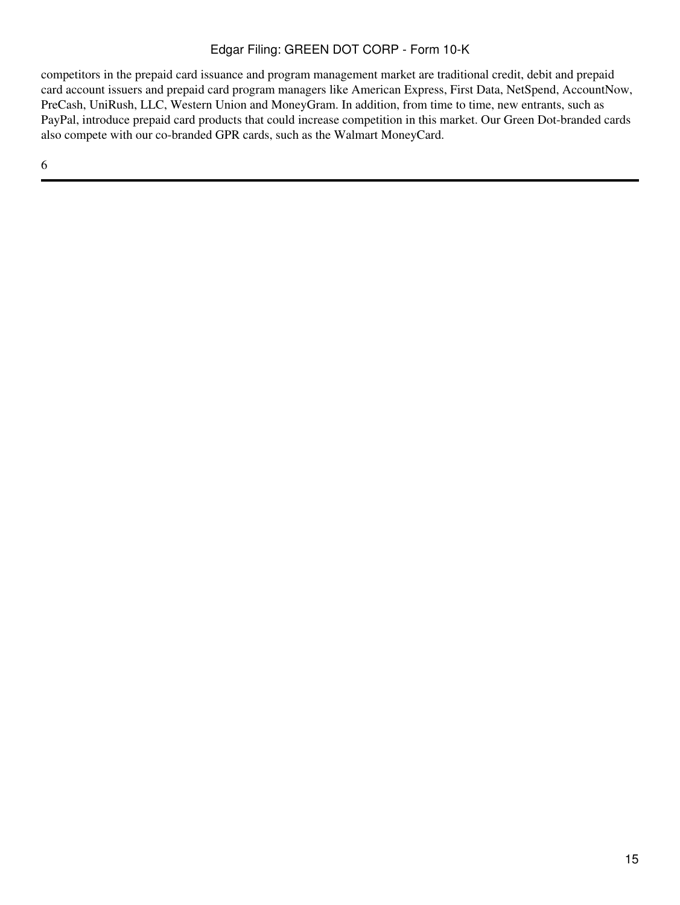competitors in the prepaid card issuance and program management market are traditional credit, debit and prepaid card account issuers and prepaid card program managers like American Express, First Data, NetSpend, AccountNow, PreCash, UniRush, LLC, Western Union and MoneyGram. In addition, from time to time, new entrants, such as PayPal, introduce prepaid card products that could increase competition in this market. Our Green Dot-branded cards also compete with our co-branded GPR cards, such as the Walmart MoneyCard.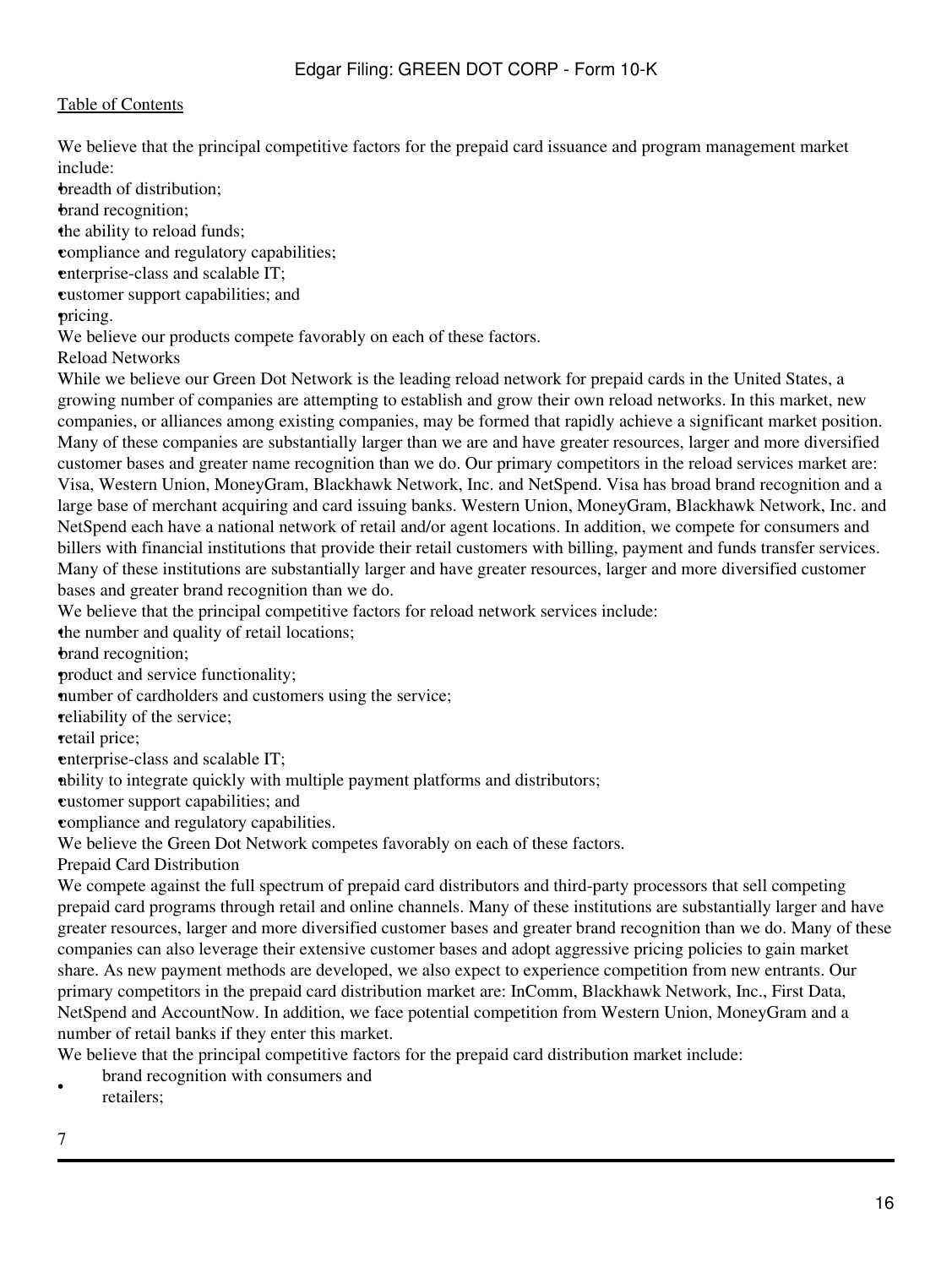We believe that the principal competitive factors for the prepaid card issuance and program management market include:

- breadth of distribution;
- brand recognition;
- the ability to reload funds;
- compliance and regulatory capabilities;
- enterprise-class and scalable IT;
- customer support capabilities; and
- pricing.

We believe our products compete favorably on each of these factors.

### Reload Networks

While we believe our Green Dot Network is the leading reload network for prepaid cards in the United States, a growing number of companies are attempting to establish and grow their own reload networks. In this market, new companies, or alliances among existing companies, may be formed that rapidly achieve a significant market position. Many of these companies are substantially larger than we are and have greater resources, larger and more diversified customer bases and greater name recognition than we do. Our primary competitors in the reload services market are: Visa, Western Union, MoneyGram, Blackhawk Network, Inc. and NetSpend. Visa has broad brand recognition and a large base of merchant acquiring and card issuing banks. Western Union, MoneyGram, Blackhawk Network, Inc. and NetSpend each have a national network of retail and/or agent locations. In addition, we compete for consumers and billers with financial institutions that provide their retail customers with billing, payment and funds transfer services. Many of these institutions are substantially larger and have greater resources, larger and more diversified customer bases and greater brand recognition than we do.

We believe that the principal competitive factors for reload network services include:

- the number and quality of retail locations;
- brand recognition;
- product and service functionality;
- number of cardholders and customers using the service;
- reliability of the service;
- retail price;
- enterprise-class and scalable IT;
- ability to integrate quickly with multiple payment platforms and distributors;
- customer support capabilities; and
- compliance and regulatory capabilities.

We believe the Green Dot Network competes favorably on each of these factors.

### Prepaid Card Distribution

We compete against the full spectrum of prepaid card distributors and third-party processors that sell competing prepaid card programs through retail and online channels. Many of these institutions are substantially larger and have greater resources, larger and more diversified customer bases and greater brand recognition than we do. Many of these companies can also leverage their extensive customer bases and adopt aggressive pricing policies to gain market share. As new payment methods are developed, we also expect to experience competition from new entrants. Our primary competitors in the prepaid card distribution market are: InComm, Blackhawk Network, Inc., First Data, NetSpend and AccountNow. In addition, we face potential competition from Western Union, MoneyGram and a number of retail banks if they enter this market.

We believe that the principal competitive factors for the prepaid card distribution market include:

- brand recognition with consumers and retailers;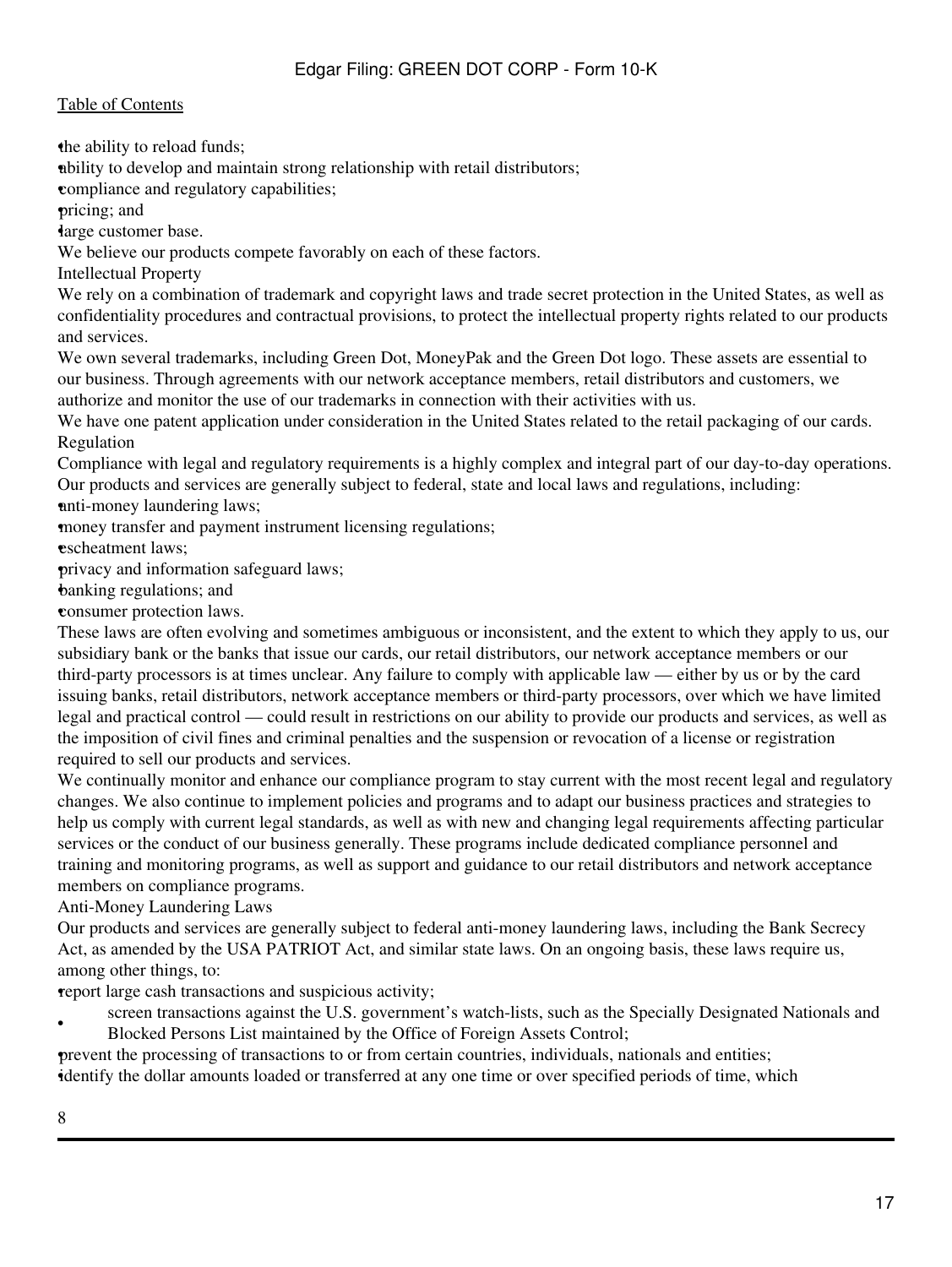- the ability to reload funds;
- ability to develop and maintain strong relationship with retail distributors;
- compliance and regulatory capabilities;
- pricing; and
- large customer base.

We believe our products compete favorably on each of these factors.

## Intellectual Property

We rely on a combination of trademark and copyright laws and trade secret protection in the United States, as well as confidentiality procedures and contractual provisions, to protect the intellectual property rights related to our products and services.

We own several trademarks, including Green Dot, MoneyPak and the Green Dot logo. These assets are essential to our business. Through agreements with our network acceptance members, retail distributors and customers, we authorize and monitor the use of our trademarks in connection with their activities with us.

We have one patent application under consideration in the United States related to the retail packaging of our cards.

## Regulation

Compliance with legal and regulatory requirements is a highly complex and integral part of our day-to-day operations. Our products and services are generally subject to federal, state and local laws and regulations, including:

- anti-money laundering laws;
- money transfer and payment instrument licensing regulations;
- escheatment laws;
- privacy and information safeguard laws;
- banking regulations; and
- consumer protection laws.

These laws are often evolving and sometimes ambiguous or inconsistent, and the extent to which they apply to us, our subsidiary bank or the banks that issue our cards, our retail distributors, our network acceptance members or our third-party processors is at times unclear. Any failure to comply with applicable law — either by us or by the card issuing banks, retail distributors, network acceptance members or third-party processors, over which we have limited legal and practical control — could result in restrictions on our ability to provide our products and services, as well as the imposition of civil fines and criminal penalties and the suspension or revocation of a license or registration required to sell our products and services.

We continually monitor and enhance our compliance program to stay current with the most recent legal and regulatory changes. We also continue to implement policies and programs and to adapt our business practices and strategies to help us comply with current legal standards, as well as with new and changing legal requirements affecting particular services or the conduct of our business generally. These programs include dedicated compliance personnel and training and monitoring programs, as well as support and guidance to our retail distributors and network acceptance members on compliance programs.

### Anti-Money Laundering Laws

Our products and services are generally subject to federal anti-money laundering laws, including the Bank Secrecy Act, as amended by the USA PATRIOT Act, and similar state laws. On an ongoing basis, these laws require us, among other things, to:

- report large cash transactions and suspicious activity;
- screen transactions against the U.S. government's watch-lists, such as the Specially Designated Nationals and Blocked Persons List maintained by the Office of Foreign Assets Control;
- prevent the processing of transactions to or from certain countries, individuals, nationals and entities;
- identify the dollar amounts loaded or transferred at any one time or over specified periods of time, which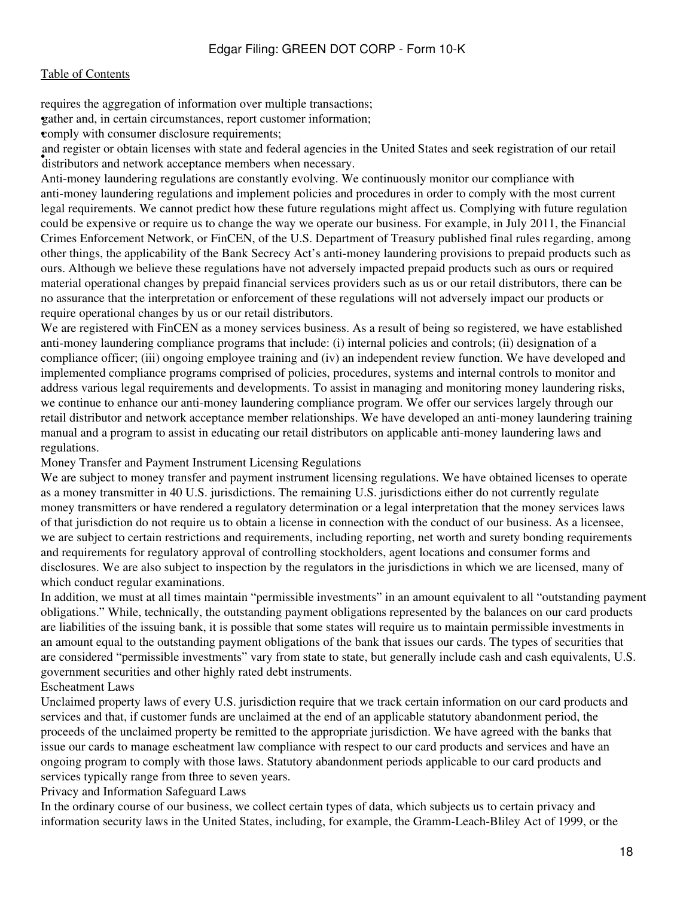requires the aggregation of information over multiple transactions;

- gather and, in certain circumstances, report customer information;
- comply with consumer disclosure requirements;
- and register or obtain licenses with state and federal agencies in the United States and seek registration of our retail distributors and network acceptance members when necessary.

Anti-money laundering regulations are constantly evolving. We continuously monitor our compliance with anti-money laundering regulations and implement policies and procedures in order to comply with the most current legal requirements. We cannot predict how these future regulations might affect us. Complying with future regulation could be expensive or require us to change the way we operate our business. For example, in July 2011, the Financial Crimes Enforcement Network, or FinCEN, of the U.S. Department of Treasury published final rules regarding, among other things, the applicability of the Bank Secrecy Act's anti-money laundering provisions to prepaid products such as ours. Although we believe these regulations have not adversely impacted prepaid products such as ours or required material operational changes by prepaid financial services providers such as us or our retail distributors, there can be no assurance that the interpretation or enforcement of these regulations will not adversely impact our products or require operational changes by us or our retail distributors.

We are registered with FinCEN as a money services business. As a result of being so registered, we have established anti-money laundering compliance programs that include: (i) internal policies and controls; (ii) designation of a compliance officer; (iii) ongoing employee training and (iv) an independent review function. We have developed and implemented compliance programs comprised of policies, procedures, systems and internal controls to monitor and address various legal requirements and developments. To assist in managing and monitoring money laundering risks, we continue to enhance our anti-money laundering compliance program. We offer our services largely through our retail distributor and network acceptance member relationships. We have developed an anti-money laundering training manual and a program to assist in educating our retail distributors on applicable anti-money laundering laws and regulations.

Money Transfer and Payment Instrument Licensing Regulations

We are subject to money transfer and payment instrument licensing regulations. We have obtained licenses to operate as a money transmitter in 40 U.S. jurisdictions. The remaining U.S. jurisdictions either do not currently regulate money transmitters or have rendered a regulatory determination or a legal interpretation that the money services laws of that jurisdiction do not require us to obtain a license in connection with the conduct of our business. As a licensee, we are subject to certain restrictions and requirements, including reporting, net worth and surety bonding requirements and requirements for regulatory approval of controlling stockholders, agent locations and consumer forms and disclosures. We are also subject to inspection by the regulators in the jurisdictions in which we are licensed, many of which conduct regular examinations.

In addition, we must at all times maintain "permissible investments" in an amount equivalent to all "outstanding payment obligations." While, technically, the outstanding payment obligations represented by the balances on our card products are liabilities of the issuing bank, it is possible that some states will require us to maintain permissible investments in an amount equal to the outstanding payment obligations of the bank that issues our cards. The types of securities that are considered "permissible investments" vary from state to state, but generally include cash and cash equivalents, U.S. government securities and other highly rated debt instruments.

Escheatment Laws

Unclaimed property laws of every U.S. jurisdiction require that we track certain information on our card products and services and that, if customer funds are unclaimed at the end of an applicable statutory abandonment period, the proceeds of the unclaimed property be remitted to the appropriate jurisdiction. We have agreed with the banks that issue our cards to manage escheatment law compliance with respect to our card products and services and have an ongoing program to comply with those laws. Statutory abandonment periods applicable to our card products and services typically range from three to seven years.

Privacy and Information Safeguard Laws

In the ordinary course of our business, we collect certain types of data, which subjects us to certain privacy and information security laws in the United States, including, for example, the Gramm-Leach-Bliley Act of 1999, or the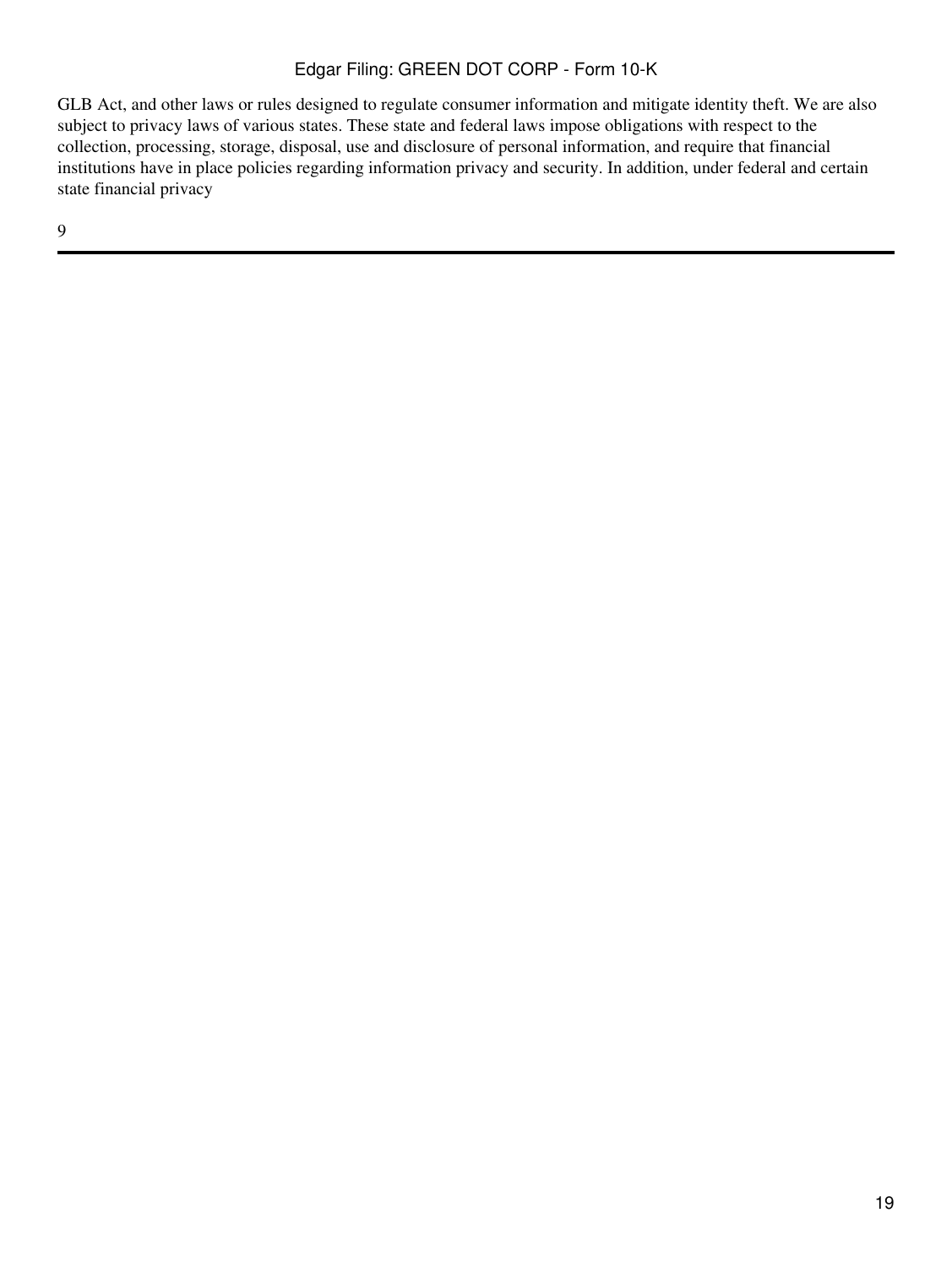GLB Act, and other laws or rules designed to regulate consumer information and mitigate identity theft. We are also subject to privacy laws of various states. These state and federal laws impose obligations with respect to the collection, processing, storage, disposal, use and disclosure of personal information, and require that financial institutions have in place policies regarding information privacy and security. In addition, under federal and certain state financial privacy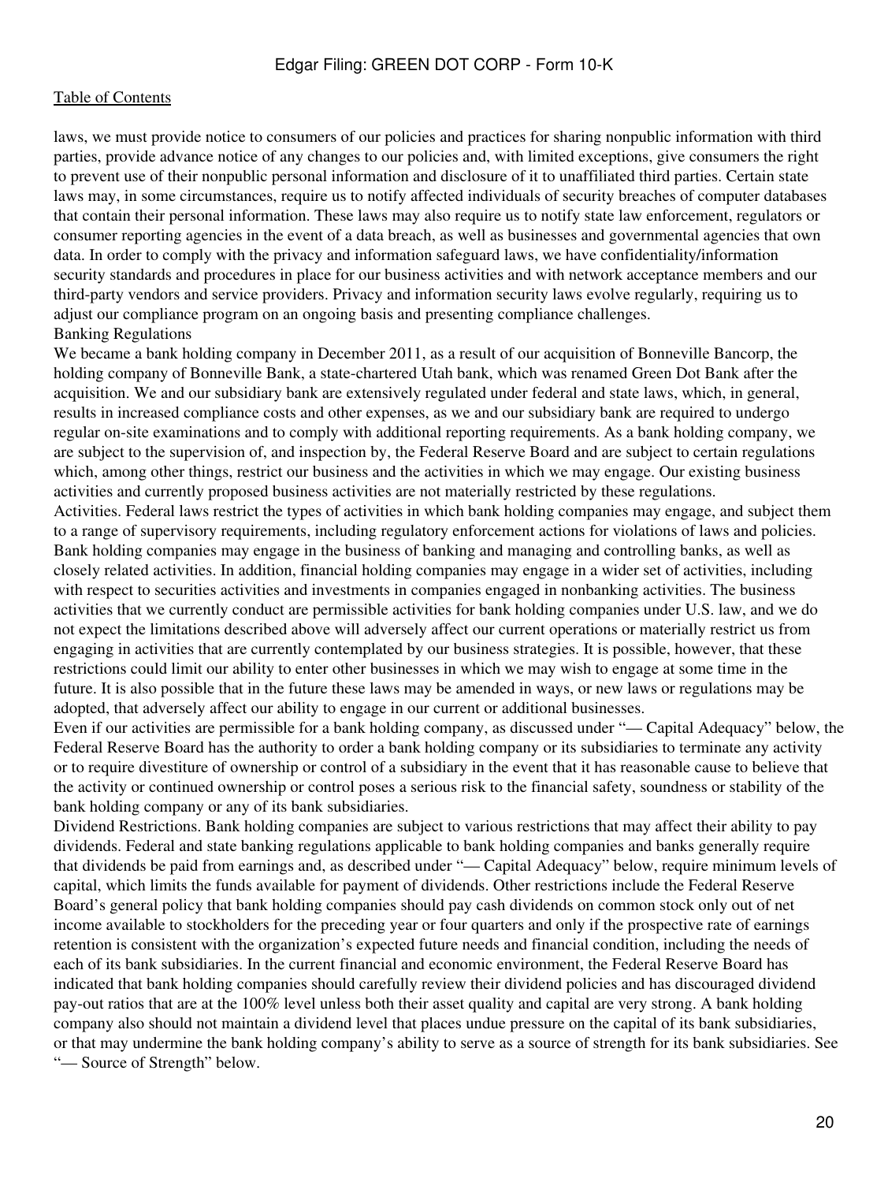laws, we must provide notice to consumers of our policies and practices for sharing nonpublic information with third parties, provide advance notice of any changes to our policies and, with limited exceptions, give consumers the right to prevent use of their nonpublic personal information and disclosure of it to unaffiliated third parties. Certain state laws may, in some circumstances, require us to notify affected individuals of security breaches of computer databases that contain their personal information. These laws may also require us to notify state law enforcement, regulators or consumer reporting agencies in the event of a data breach, as well as businesses and governmental agencies that own data. In order to comply with the privacy and information safeguard laws, we have confidentiality/information security standards and procedures in place for our business activities and with network acceptance members and our third-party vendors and service providers. Privacy and information security laws evolve regularly, requiring us to adjust our compliance program on an ongoing basis and presenting compliance challenges.

Banking Regulations

We became a bank holding company in December 2011, as a result of our acquisition of Bonneville Bancorp, the holding company of Bonneville Bank, a state-chartered Utah bank, which was renamed Green Dot Bank after the acquisition. We and our subsidiary bank are extensively regulated under federal and state laws, which, in general, results in increased compliance costs and other expenses, as we and our subsidiary bank are required to undergo regular on-site examinations and to comply with additional reporting requirements. As a bank holding company, we are subject to the supervision of, and inspection by, the Federal Reserve Board and are subject to certain regulations which, among other things, restrict our business and the activities in which we may engage. Our existing business activities and currently proposed business activities are not materially restricted by these regulations.

Activities. Federal laws restrict the types of activities in which bank holding companies may engage, and subject them to a range of supervisory requirements, including regulatory enforcement actions for violations of laws and policies. Bank holding companies may engage in the business of banking and managing and controlling banks, as well as closely related activities. In addition, financial holding companies may engage in a wider set of activities, including with respect to securities activities and investments in companies engaged in nonbanking activities. The business activities that we currently conduct are permissible activities for bank holding companies under U.S. law, and we do not expect the limitations described above will adversely affect our current operations or materially restrict us from engaging in activities that are currently contemplated by our business strategies. It is possible, however, that these restrictions could limit our ability to enter other businesses in which we may wish to engage at some time in the future. It is also possible that in the future these laws may be amended in ways, or new laws or regulations may be adopted, that adversely affect our ability to engage in our current or additional businesses.

Even if our activities are permissible for a bank holding company, as discussed under "— Capital Adequacy" below, the Federal Reserve Board has the authority to order a bank holding company or its subsidiaries to terminate any activity or to require divestiture of ownership or control of a subsidiary in the event that it has reasonable cause to believe that the activity or continued ownership or control poses a serious risk to the financial safety, soundness or stability of the bank holding company or any of its bank subsidiaries.

Dividend Restrictions. Bank holding companies are subject to various restrictions that may affect their ability to pay dividends. Federal and state banking regulations applicable to bank holding companies and banks generally require that dividends be paid from earnings and, as described under "— Capital Adequacy" below, require minimum levels of capital, which limits the funds available for payment of dividends. Other restrictions include the Federal Reserve Board's general policy that bank holding companies should pay cash dividends on common stock only out of net income available to stockholders for the preceding year or four quarters and only if the prospective rate of earnings retention is consistent with the organization's expected future needs and financial condition, including the needs of each of its bank subsidiaries. In the current financial and economic environment, the Federal Reserve Board has indicated that bank holding companies should carefully review their dividend policies and has discouraged dividend pay-out ratios that are at the 100% level unless both their asset quality and capital are very strong. A bank holding company also should not maintain a dividend level that places undue pressure on the capital of its bank subsidiaries, or that may undermine the bank holding company's ability to serve as a source of strength for its bank subsidiaries. See "— Source of Strength" below.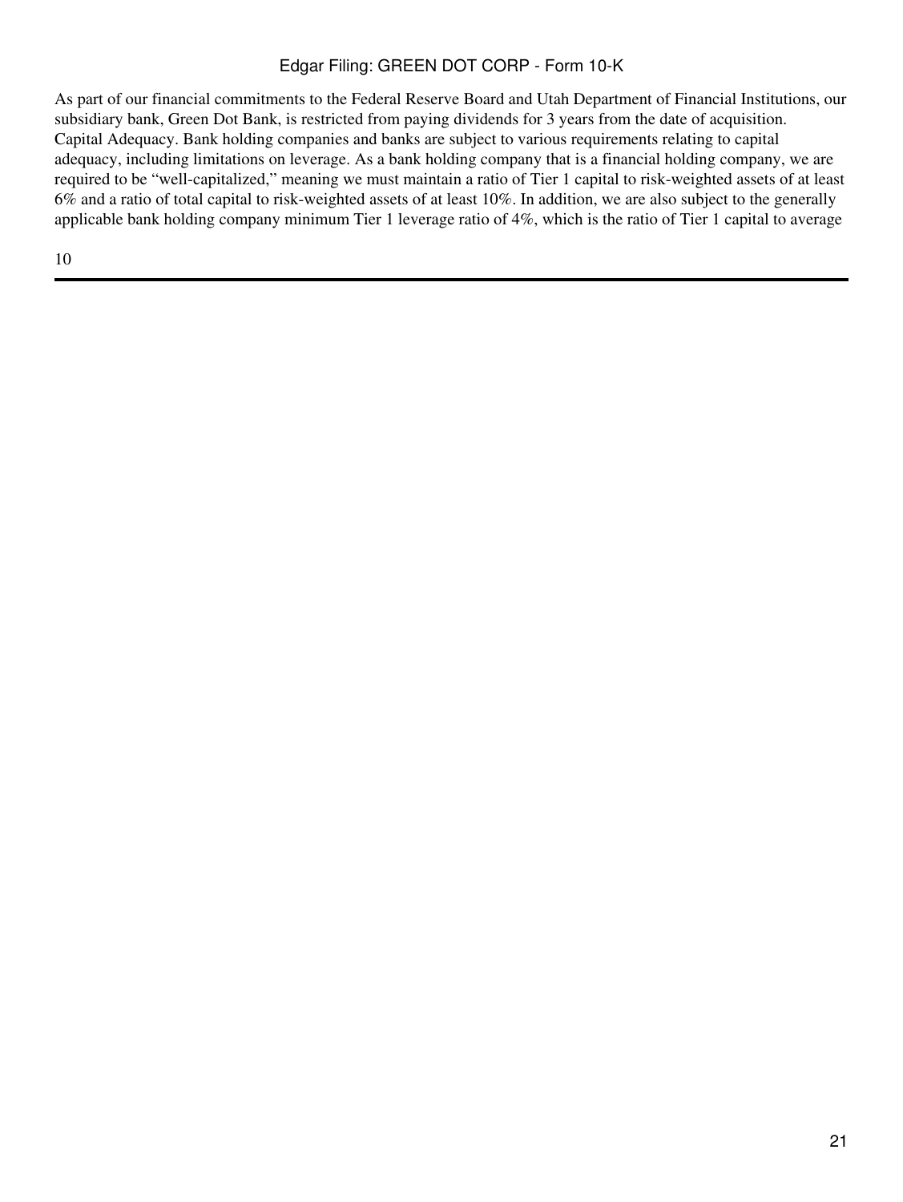As part of our financial commitments to the Federal Reserve Board and Utah Department of Financial Institutions, our subsidiary bank, Green Dot Bank, is restricted from paying dividends for 3 years from the date of acquisition.

Capital Adequacy. Bank holding companies and banks are subject to various requirements relating to capital adequacy, including limitations on leverage. As a bank holding company that is a financial holding company, we are required to be "well-capitalized," meaning we must maintain a ratio of Tier 1 capital to risk-weighted assets of at least 6% and a ratio of total capital to risk-weighted assets of at least 10%. In addition, we are also subject to the generally applicable bank holding company minimum Tier 1 leverage ratio of 4%, which is the ratio of Tier 1 capital to average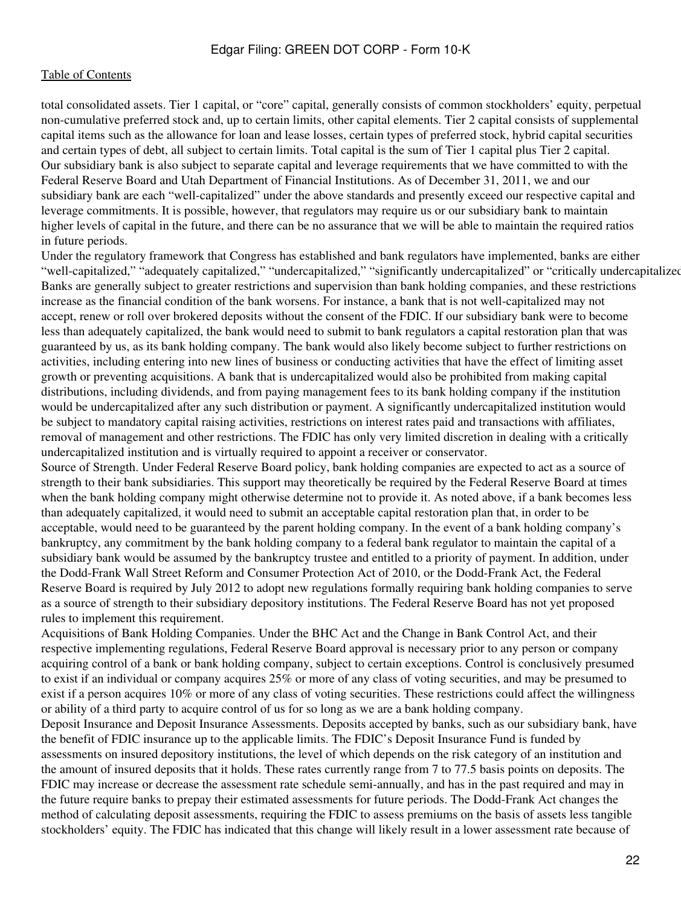total consolidated assets. Tier 1 capital, or "core" capital, generally consists of common stockholders' equity, perpetual non-cumulative preferred stock and, up to certain limits, other capital elements. Tier 2 capital consists of supplemental capital items such as the allowance for loan and lease losses, certain types of preferred stock, hybrid capital securities and certain types of debt, all subject to certain limits. Total capital is the sum of Tier 1 capital plus Tier 2 capital. Our subsidiary bank is also subject to separate capital and leverage requirements that we have committed to with the Federal Reserve Board and Utah Department of Financial Institutions. As of December 31, 2011, we and our subsidiary bank are each "well-capitalized" under the above standards and presently exceed our respective capital and leverage commitments. It is possible, however, that regulators may require us or our subsidiary bank to maintain higher levels of capital in the future, and there can be no assurance that we will be able to maintain the required ratios in future periods.

Under the regulatory framework that Congress has established and bank regulators have implemented, banks are either "well-capitalized," "adequately capitalized," "undercapitalized," "significantly undercapitalized" or "critically undercapitalized." Banks are generally subject to greater restrictions and supervision than bank holding companies, and these restrictions increase as the financial condition of the bank worsens. For instance, a bank that is not well-capitalized may not accept, renew or roll over brokered deposits without the consent of the FDIC. If our subsidiary bank were to become less than adequately capitalized, the bank would need to submit to bank regulators a capital restoration plan that was guaranteed by us, as its bank holding company. The bank would also likely become subject to further restrictions on activities, including entering into new lines of business or conducting activities that have the effect of limiting asset growth or preventing acquisitions. A bank that is undercapitalized would also be prohibited from making capital distributions, including dividends, and from paying management fees to its bank holding company if the institution would be undercapitalized after any such distribution or payment. A significantly undercapitalized institution would be subject to mandatory capital raising activities, restrictions on interest rates paid and transactions with affiliates, removal of management and other restrictions. The FDIC has only very limited discretion in dealing with a critically undercapitalized institution and is virtually required to appoint a receiver or conservator.

Source of Strength. Under Federal Reserve Board policy, bank holding companies are expected to act as a source of strength to their bank subsidiaries. This support may theoretically be required by the Federal Reserve Board at times when the bank holding company might otherwise determine not to provide it. As noted above, if a bank becomes less than adequately capitalized, it would need to submit an acceptable capital restoration plan that, in order to be acceptable, would need to be guaranteed by the parent holding company. In the event of a bank holding company's bankruptcy, any commitment by the bank holding company to a federal bank regulator to maintain the capital of a subsidiary bank would be assumed by the bankruptcy trustee and entitled to a priority of payment. In addition, under the Dodd-Frank Wall Street Reform and Consumer Protection Act of 2010, or the Dodd-Frank Act, the Federal Reserve Board is required by July 2012 to adopt new regulations formally requiring bank holding companies to serve as a source of strength to their subsidiary depository institutions. The Federal Reserve Board has not yet proposed rules to implement this requirement.

Acquisitions of Bank Holding Companies. Under the BHC Act and the Change in Bank Control Act, and their respective implementing regulations, Federal Reserve Board approval is necessary prior to any person or company acquiring control of a bank or bank holding company, subject to certain exceptions. Control is conclusively presumed to exist if an individual or company acquires 25% or more of any class of voting securities, and may be presumed to exist if a person acquires 10% or more of any class of voting securities. These restrictions could affect the willingness or ability of a third party to acquire control of us for so long as we are a bank holding company.

Deposit Insurance and Deposit Insurance Assessments. Deposits accepted by banks, such as our subsidiary bank, have the benefit of FDIC insurance up to the applicable limits. The FDIC's Deposit Insurance Fund is funded by assessments on insured depository institutions, the level of which depends on the risk category of an institution and the amount of insured deposits that it holds. These rates currently range from 7 to 77.5 basis points on deposits. The FDIC may increase or decrease the assessment rate schedule semi-annually, and has in the past required and may in the future require banks to prepay their estimated assessments for future periods. The Dodd-Frank Act changes the method of calculating deposit assessments, requiring the FDIC to assess premiums on the basis of assets less tangible stockholders' equity. The FDIC has indicated that this change will likely result in a lower assessment rate because of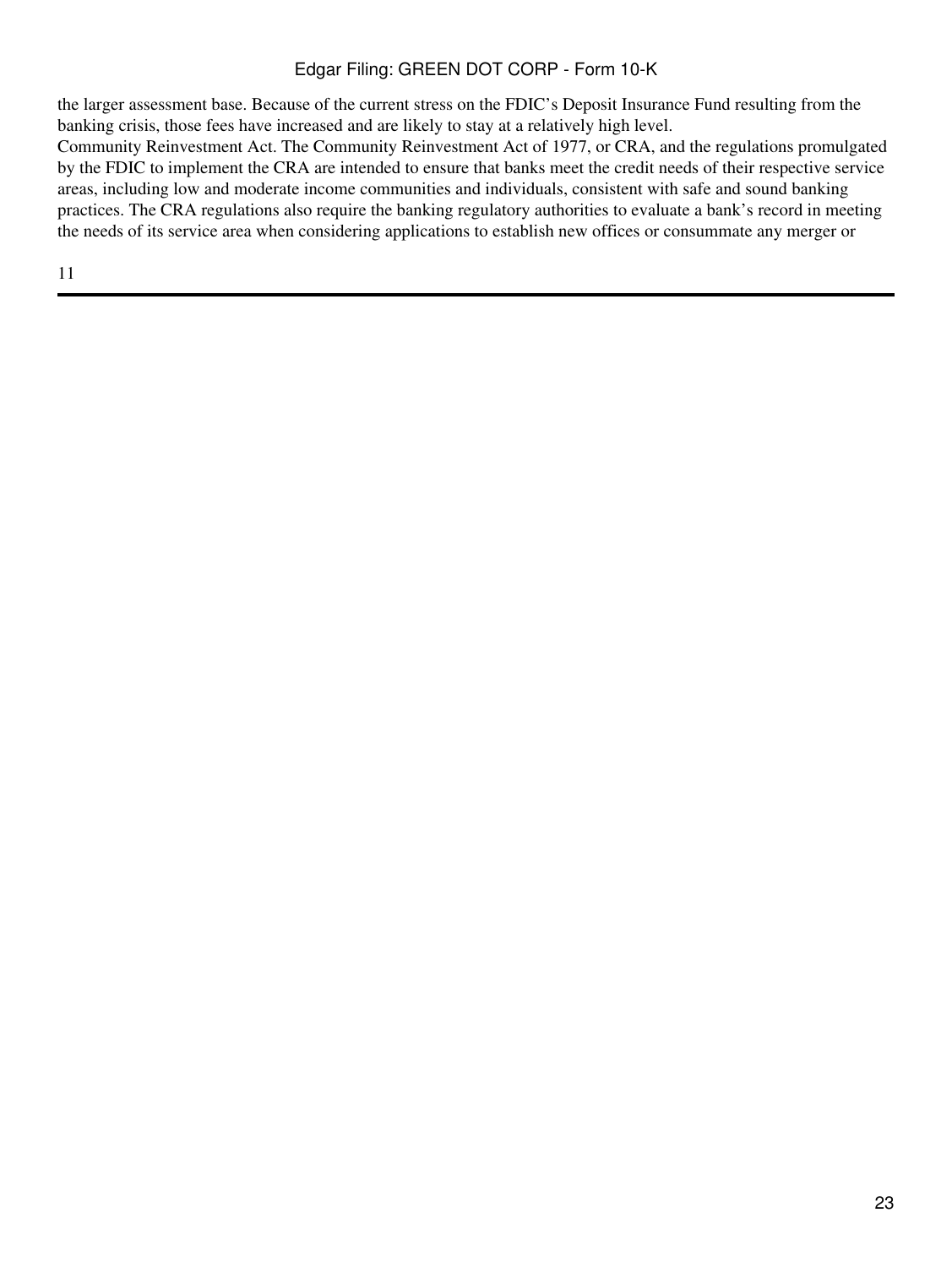the larger assessment base. Because of the current stress on the FDIC's Deposit Insurance Fund resulting from the banking crisis, those fees have increased and are likely to stay at a relatively high level.

Community Reinvestment Act. The Community Reinvestment Act of 1977, or CRA, and the regulations promulgated by the FDIC to implement the CRA are intended to ensure that banks meet the credit needs of their respective service areas, including low and moderate income communities and individuals, consistent with safe and sound banking practices. The CRA regulations also require the banking regulatory authorities to evaluate a bank's record in meeting the needs of its service area when considering applications to establish new offices or consummate any merger or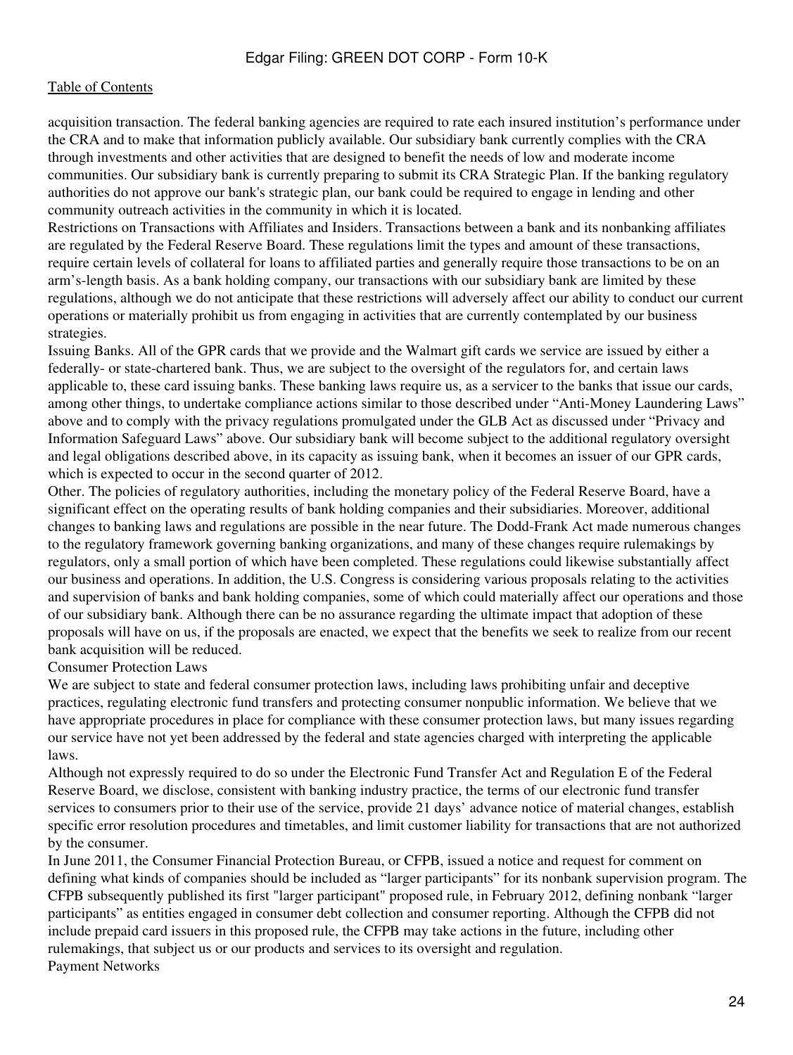acquisition transaction. The federal banking agencies are required to rate each insured institution's performance under the CRA and to make that information publicly available. Our subsidiary bank currently complies with the CRA through investments and other activities that are designed to benefit the needs of low and moderate income communities. Our subsidiary bank is currently preparing to submit its CRA Strategic Plan. If the banking regulatory authorities do not approve our bank's strategic plan, our bank could be required to engage in lending and other community outreach activities in the community in which it is located.

Restrictions on Transactions with Affiliates and Insiders. Transactions between a bank and its nonbanking affiliates are regulated by the Federal Reserve Board. These regulations limit the types and amount of these transactions, require certain levels of collateral for loans to affiliated parties and generally require those transactions to be on an arm's-length basis. As a bank holding company, our transactions with our subsidiary bank are limited by these regulations, although we do not anticipate that these restrictions will adversely affect our ability to conduct our current operations or materially prohibit us from engaging in activities that are currently contemplated by our business strategies.

Issuing Banks. All of the GPR cards that we provide and the Walmart gift cards we service are issued by either a federally- or state-chartered bank. Thus, we are subject to the oversight of the regulators for, and certain laws applicable to, these card issuing banks. These banking laws require us, as a servicer to the banks that issue our cards, among other things, to undertake compliance actions similar to those described under "Anti-Money Laundering Laws" above and to comply with the privacy regulations promulgated under the GLB Act as discussed under "Privacy and Information Safeguard Laws" above. Our subsidiary bank will become subject to the additional regulatory oversight and legal obligations described above, in its capacity as issuing bank, when it becomes an issuer of our GPR cards, which is expected to occur in the second quarter of 2012.

Other. The policies of regulatory authorities, including the monetary policy of the Federal Reserve Board, have a significant effect on the operating results of bank holding companies and their subsidiaries. Moreover, additional changes to banking laws and regulations are possible in the near future. The Dodd-Frank Act made numerous changes to the regulatory framework governing banking organizations, and many of these changes require rulemakings by regulators, only a small portion of which have been completed. These regulations could likewise substantially affect our business and operations. In addition, the U.S. Congress is considering various proposals relating to the activities and supervision of banks and bank holding companies, some of which could materially affect our operations and those of our subsidiary bank. Although there can be no assurance regarding the ultimate impact that adoption of these proposals will have on us, if the proposals are enacted, we expect that the benefits we seek to realize from our recent bank acquisition will be reduced.

## Consumer Protection Laws

We are subject to state and federal consumer protection laws, including laws prohibiting unfair and deceptive practices, regulating electronic fund transfers and protecting consumer nonpublic information. We believe that we have appropriate procedures in place for compliance with these consumer protection laws, but many issues regarding our service have not yet been addressed by the federal and state agencies charged with interpreting the applicable laws.

Although not expressly required to do so under the Electronic Fund Transfer Act and Regulation E of the Federal Reserve Board, we disclose, consistent with banking industry practice, the terms of our electronic fund transfer services to consumers prior to their use of the service, provide 21 days' advance notice of material changes, establish specific error resolution procedures and timetables, and limit customer liability for transactions that are not authorized by the consumer.

In June 2011, the Consumer Financial Protection Bureau, or CFPB, issued a notice and request for comment on defining what kinds of companies should be included as "larger participants" for its nonbank supervision program. The CFPB subsequently published its first "larger participant" proposed rule, in February 2012, defining nonbank "larger participants" as entities engaged in consumer debt collection and consumer reporting. Although the CFPB did not include prepaid card issuers in this proposed rule, the CFPB may take actions in the future, including other rulemakings, that subject us or our products and services to its oversight and regulation.

## Payment Networks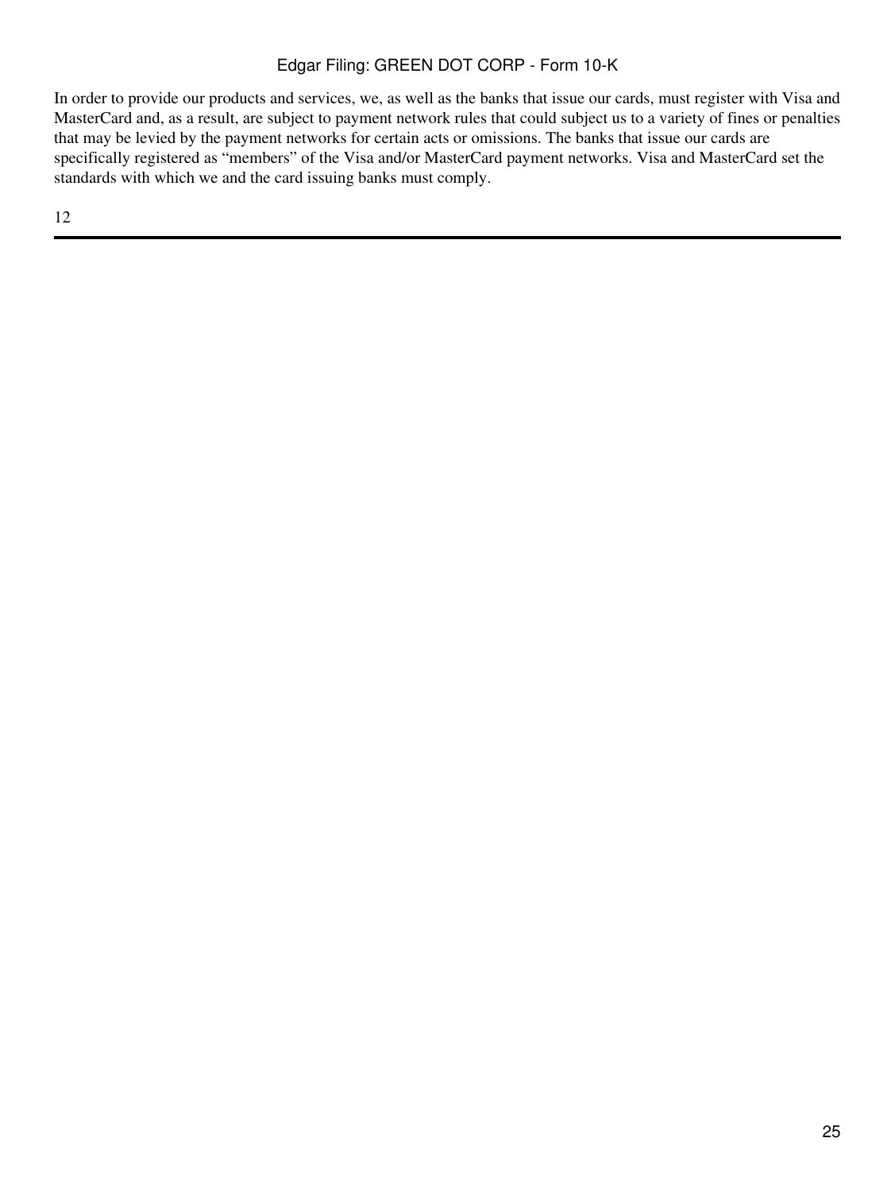In order to provide our products and services, we, as well as the banks that issue our cards, must register with Visa and MasterCard and, as a result, are subject to payment network rules that could subject us to a variety of fines or penalties that may be levied by the payment networks for certain acts or omissions. The banks that issue our cards are specifically registered as "members" of the Visa and/or MasterCard payment networks. Visa and MasterCard set the standards with which we and the card issuing banks must comply.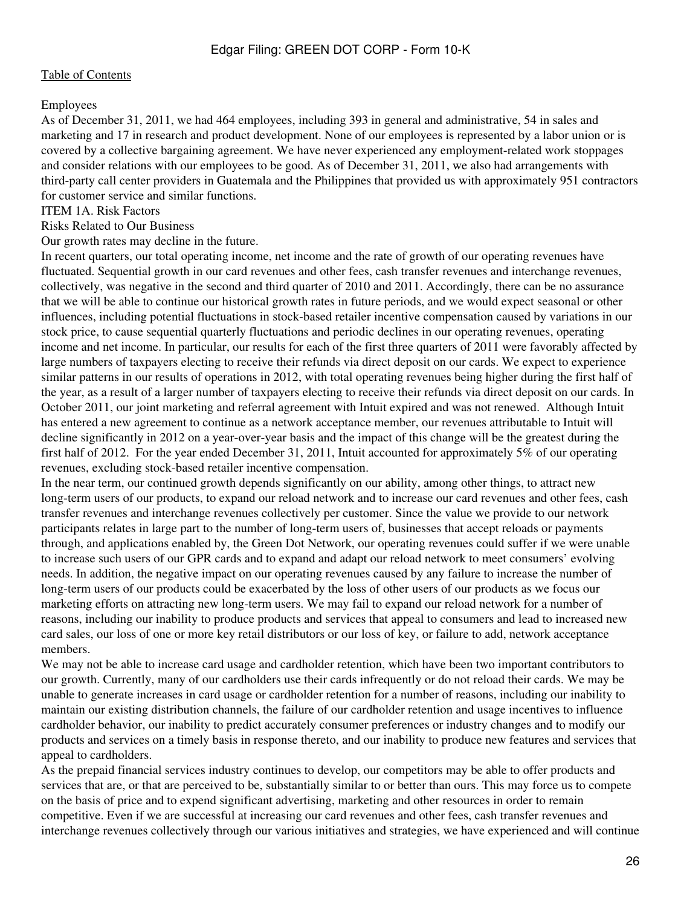Employees

As of December 31, 2011, we had 464 employees, including 393 in general and administrative, 54 in sales and marketing and 17 in research and product development. None of our employees is represented by a labor union or is covered by a collective bargaining agreement. We have never experienced any employment-related work stoppages and consider relations with our employees to be good. As of December 31, 2011, we also had arrangements with third-party call center providers in Guatemala and the Philippines that provided us with approximately 951 contractors for customer service and similar functions.

## ITEM 1A. Risk Factors

### Risks Related to Our Business

Our growth rates may decline in the future.

In recent quarters, our total operating income, net income and the rate of growth of our operating revenues have fluctuated. Sequential growth in our card revenues and other fees, cash transfer revenues and interchange revenues, collectively, was negative in the second and third quarter of 2010 and 2011. Accordingly, there can be no assurance that we will be able to continue our historical growth rates in future periods, and we would expect seasonal or other influences, including potential fluctuations in stock-based retailer incentive compensation caused by variations in our stock price, to cause sequential quarterly fluctuations and periodic declines in our operating revenues, operating income and net income. In particular, our results for each of the first three quarters of 2011 were favorably affected by large numbers of taxpayers electing to receive their refunds via direct deposit on our cards. We expect to experience similar patterns in our results of operations in 2012, with total operating revenues being higher during the first half of the year, as a result of a larger number of taxpayers electing to receive their refunds via direct deposit on our cards. In October 2011, our joint marketing and referral agreement with Intuit expired and was not renewed. Although Intuit has entered a new agreement to continue as a network acceptance member, our revenues attributable to Intuit will decline significantly in 2012 on a year-over-year basis and the impact of this change will be the greatest during the first half of 2012. For the year ended December 31, 2011, Intuit accounted for approximately 5% of our operating revenues, excluding stock-based retailer incentive compensation.

In the near term, our continued growth depends significantly on our ability, among other things, to attract new long-term users of our products, to expand our reload network and to increase our card revenues and other fees, cash transfer revenues and interchange revenues collectively per customer. Since the value we provide to our network participants relates in large part to the number of long-term users of, businesses that accept reloads or payments through, and applications enabled by, the Green Dot Network, our operating revenues could suffer if we were unable to increase such users of our GPR cards and to expand and adapt our reload network to meet consumers' evolving needs. In addition, the negative impact on our operating revenues caused by any failure to increase the number of long-term users of our products could be exacerbated by the loss of other users of our products as we focus our marketing efforts on attracting new long-term users. We may fail to expand our reload network for a number of reasons, including our inability to produce products and services that appeal to consumers and lead to increased new card sales, our loss of one or more key retail distributors or our loss of key, or failure to add, network acceptance members.

We may not be able to increase card usage and cardholder retention, which have been two important contributors to our growth. Currently, many of our cardholders use their cards infrequently or do not reload their cards. We may be unable to generate increases in card usage or cardholder retention for a number of reasons, including our inability to maintain our existing distribution channels, the failure of our cardholder retention and usage incentives to influence cardholder behavior, our inability to predict accurately consumer preferences or industry changes and to modify our products and services on a timely basis in response thereto, and our inability to produce new features and services that appeal to cardholders.

As the prepaid financial services industry continues to develop, our competitors may be able to offer products and services that are, or that are perceived to be, substantially similar to or better than ours. This may force us to compete on the basis of price and to expend significant advertising, marketing and other resources in order to remain competitive. Even if we are successful at increasing our card revenues and other fees, cash transfer revenues and interchange revenues collectively through our various initiatives and strategies, we have experienced and will continue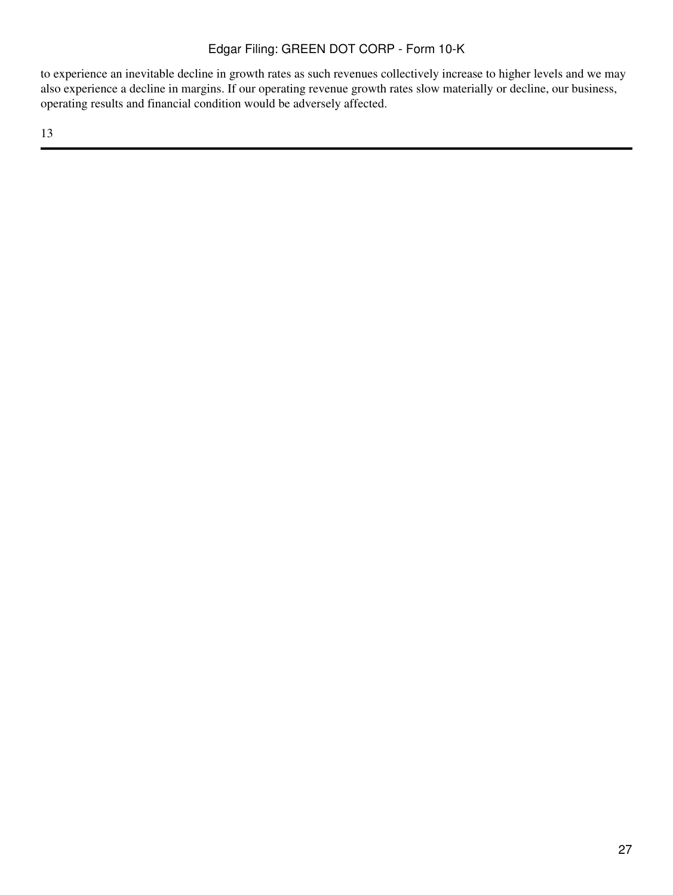to experience an inevitable decline in growth rates as such revenues collectively increase to higher levels and we may also experience a decline in margins. If our operating revenue growth rates slow materially or decline, our business, operating results and financial condition would be adversely affected.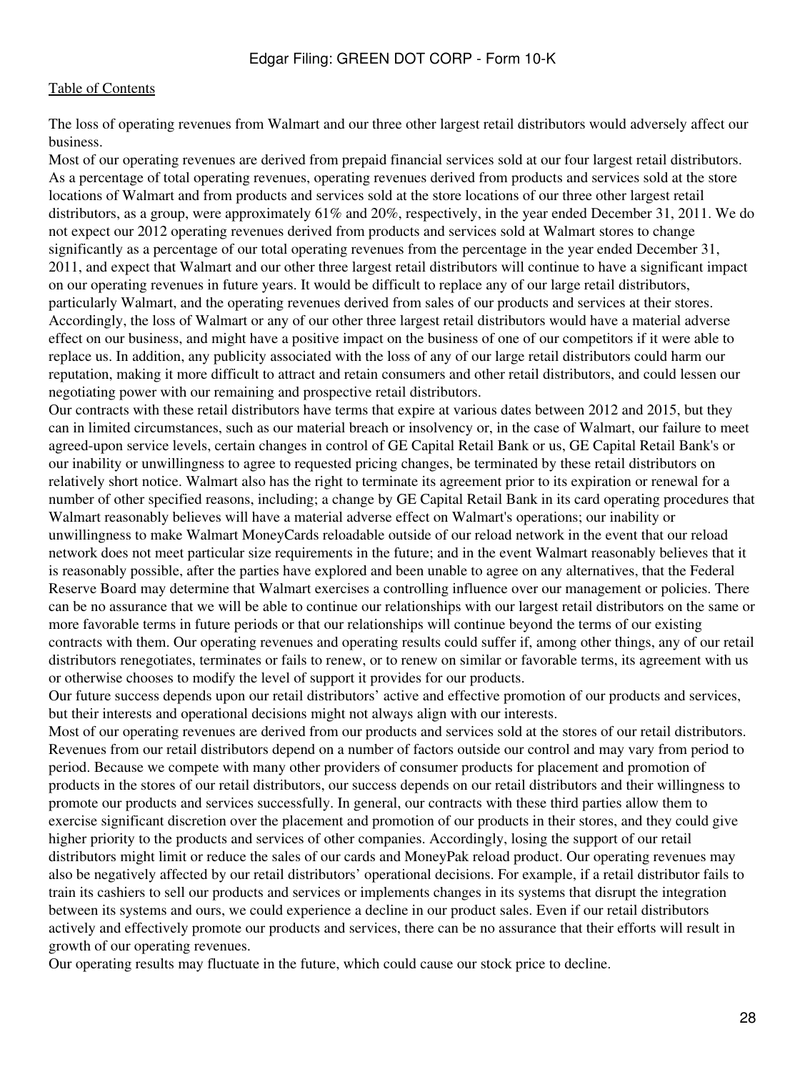The loss of operating revenues from Walmart and our three other largest retail distributors would adversely affect our business.

Most of our operating revenues are derived from prepaid financial services sold at our four largest retail distributors. As a percentage of total operating revenues, operating revenues derived from products and services sold at the store locations of Walmart and from products and services sold at the store locations of our three other largest retail distributors, as a group, were approximately 61% and 20%, respectively, in the year ended December 31, 2011. We do not expect our 2012 operating revenues derived from products and services sold at Walmart stores to change significantly as a percentage of our total operating revenues from the percentage in the year ended December 31, 2011, and expect that Walmart and our other three largest retail distributors will continue to have a significant impact on our operating revenues in future years. It would be difficult to replace any of our large retail distributors, particularly Walmart, and the operating revenues derived from sales of our products and services at their stores. Accordingly, the loss of Walmart or any of our other three largest retail distributors would have a material adverse effect on our business, and might have a positive impact on the business of one of our competitors if it were able to replace us. In addition, any publicity associated with the loss of any of our large retail distributors could harm our reputation, making it more difficult to attract and retain consumers and other retail distributors, and could lessen our negotiating power with our remaining and prospective retail distributors.

Our contracts with these retail distributors have terms that expire at various dates between 2012 and 2015, but they can in limited circumstances, such as our material breach or insolvency or, in the case of Walmart, our failure to meet agreed-upon service levels, certain changes in control of GE Capital Retail Bank or us, GE Capital Retail Bank's or our inability or unwillingness to agree to requested pricing changes, be terminated by these retail distributors on relatively short notice. Walmart also has the right to terminate its agreement prior to its expiration or renewal for a number of other specified reasons, including; a change by GE Capital Retail Bank in its card operating procedures that Walmart reasonably believes will have a material adverse effect on Walmart's operations; our inability or unwillingness to make Walmart MoneyCards reloadable outside of our reload network in the event that our reload network does not meet particular size requirements in the future; and in the event Walmart reasonably believes that it is reasonably possible, after the parties have explored and been unable to agree on any alternatives, that the Federal Reserve Board may determine that Walmart exercises a controlling influence over our management or policies. There can be no assurance that we will be able to continue our relationships with our largest retail distributors on the same or more favorable terms in future periods or that our relationships will continue beyond the terms of our existing contracts with them. Our operating revenues and operating results could suffer if, among other things, any of our retail distributors renegotiates, terminates or fails to renew, or to renew on similar or favorable terms, its agreement with us or otherwise chooses to modify the level of support it provides for our products.

Our future success depends upon our retail distributors' active and effective promotion of our products and services, but their interests and operational decisions might not always align with our interests.

Most of our operating revenues are derived from our products and services sold at the stores of our retail distributors. Revenues from our retail distributors depend on a number of factors outside our control and may vary from period to period. Because we compete with many other providers of consumer products for placement and promotion of products in the stores of our retail distributors, our success depends on our retail distributors and their willingness to promote our products and services successfully. In general, our contracts with these third parties allow them to exercise significant discretion over the placement and promotion of our products in their stores, and they could give higher priority to the products and services of other companies. Accordingly, losing the support of our retail distributors might limit or reduce the sales of our cards and MoneyPak reload product. Our operating revenues may also be negatively affected by our retail distributors' operational decisions. For example, if a retail distributor fails to train its cashiers to sell our products and services or implements changes in its systems that disrupt the integration between its systems and ours, we could experience a decline in our product sales. Even if our retail distributors actively and effectively promote our products and services, there can be no assurance that their efforts will result in growth of our operating revenues.

Our operating results may fluctuate in the future, which could cause our stock price to decline.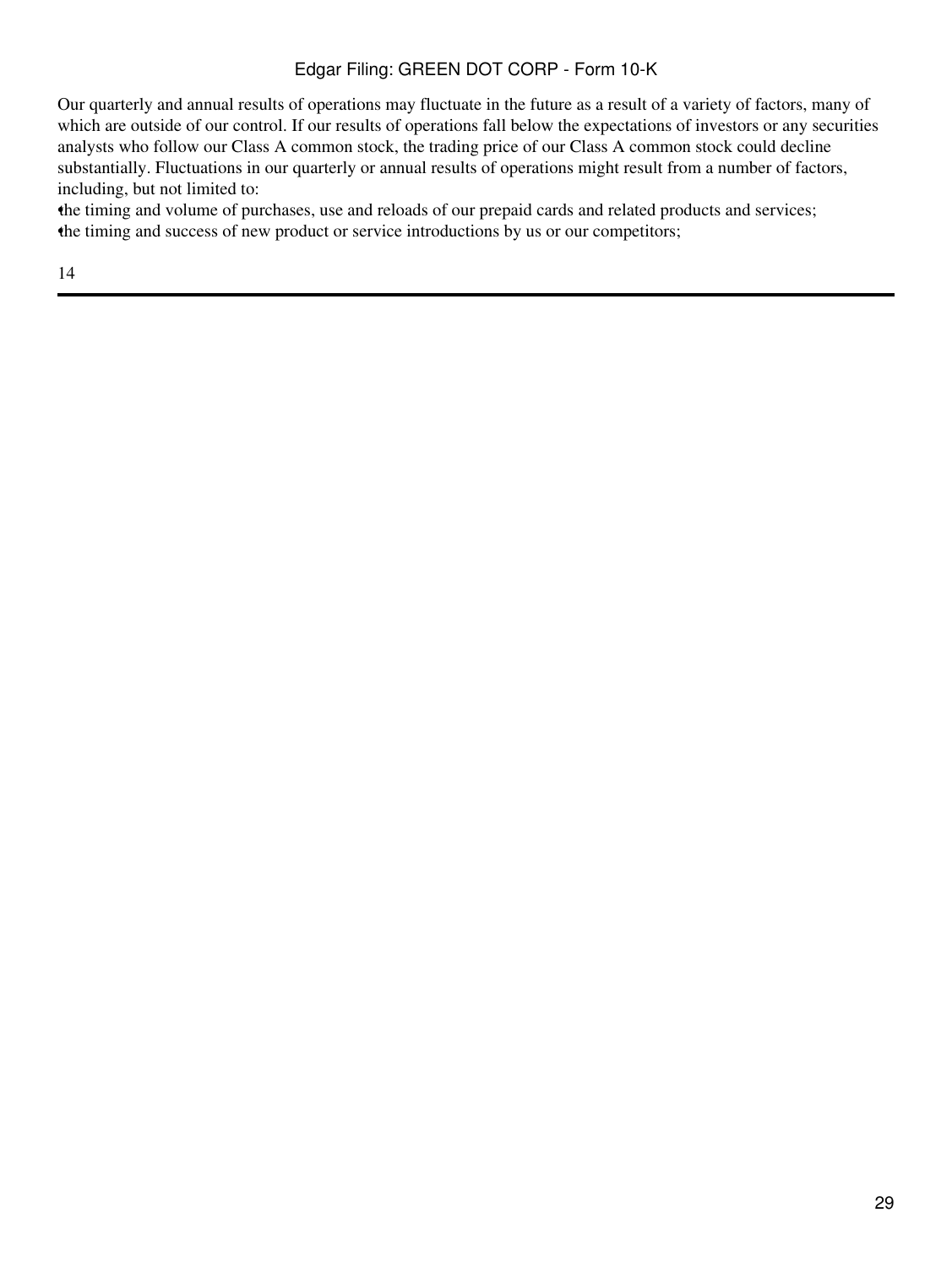Our quarterly and annual results of operations may fluctuate in the future as a result of a variety of factors, many of which are outside of our control. If our results of operations fall below the expectations of investors or any securities analysts who follow our Class A common stock, the trading price of our Class A common stock could decline substantially. Fluctuations in our quarterly or annual results of operations might result from a number of factors, including, but not limited to:

- the timing and volume of purchases, use and reloads of our prepaid cards and related products and services;
- the timing and success of new product or service introductions by us or our competitors;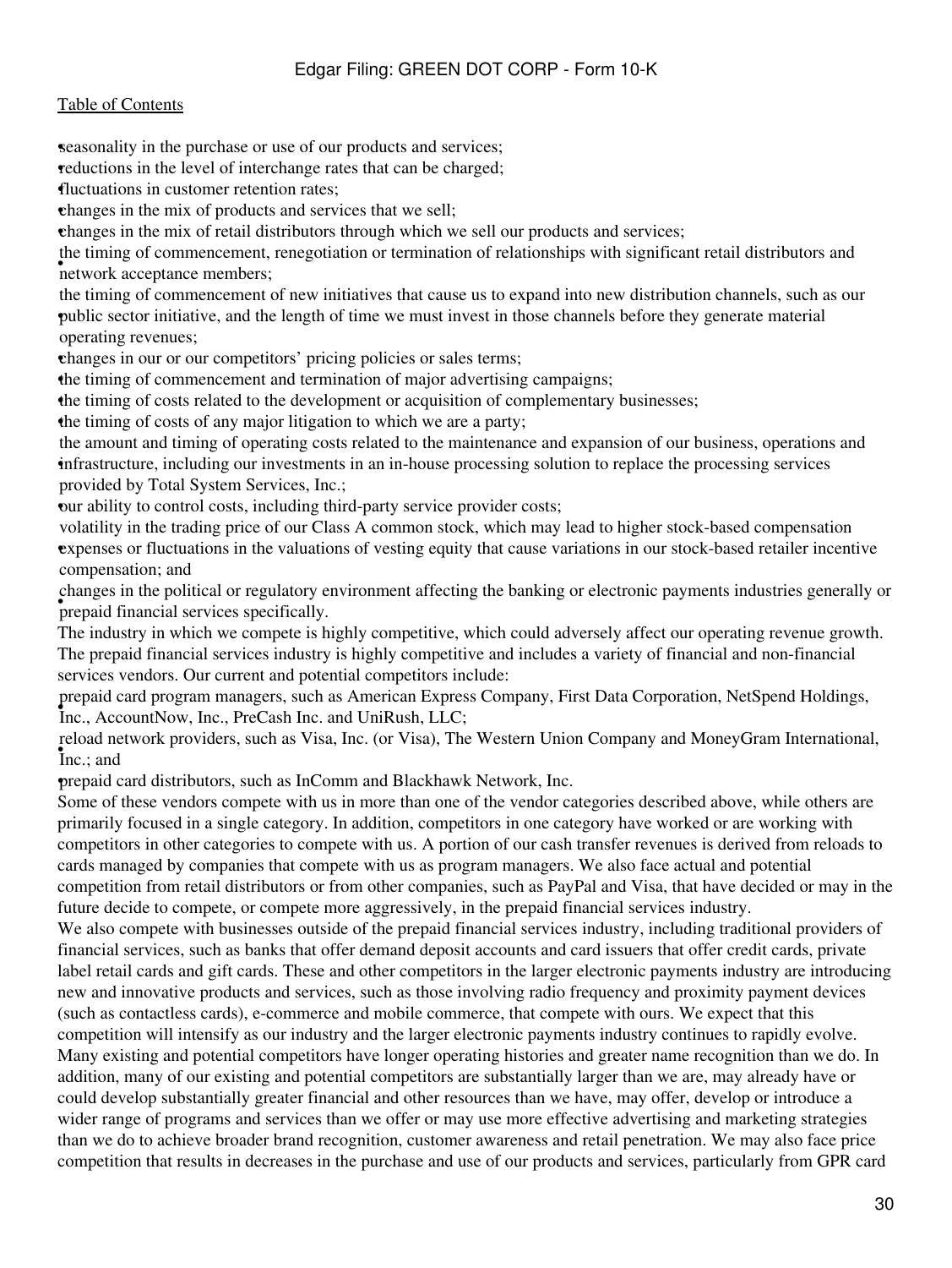- seasonality in the purchase or use of our products and services;
- reductions in the level of interchange rates that can be charged;
- fluctuations in customer retention rates;
- changes in the mix of products and services that we sell;
- changes in the mix of retail distributors through which we sell our products and services;
- the timing of commencement, renegotiation or termination of relationships with significant retail distributors and network acceptance members;
- the timing of commencement of new initiatives that cause us to expand into new distribution channels, such as our public sector initiative, and the length of time we must invest in those channels before they generate material operating revenues;
- changes in our or our competitors' pricing policies or sales terms;
- the timing of commencement and termination of major advertising campaigns;
- the timing of costs related to the development or acquisition of complementary businesses;
- the timing of costs of any major litigation to which we are a party;
- the amount and timing of operating costs related to the maintenance and expansion of our business, operations and infrastructure, including our investments in an in-house processing solution to replace the processing services provided by Total System Services, Inc.;
- our ability to control costs, including third-party service provider costs;
- volatility in the trading price of our Class A common stock, which may lead to higher stock-based compensation expenses or fluctuations in the valuations of vesting equity that cause variations in our stock-based retailer incentive compensation; and
- changes in the political or regulatory environment affecting the banking or electronic payments industries generally or prepaid financial services specifically.

The industry in which we compete is highly competitive, which could adversely affect our operating revenue growth.

The prepaid financial services industry is highly competitive and includes a variety of financial and non-financial services vendors. Our current and potential competitors include:

- prepaid card program managers, such as American Express Company, First Data Corporation, NetSpend Holdings, Inc., AccountNow, Inc., PreCash Inc. and UniRush, LLC;
- reload network providers, such as Visa, Inc. (or Visa), The Western Union Company and MoneyGram International, Inc.; and
- prepaid card distributors, such as InComm and Blackhawk Network, Inc.

Some of these vendors compete with us in more than one of the vendor categories described above, while others are primarily focused in a single category. In addition, competitors in one category have worked or are working with competitors in other categories to compete with us. A portion of our cash transfer revenues is derived from reloads to cards managed by companies that compete with us as program managers. We also face actual and potential competition from retail distributors or from other companies, such as PayPal and Visa, that have decided or may in the future decide to compete, or compete more aggressively, in the prepaid financial services industry.

We also compete with businesses outside of the prepaid financial services industry, including traditional providers of financial services, such as banks that offer demand deposit accounts and card issuers that offer credit cards, private label retail cards and gift cards. These and other competitors in the larger electronic payments industry are introducing new and innovative products and services, such as those involving radio frequency and proximity payment devices (such as contactless cards), e-commerce and mobile commerce, that compete with ours. We expect that this competition will intensify as our industry and the larger electronic payments industry continues to rapidly evolve.

Many existing and potential competitors have longer operating histories and greater name recognition than we do. In addition, many of our existing and potential competitors are substantially larger than we are, may already have or could develop substantially greater financial and other resources than we have, may offer, develop or introduce a wider range of programs and services than we offer or may use more effective advertising and marketing strategies than we do to achieve broader brand recognition, customer awareness and retail penetration. We may also face price competition that results in decreases in the purchase and use of our products and services, particularly from GPR card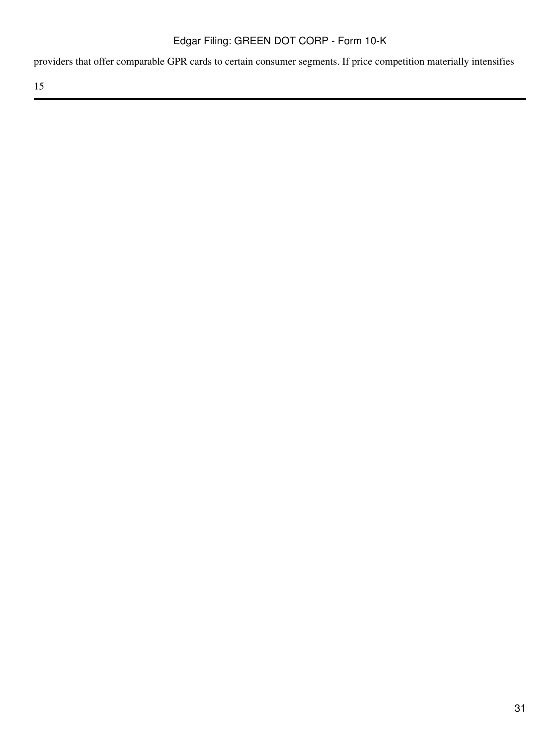providers that offer comparable GPR cards to certain consumer segments. If price competition materially intensifies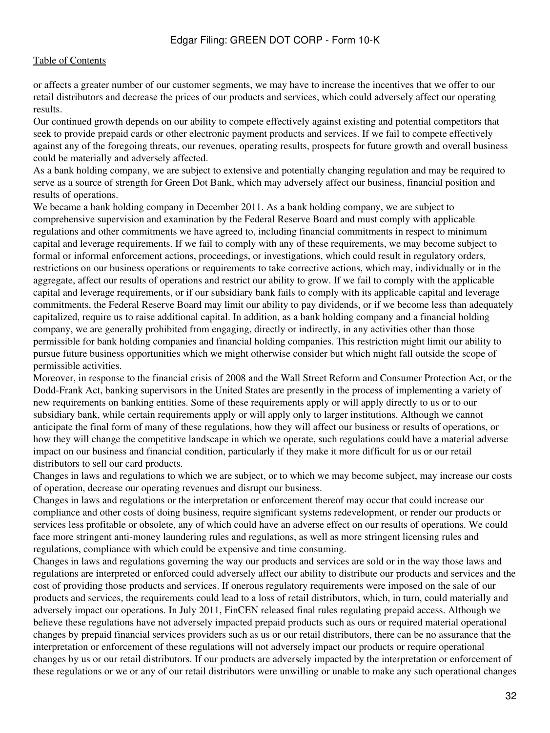or affects a greater number of our customer segments, we may have to increase the incentives that we offer to our retail distributors and decrease the prices of our products and services, which could adversely affect our operating results.

Our continued growth depends on our ability to compete effectively against existing and potential competitors that seek to provide prepaid cards or other electronic payment products and services. If we fail to compete effectively against any of the foregoing threats, our revenues, operating results, prospects for future growth and overall business could be materially and adversely affected.

As a bank holding company, we are subject to extensive and potentially changing regulation and may be required to serve as a source of strength for Green Dot Bank, which may adversely affect our business, financial position and results of operations.

We became a bank holding company in December 2011. As a bank holding company, we are subject to comprehensive supervision and examination by the Federal Reserve Board and must comply with applicable regulations and other commitments we have agreed to, including financial commitments in respect to minimum capital and leverage requirements. If we fail to comply with any of these requirements, we may become subject to formal or informal enforcement actions, proceedings, or investigations, which could result in regulatory orders, restrictions on our business operations or requirements to take corrective actions, which may, individually or in the aggregate, affect our results of operations and restrict our ability to grow. If we fail to comply with the applicable capital and leverage requirements, or if our subsidiary bank fails to comply with its applicable capital and leverage commitments, the Federal Reserve Board may limit our ability to pay dividends, or if we become less than adequately capitalized, require us to raise additional capital. In addition, as a bank holding company and a financial holding company, we are generally prohibited from engaging, directly or indirectly, in any activities other than those permissible for bank holding companies and financial holding companies. This restriction might limit our ability to pursue future business opportunities which we might otherwise consider but which might fall outside the scope of permissible activities.

Moreover, in response to the financial crisis of 2008 and the Wall Street Reform and Consumer Protection Act, or the Dodd-Frank Act, banking supervisors in the United States are presently in the process of implementing a variety of new requirements on banking entities. Some of these requirements apply or will apply directly to us or to our subsidiary bank, while certain requirements apply or will apply only to larger institutions. Although we cannot anticipate the final form of many of these regulations, how they will affect our business or results of operations, or how they will change the competitive landscape in which we operate, such regulations could have a material adverse impact on our business and financial condition, particularly if they make it more difficult for us or our retail distributors to sell our card products.

Changes in laws and regulations to which we are subject, or to which we may become subject, may increase our costs of operation, decrease our operating revenues and disrupt our business.

Changes in laws and regulations or the interpretation or enforcement thereof may occur that could increase our compliance and other costs of doing business, require significant systems redevelopment, or render our products or services less profitable or obsolete, any of which could have an adverse effect on our results of operations. We could face more stringent anti-money laundering rules and regulations, as well as more stringent licensing rules and regulations, compliance with which could be expensive and time consuming.

Changes in laws and regulations governing the way our products and services are sold or in the way those laws and regulations are interpreted or enforced could adversely affect our ability to distribute our products and services and the cost of providing those products and services. If onerous regulatory requirements were imposed on the sale of our products and services, the requirements could lead to a loss of retail distributors, which, in turn, could materially and adversely impact our operations. In July 2011, FinCEN released final rules regulating prepaid access. Although we believe these regulations have not adversely impacted prepaid products such as ours or required material operational changes by prepaid financial services providers such as us or our retail distributors, there can be no assurance that the interpretation or enforcement of these regulations will not adversely impact our products or require operational changes by us or our retail distributors. If our products are adversely impacted by the interpretation or enforcement of these regulations or we or any of our retail distributors were unwilling or unable to make any such operational changes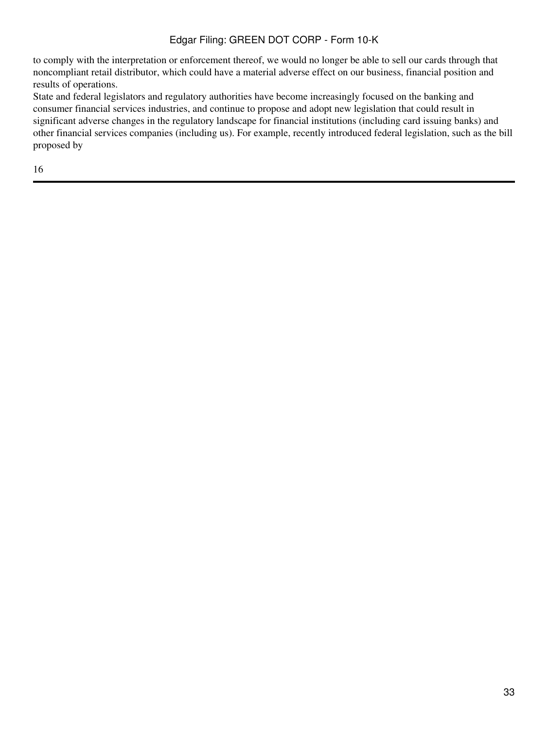to comply with the interpretation or enforcement thereof, we would no longer be able to sell our cards through that noncompliant retail distributor, which could have a material adverse effect on our business, financial position and results of operations.

State and federal legislators and regulatory authorities have become increasingly focused on the banking and consumer financial services industries, and continue to propose and adopt new legislation that could result in significant adverse changes in the regulatory landscape for financial institutions (including card issuing banks) and other financial services companies (including us). For example, recently introduced federal legislation, such as the bill proposed by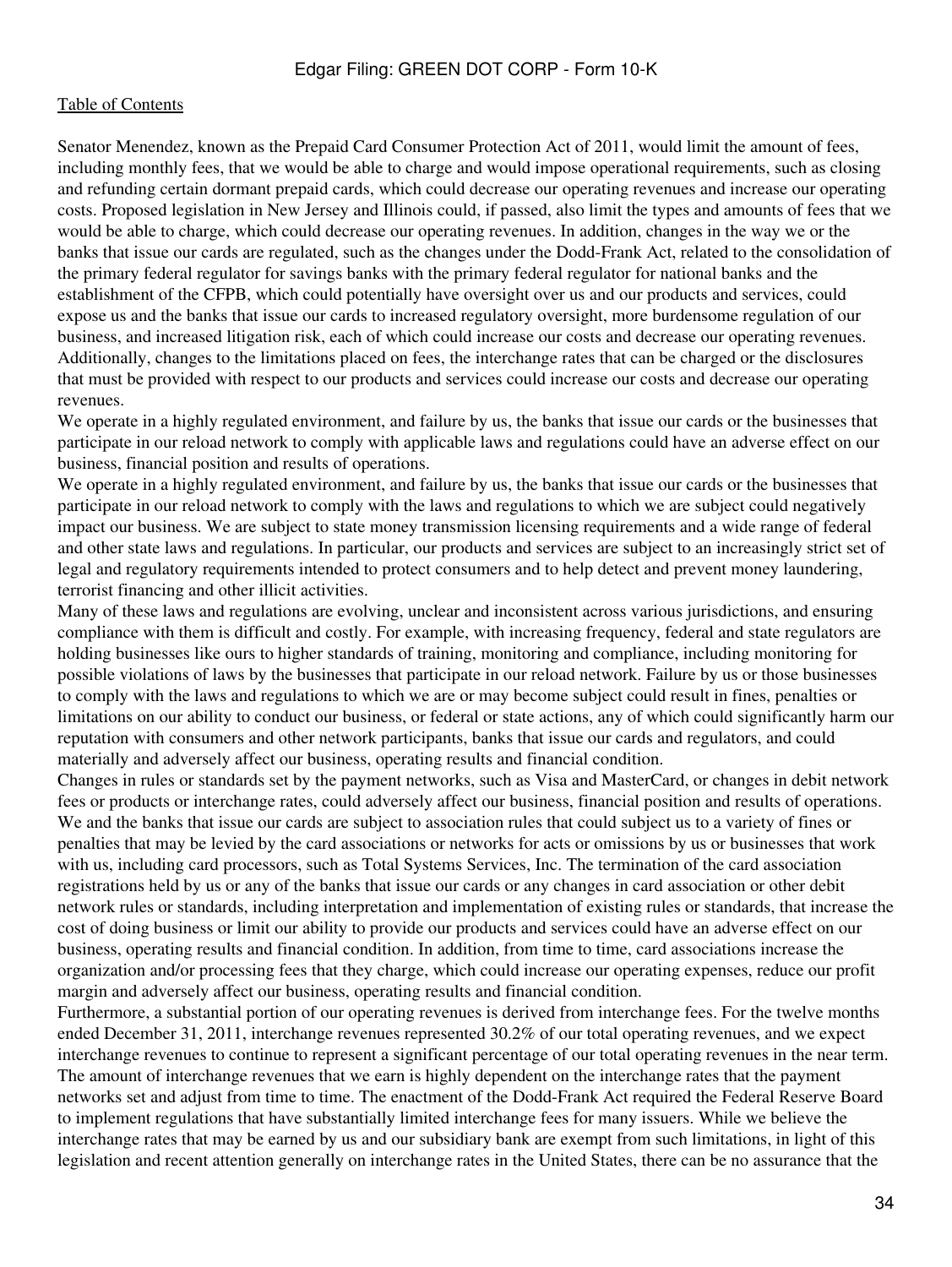Senator Menendez, known as the Prepaid Card Consumer Protection Act of 2011, would limit the amount of fees, including monthly fees, that we would be able to charge and would impose operational requirements, such as closing and refunding certain dormant prepaid cards, which could decrease our operating revenues and increase our operating costs. Proposed legislation in New Jersey and Illinois could, if passed, also limit the types and amounts of fees that we would be able to charge, which could decrease our operating revenues. In addition, changes in the way we or the banks that issue our cards are regulated, such as the changes under the Dodd-Frank Act, related to the consolidation of the primary federal regulator for savings banks with the primary federal regulator for national banks and the establishment of the CFPB, which could potentially have oversight over us and our products and services, could expose us and the banks that issue our cards to increased regulatory oversight, more burdensome regulation of our business, and increased litigation risk, each of which could increase our costs and decrease our operating revenues. Additionally, changes to the limitations placed on fees, the interchange rates that can be charged or the disclosures that must be provided with respect to our products and services could increase our costs and decrease our operating revenues.

We operate in a highly regulated environment, and failure by us, the banks that issue our cards or the businesses that participate in our reload network to comply with applicable laws and regulations could have an adverse effect on our business, financial position and results of operations.

We operate in a highly regulated environment, and failure by us, the banks that issue our cards or the businesses that participate in our reload network to comply with the laws and regulations to which we are subject could negatively impact our business. We are subject to state money transmission licensing requirements and a wide range of federal and other state laws and regulations. In particular, our products and services are subject to an increasingly strict set of legal and regulatory requirements intended to protect consumers and to help detect and prevent money laundering, terrorist financing and other illicit activities.

Many of these laws and regulations are evolving, unclear and inconsistent across various jurisdictions, and ensuring compliance with them is difficult and costly. For example, with increasing frequency, federal and state regulators are holding businesses like ours to higher standards of training, monitoring and compliance, including monitoring for possible violations of laws by the businesses that participate in our reload network. Failure by us or those businesses to comply with the laws and regulations to which we are or may become subject could result in fines, penalties or limitations on our ability to conduct our business, or federal or state actions, any of which could significantly harm our reputation with consumers and other network participants, banks that issue our cards and regulators, and could materially and adversely affect our business, operating results and financial condition.

Changes in rules or standards set by the payment networks, such as Visa and MasterCard, or changes in debit network fees or products or interchange rates, could adversely affect our business, financial position and results of operations.

We and the banks that issue our cards are subject to association rules that could subject us to a variety of fines or penalties that may be levied by the card associations or networks for acts or omissions by us or businesses that work with us, including card processors, such as Total Systems Services, Inc. The termination of the card association registrations held by us or any of the banks that issue our cards or any changes in card association or other debit network rules or standards, including interpretation and implementation of existing rules or standards, that increase the cost of doing business or limit our ability to provide our products and services could have an adverse effect on our business, operating results and financial condition. In addition, from time to time, card associations increase the organization and/or processing fees that they charge, which could increase our operating expenses, reduce our profit margin and adversely affect our business, operating results and financial condition.

Furthermore, a substantial portion of our operating revenues is derived from interchange fees. For the twelve months ended December 31, 2011, interchange revenues represented 30.2% of our total operating revenues, and we expect interchange revenues to continue to represent a significant percentage of our total operating revenues in the near term. The amount of interchange revenues that we earn is highly dependent on the interchange rates that the payment networks set and adjust from time to time. The enactment of the Dodd-Frank Act required the Federal Reserve Board to implement regulations that have substantially limited interchange fees for many issuers. While we believe the interchange rates that may be earned by us and our subsidiary bank are exempt from such limitations, in light of this legislation and recent attention generally on interchange rates in the United States, there can be no assurance that the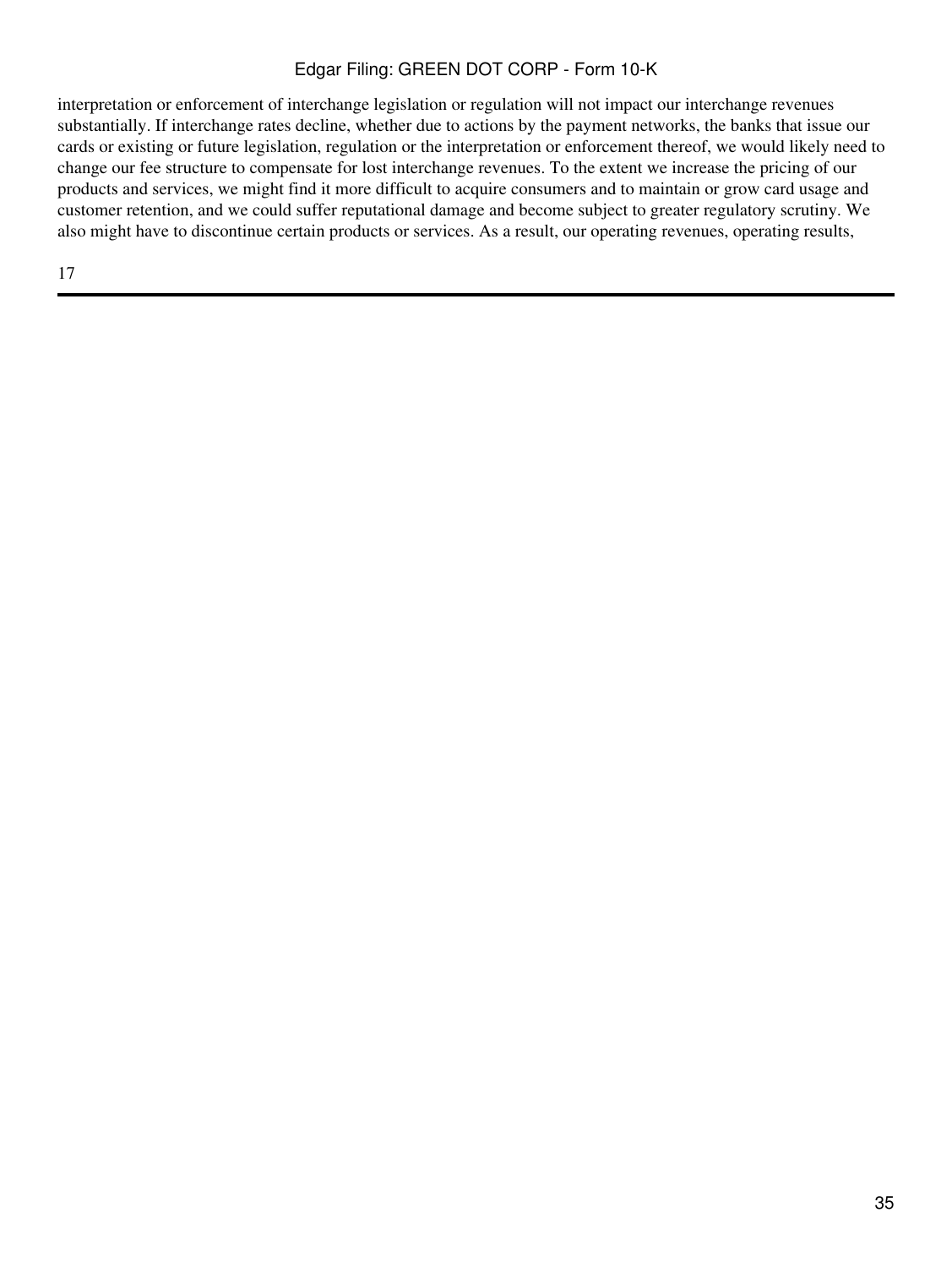interpretation or enforcement of interchange legislation or regulation will not impact our interchange revenues substantially. If interchange rates decline, whether due to actions by the payment networks, the banks that issue our cards or existing or future legislation, regulation or the interpretation or enforcement thereof, we would likely need to change our fee structure to compensate for lost interchange revenues. To the extent we increase the pricing of our products and services, we might find it more difficult to acquire consumers and to maintain or grow card usage and customer retention, and we could suffer reputational damage and become subject to greater regulatory scrutiny. We also might have to discontinue certain products or services. As a result, our operating revenues, operating results,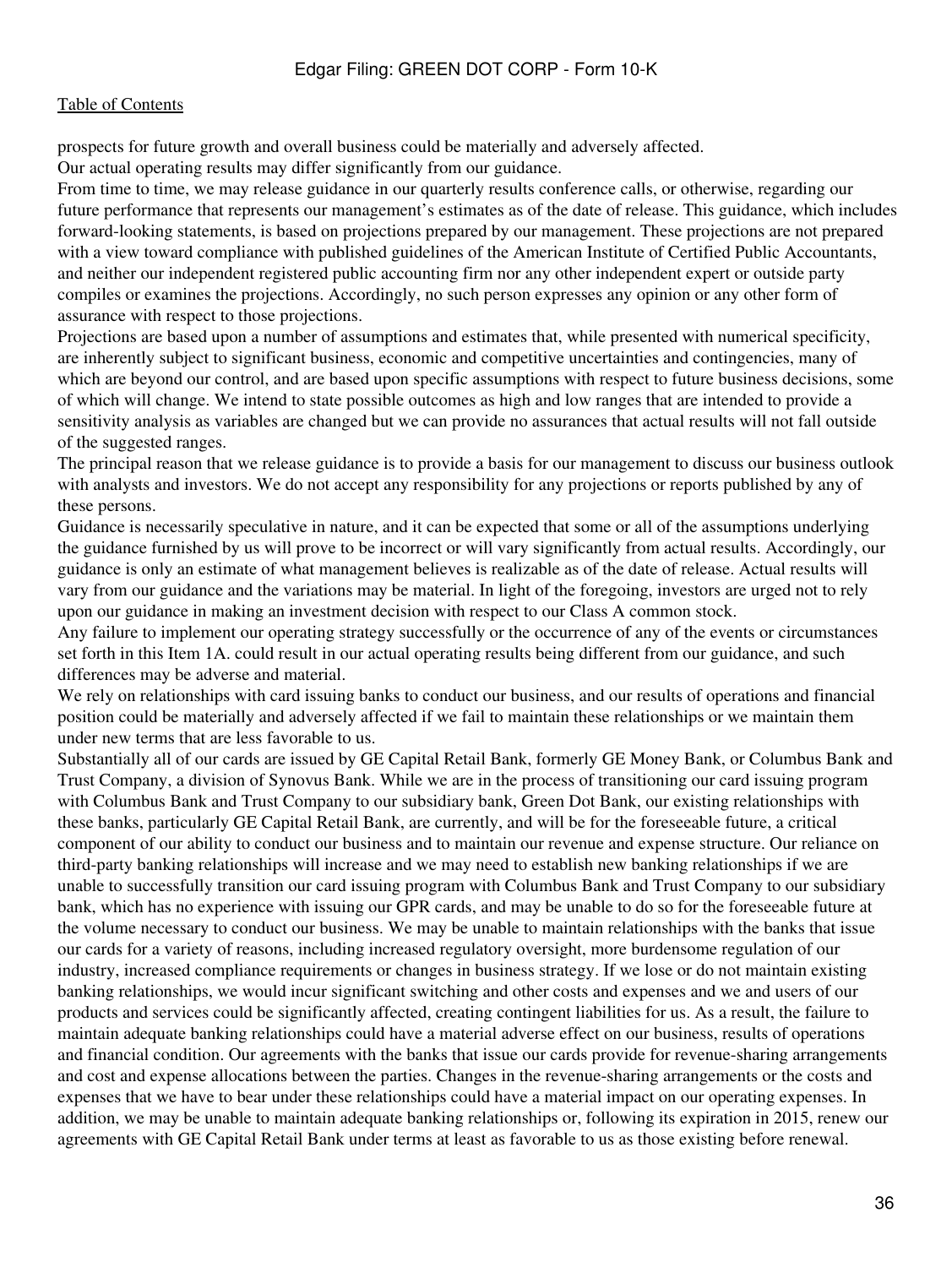prospects for future growth and overall business could be materially and adversely affected.

Our actual operating results may differ significantly from our guidance.

From time to time, we may release guidance in our quarterly results conference calls, or otherwise, regarding our future performance that represents our management's estimates as of the date of release. This guidance, which includes forward-looking statements, is based on projections prepared by our management. These projections are not prepared with a view toward compliance with published guidelines of the American Institute of Certified Public Accountants, and neither our independent registered public accounting firm nor any other independent expert or outside party compiles or examines the projections. Accordingly, no such person expresses any opinion or any other form of assurance with respect to those projections.

Projections are based upon a number of assumptions and estimates that, while presented with numerical specificity, are inherently subject to significant business, economic and competitive uncertainties and contingencies, many of which are beyond our control, and are based upon specific assumptions with respect to future business decisions, some of which will change. We intend to state possible outcomes as high and low ranges that are intended to provide a sensitivity analysis as variables are changed but we can provide no assurances that actual results will not fall outside of the suggested ranges.

The principal reason that we release guidance is to provide a basis for our management to discuss our business outlook with analysts and investors. We do not accept any responsibility for any projections or reports published by any of these persons.

Guidance is necessarily speculative in nature, and it can be expected that some or all of the assumptions underlying the guidance furnished by us will prove to be incorrect or will vary significantly from actual results. Accordingly, our guidance is only an estimate of what management believes is realizable as of the date of release. Actual results will vary from our guidance and the variations may be material. In light of the foregoing, investors are urged not to rely upon our guidance in making an investment decision with respect to our Class A common stock.

Any failure to implement our operating strategy successfully or the occurrence of any of the events or circumstances set forth in this Item 1A. could result in our actual operating results being different from our guidance, and such differences may be adverse and material.

We rely on relationships with card issuing banks to conduct our business, and our results of operations and financial position could be materially and adversely affected if we fail to maintain these relationships or we maintain them under new terms that are less favorable to us.

Substantially all of our cards are issued by GE Capital Retail Bank, formerly GE Money Bank, or Columbus Bank and Trust Company, a division of Synovus Bank. While we are in the process of transitioning our card issuing program with Columbus Bank and Trust Company to our subsidiary bank, Green Dot Bank, our existing relationships with these banks, particularly GE Capital Retail Bank, are currently, and will be for the foreseeable future, a critical component of our ability to conduct our business and to maintain our revenue and expense structure. Our reliance on third-party banking relationships will increase and we may need to establish new banking relationships if we are unable to successfully transition our card issuing program with Columbus Bank and Trust Company to our subsidiary bank, which has no experience with issuing our GPR cards, and may be unable to do so for the foreseeable future at the volume necessary to conduct our business. We may be unable to maintain relationships with the banks that issue our cards for a variety of reasons, including increased regulatory oversight, more burdensome regulation of our industry, increased compliance requirements or changes in business strategy. If we lose or do not maintain existing banking relationships, we would incur significant switching and other costs and expenses and we and users of our products and services could be significantly affected, creating contingent liabilities for us. As a result, the failure to maintain adequate banking relationships could have a material adverse effect on our business, results of operations and financial condition. Our agreements with the banks that issue our cards provide for revenue-sharing arrangements and cost and expense allocations between the parties. Changes in the revenue-sharing arrangements or the costs and expenses that we have to bear under these relationships could have a material impact on our operating expenses. In addition, we may be unable to maintain adequate banking relationships or, following its expiration in 2015, renew our agreements with GE Capital Retail Bank under terms at least as favorable to us as those existing before renewal.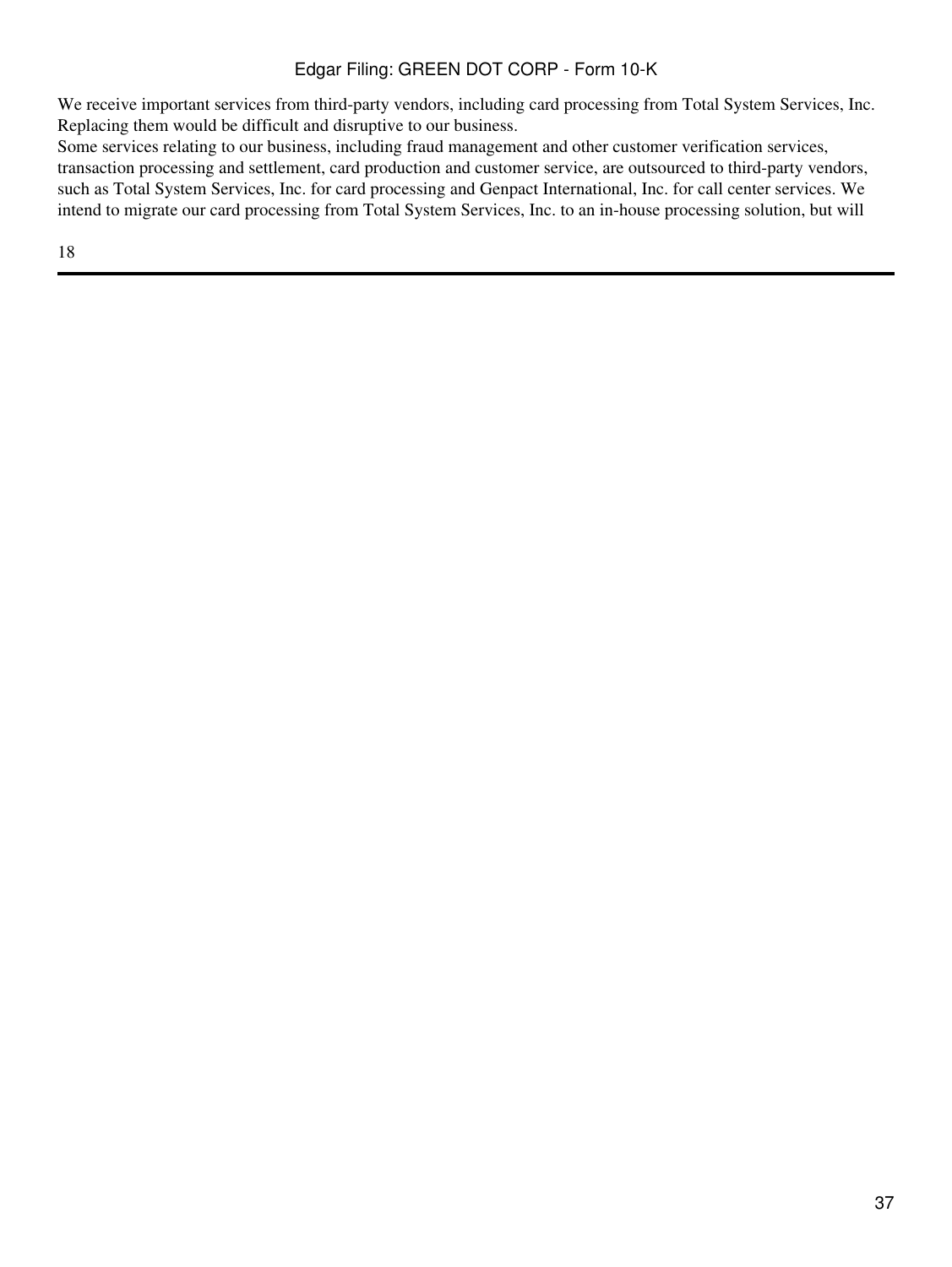We receive important services from third-party vendors, including card processing from Total System Services, Inc. Replacing them would be difficult and disruptive to our business.

Some services relating to our business, including fraud management and other customer verification services, transaction processing and settlement, card production and customer service, are outsourced to third-party vendors, such as Total System Services, Inc. for card processing and Genpact International, Inc. for call center services. We intend to migrate our card processing from Total System Services, Inc. to an in-house processing solution, but will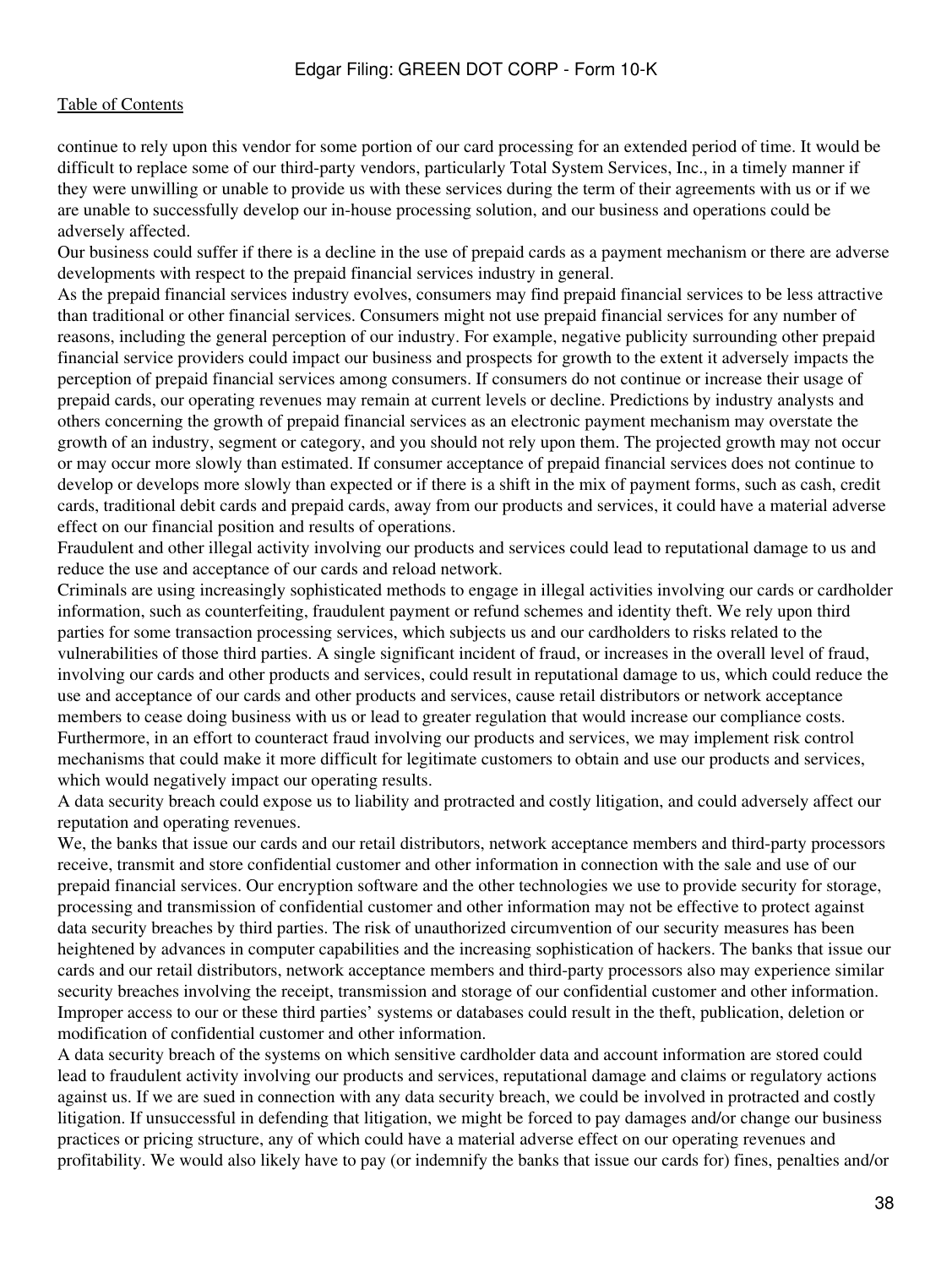continue to rely upon this vendor for some portion of our card processing for an extended period of time. It would be difficult to replace some of our third-party vendors, particularly Total System Services, Inc., in a timely manner if they were unwilling or unable to provide us with these services during the term of their agreements with us or if we are unable to successfully develop our in-house processing solution, and our business and operations could be adversely affected.

Our business could suffer if there is a decline in the use of prepaid cards as a payment mechanism or there are adverse developments with respect to the prepaid financial services industry in general.

As the prepaid financial services industry evolves, consumers may find prepaid financial services to be less attractive than traditional or other financial services. Consumers might not use prepaid financial services for any number of reasons, including the general perception of our industry. For example, negative publicity surrounding other prepaid financial service providers could impact our business and prospects for growth to the extent it adversely impacts the perception of prepaid financial services among consumers. If consumers do not continue or increase their usage of prepaid cards, our operating revenues may remain at current levels or decline. Predictions by industry analysts and others concerning the growth of prepaid financial services as an electronic payment mechanism may overstate the growth of an industry, segment or category, and you should not rely upon them. The projected growth may not occur or may occur more slowly than estimated. If consumer acceptance of prepaid financial services does not continue to develop or develops more slowly than expected or if there is a shift in the mix of payment forms, such as cash, credit cards, traditional debit cards and prepaid cards, away from our products and services, it could have a material adverse effect on our financial position and results of operations.

Fraudulent and other illegal activity involving our products and services could lead to reputational damage to us and reduce the use and acceptance of our cards and reload network.

Criminals are using increasingly sophisticated methods to engage in illegal activities involving our cards or cardholder information, such as counterfeiting, fraudulent payment or refund schemes and identity theft. We rely upon third parties for some transaction processing services, which subjects us and our cardholders to risks related to the vulnerabilities of those third parties. A single significant incident of fraud, or increases in the overall level of fraud, involving our cards and other products and services, could result in reputational damage to us, which could reduce the use and acceptance of our cards and other products and services, cause retail distributors or network acceptance members to cease doing business with us or lead to greater regulation that would increase our compliance costs. Furthermore, in an effort to counteract fraud involving our products and services, we may implement risk control mechanisms that could make it more difficult for legitimate customers to obtain and use our products and services, which would negatively impact our operating results.

A data security breach could expose us to liability and protracted and costly litigation, and could adversely affect our reputation and operating revenues.

We, the banks that issue our cards and our retail distributors, network acceptance members and third-party processors receive, transmit and store confidential customer and other information in connection with the sale and use of our prepaid financial services. Our encryption software and the other technologies we use to provide security for storage, processing and transmission of confidential customer and other information may not be effective to protect against data security breaches by third parties. The risk of unauthorized circumvention of our security measures has been heightened by advances in computer capabilities and the increasing sophistication of hackers. The banks that issue our cards and our retail distributors, network acceptance members and third-party processors also may experience similar security breaches involving the receipt, transmission and storage of our confidential customer and other information. Improper access to our or these third parties' systems or databases could result in the theft, publication, deletion or modification of confidential customer and other information.

A data security breach of the systems on which sensitive cardholder data and account information are stored could lead to fraudulent activity involving our products and services, reputational damage and claims or regulatory actions against us. If we are sued in connection with any data security breach, we could be involved in protracted and costly litigation. If unsuccessful in defending that litigation, we might be forced to pay damages and/or change our business practices or pricing structure, any of which could have a material adverse effect on our operating revenues and profitability. We would also likely have to pay (or indemnify the banks that issue our cards for) fines, penalties and/or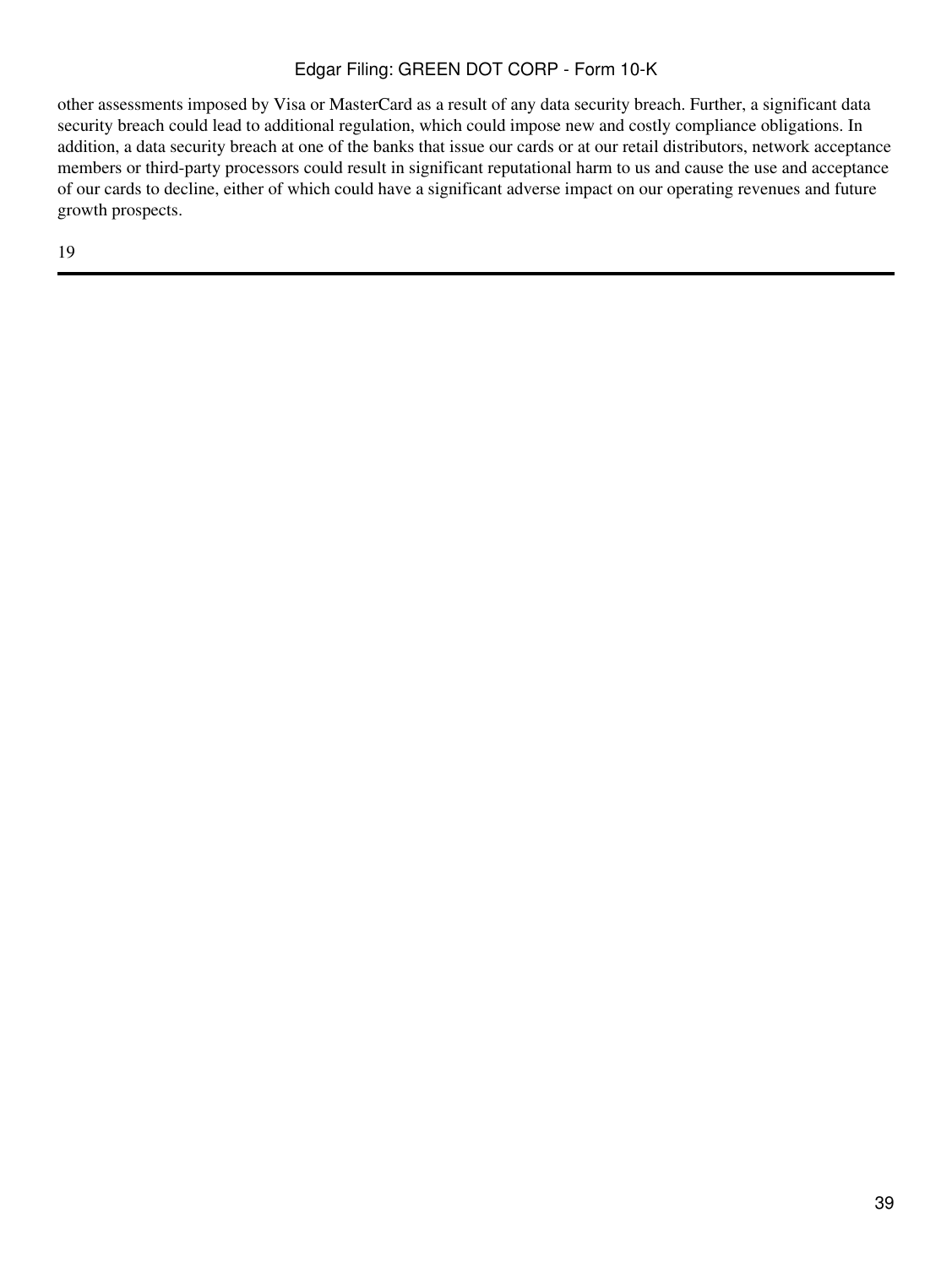other assessments imposed by Visa or MasterCard as a result of any data security breach. Further, a significant data security breach could lead to additional regulation, which could impose new and costly compliance obligations. In addition, a data security breach at one of the banks that issue our cards or at our retail distributors, network acceptance members or third-party processors could result in significant reputational harm to us and cause the use and acceptance of our cards to decline, either of which could have a significant adverse impact on our operating revenues and future growth prospects.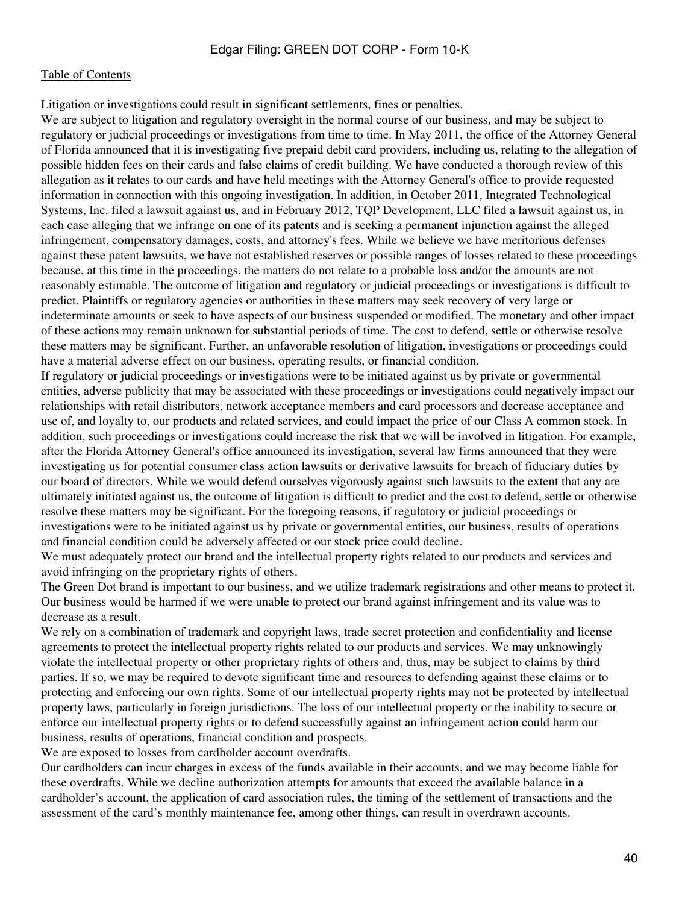Litigation or investigations could result in significant settlements, fines or penalties.

We are subject to litigation and regulatory oversight in the normal course of our business, and may be subject to regulatory or judicial proceedings or investigations from time to time. In May 2011, the office of the Attorney General of Florida announced that it is investigating five prepaid debit card providers, including us, relating to the allegation of possible hidden fees on their cards and false claims of credit building. We have conducted a thorough review of this allegation as it relates to our cards and have held meetings with the Attorney General's office to provide requested information in connection with this ongoing investigation. In addition, in October 2011, Integrated Technological Systems, Inc. filed a lawsuit against us, and in February 2012, TQP Development, LLC filed a lawsuit against us, in each case alleging that we infringe on one of its patents and is seeking a permanent injunction against the alleged infringement, compensatory damages, costs, and attorney's fees. While we believe we have meritorious defenses against these patent lawsuits, we have not established reserves or possible ranges of losses related to these proceedings because, at this time in the proceedings, the matters do not relate to a probable loss and/or the amounts are not reasonably estimable. The outcome of litigation and regulatory or judicial proceedings or investigations is difficult to predict. Plaintiffs or regulatory agencies or authorities in these matters may seek recovery of very large or indeterminate amounts or seek to have aspects of our business suspended or modified. The monetary and other impact of these actions may remain unknown for substantial periods of time. The cost to defend, settle or otherwise resolve these matters may be significant. Further, an unfavorable resolution of litigation, investigations or proceedings could have a material adverse effect on our business, operating results, or financial condition.

If regulatory or judicial proceedings or investigations were to be initiated against us by private or governmental entities, adverse publicity that may be associated with these proceedings or investigations could negatively impact our relationships with retail distributors, network acceptance members and card processors and decrease acceptance and use of, and loyalty to, our products and related services, and could impact the price of our Class A common stock. In addition, such proceedings or investigations could increase the risk that we will be involved in litigation. For example, after the Florida Attorney General's office announced its investigation, several law firms announced that they were investigating us for potential consumer class action lawsuits or derivative lawsuits for breach of fiduciary duties by our board of directors. While we would defend ourselves vigorously against such lawsuits to the extent that any are ultimately initiated against us, the outcome of litigation is difficult to predict and the cost to defend, settle or otherwise resolve these matters may be significant. For the foregoing reasons, if regulatory or judicial proceedings or investigations were to be initiated against us by private or governmental entities, our business, results of operations and financial condition could be adversely affected or our stock price could decline.

We must adequately protect our brand and the intellectual property rights related to our products and services and avoid infringing on the proprietary rights of others.

The Green Dot brand is important to our business, and we utilize trademark registrations and other means to protect it. Our business would be harmed if we were unable to protect our brand against infringement and its value was to decrease as a result.

We rely on a combination of trademark and copyright laws, trade secret protection and confidentiality and license agreements to protect the intellectual property rights related to our products and services. We may unknowingly violate the intellectual property or other proprietary rights of others and, thus, may be subject to claims by third parties. If so, we may be required to devote significant time and resources to defending against these claims or to protecting and enforcing our own rights. Some of our intellectual property rights may not be protected by intellectual property laws, particularly in foreign jurisdictions. The loss of our intellectual property or the inability to secure or enforce our intellectual property rights or to defend successfully against an infringement action could harm our business, results of operations, financial condition and prospects.

We are exposed to losses from cardholder account overdrafts.

Our cardholders can incur charges in excess of the funds available in their accounts, and we may become liable for these overdrafts. While we decline authorization attempts for amounts that exceed the available balance in a cardholder's account, the application of card association rules, the timing of the settlement of transactions and the assessment of the card's monthly maintenance fee, among other things, can result in overdrawn accounts.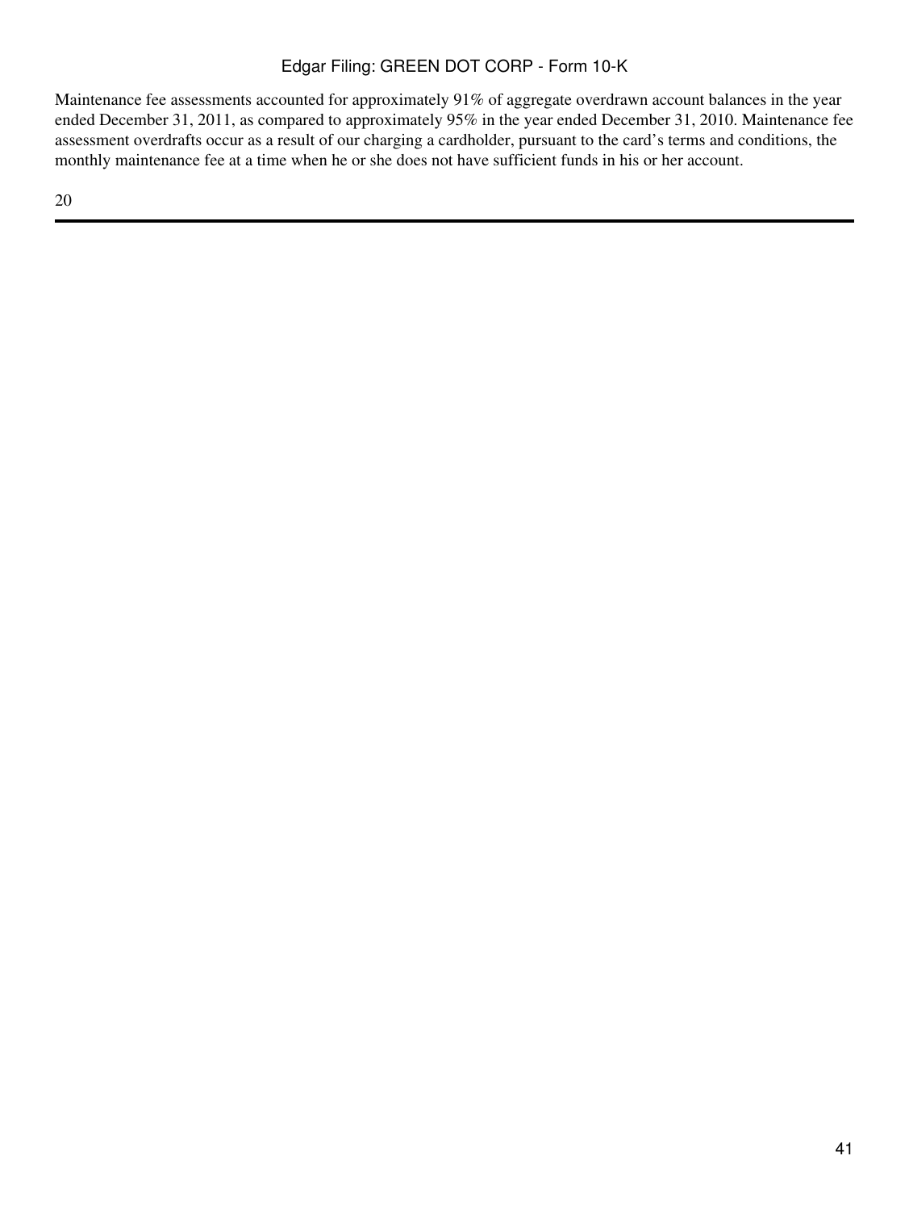Maintenance fee assessments accounted for approximately 91% of aggregate overdrawn account balances in the year ended December 31, 2011, as compared to approximately 95% in the year ended December 31, 2010. Maintenance fee assessment overdrafts occur as a result of our charging a cardholder, pursuant to the card's terms and conditions, the monthly maintenance fee at a time when he or she does not have sufficient funds in his or her account.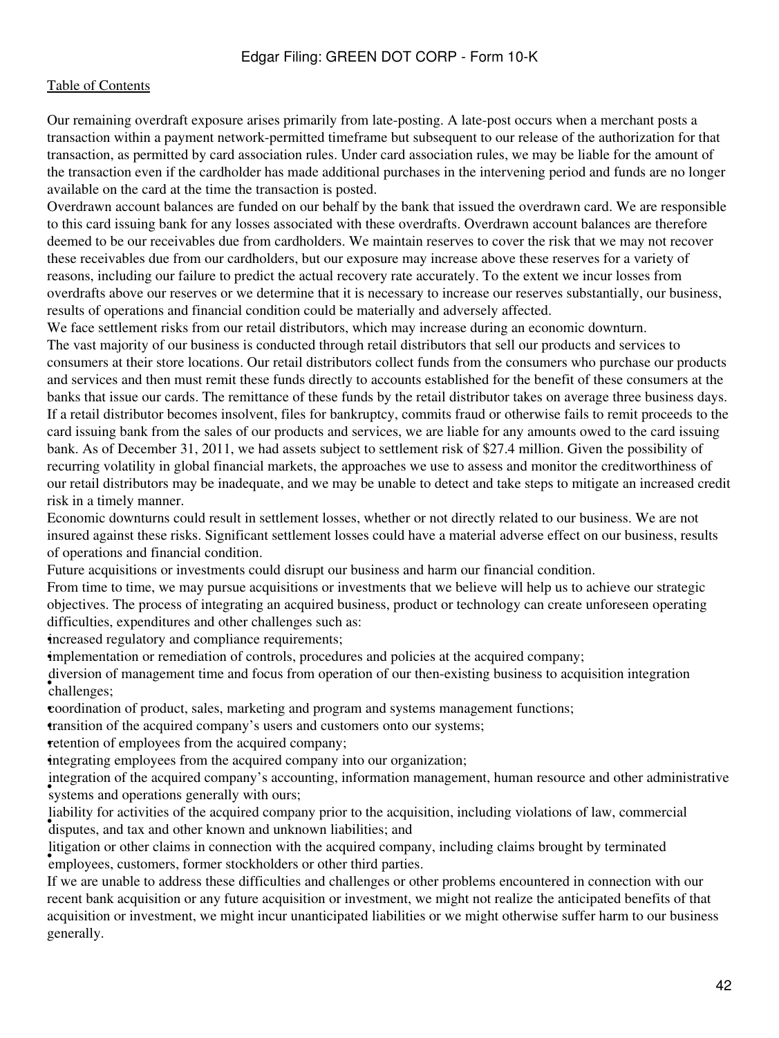Our remaining overdraft exposure arises primarily from late-posting. A late-post occurs when a merchant posts a transaction within a payment network-permitted timeframe but subsequent to our release of the authorization for that transaction, as permitted by card association rules. Under card association rules, we may be liable for the amount of the transaction even if the cardholder has made additional purchases in the intervening period and funds are no longer available on the card at the time the transaction is posted.

Overdrawn account balances are funded on our behalf by the bank that issued the overdrawn card. We are responsible to this card issuing bank for any losses associated with these overdrafts. Overdrawn account balances are therefore deemed to be our receivables due from cardholders. We maintain reserves to cover the risk that we may not recover these receivables due from our cardholders, but our exposure may increase above these reserves for a variety of reasons, including our failure to predict the actual recovery rate accurately. To the extent we incur losses from overdrafts above our reserves or we determine that it is necessary to increase our reserves substantially, our business, results of operations and financial condition could be materially and adversely affected.

We face settlement risks from our retail distributors, which may increase during an economic downturn.

The vast majority of our business is conducted through retail distributors that sell our products and services to consumers at their store locations. Our retail distributors collect funds from the consumers who purchase our products and services and then must remit these funds directly to accounts established for the benefit of these consumers at the banks that issue our cards. The remittance of these funds by the retail distributor takes on average three business days. If a retail distributor becomes insolvent, files for bankruptcy, commits fraud or otherwise fails to remit proceeds to the card issuing bank from the sales of our products and services, we are liable for any amounts owed to the card issuing bank. As of December 31, 2011, we had assets subject to settlement risk of $27.4 million. Given the possibility of recurring volatility in global financial markets, the approaches we use to assess and monitor the creditworthiness of our retail distributors may be inadequate, and we may be unable to detect and take steps to mitigate an increased credit risk in a timely manner.

Economic downturns could result in settlement losses, whether or not directly related to our business. We are not insured against these risks. Significant settlement losses could have a material adverse effect on our business, results of operations and financial condition.

Future acquisitions or investments could disrupt our business and harm our financial condition.

From time to time, we may pursue acquisitions or investments that we believe will help us to achieve our strategic objectives. The process of integrating an acquired business, product or technology can create unforeseen operating difficulties, expenditures and other challenges such as:

- increased regulatory and compliance requirements;
- implementation or remediation of controls, procedures and policies at the acquired company;
- diversion of management time and focus from operation of our then-existing business to acquisition integration challenges;
- coordination of product, sales, marketing and program and systems management functions;
- transition of the acquired company's users and customers onto our systems;
- retention of employees from the acquired company;
- integrating employees from the acquired company into our organization;
- integration of the acquired company's accounting, information management, human resource and other administrative systems and operations generally with ours;
- liability for activities of the acquired company prior to the acquisition, including violations of law, commercial disputes, and tax and other known and unknown liabilities; and
- litigation or other claims in connection with the acquired company, including claims brought by terminated employees, customers, former stockholders or other third parties.

If we are unable to address these difficulties and challenges or other problems encountered in connection with our recent bank acquisition or any future acquisition or investment, we might not realize the anticipated benefits of that acquisition or investment, we might incur unanticipated liabilities or we might otherwise suffer harm to our business generally.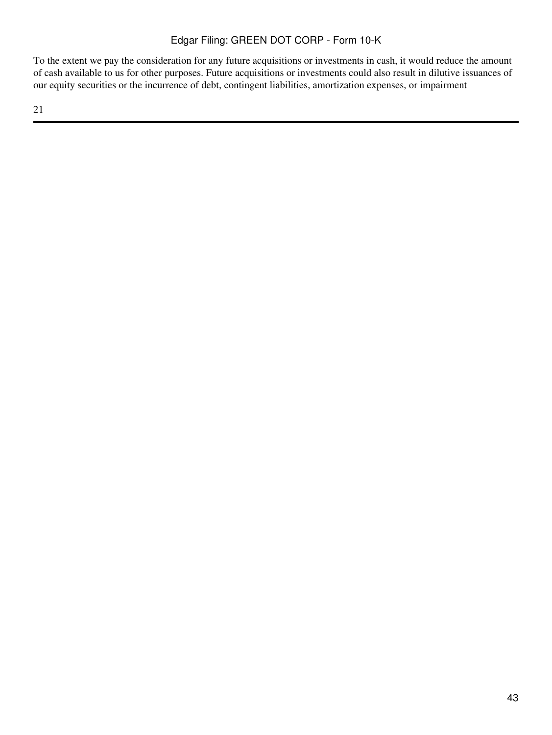To the extent we pay the consideration for any future acquisitions or investments in cash, it would reduce the amount of cash available to us for other purposes. Future acquisitions or investments could also result in dilutive issuances of our equity securities or the incurrence of debt, contingent liabilities, amortization expenses, or impairment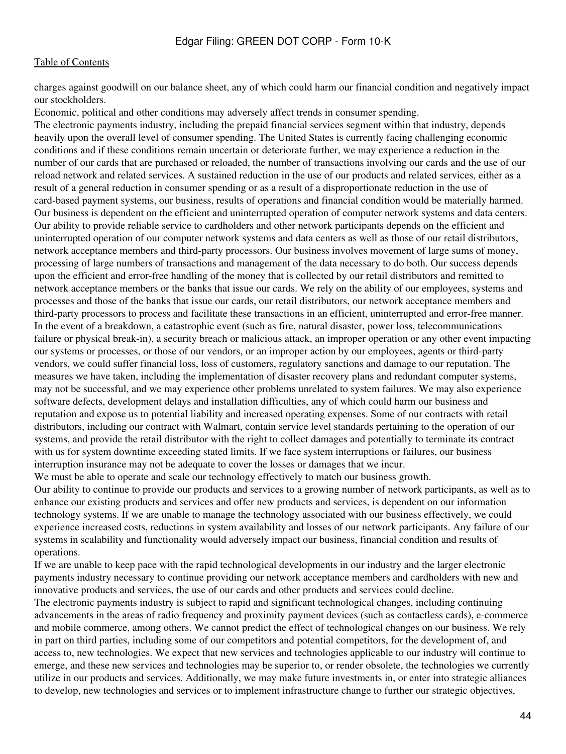charges against goodwill on our balance sheet, any of which could harm our financial condition and negatively impact our stockholders.

Economic, political and other conditions may adversely affect trends in consumer spending.

The electronic payments industry, including the prepaid financial services segment within that industry, depends heavily upon the overall level of consumer spending. The United States is currently facing challenging economic conditions and if these conditions remain uncertain or deteriorate further, we may experience a reduction in the number of our cards that are purchased or reloaded, the number of transactions involving our cards and the use of our reload network and related services. A sustained reduction in the use of our products and related services, either as a result of a general reduction in consumer spending or as a result of a disproportionate reduction in the use of card-based payment systems, our business, results of operations and financial condition would be materially harmed.

Our business is dependent on the efficient and uninterrupted operation of computer network systems and data centers.

Our ability to provide reliable service to cardholders and other network participants depends on the efficient and uninterrupted operation of our computer network systems and data centers as well as those of our retail distributors, network acceptance members and third-party processors. Our business involves movement of large sums of money, processing of large numbers of transactions and management of the data necessary to do both. Our success depends upon the efficient and error-free handling of the money that is collected by our retail distributors and remitted to network acceptance members or the banks that issue our cards. We rely on the ability of our employees, systems and processes and those of the banks that issue our cards, our retail distributors, our network acceptance members and third-party processors to process and facilitate these transactions in an efficient, uninterrupted and error-free manner. In the event of a breakdown, a catastrophic event (such as fire, natural disaster, power loss, telecommunications failure or physical break-in), a security breach or malicious attack, an improper operation or any other event impacting our systems or processes, or those of our vendors, or an improper action by our employees, agents or third-party vendors, we could suffer financial loss, loss of customers, regulatory sanctions and damage to our reputation. The measures we have taken, including the implementation of disaster recovery plans and redundant computer systems, may not be successful, and we may experience other problems unrelated to system failures. We may also experience software defects, development delays and installation difficulties, any of which could harm our business and reputation and expose us to potential liability and increased operating expenses. Some of our contracts with retail distributors, including our contract with Walmart, contain service level standards pertaining to the operation of our systems, and provide the retail distributor with the right to collect damages and potentially to terminate its contract with us for system downtime exceeding stated limits. If we face system interruptions or failures, our business interruption insurance may not be adequate to cover the losses or damages that we incur.

We must be able to operate and scale our technology effectively to match our business growth.

Our ability to continue to provide our products and services to a growing number of network participants, as well as to enhance our existing products and services and offer new products and services, is dependent on our information technology systems. If we are unable to manage the technology associated with our business effectively, we could experience increased costs, reductions in system availability and losses of our network participants. Any failure of our systems in scalability and functionality would adversely impact our business, financial condition and results of operations.

If we are unable to keep pace with the rapid technological developments in our industry and the larger electronic payments industry necessary to continue providing our network acceptance members and cardholders with new and innovative products and services, the use of our cards and other products and services could decline.

The electronic payments industry is subject to rapid and significant technological changes, including continuing advancements in the areas of radio frequency and proximity payment devices (such as contactless cards), e-commerce and mobile commerce, among others. We cannot predict the effect of technological changes on our business. We rely in part on third parties, including some of our competitors and potential competitors, for the development of, and access to, new technologies. We expect that new services and technologies applicable to our industry will continue to emerge, and these new services and technologies may be superior to, or render obsolete, the technologies we currently utilize in our products and services. Additionally, we may make future investments in, or enter into strategic alliances to develop, new technologies and services or to implement infrastructure change to further our strategic objectives,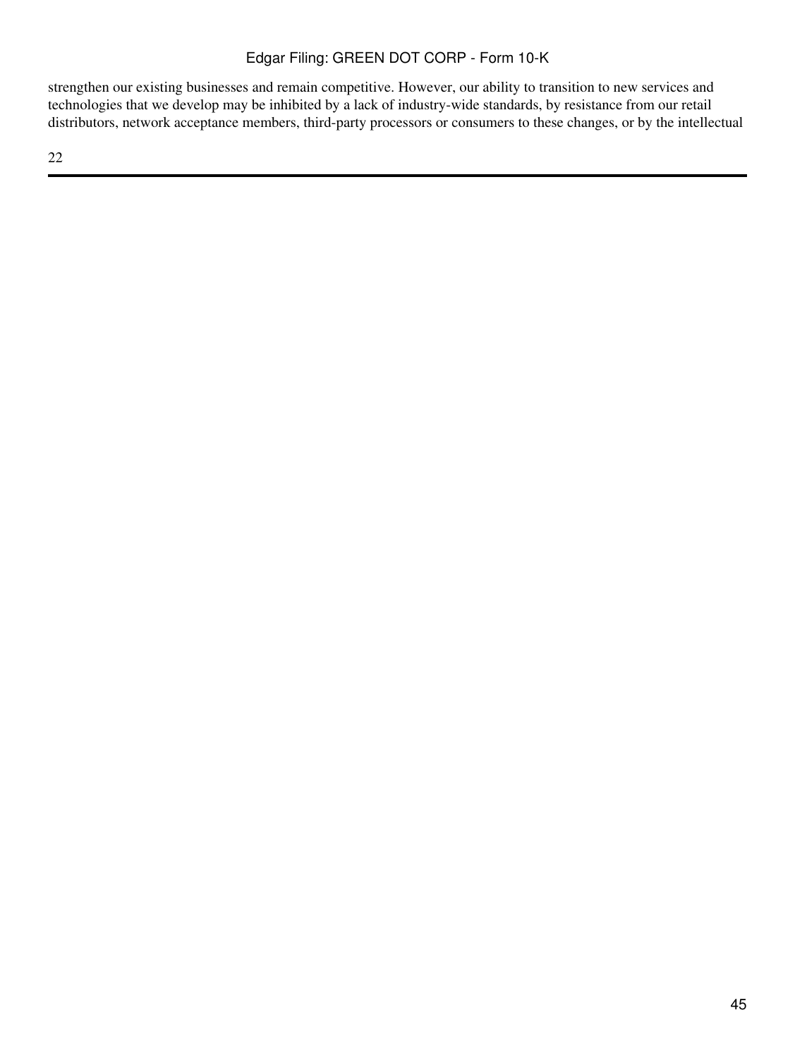strengthen our existing businesses and remain competitive. However, our ability to transition to new services and technologies that we develop may be inhibited by a lack of industry-wide standards, by resistance from our retail distributors, network acceptance members, third-party processors or consumers to these changes, or by the intellectual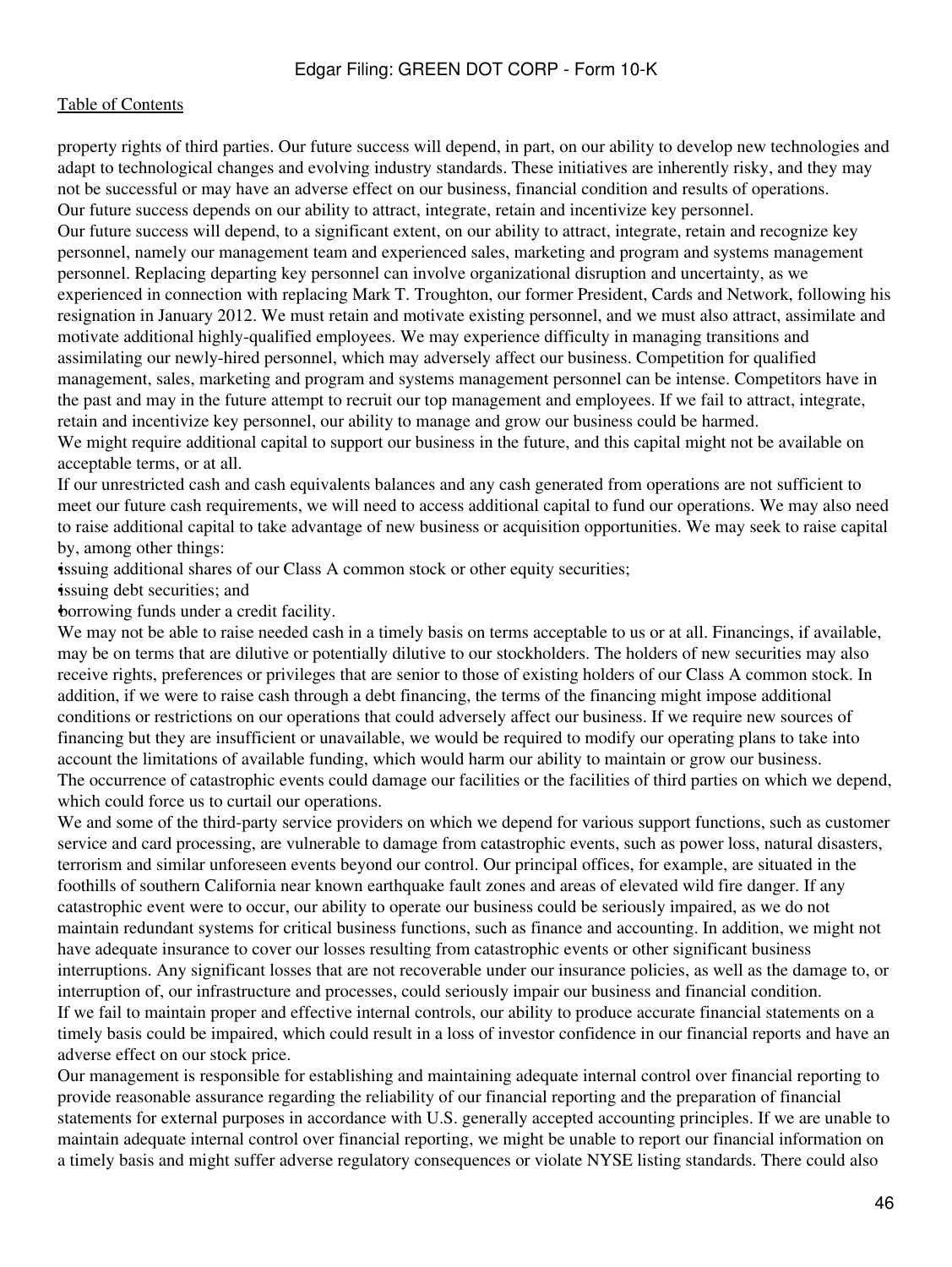property rights of third parties. Our future success will depend, in part, on our ability to develop new technologies and adapt to technological changes and evolving industry standards. These initiatives are inherently risky, and they may not be successful or may have an adverse effect on our business, financial condition and results of operations.

*Our future success depends on our ability to attract, integrate, retain and incentivize key personnel.*

Our future success will depend, to a significant extent, on our ability to attract, integrate, retain and recognize key personnel, namely our management team and experienced sales, marketing and program and systems management personnel. Replacing departing key personnel can involve organizational disruption and uncertainty, as we experienced in connection with replacing Mark T. Troughton, our former President, Cards and Network, following his resignation in January 2012. We must retain and motivate existing personnel, and we must also attract, assimilate and motivate additional highly-qualified employees. We may experience difficulty in managing transitions and assimilating our newly-hired personnel, which may adversely affect our business. Competition for qualified management, sales, marketing and program and systems management personnel can be intense. Competitors have in the past and may in the future attempt to recruit our top management and employees. If we fail to attract, integrate, retain and incentivize key personnel, our ability to manage and grow our business could be harmed.

*We might require additional capital to support our business in the future, and this capital might not be available on acceptable terms, or at all.*

If our unrestricted cash and cash equivalents balances and any cash generated from operations are not sufficient to meet our future cash requirements, we will need to access additional capital to fund our operations. We may also need to raise additional capital to take advantage of new business or acquisition opportunities. We may seek to raise capital by, among other things:

- issuing additional shares of our Class A common stock or other equity securities;
- issuing debt securities; and
- borrowing funds under a credit facility.

We may not be able to raise needed cash in a timely basis on terms acceptable to us or at all. Financings, if available, may be on terms that are dilutive or potentially dilutive to our stockholders. The holders of new securities may also receive rights, preferences or privileges that are senior to those of existing holders of our Class A common stock. In addition, if we were to raise cash through a debt financing, the terms of the financing might impose additional conditions or restrictions on our operations that could adversely affect our business. If we require new sources of financing but they are insufficient or unavailable, we would be required to modify our operating plans to take into account the limitations of available funding, which would harm our ability to maintain or grow our business.

*The occurrence of catastrophic events could damage our facilities or the facilities of third parties on which we depend, which could force us to curtail our operations.*

We and some of the third-party service providers on which we depend for various support functions, such as customer service and card processing, are vulnerable to damage from catastrophic events, such as power loss, natural disasters, terrorism and similar unforeseen events beyond our control. Our principal offices, for example, are situated in the foothills of southern California near known earthquake fault zones and areas of elevated wild fire danger. If any catastrophic event were to occur, our ability to operate our business could be seriously impaired, as we do not maintain redundant systems for critical business functions, such as finance and accounting. In addition, we might not have adequate insurance to cover our losses resulting from catastrophic events or other significant business interruptions. Any significant losses that are not recoverable under our insurance policies, as well as the damage to, or interruption of, our infrastructure and processes, could seriously impair our business and financial condition.

*If we fail to maintain proper and effective internal controls, our ability to produce accurate financial statements on a timely basis could be impaired, which could result in a loss of investor confidence in our financial reports and have an adverse effect on our stock price.*

Our management is responsible for establishing and maintaining adequate internal control over financial reporting to provide reasonable assurance regarding the reliability of our financial reporting and the preparation of financial statements for external purposes in accordance with U.S. generally accepted accounting principles. If we are unable to maintain adequate internal control over financial reporting, we might be unable to report our financial information on a timely basis and might suffer adverse regulatory consequences or violate NYSE listing standards. There could also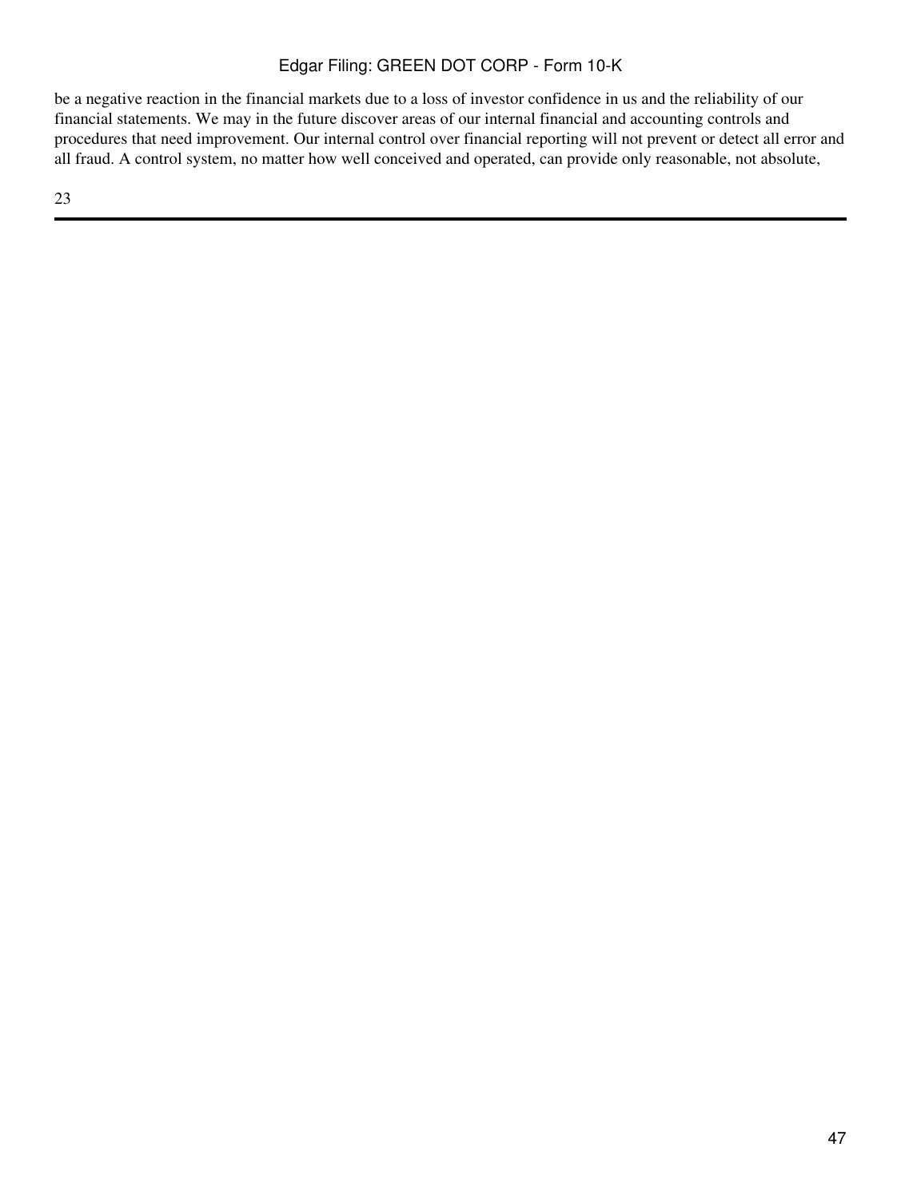be a negative reaction in the financial markets due to a loss of investor confidence in us and the reliability of our financial statements. We may in the future discover areas of our internal financial and accounting controls and procedures that need improvement. Our internal control over financial reporting will not prevent or detect all error and all fraud. A control system, no matter how well conceived and operated, can provide only reasonable, not absolute,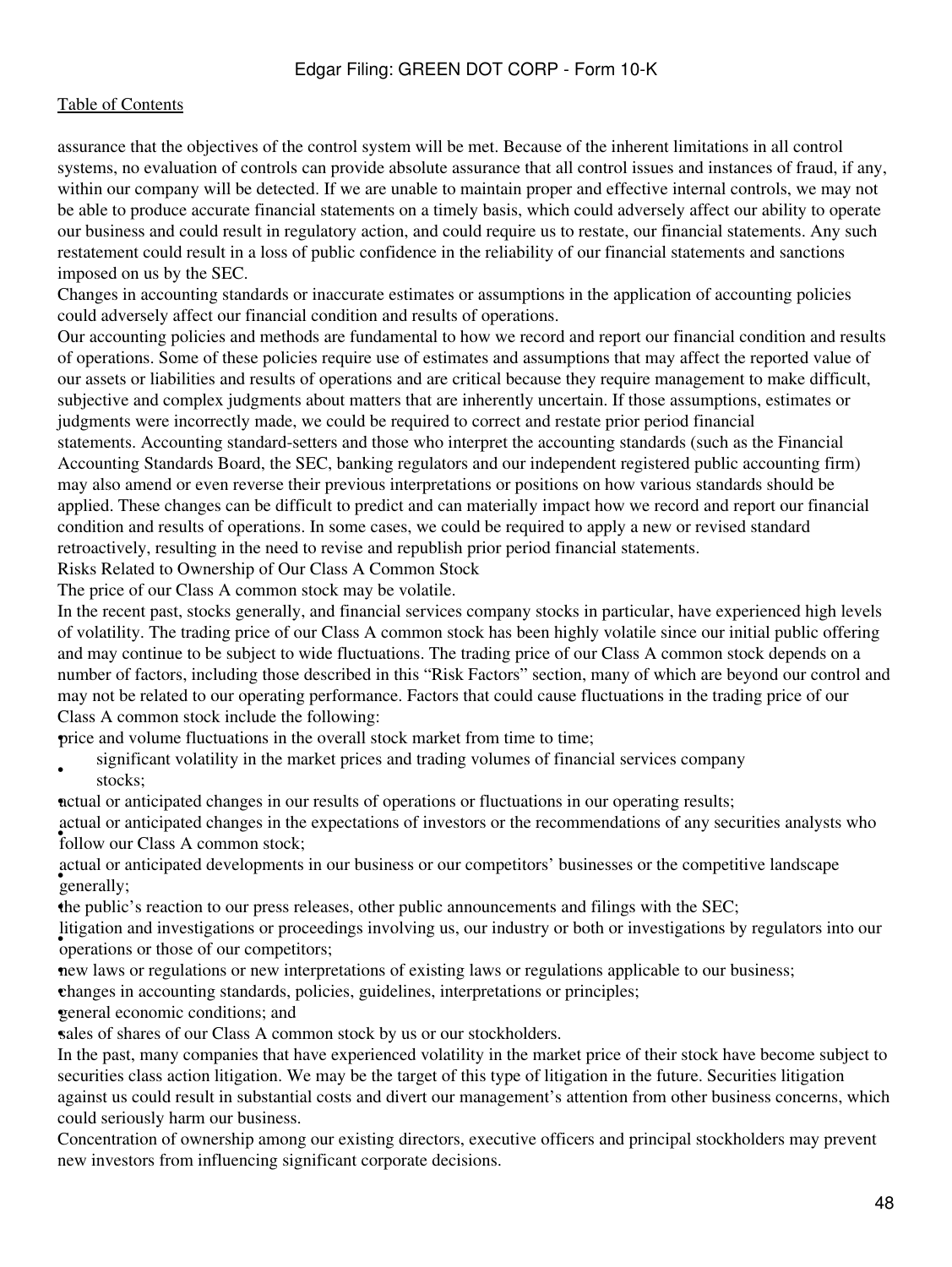assurance that the objectives of the control system will be met. Because of the inherent limitations in all control systems, no evaluation of controls can provide absolute assurance that all control issues and instances of fraud, if any, within our company will be detected. If we are unable to maintain proper and effective internal controls, we may not be able to produce accurate financial statements on a timely basis, which could adversely affect our ability to operate our business and could result in regulatory action, and could require us to restate, our financial statements. Any such restatement could result in a loss of public confidence in the reliability of our financial statements and sanctions imposed on us by the SEC.

Changes in accounting standards or inaccurate estimates or assumptions in the application of accounting policies could adversely affect our financial condition and results of operations.

Our accounting policies and methods are fundamental to how we record and report our financial condition and results of operations. Some of these policies require use of estimates and assumptions that may affect the reported value of our assets or liabilities and results of operations and are critical because they require management to make difficult, subjective and complex judgments about matters that are inherently uncertain. If those assumptions, estimates or judgments were incorrectly made, we could be required to correct and restate prior period financial statements. Accounting standard-setters and those who interpret the accounting standards (such as the Financial Accounting Standards Board, the SEC, banking regulators and our independent registered public accounting firm) may also amend or even reverse their previous interpretations or positions on how various standards should be applied. These changes can be difficult to predict and can materially impact how we record and report our financial condition and results of operations. In some cases, we could be required to apply a new or revised standard retroactively, resulting in the need to revise and republish prior period financial statements.

Risks Related to Ownership of Our Class A Common Stock

The price of our Class A common stock may be volatile.

In the recent past, stocks generally, and financial services company stocks in particular, have experienced high levels of volatility. The trading price of our Class A common stock has been highly volatile since our initial public offering and may continue to be subject to wide fluctuations. The trading price of our Class A common stock depends on a number of factors, including those described in this "Risk Factors" section, many of which are beyond our control and may not be related to our operating performance. Factors that could cause fluctuations in the trading price of our Class A common stock include the following:

- price and volume fluctuations in the overall stock market from time to time;
- significant volatility in the market prices and trading volumes of financial services company stocks;
- actual or anticipated changes in our results of operations or fluctuations in our operating results;
- actual or anticipated changes in the expectations of investors or the recommendations of any securities analysts who follow our Class A common stock;
- actual or anticipated developments in our business or our competitors' businesses or the competitive landscape generally;
- the public's reaction to our press releases, other public announcements and filings with the SEC;
- litigation and investigations or proceedings involving us, our industry or both or investigations by regulators into our operations or those of our competitors;
- new laws or regulations or new interpretations of existing laws or regulations applicable to our business;
- changes in accounting standards, policies, guidelines, interpretations or principles;
- general economic conditions; and
- sales of shares of our Class A common stock by us or our stockholders.

In the past, many companies that have experienced volatility in the market price of their stock have become subject to securities class action litigation. We may be the target of this type of litigation in the future. Securities litigation against us could result in substantial costs and divert our management's attention from other business concerns, which could seriously harm our business.

Concentration of ownership among our existing directors, executive officers and principal stockholders may prevent new investors from influencing significant corporate decisions.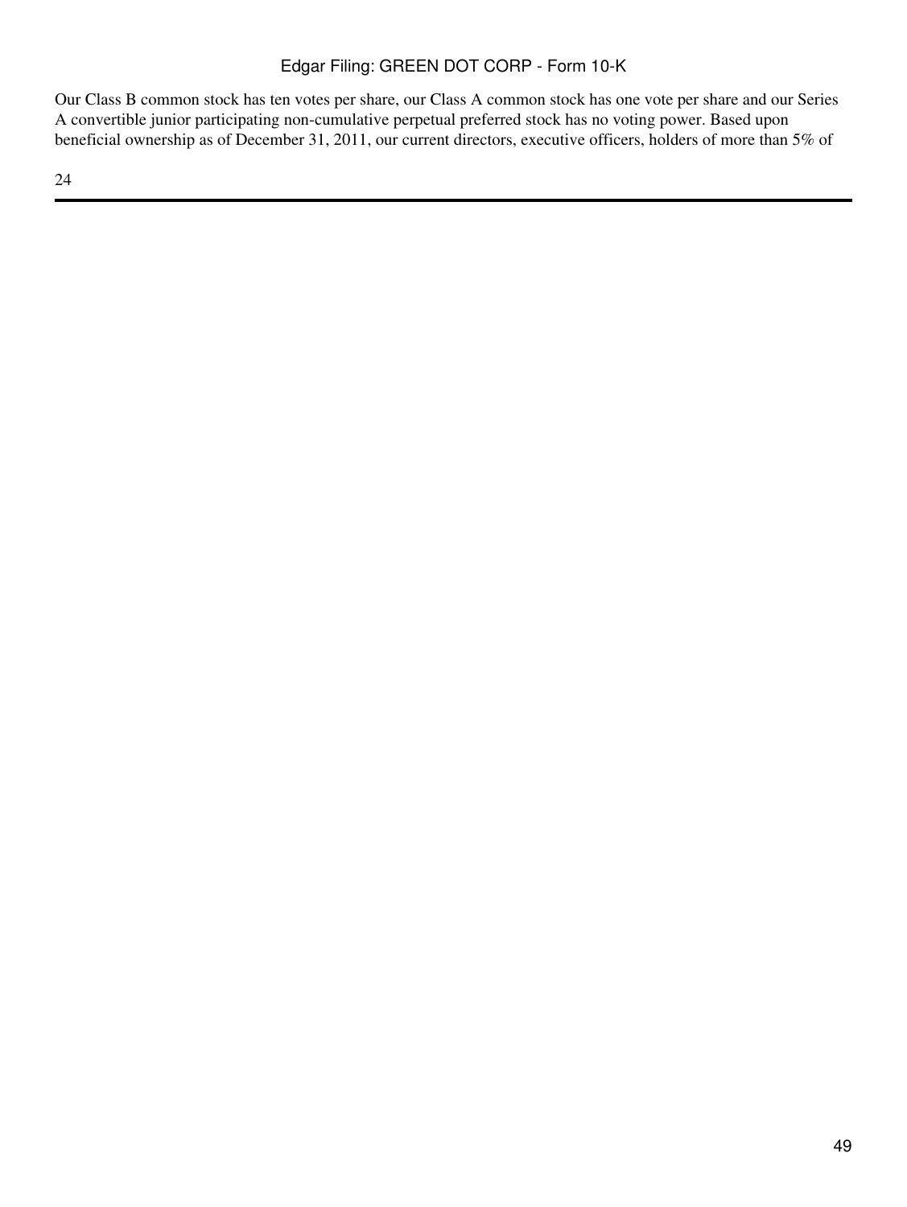Our Class B common stock has ten votes per share, our Class A common stock has one vote per share and our Series A convertible junior participating non-cumulative perpetual preferred stock has no voting power. Based upon beneficial ownership as of December 31, 2011, our current directors, executive officers, holders of more than 5% of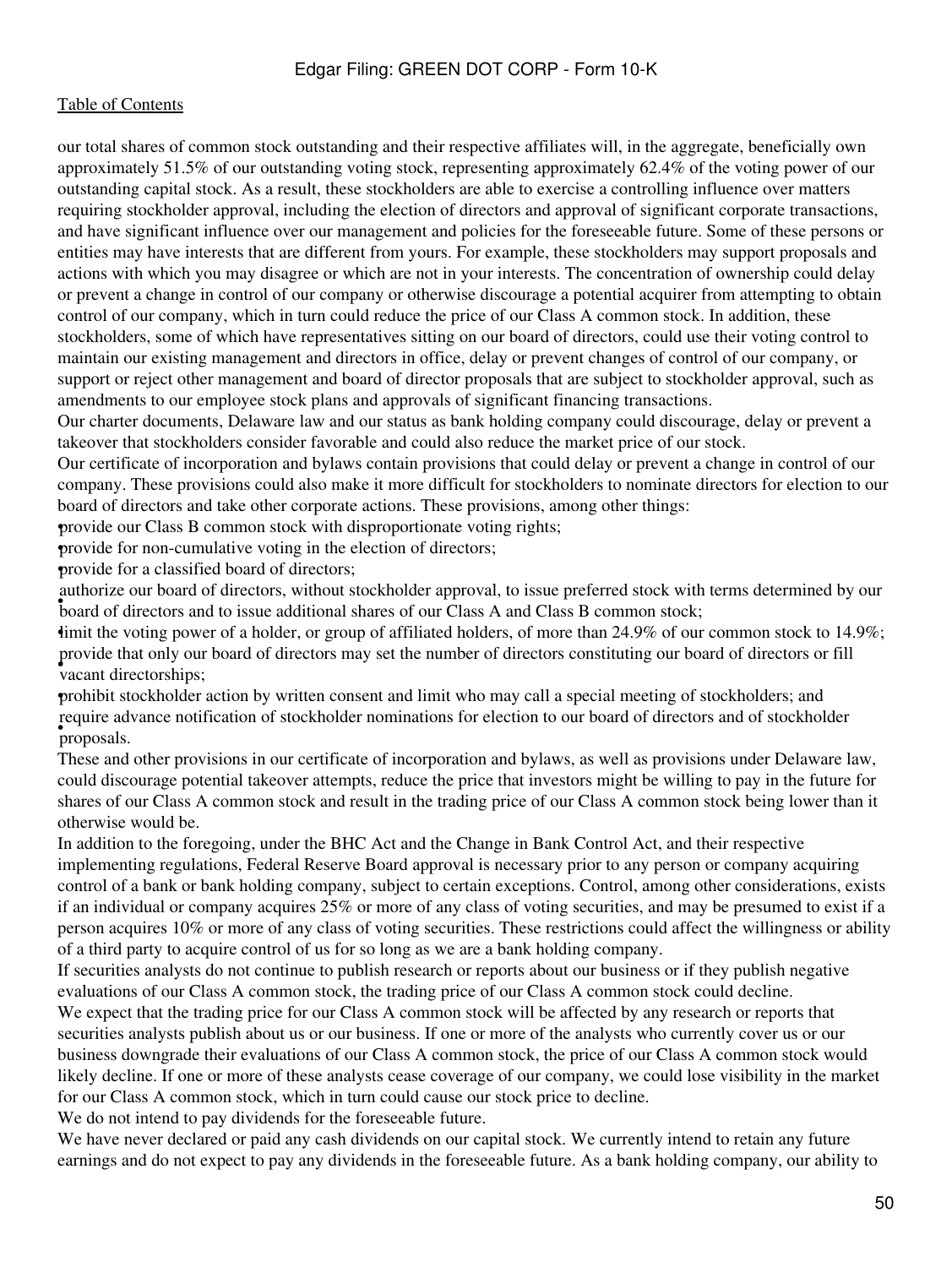our total shares of common stock outstanding and their respective affiliates will, in the aggregate, beneficially own approximately 51.5% of our outstanding voting stock, representing approximately 62.4% of the voting power of our outstanding capital stock. As a result, these stockholders are able to exercise a controlling influence over matters requiring stockholder approval, including the election of directors and approval of significant corporate transactions, and have significant influence over our management and policies for the foreseeable future. Some of these persons or entities may have interests that are different from yours. For example, these stockholders may support proposals and actions with which you may disagree or which are not in your interests. The concentration of ownership could delay or prevent a change in control of our company or otherwise discourage a potential acquirer from attempting to obtain control of our company, which in turn could reduce the price of our Class A common stock. In addition, these stockholders, some of which have representatives sitting on our board of directors, could use their voting control to maintain our existing management and directors in office, delay or prevent changes of control of our company, or support or reject other management and board of director proposals that are subject to stockholder approval, such as amendments to our employee stock plans and approvals of significant financing transactions.

Our charter documents, Delaware law and our status as bank holding company could discourage, delay or prevent a takeover that stockholders consider favorable and could also reduce the market price of our stock.

Our certificate of incorporation and bylaws contain provisions that could delay or prevent a change in control of our company. These provisions could also make it more difficult for stockholders to nominate directors for election to our board of directors and take other corporate actions. These provisions, among other things:

- provide our Class B common stock with disproportionate voting rights;
- provide for non-cumulative voting in the election of directors;
- provide for a classified board of directors;
- authorize our board of directors, without stockholder approval, to issue preferred stock with terms determined by our board of directors and to issue additional shares of our Class A and Class B common stock;
- limit the voting power of a holder, or group of affiliated holders, of more than 24.9% of our common stock to 14.9%;
- provide that only our board of directors may set the number of directors constituting our board of directors or fill vacant directorships;
- prohibit stockholder action by written consent and limit who may call a special meeting of stockholders; and
- require advance notification of stockholder nominations for election to our board of directors and of stockholder proposals.

These and other provisions in our certificate of incorporation and bylaws, as well as provisions under Delaware law, could discourage potential takeover attempts, reduce the price that investors might be willing to pay in the future for shares of our Class A common stock and result in the trading price of our Class A common stock being lower than it otherwise would be.

In addition to the foregoing, under the BHC Act and the Change in Bank Control Act, and their respective implementing regulations, Federal Reserve Board approval is necessary prior to any person or company acquiring control of a bank or bank holding company, subject to certain exceptions. Control, among other considerations, exists if an individual or company acquires 25% or more of any class of voting securities, and may be presumed to exist if a person acquires 10% or more of any class of voting securities. These restrictions could affect the willingness or ability of a third party to acquire control of us for so long as we are a bank holding company.

If securities analysts do not continue to publish research or reports about our business or if they publish negative evaluations of our Class A common stock, the trading price of our Class A common stock could decline.

We expect that the trading price for our Class A common stock will be affected by any research or reports that securities analysts publish about us or our business. If one or more of the analysts who currently cover us or our business downgrade their evaluations of our Class A common stock, the price of our Class A common stock would likely decline. If one or more of these analysts cease coverage of our company, we could lose visibility in the market for our Class A common stock, which in turn could cause our stock price to decline.

We do not intend to pay dividends for the foreseeable future.

We have never declared or paid any cash dividends on our capital stock. We currently intend to retain any future earnings and do not expect to pay any dividends in the foreseeable future. As a bank holding company, our ability to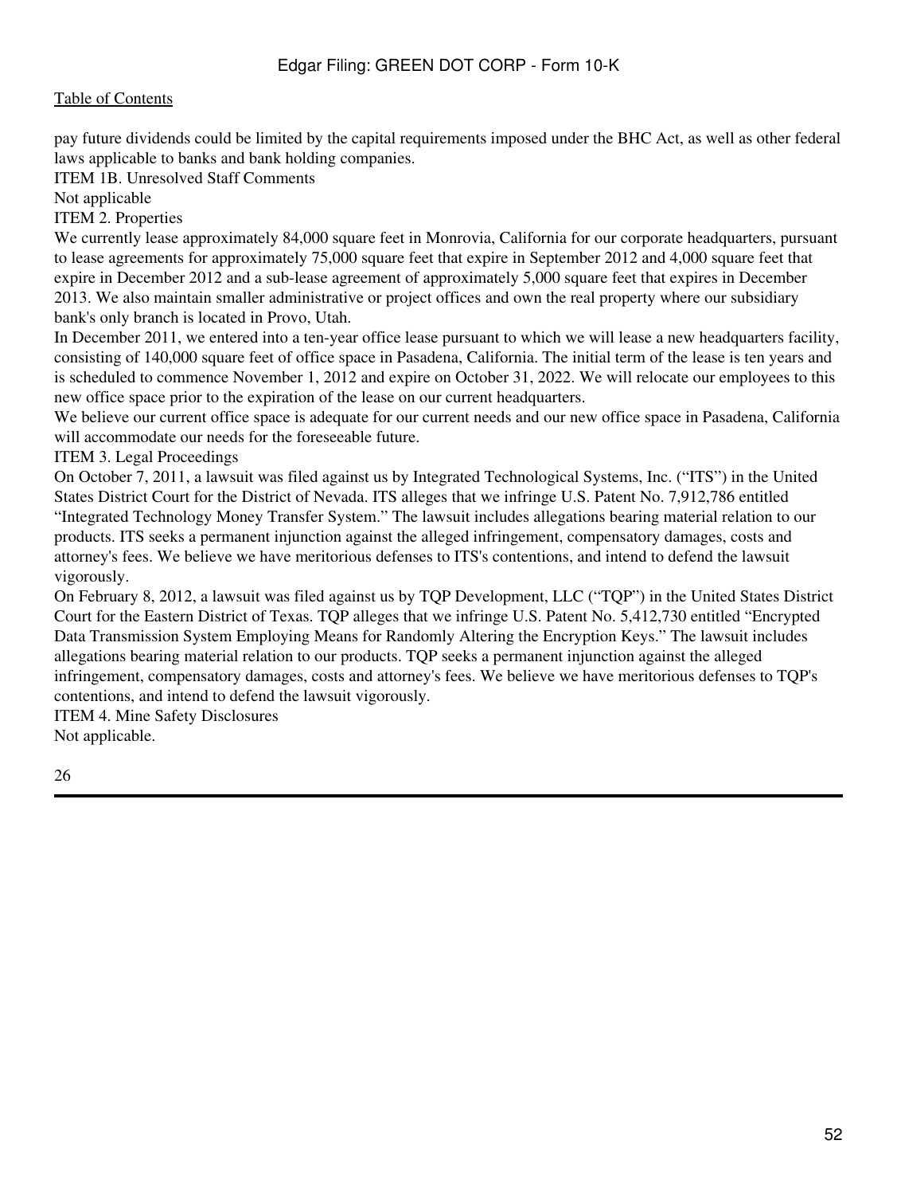pay future dividends could be limited by the capital requirements imposed under the BHC Act, as well as other federal laws applicable to banks and bank holding companies.

## ITEM 1B. Unresolved Staff Comments

Not applicable

## ITEM 2. Properties

We currently lease approximately 84,000 square feet in Monrovia, California for our corporate headquarters, pursuant to lease agreements for approximately 75,000 square feet that expire in September 2012 and 4,000 square feet that expire in December 2012 and a sub-lease agreement of approximately 5,000 square feet that expires in December 2013. We also maintain smaller administrative or project offices and own the real property where our subsidiary bank's only branch is located in Provo, Utah.

In December 2011, we entered into a ten-year office lease pursuant to which we will lease a new headquarters facility, consisting of 140,000 square feet of office space in Pasadena, California. The initial term of the lease is ten years and is scheduled to commence November 1, 2012 and expire on October 31, 2022. We will relocate our employees to this new office space prior to the expiration of the lease on our current headquarters.

We believe our current office space is adequate for our current needs and our new office space in Pasadena, California will accommodate our needs for the foreseeable future.

## ITEM 3. Legal Proceedings

On October 7, 2011, a lawsuit was filed against us by Integrated Technological Systems, Inc. ("ITS") in the United States District Court for the District of Nevada. ITS alleges that we infringe U.S. Patent No. 7,912,786 entitled "Integrated Technology Money Transfer System." The lawsuit includes allegations bearing material relation to our products. ITS seeks a permanent injunction against the alleged infringement, compensatory damages, costs and attorney's fees. We believe we have meritorious defenses to ITS's contentions, and intend to defend the lawsuit vigorously.

On February 8, 2012, a lawsuit was filed against us by TQP Development, LLC ("TQP") in the United States District Court for the Eastern District of Texas. TQP alleges that we infringe U.S. Patent No. 5,412,730 entitled "Encrypted Data Transmission System Employing Means for Randomly Altering the Encryption Keys." The lawsuit includes allegations bearing material relation to our products. TQP seeks a permanent injunction against the alleged infringement, compensatory damages, costs and attorney's fees. We believe we have meritorious defenses to TQP's contentions, and intend to defend the lawsuit vigorously.

## ITEM 4. Mine Safety Disclosures

Not applicable.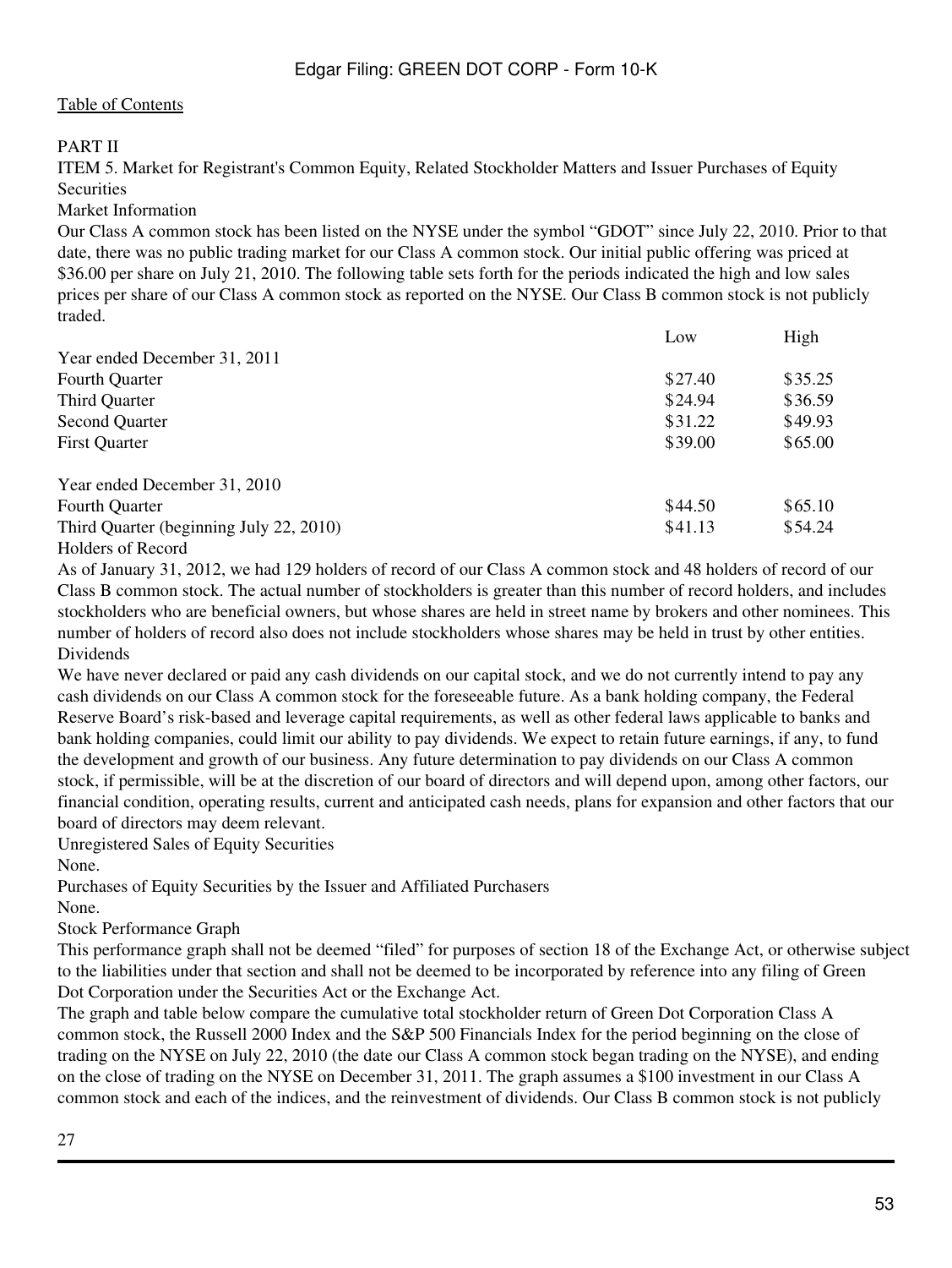[Table of Contents](#)

PART II

ITEM 5. Market for Registrant's Common Equity, Related Stockholder Matters and Issuer Purchases of Equity Securities

Market Information

Our Class A common stock has been listed on the NYSE under the symbol “GDOT” since July 22, 2010. Prior to that date, there was no public trading market for our Class A common stock. Our initial public offering was priced at $36.00 per share on July 21, 2010. The following table sets forth for the periods indicated the high and low sales prices per share of our Class A common stock as reported on the NYSE. Our Class B common stock is not publicly traded.

| | Low | High |
|---|---|---|
| Year ended December 31, 2011 | | |
| Fourth Quarter | $27.40 | $35.25 |
| Third Quarter | $24.94 | $36.59 |
| Second Quarter | $31.22 | $49.93 |
| First Quarter | $39.00 | $65.00 |
| | | |
| Year ended December 31, 2010 | | |
| Fourth Quarter | $44.50 | $65.10 |
| Third Quarter (beginning July 22, 2010) | $41.13 | $54.24 |

Holders of Record

As of January 31, 2012, we had 129 holders of record of our Class A common stock and 48 holders of record of our Class B common stock. The actual number of stockholders is greater than this number of record holders, and includes stockholders who are beneficial owners, but whose shares are held in street name by brokers and other nominees. This number of holders of record also does not include stockholders whose shares may be held in trust by other entities.

Dividends

We have never declared or paid any cash dividends on our capital stock, and we do not currently intend to pay any cash dividends on our Class A common stock for the foreseeable future. As a bank holding company, the Federal Reserve Board’s risk-based and leverage capital requirements, as well as other federal laws applicable to banks and bank holding companies, could limit our ability to pay dividends. We expect to retain future earnings, if any, to fund the development and growth of our business. Any future determination to pay dividends on our Class A common stock, if permissible, will be at the discretion of our board of directors and will depend upon, among other factors, our financial condition, operating results, current and anticipated cash needs, plans for expansion and other factors that our board of directors may deem relevant.

Unregistered Sales of Equity Securities

None.

Purchases of Equity Securities by the Issuer and Affiliated Purchasers

None.

Stock Performance Graph

This performance graph shall not be deemed “filed” for purposes of section 18 of the Exchange Act, or otherwise subject to the liabilities under that section and shall not be deemed to be incorporated by reference into any filing of Green Dot Corporation under the Securities Act or the Exchange Act.

The graph and table below compare the cumulative total stockholder return of Green Dot Corporation Class A common stock, the Russell 2000 Index and the S&P 500 Financials Index for the period beginning on the close of trading on the NYSE on July 22, 2010 (the date our Class A common stock began trading on the NYSE), and ending on the close of trading on the NYSE on December 31, 2011. The graph assumes a $100 investment in our Class A common stock and each of the indices, and the reinvestment of dividends. Our Class B common stock is not publicly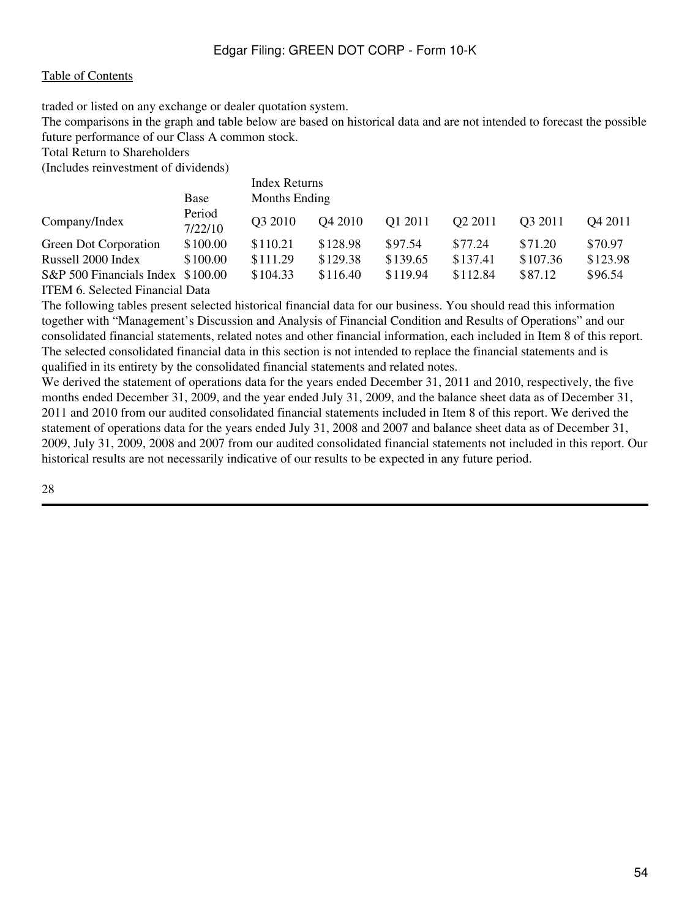traded or listed on any exchange or dealer quotation system.

The comparisons in the graph and table below are based on historical data and are not intended to forecast the possible future performance of our Class A common stock.

Total Return to Shareholders
(Includes reinvestment of dividends)

| Company/Index | Base Period 7/22/10 | Index Returns Months Ending Q3 2010 | Q4 2010 | Q1 2011 | Q2 2011 | Q3 2011 | Q4 2011 |
|---|---|---|---|---|---|---|---|
| Green Dot Corporation | $100.00 | $110.21 | $128.98 | $97.54 | $77.24 | $71.20 | $70.97 |
| Russell 2000 Index | $100.00 | $111.29 | $129.38 | $139.65 | $137.41 | $107.36 | $123.98 |
| S&P 500 Financials Index | $100.00 | $104.33 | $116.40 | $119.94 | $112.84 | $87.12 | $96.54 |

ITEM 6. Selected Financial Data

The following tables present selected historical financial data for our business. You should read this information together with "Management's Discussion and Analysis of Financial Condition and Results of Operations" and our consolidated financial statements, related notes and other financial information, each included in Item 8 of this report. The selected consolidated financial data in this section is not intended to replace the financial statements and is qualified in its entirety by the consolidated financial statements and related notes.

We derived the statement of operations data for the years ended December 31, 2011 and 2010, respectively, the five months ended December 31, 2009, and the year ended July 31, 2009, and the balance sheet data as of December 31, 2011 and 2010 from our audited consolidated financial statements included in Item 8 of this report. We derived the statement of operations data for the years ended July 31, 2008 and 2007 and balance sheet data as of December 31, 2009, July 31, 2009, 2008 and 2007 from our audited consolidated financial statements not included in this report. Our historical results are not necessarily indicative of our results to be expected in any future period.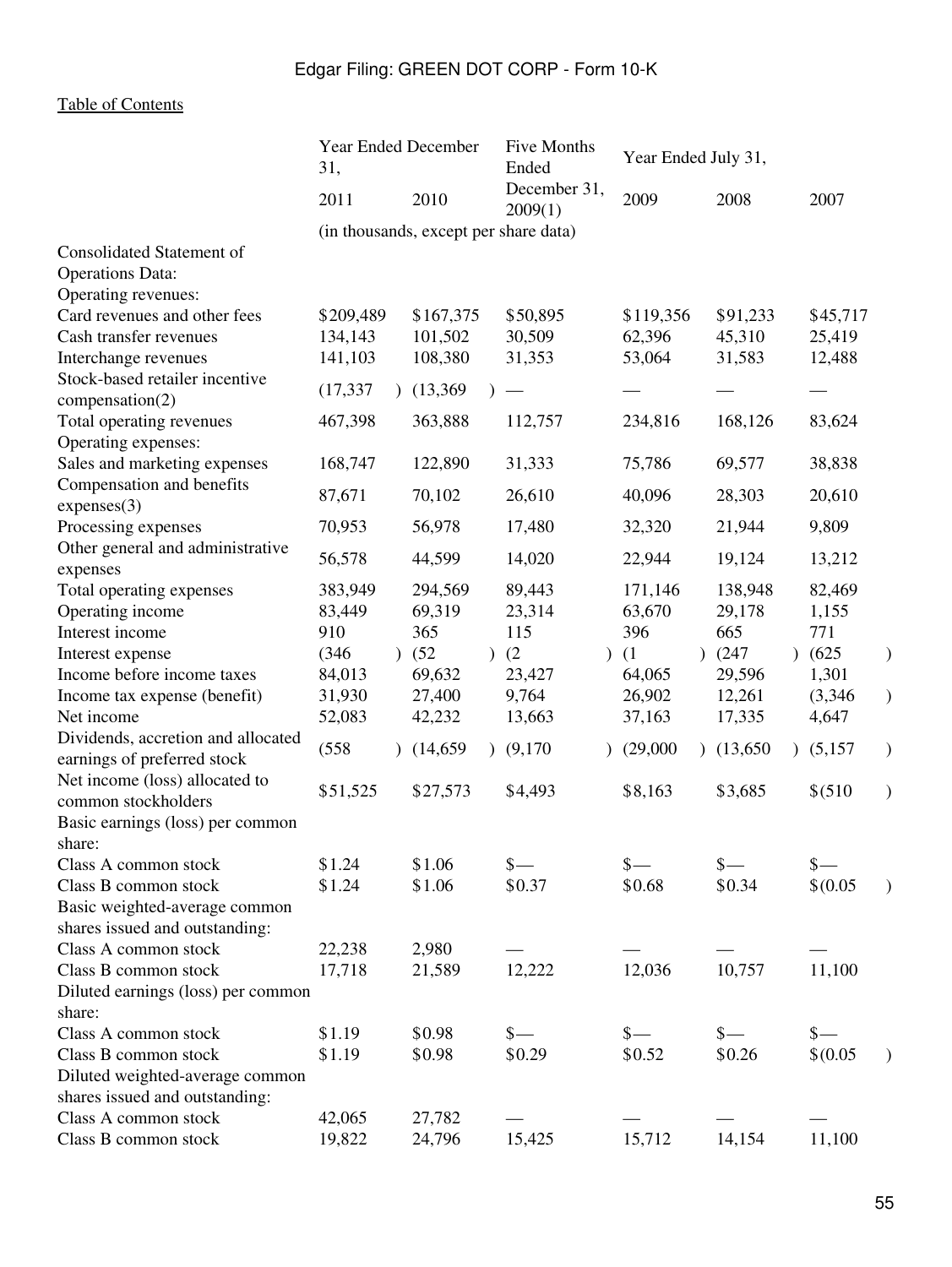Table of Contents

| | Year Ended December 31, | | Five Months Ended | Year Ended July 31, | | |
|---|---|---|---|---|---|---|
| | 2011 | 2010 | December 31, 2009(1) | 2009 | 2008 | 2007 |
| | (in thousands, except per share data) | | | | | |
| Consolidated Statement of Operations Data: | | | | | | |
| Operating revenues: | | | | | | |
| Card revenues and other fees | $209,489 | $167,375 | $50,895 | $119,356 | $91,233 | $45,717 |
| Cash transfer revenues | 134,143 | 101,502 | 30,509 | 62,396 | 45,310 | 25,419 |
| Interchange revenues | 141,103 | 108,380 | 31,353 | 53,064 | 31,583 | 12,488 |
| Stock-based retailer incentive compensation(2) | (17,337) | (13,369) | — | — | — | — |
| Total operating revenues | 467,398 | 363,888 | 112,757 | 234,816 | 168,126 | 83,624 |
| Operating expenses: | | | | | | |
| Sales and marketing expenses | 168,747 | 122,890 | 31,333 | 75,786 | 69,577 | 38,838 |
| Compensation and benefits expenses(3) | 87,671 | 70,102 | 26,610 | 40,096 | 28,303 | 20,610 |
| Processing expenses | 70,953 | 56,978 | 17,480 | 32,320 | 21,944 | 9,809 |
| Other general and administrative expenses | 56,578 | 44,599 | 14,020 | 22,944 | 19,124 | 13,212 |
| Total operating expenses | 383,949 | 294,569 | 89,443 | 171,146 | 138,948 | 82,469 |
| Operating income | 83,449 | 69,319 | 23,314 | 63,670 | 29,178 | 1,155 |
| Interest income | 910 | 365 | 115 | 396 | 665 | 771 |
| Interest expense | (346) | (52) | (2) | (1) | (247) | (625) |
| Income before income taxes | 84,013 | 69,632 | 23,427 | 64,065 | 29,596 | 1,301 |
| Income tax expense (benefit) | 31,930 | 27,400 | 9,764 | 26,902 | 12,261 | (3,346) |
| Net income | 52,083 | 42,232 | 13,663 | 37,163 | 17,335 | 4,647 |
| Dividends, accretion and allocated earnings of preferred stock | (558) | (14,659) | (9,170) | (29,000) | (13,650) | (5,157) |
| Net income (loss) allocated to common stockholders | $51,525 | $27,573 | $4,493 | $8,163 | $3,685 | $(510) |
| Basic earnings (loss) per common share: | | | | | | |
| Class A common stock | $1.24 | $1.06 | $— | $— | $— | $— |
| Class B common stock | $1.24 | $1.06 | $0.37 | $0.68 | $0.34 | $(0.05) |
| Basic weighted-average common shares issued and outstanding: | | | | | | |
| Class A common stock | 22,238 | 2,980 | — | — | — | — |
| Class B common stock | 17,718 | 21,589 | 12,222 | 12,036 | 10,757 | 11,100 |
| Diluted earnings (loss) per common share: | | | | | | |
| Class A common stock | $1.19 | $0.98 | $— | $— | $— | $— |
| Class B common stock | $1.19 | $0.98 | $0.29 | $0.52 | $0.26 | $(0.05) |
| Diluted weighted-average common shares issued and outstanding: | | | | | | |
| Class A common stock | 42,065 | 27,782 | — | — | — | — |
| Class B common stock | 19,822 | 24,796 | 15,425 | 15,712 | 14,154 | 11,100 |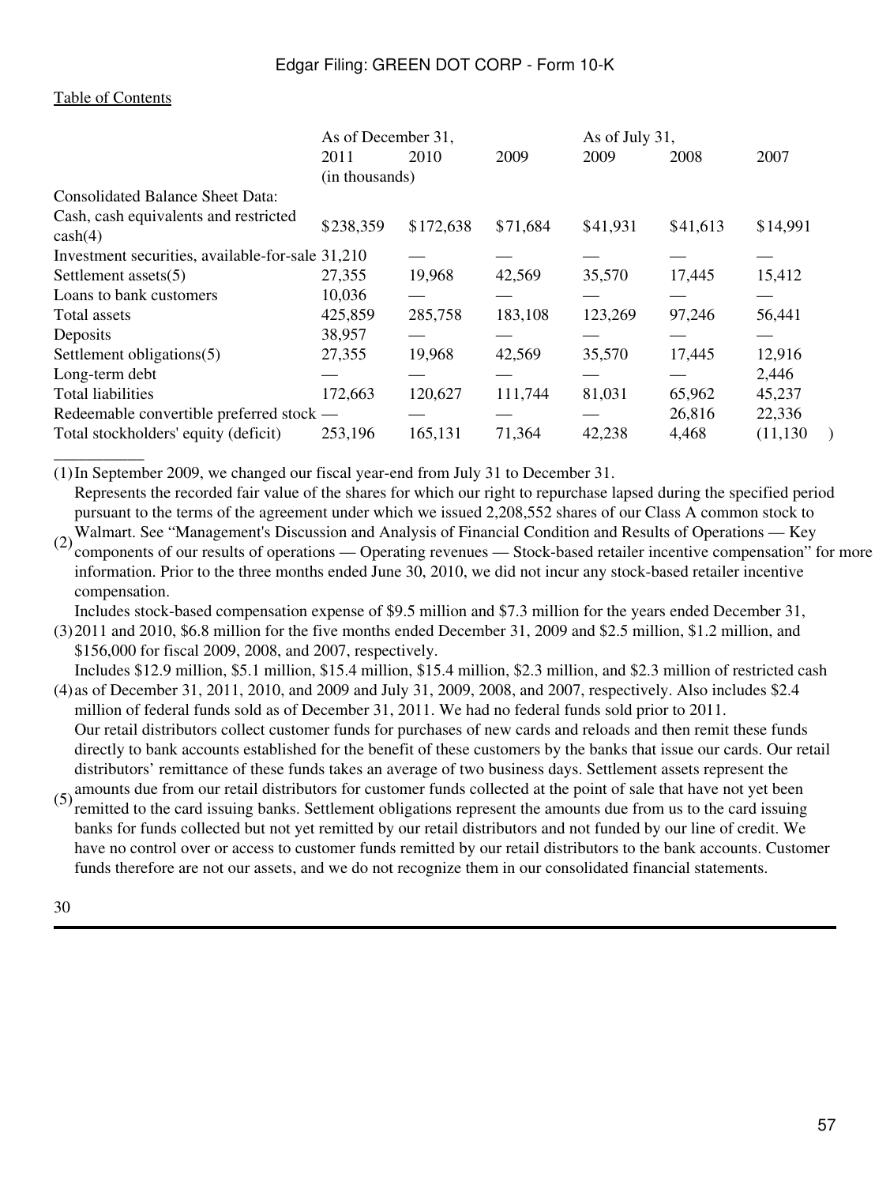Table of Contents

| | As of December 31, | | | As of July 31, | | |
|---|---|---|---|---|---|---|
| | 2011 | 2010 | 2009 | 2009 | 2008 | 2007 |
| | (in thousands) | | | | | |
| Consolidated Balance Sheet Data: | | | | | | |
| Cash, cash equivalents and restricted cash(4) | $238,359 | $172,638 | $71,684 | $41,931 | $41,613 | $14,991 |
| Investment securities, available-for-sale | 31,210 | — | — | — | — | — |
| Settlement assets(5) | 27,355 | 19,968 | 42,569 | 35,570 | 17,445 | 15,412 |
| Loans to bank customers | 10,036 | — | — | — | — | — |
| Total assets | 425,859 | 285,758 | 183,108 | 123,269 | 97,246 | 56,441 |
| Deposits | 38,957 | — | — | — | — | — |
| Settlement obligations(5) | 27,355 | 19,968 | 42,569 | 35,570 | 17,445 | 12,916 |
| Long-term debt | — | — | — | — | — | 2,446 |
| Total liabilities | 172,663 | 120,627 | 111,744 | 81,031 | 65,962 | 45,237 |
| Redeemable convertible preferred stock | — | — | — | — | 26,816 | 22,336 |
| Total stockholders' equity (deficit) | 253,196 | 165,131 | 71,364 | 42,238 | 4,468 | (11,130) |

___________

(1) In September 2009, we changed our fiscal year-end from July 31 to December 31.

(2) Represents the recorded fair value of the shares for which our right to repurchase lapsed during the specified period pursuant to the terms of the agreement under which we issued 2,208,552 shares of our Class A common stock to Walmart. See "Management's Discussion and Analysis of Financial Condition and Results of Operations — Key components of our results of operations — Operating revenues — Stock-based retailer incentive compensation" for more information. Prior to the three months ended June 30, 2010, we did not incur any stock-based retailer incentive compensation.

(3) Includes stock-based compensation expense of $9.5 million and $7.3 million for the years ended December 31, 2011 and 2010, $6.8 million for the five months ended December 31, 2009 and $2.5 million, $1.2 million, and $156,000 for fiscal 2009, 2008, and 2007, respectively.

(4) Includes $12.9 million, $5.1 million, $15.4 million, $15.4 million, $2.3 million, and $2.3 million of restricted cash as of December 31, 2011, 2010, and 2009 and July 31, 2009, 2008, and 2007, respectively. Also includes $2.4 million of federal funds sold as of December 31, 2011. We had no federal funds sold prior to 2011.

(5) Our retail distributors collect customer funds for purchases of new cards and reloads and then remit these funds directly to bank accounts established for the benefit of these customers by the banks that issue our cards. Our retail distributors' remittance of these funds takes an average of two business days. Settlement assets represent the amounts due from our retail distributors for customer funds collected at the point of sale that have not yet been remitted to the card issuing banks. Settlement obligations represent the amounts due from us to the card issuing banks for funds collected but not yet remitted by our retail distributors and not funded by our line of credit. We have no control over or access to customer funds remitted by our retail distributors to the bank accounts. Customer funds therefore are not our assets, and we do not recognize them in our consolidated financial statements.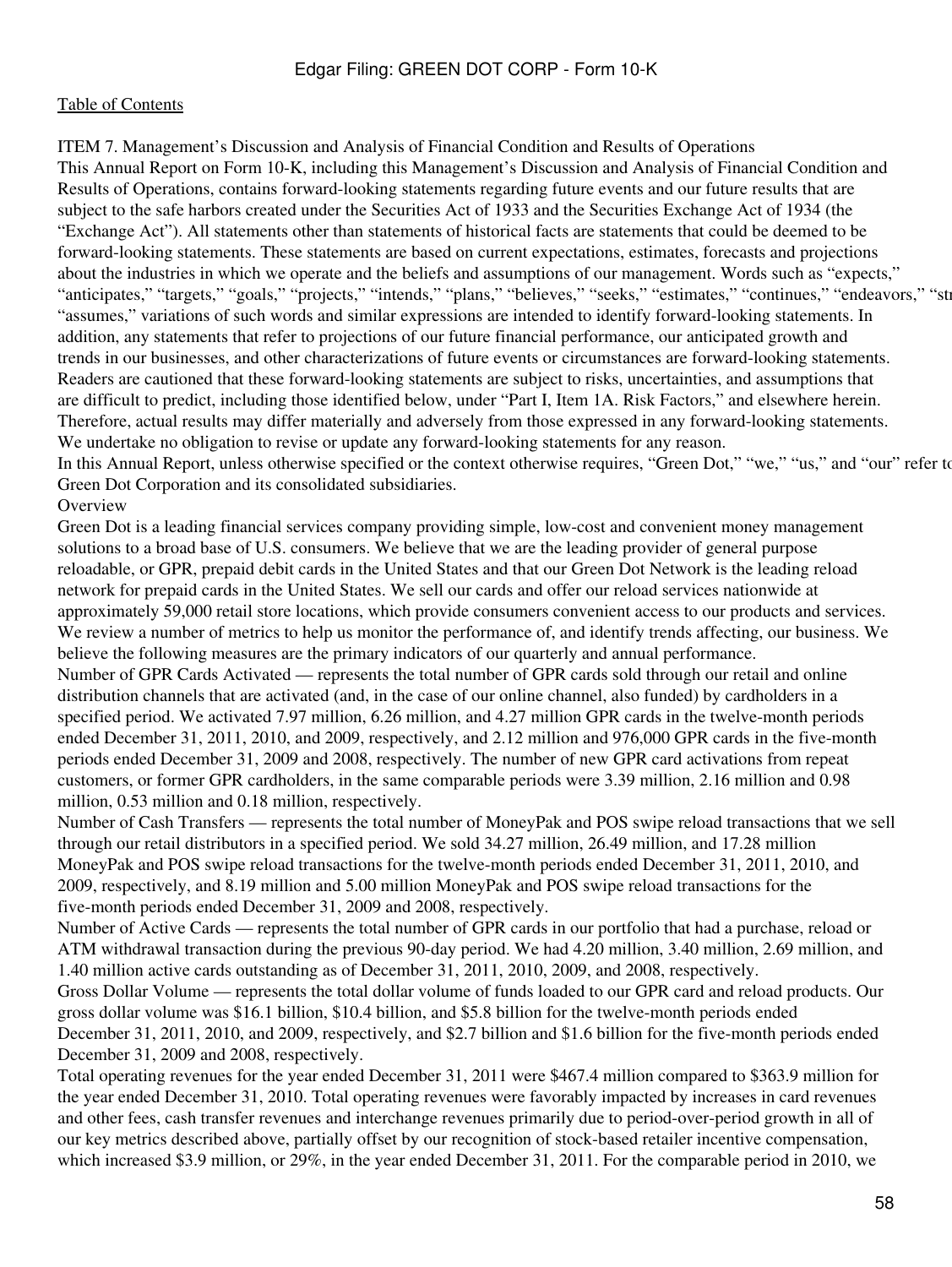ITEM 7. Management's Discussion and Analysis of Financial Condition and Results of Operations

This Annual Report on Form 10-K, including this Management's Discussion and Analysis of Financial Condition and Results of Operations, contains forward-looking statements regarding future events and our future results that are subject to the safe harbors created under the Securities Act of 1933 and the Securities Exchange Act of 1934 (the "Exchange Act"). All statements other than statements of historical facts are statements that could be deemed to be forward-looking statements. These statements are based on current expectations, estimates, forecasts and projections about the industries in which we operate and the beliefs and assumptions of our management. Words such as "expects," "anticipates," "targets," "goals," "projects," "intends," "plans," "believes," "seeks," "estimates," "continues," "endeavors," "st "assumes," variations of such words and similar expressions are intended to identify forward-looking statements. In addition, any statements that refer to projections of our future financial performance, our anticipated growth and trends in our businesses, and other characterizations of future events or circumstances are forward-looking statements. Readers are cautioned that these forward-looking statements are subject to risks, uncertainties, and assumptions that are difficult to predict, including those identified below, under "Part I, Item 1A. Risk Factors," and elsewhere herein. Therefore, actual results may differ materially and adversely from those expressed in any forward-looking statements. We undertake no obligation to revise or update any forward-looking statements for any reason.

In this Annual Report, unless otherwise specified or the context otherwise requires, "Green Dot," "we," "us," and "our" refer to Green Dot Corporation and its consolidated subsidiaries.

## Overview

Green Dot is a leading financial services company providing simple, low-cost and convenient money management solutions to a broad base of U.S. consumers. We believe that we are the leading provider of general purpose reloadable, or GPR, prepaid debit cards in the United States and that our Green Dot Network is the leading reload network for prepaid cards in the United States. We sell our cards and offer our reload services nationwide at approximately 59,000 retail store locations, which provide consumers convenient access to our products and services.

We review a number of metrics to help us monitor the performance of, and identify trends affecting, our business. We believe the following measures are the primary indicators of our quarterly and annual performance.

Number of GPR Cards Activated — represents the total number of GPR cards sold through our retail and online distribution channels that are activated (and, in the case of our online channel, also funded) by cardholders in a specified period. We activated 7.97 million, 6.26 million, and 4.27 million GPR cards in the twelve-month periods ended December 31, 2011, 2010, and 2009, respectively, and 2.12 million and 976,000 GPR cards in the five-month periods ended December 31, 2009 and 2008, respectively. The number of new GPR card activations from repeat customers, or former GPR cardholders, in the same comparable periods were 3.39 million, 2.16 million and 0.98 million, 0.53 million and 0.18 million, respectively.

Number of Cash Transfers — represents the total number of MoneyPak and POS swipe reload transactions that we sell through our retail distributors in a specified period. We sold 34.27 million, 26.49 million, and 17.28 million MoneyPak and POS swipe reload transactions for the twelve-month periods ended December 31, 2011, 2010, and 2009, respectively, and 8.19 million and 5.00 million MoneyPak and POS swipe reload transactions for the five-month periods ended December 31, 2009 and 2008, respectively.

Number of Active Cards — represents the total number of GPR cards in our portfolio that had a purchase, reload or ATM withdrawal transaction during the previous 90-day period. We had 4.20 million, 3.40 million, 2.69 million, and 1.40 million active cards outstanding as of December 31, 2011, 2010, 2009, and 2008, respectively.

Gross Dollar Volume — represents the total dollar volume of funds loaded to our GPR card and reload products. Our gross dollar volume was $16.1 billion, $10.4 billion, and $5.8 billion for the twelve-month periods ended December 31, 2011, 2010, and 2009, respectively, and $2.7 billion and $1.6 billion for the five-month periods ended December 31, 2009 and 2008, respectively.

Total operating revenues for the year ended December 31, 2011 were $467.4 million compared to $363.9 million for the year ended December 31, 2010. Total operating revenues were favorably impacted by increases in card revenues and other fees, cash transfer revenues and interchange revenues primarily due to period-over-period growth in all of our key metrics described above, partially offset by our recognition of stock-based retailer incentive compensation, which increased $3.9 million, or 29%, in the year ended December 31, 2011. For the comparable period in 2010, we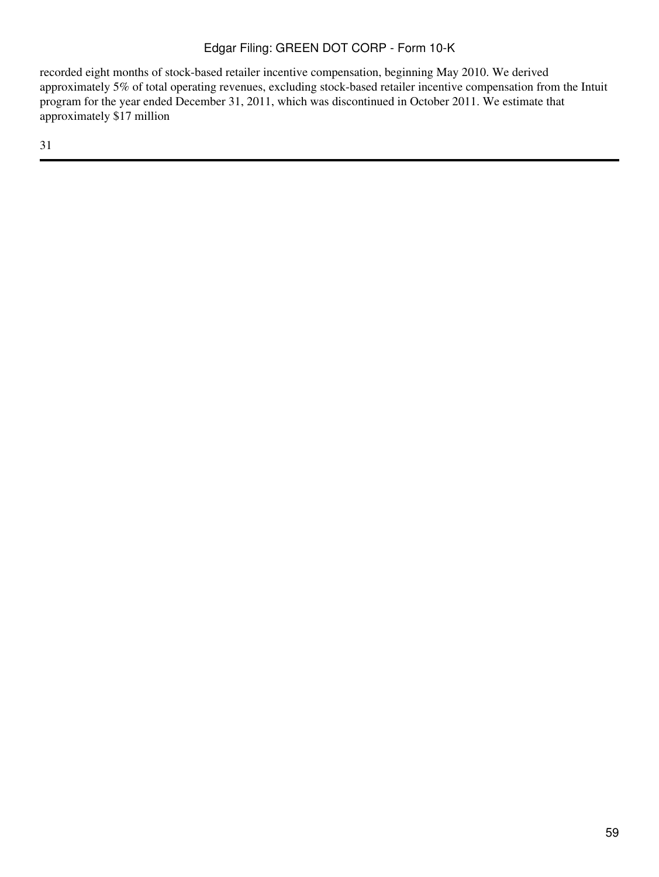recorded eight months of stock-based retailer incentive compensation, beginning May 2010. We derived approximately 5% of total operating revenues, excluding stock-based retailer incentive compensation from the Intuit program for the year ended December 31, 2011, which was discontinued in October 2011. We estimate that approximately $17 million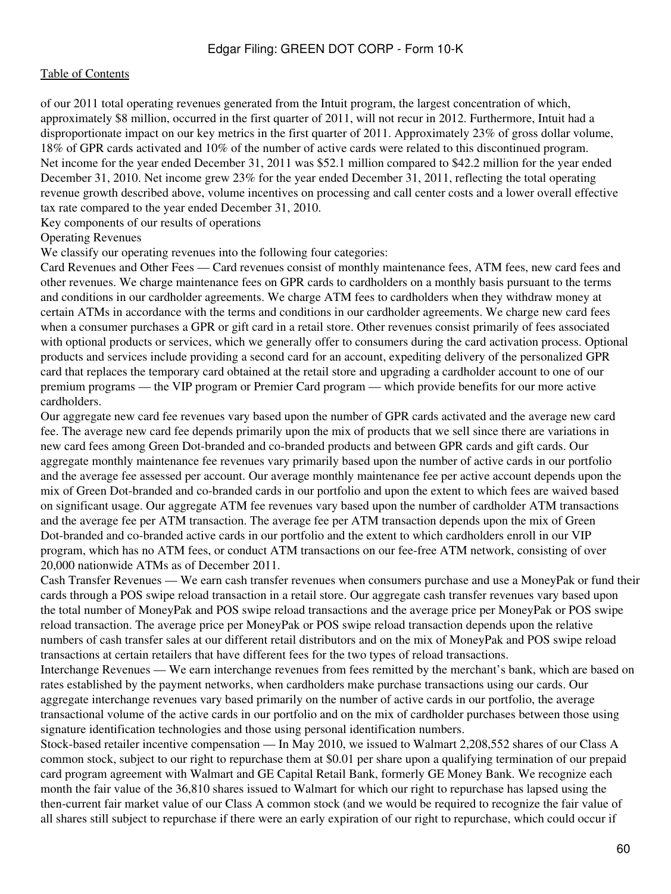of our 2011 total operating revenues generated from the Intuit program, the largest concentration of which, approximately $8 million, occurred in the first quarter of 2011, will not recur in 2012. Furthermore, Intuit had a disproportionate impact on our key metrics in the first quarter of 2011. Approximately 23% of gross dollar volume, 18% of GPR cards activated and 10% of the number of active cards were related to this discontinued program.

Net income for the year ended December 31, 2011 was $52.1 million compared to $42.2 million for the year ended December 31, 2010. Net income grew 23% for the year ended December 31, 2011, reflecting the total operating revenue growth described above, volume incentives on processing and call center costs and a lower overall effective tax rate compared to the year ended December 31, 2010.

## Key components of our results of operations

### Operating Revenues

We classify our operating revenues into the following four categories:

Card Revenues and Other Fees — Card revenues consist of monthly maintenance fees, ATM fees, new card fees and other revenues. We charge maintenance fees on GPR cards to cardholders on a monthly basis pursuant to the terms and conditions in our cardholder agreements. We charge ATM fees to cardholders when they withdraw money at certain ATMs in accordance with the terms and conditions in our cardholder agreements. We charge new card fees when a consumer purchases a GPR or gift card in a retail store. Other revenues consist primarily of fees associated with optional products or services, which we generally offer to consumers during the card activation process. Optional products and services include providing a second card for an account, expediting delivery of the personalized GPR card that replaces the temporary card obtained at the retail store and upgrading a cardholder account to one of our premium programs — the VIP program or Premier Card program — which provide benefits for our more active cardholders.

Our aggregate new card fee revenues vary based upon the number of GPR cards activated and the average new card fee. The average new card fee depends primarily upon the mix of products that we sell since there are variations in new card fees among Green Dot-branded and co-branded products and between GPR cards and gift cards. Our aggregate monthly maintenance fee revenues vary primarily based upon the number of active cards in our portfolio and the average fee assessed per account. Our average monthly maintenance fee per active account depends upon the mix of Green Dot-branded and co-branded cards in our portfolio and upon the extent to which fees are waived based on significant usage. Our aggregate ATM fee revenues vary based upon the number of cardholder ATM transactions and the average fee per ATM transaction. The average fee per ATM transaction depends upon the mix of Green Dot-branded and co-branded active cards in our portfolio and the extent to which cardholders enroll in our VIP program, which has no ATM fees, or conduct ATM transactions on our fee-free ATM network, consisting of over 20,000 nationwide ATMs as of December 2011.

Cash Transfer Revenues — We earn cash transfer revenues when consumers purchase and use a MoneyPak or fund their cards through a POS swipe reload transaction in a retail store. Our aggregate cash transfer revenues vary based upon the total number of MoneyPak and POS swipe reload transactions and the average price per MoneyPak or POS swipe reload transaction. The average price per MoneyPak or POS swipe reload transaction depends upon the relative numbers of cash transfer sales at our different retail distributors and on the mix of MoneyPak and POS swipe reload transactions at certain retailers that have different fees for the two types of reload transactions.

Interchange Revenues — We earn interchange revenues from fees remitted by the merchant's bank, which are based on rates established by the payment networks, when cardholders make purchase transactions using our cards. Our aggregate interchange revenues vary based primarily on the number of active cards in our portfolio, the average transactional volume of the active cards in our portfolio and on the mix of cardholder purchases between those using signature identification technologies and those using personal identification numbers.

Stock-based retailer incentive compensation — In May 2010, we issued to Walmart 2,208,552 shares of our Class A common stock, subject to our right to repurchase them at $0.01 per share upon a qualifying termination of our prepaid card program agreement with Walmart and GE Capital Retail Bank, formerly GE Money Bank. We recognize each month the fair value of the 36,810 shares issued to Walmart for which our right to repurchase has lapsed using the then-current fair market value of our Class A common stock (and we would be required to recognize the fair value of all shares still subject to repurchase if there were an early expiration of our right to repurchase, which could occur if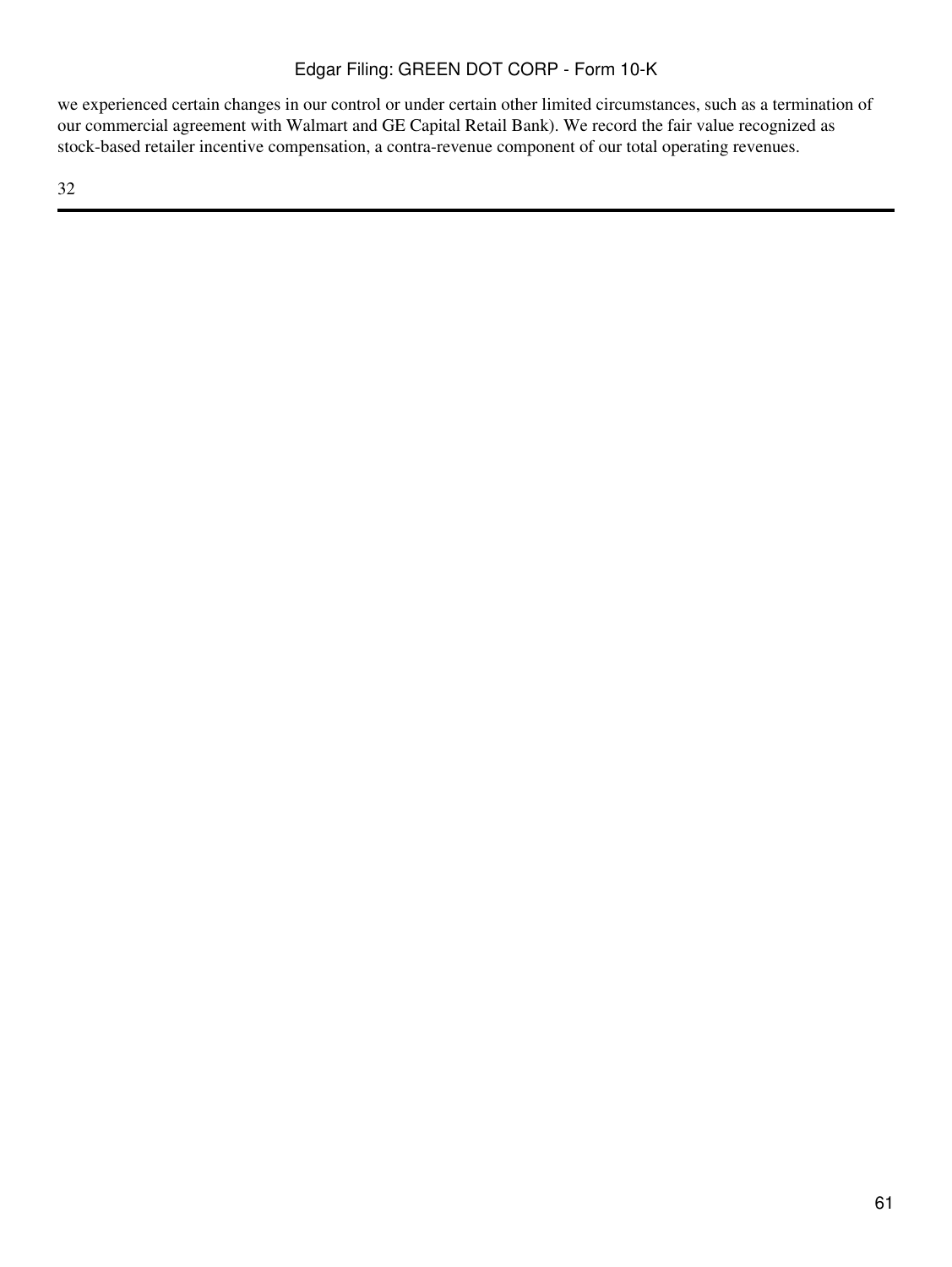we experienced certain changes in our control or under certain other limited circumstances, such as a termination of our commercial agreement with Walmart and GE Capital Retail Bank). We record the fair value recognized as stock-based retailer incentive compensation, a contra-revenue component of our total operating revenues.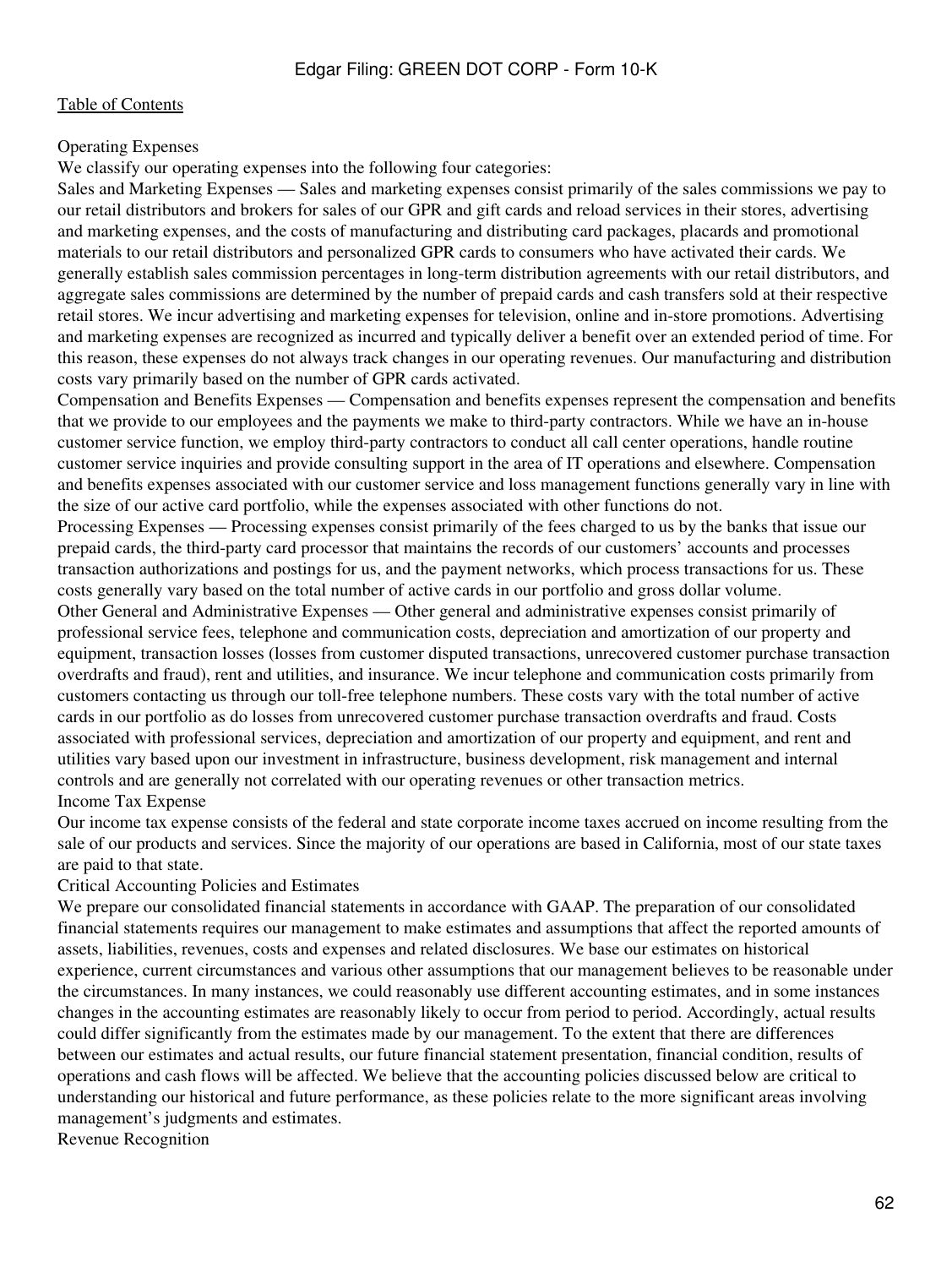### Operating Expenses

We classify our operating expenses into the following four categories:

*Sales and Marketing Expenses* — Sales and marketing expenses consist primarily of the sales commissions we pay to our retail distributors and brokers for sales of our GPR and gift cards and reload services in their stores, advertising and marketing expenses, and the costs of manufacturing and distributing card packages, placards and promotional materials to our retail distributors and personalized GPR cards to consumers who have activated their cards. We generally establish sales commission percentages in long-term distribution agreements with our retail distributors, and aggregate sales commissions are determined by the number of prepaid cards and cash transfers sold at their respective retail stores. We incur advertising and marketing expenses for television, online and in-store promotions. Advertising and marketing expenses are recognized as incurred and typically deliver a benefit over an extended period of time. For this reason, these expenses do not always track changes in our operating revenues. Our manufacturing and distribution costs vary primarily based on the number of GPR cards activated.

*Compensation and Benefits Expenses* — Compensation and benefits expenses represent the compensation and benefits that we provide to our employees and the payments we make to third-party contractors. While we have an in-house customer service function, we employ third-party contractors to conduct all call center operations, handle routine customer service inquiries and provide consulting support in the area of IT operations and elsewhere. Compensation and benefits expenses associated with our customer service and loss management functions generally vary in line with the size of our active card portfolio, while the expenses associated with other functions do not.

*Processing Expenses* — Processing expenses consist primarily of the fees charged to us by the banks that issue our prepaid cards, the third-party card processor that maintains the records of our customers' accounts and processes transaction authorizations and postings for us, and the payment networks, which process transactions for us. These costs generally vary based on the total number of active cards in our portfolio and gross dollar volume.

*Other General and Administrative Expenses* — Other general and administrative expenses consist primarily of professional service fees, telephone and communication costs, depreciation and amortization of our property and equipment, transaction losses (losses from customer disputed transactions, unrecovered customer purchase transaction overdrafts and fraud), rent and utilities, and insurance. We incur telephone and communication costs primarily from customers contacting us through our toll-free telephone numbers. These costs vary with the total number of active cards in our portfolio as do losses from unrecovered customer purchase transaction overdrafts and fraud. Costs associated with professional services, depreciation and amortization of our property and equipment, and rent and utilities vary based upon our investment in infrastructure, business development, risk management and internal controls and are generally not correlated with our operating revenues or other transaction metrics.

### Income Tax Expense

Our income tax expense consists of the federal and state corporate income taxes accrued on income resulting from the sale of our products and services. Since the majority of our operations are based in California, most of our state taxes are paid to that state.

## Critical Accounting Policies and Estimates

We prepare our consolidated financial statements in accordance with GAAP. The preparation of our consolidated financial statements requires our management to make estimates and assumptions that affect the reported amounts of assets, liabilities, revenues, costs and expenses and related disclosures. We base our estimates on historical experience, current circumstances and various other assumptions that our management believes to be reasonable under the circumstances. In many instances, we could reasonably use different accounting estimates, and in some instances changes in the accounting estimates are reasonably likely to occur from period to period. Accordingly, actual results could differ significantly from the estimates made by our management. To the extent that there are differences between our estimates and actual results, our future financial statement presentation, financial condition, results of operations and cash flows will be affected. We believe that the accounting policies discussed below are critical to understanding our historical and future performance, as these policies relate to the more significant areas involving management's judgments and estimates.

### Revenue Recognition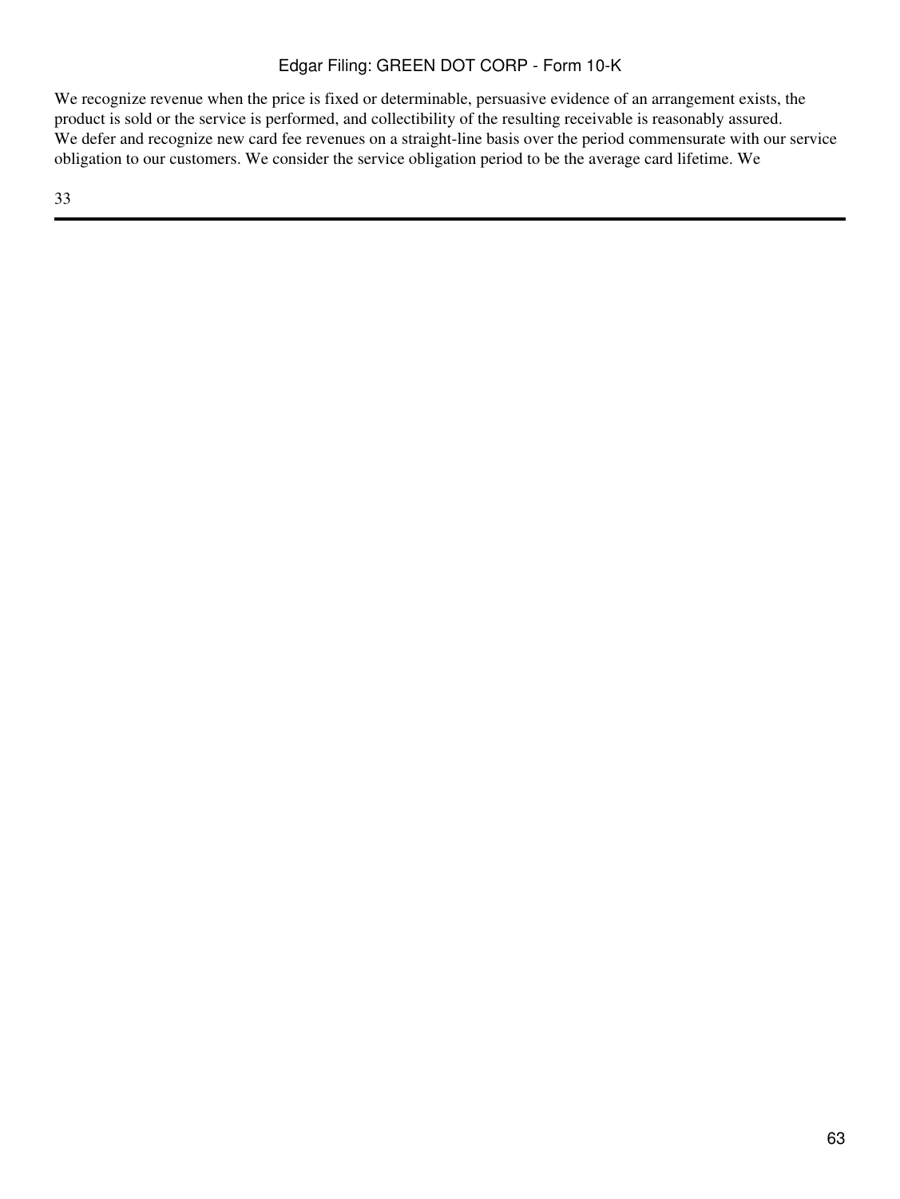We recognize revenue when the price is fixed or determinable, persuasive evidence of an arrangement exists, the product is sold or the service is performed, and collectibility of the resulting receivable is reasonably assured.

We defer and recognize new card fee revenues on a straight-line basis over the period commensurate with our service obligation to our customers. We consider the service obligation period to be the average card lifetime. We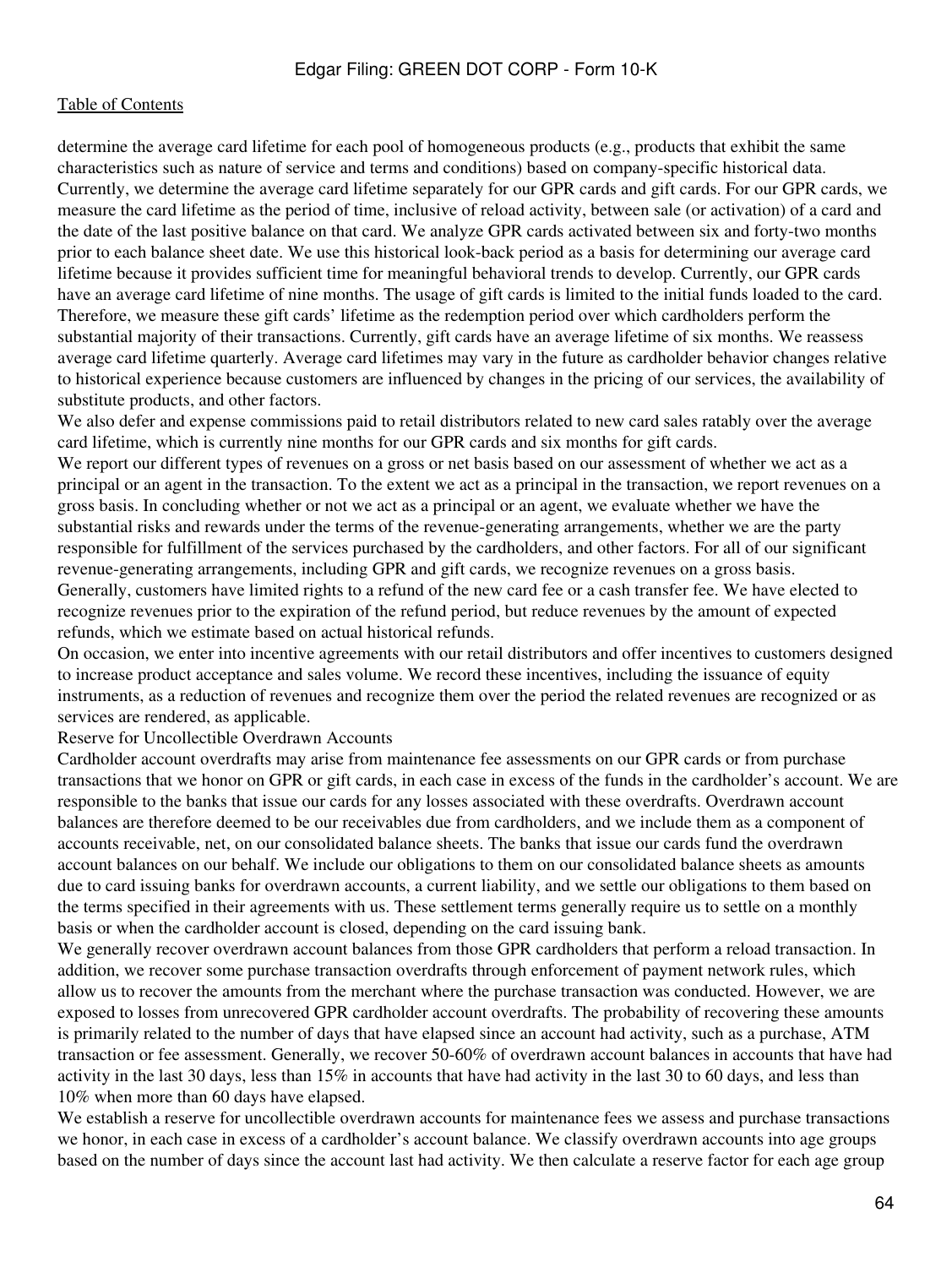determine the average card lifetime for each pool of homogeneous products (e.g., products that exhibit the same characteristics such as nature of service and terms and conditions) based on company-specific historical data. Currently, we determine the average card lifetime separately for our GPR cards and gift cards. For our GPR cards, we measure the card lifetime as the period of time, inclusive of reload activity, between sale (or activation) of a card and the date of the last positive balance on that card. We analyze GPR cards activated between six and forty-two months prior to each balance sheet date. We use this historical look-back period as a basis for determining our average card lifetime because it provides sufficient time for meaningful behavioral trends to develop. Currently, our GPR cards have an average card lifetime of nine months. The usage of gift cards is limited to the initial funds loaded to the card. Therefore, we measure these gift cards' lifetime as the redemption period over which cardholders perform the substantial majority of their transactions. Currently, gift cards have an average lifetime of six months. We reassess average card lifetime quarterly. Average card lifetimes may vary in the future as cardholder behavior changes relative to historical experience because customers are influenced by changes in the pricing of our services, the availability of substitute products, and other factors.

We also defer and expense commissions paid to retail distributors related to new card sales ratably over the average card lifetime, which is currently nine months for our GPR cards and six months for gift cards.

We report our different types of revenues on a gross or net basis based on our assessment of whether we act as a principal or an agent in the transaction. To the extent we act as a principal in the transaction, we report revenues on a gross basis. In concluding whether or not we act as a principal or an agent, we evaluate whether we have the substantial risks and rewards under the terms of the revenue-generating arrangements, whether we are the party responsible for fulfillment of the services purchased by the cardholders, and other factors. For all of our significant revenue-generating arrangements, including GPR and gift cards, we recognize revenues on a gross basis.

Generally, customers have limited rights to a refund of the new card fee or a cash transfer fee. We have elected to recognize revenues prior to the expiration of the refund period, but reduce revenues by the amount of expected refunds, which we estimate based on actual historical refunds.

On occasion, we enter into incentive agreements with our retail distributors and offer incentives to customers designed to increase product acceptance and sales volume. We record these incentives, including the issuance of equity instruments, as a reduction of revenues and recognize them over the period the related revenues are recognized or as services are rendered, as applicable.

Reserve for Uncollectible Overdrawn Accounts

Cardholder account overdrafts may arise from maintenance fee assessments on our GPR cards or from purchase transactions that we honor on GPR or gift cards, in each case in excess of the funds in the cardholder's account. We are responsible to the banks that issue our cards for any losses associated with these overdrafts. Overdrawn account balances are therefore deemed to be our receivables due from cardholders, and we include them as a component of accounts receivable, net, on our consolidated balance sheets. The banks that issue our cards fund the overdrawn account balances on our behalf. We include our obligations to them on our consolidated balance sheets as amounts due to card issuing banks for overdrawn accounts, a current liability, and we settle our obligations to them based on the terms specified in their agreements with us. These settlement terms generally require us to settle on a monthly basis or when the cardholder account is closed, depending on the card issuing bank.

We generally recover overdrawn account balances from those GPR cardholders that perform a reload transaction. In addition, we recover some purchase transaction overdrafts through enforcement of payment network rules, which allow us to recover the amounts from the merchant where the purchase transaction was conducted. However, we are exposed to losses from unrecovered GPR cardholder account overdrafts. The probability of recovering these amounts is primarily related to the number of days that have elapsed since an account had activity, such as a purchase, ATM transaction or fee assessment. Generally, we recover 50-60% of overdrawn account balances in accounts that have had activity in the last 30 days, less than 15% in accounts that have had activity in the last 30 to 60 days, and less than 10% when more than 60 days have elapsed.

We establish a reserve for uncollectible overdrawn accounts for maintenance fees we assess and purchase transactions we honor, in each case in excess of a cardholder's account balance. We classify overdrawn accounts into age groups based on the number of days since the account last had activity. We then calculate a reserve factor for each age group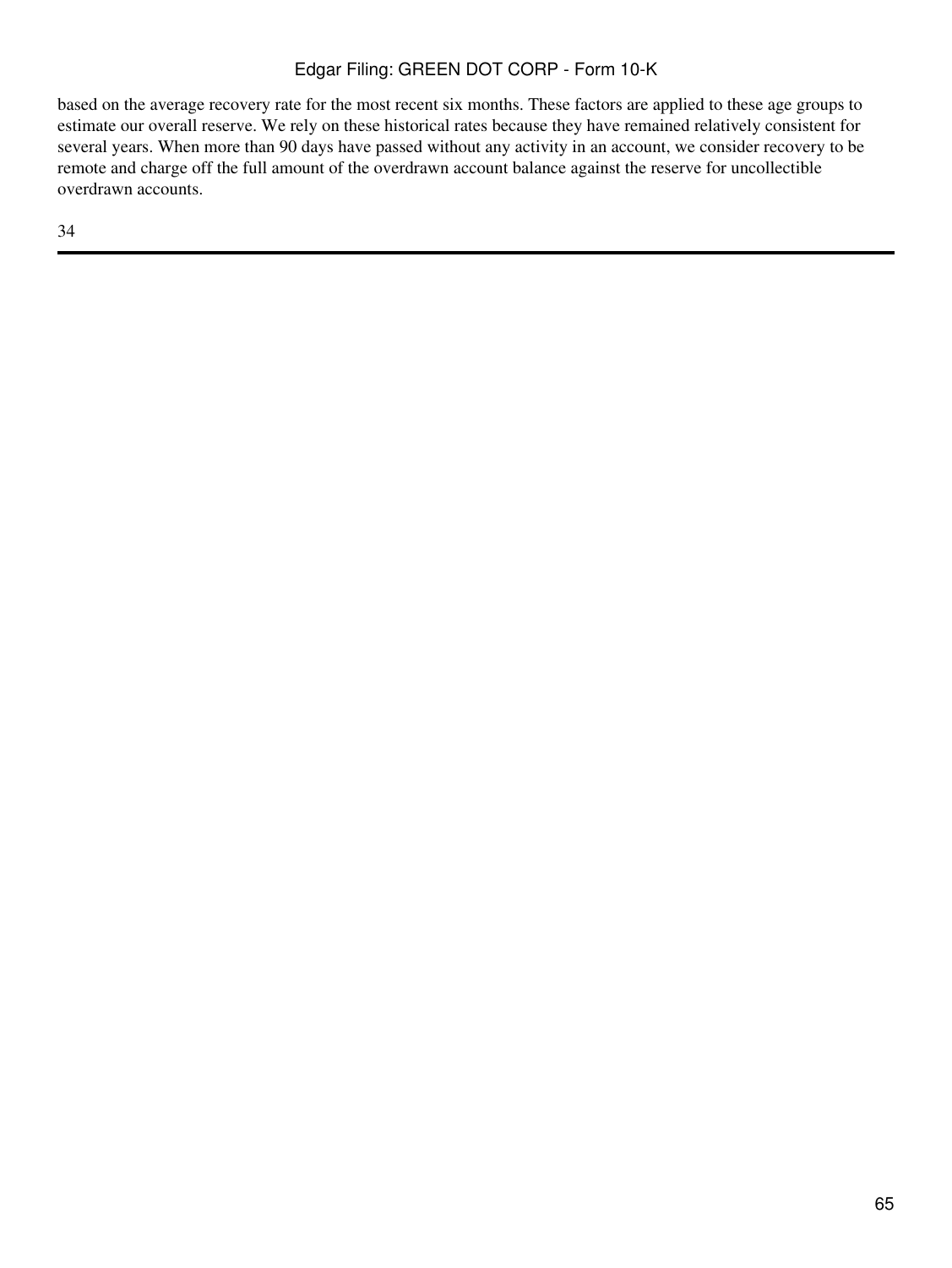based on the average recovery rate for the most recent six months. These factors are applied to these age groups to estimate our overall reserve. We rely on these historical rates because they have remained relatively consistent for several years. When more than 90 days have passed without any activity in an account, we consider recovery to be remote and charge off the full amount of the overdrawn account balance against the reserve for uncollectible overdrawn accounts.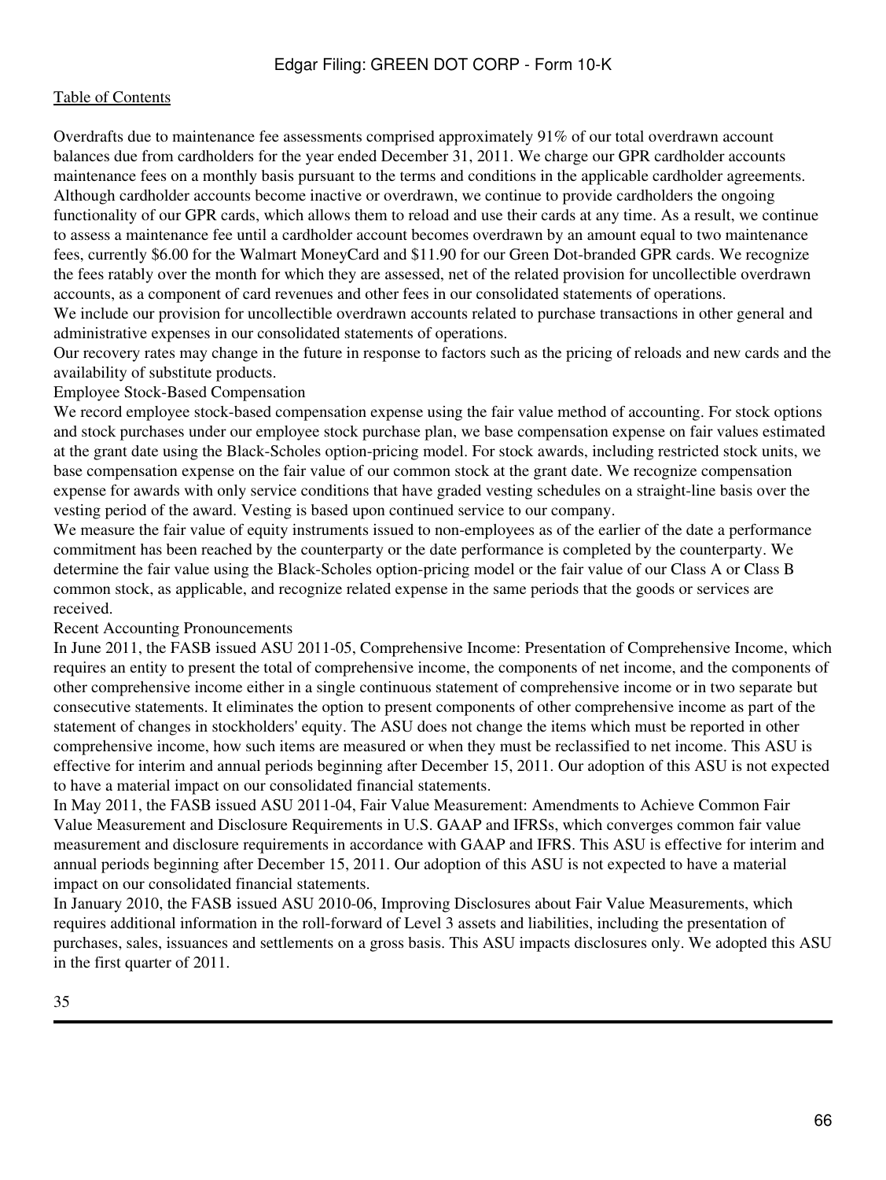Overdrafts due to maintenance fee assessments comprised approximately 91% of our total overdrawn account balances due from cardholders for the year ended December 31, 2011. We charge our GPR cardholder accounts maintenance fees on a monthly basis pursuant to the terms and conditions in the applicable cardholder agreements. Although cardholder accounts become inactive or overdrawn, we continue to provide cardholders the ongoing functionality of our GPR cards, which allows them to reload and use their cards at any time. As a result, we continue to assess a maintenance fee until a cardholder account becomes overdrawn by an amount equal to two maintenance fees, currently $6.00 for the Walmart MoneyCard and $11.90 for our Green Dot-branded GPR cards. We recognize the fees ratably over the month for which they are assessed, net of the related provision for uncollectible overdrawn accounts, as a component of card revenues and other fees in our consolidated statements of operations.

We include our provision for uncollectible overdrawn accounts related to purchase transactions in other general and administrative expenses in our consolidated statements of operations.

Our recovery rates may change in the future in response to factors such as the pricing of reloads and new cards and the availability of substitute products.

### Employee Stock-Based Compensation

We record employee stock-based compensation expense using the fair value method of accounting. For stock options and stock purchases under our employee stock purchase plan, we base compensation expense on fair values estimated at the grant date using the Black-Scholes option-pricing model. For stock awards, including restricted stock units, we base compensation expense on the fair value of our common stock at the grant date. We recognize compensation expense for awards with only service conditions that have graded vesting schedules on a straight-line basis over the vesting period of the award. Vesting is based upon continued service to our company.

We measure the fair value of equity instruments issued to non-employees as of the earlier of the date a performance commitment has been reached by the counterparty or the date performance is completed by the counterparty. We determine the fair value using the Black-Scholes option-pricing model or the fair value of our Class A or Class B common stock, as applicable, and recognize related expense in the same periods that the goods or services are received.

### Recent Accounting Pronouncements

In June 2011, the FASB issued ASU 2011-05, Comprehensive Income: Presentation of Comprehensive Income, which requires an entity to present the total of comprehensive income, the components of net income, and the components of other comprehensive income either in a single continuous statement of comprehensive income or in two separate but consecutive statements. It eliminates the option to present components of other comprehensive income as part of the statement of changes in stockholders' equity. The ASU does not change the items which must be reported in other comprehensive income, how such items are measured or when they must be reclassified to net income. This ASU is effective for interim and annual periods beginning after December 15, 2011. Our adoption of this ASU is not expected to have a material impact on our consolidated financial statements.

In May 2011, the FASB issued ASU 2011-04, Fair Value Measurement: Amendments to Achieve Common Fair Value Measurement and Disclosure Requirements in U.S. GAAP and IFRSs, which converges common fair value measurement and disclosure requirements in accordance with GAAP and IFRS. This ASU is effective for interim and annual periods beginning after December 15, 2011. Our adoption of this ASU is not expected to have a material impact on our consolidated financial statements.

In January 2010, the FASB issued ASU 2010-06, Improving Disclosures about Fair Value Measurements, which requires additional information in the roll-forward of Level 3 assets and liabilities, including the presentation of purchases, sales, issuances and settlements on a gross basis. This ASU impacts disclosures only. We adopted this ASU in the first quarter of 2011.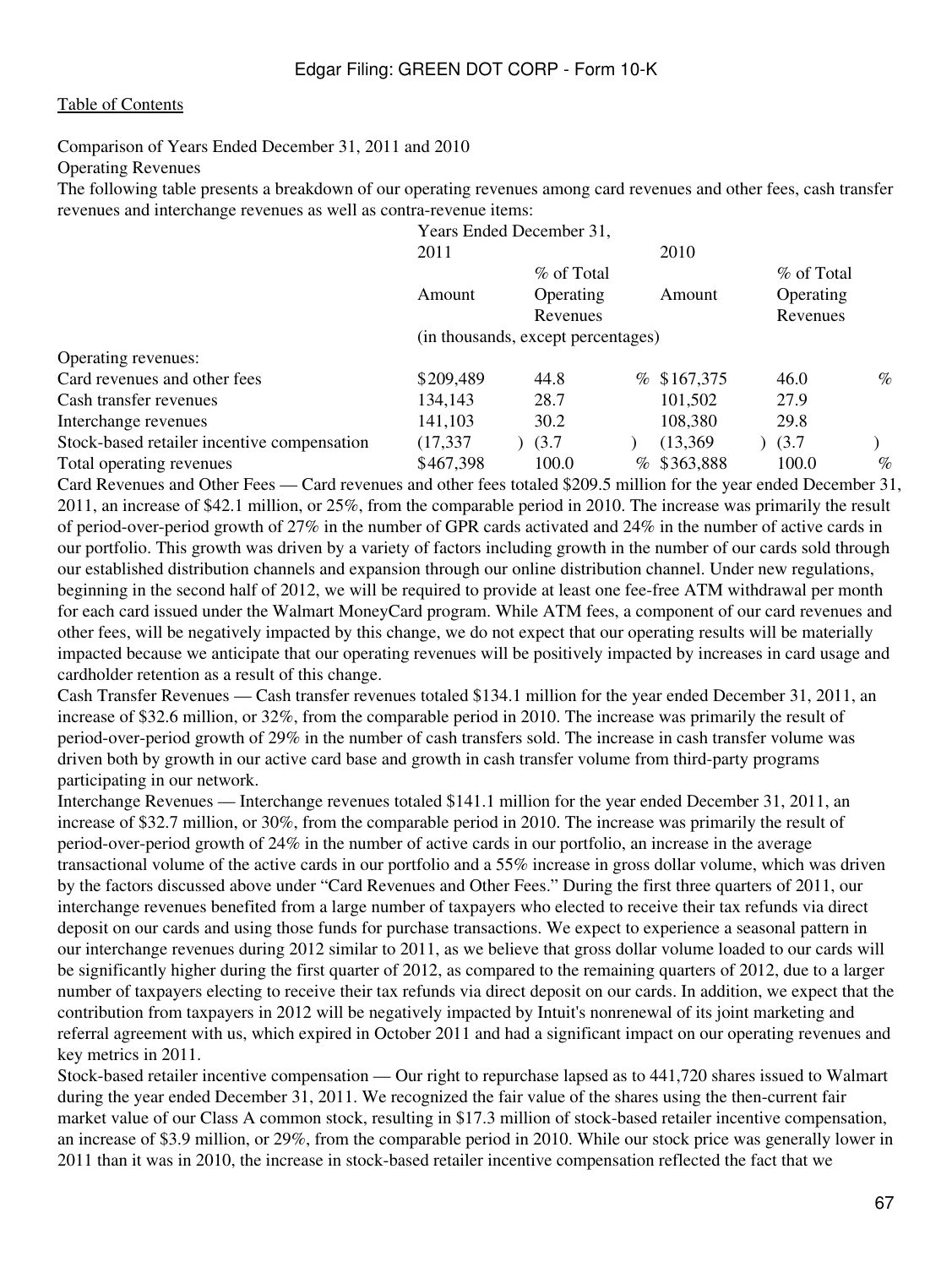[Table of Contents](#)

Comparison of Years Ended December 31, 2011 and 2010

Operating Revenues

The following table presents a breakdown of our operating revenues among card revenues and other fees, cash transfer revenues and interchange revenues as well as contra-revenue items:

| | Years Ended December 31, | | | |
|---|---|---|---|---|
| | 2011 | | 2010 | |
| | Amount | % of Total Operating Revenues | Amount | % of Total Operating Revenues |
| | (in thousands, except percentages) | | | |
| Operating revenues: | | | | |
| Card revenues and other fees | $209,489 | 44.8 % | $167,375 | 46.0 % |
| Cash transfer revenues | 134,143 | 28.7 | 101,502 | 27.9 |
| Interchange revenues | 141,103 | 30.2 | 108,380 | 29.8 |
| Stock-based retailer incentive compensation | (17,337 ) | (3.7 ) | (13,369 ) | (3.7 ) |
| Total operating revenues | $467,398 | 100.0 % | $363,888 | 100.0 % |

Card Revenues and Other Fees — Card revenues and other fees totaled $209.5 million for the year ended December 31, 2011, an increase of $42.1 million, or 25%, from the comparable period in 2010. The increase was primarily the result of period-over-period growth of 27% in the number of GPR cards activated and 24% in the number of active cards in our portfolio. This growth was driven by a variety of factors including growth in the number of our cards sold through our established distribution channels and expansion through our online distribution channel. Under new regulations, beginning in the second half of 2012, we will be required to provide at least one fee-free ATM withdrawal per month for each card issued under the Walmart MoneyCard program. While ATM fees, a component of our card revenues and other fees, will be negatively impacted by this change, we do not expect that our operating results will be materially impacted because we anticipate that our operating revenues will be positively impacted by increases in card usage and cardholder retention as a result of this change.

Cash Transfer Revenues — Cash transfer revenues totaled $134.1 million for the year ended December 31, 2011, an increase of $32.6 million, or 32%, from the comparable period in 2010. The increase was primarily the result of period-over-period growth of 29% in the number of cash transfers sold. The increase in cash transfer volume was driven both by growth in our active card base and growth in cash transfer volume from third-party programs participating in our network.

Interchange Revenues — Interchange revenues totaled $141.1 million for the year ended December 31, 2011, an increase of $32.7 million, or 30%, from the comparable period in 2010. The increase was primarily the result of period-over-period growth of 24% in the number of active cards in our portfolio, an increase in the average transactional volume of the active cards in our portfolio and a 55% increase in gross dollar volume, which was driven by the factors discussed above under "Card Revenues and Other Fees." During the first three quarters of 2011, our interchange revenues benefited from a large number of taxpayers who elected to receive their tax refunds via direct deposit on our cards and using those funds for purchase transactions. We expect to experience a seasonal pattern in our interchange revenues during 2012 similar to 2011, as we believe that gross dollar volume loaded to our cards will be significantly higher during the first quarter of 2012, as compared to the remaining quarters of 2012, due to a larger number of taxpayers electing to receive their tax refunds via direct deposit on our cards. In addition, we expect that the contribution from taxpayers in 2012 will be negatively impacted by Intuit's nonrenewal of its joint marketing and referral agreement with us, which expired in October 2011 and had a significant impact on our operating revenues and key metrics in 2011.

Stock-based retailer incentive compensation — Our right to repurchase lapsed as to 441,720 shares issued to Walmart during the year ended December 31, 2011. We recognized the fair value of the shares using the then-current fair market value of our Class A common stock, resulting in $17.3 million of stock-based retailer incentive compensation, an increase of $3.9 million, or 29%, from the comparable period in 2010. While our stock price was generally lower in 2011 than it was in 2010, the increase in stock-based retailer incentive compensation reflected the fact that we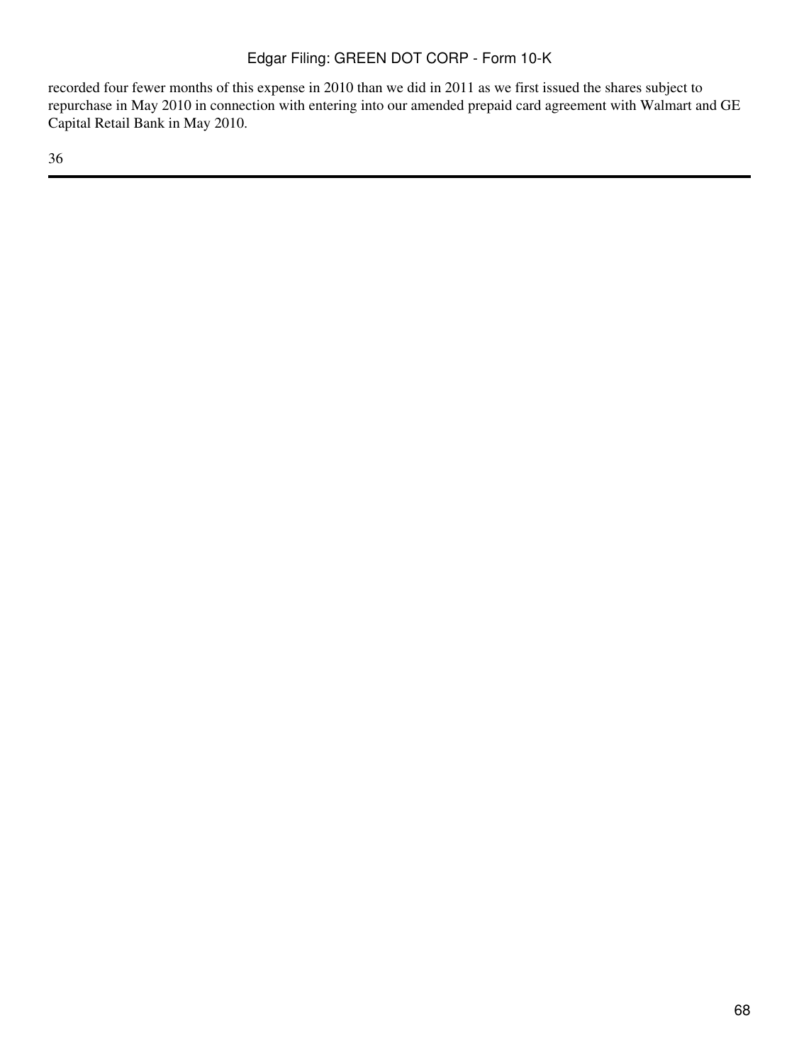recorded four fewer months of this expense in 2010 than we did in 2011 as we first issued the shares subject to repurchase in May 2010 in connection with entering into our amended prepaid card agreement with Walmart and GE Capital Retail Bank in May 2010.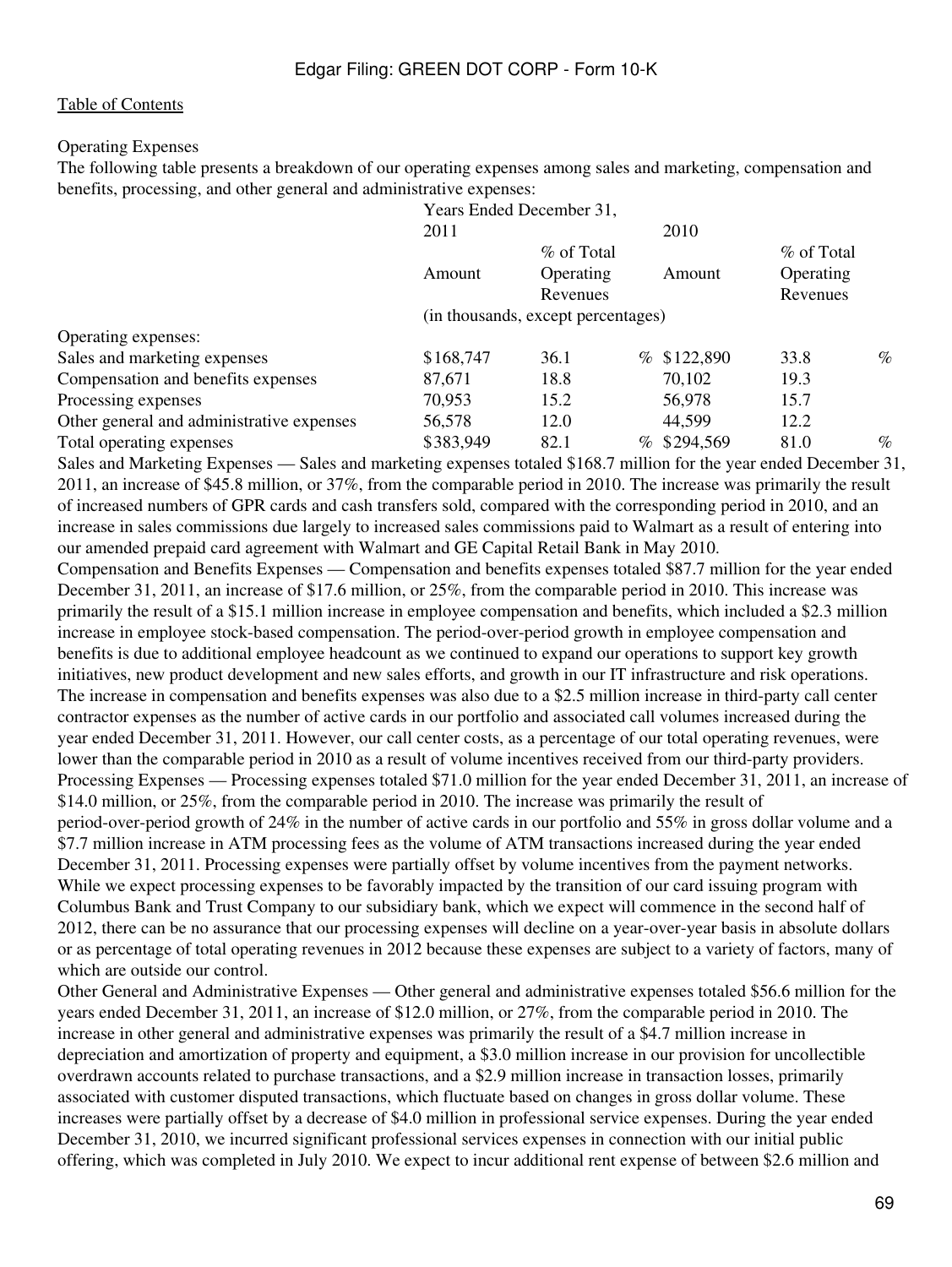[Table of Contents](#)

Operating Expenses

The following table presents a breakdown of our operating expenses among sales and marketing, compensation and benefits, processing, and other general and administrative expenses:

| | Years Ended December 31, | | | |
|---|---|---|---|---|
| | 2011 | | 2010 | |
| | Amount | % of Total Operating Revenues | Amount | % of Total Operating Revenues |
| | (in thousands, except percentages) | | | |
| Operating expenses: | | | | |
| Sales and marketing expenses | $168,747 | 36.1 % | $122,890 | 33.8 % |
| Compensation and benefits expenses | 87,671 | 18.8 | 70,102 | 19.3 |
| Processing expenses | 70,953 | 15.2 | 56,978 | 15.7 |
| Other general and administrative expenses | 56,578 | 12.0 | 44,599 | 12.2 |
| Total operating expenses | $383,949 | 82.1 % | $294,569 | 81.0 % |

Sales and Marketing Expenses — Sales and marketing expenses totaled $168.7 million for the year ended December 31, 2011, an increase of $45.8 million, or 37%, from the comparable period in 2010. The increase was primarily the result of increased numbers of GPR cards and cash transfers sold, compared with the corresponding period in 2010, and an increase in sales commissions due largely to increased sales commissions paid to Walmart as a result of entering into our amended prepaid card agreement with Walmart and GE Capital Retail Bank in May 2010.

Compensation and Benefits Expenses — Compensation and benefits expenses totaled $87.7 million for the year ended December 31, 2011, an increase of $17.6 million, or 25%, from the comparable period in 2010. This increase was primarily the result of a $15.1 million increase in employee compensation and benefits, which included a $2.3 million increase in employee stock-based compensation. The period-over-period growth in employee compensation and benefits is due to additional employee headcount as we continued to expand our operations to support key growth initiatives, new product development and new sales efforts, and growth in our IT infrastructure and risk operations. The increase in compensation and benefits expenses was also due to a $2.5 million increase in third-party call center contractor expenses as the number of active cards in our portfolio and associated call volumes increased during the year ended December 31, 2011. However, our call center costs, as a percentage of our total operating revenues, were lower than the comparable period in 2010 as a result of volume incentives received from our third-party providers.

Processing Expenses — Processing expenses totaled $71.0 million for the year ended December 31, 2011, an increase of $14.0 million, or 25%, from the comparable period in 2010. The increase was primarily the result of period-over-period growth of 24% in the number of active cards in our portfolio and 55% in gross dollar volume and a $7.7 million increase in ATM processing fees as the volume of ATM transactions increased during the year ended December 31, 2011. Processing expenses were partially offset by volume incentives from the payment networks. While we expect processing expenses to be favorably impacted by the transition of our card issuing program with Columbus Bank and Trust Company to our subsidiary bank, which we expect will commence in the second half of 2012, there can be no assurance that our processing expenses will decline on a year-over-year basis in absolute dollars or as percentage of total operating revenues in 2012 because these expenses are subject to a variety of factors, many of which are outside our control.

Other General and Administrative Expenses — Other general and administrative expenses totaled $56.6 million for the years ended December 31, 2011, an increase of $12.0 million, or 27%, from the comparable period in 2010. The increase in other general and administrative expenses was primarily the result of a $4.7 million increase in depreciation and amortization of property and equipment, a $3.0 million increase in our provision for uncollectible overdrawn accounts related to purchase transactions, and a $2.9 million increase in transaction losses, primarily associated with customer disputed transactions, which fluctuate based on changes in gross dollar volume. These increases were partially offset by a decrease of $4.0 million in professional service expenses. During the year ended December 31, 2010, we incurred significant professional services expenses in connection with our initial public offering, which was completed in July 2010. We expect to incur additional rent expense of between $2.6 million and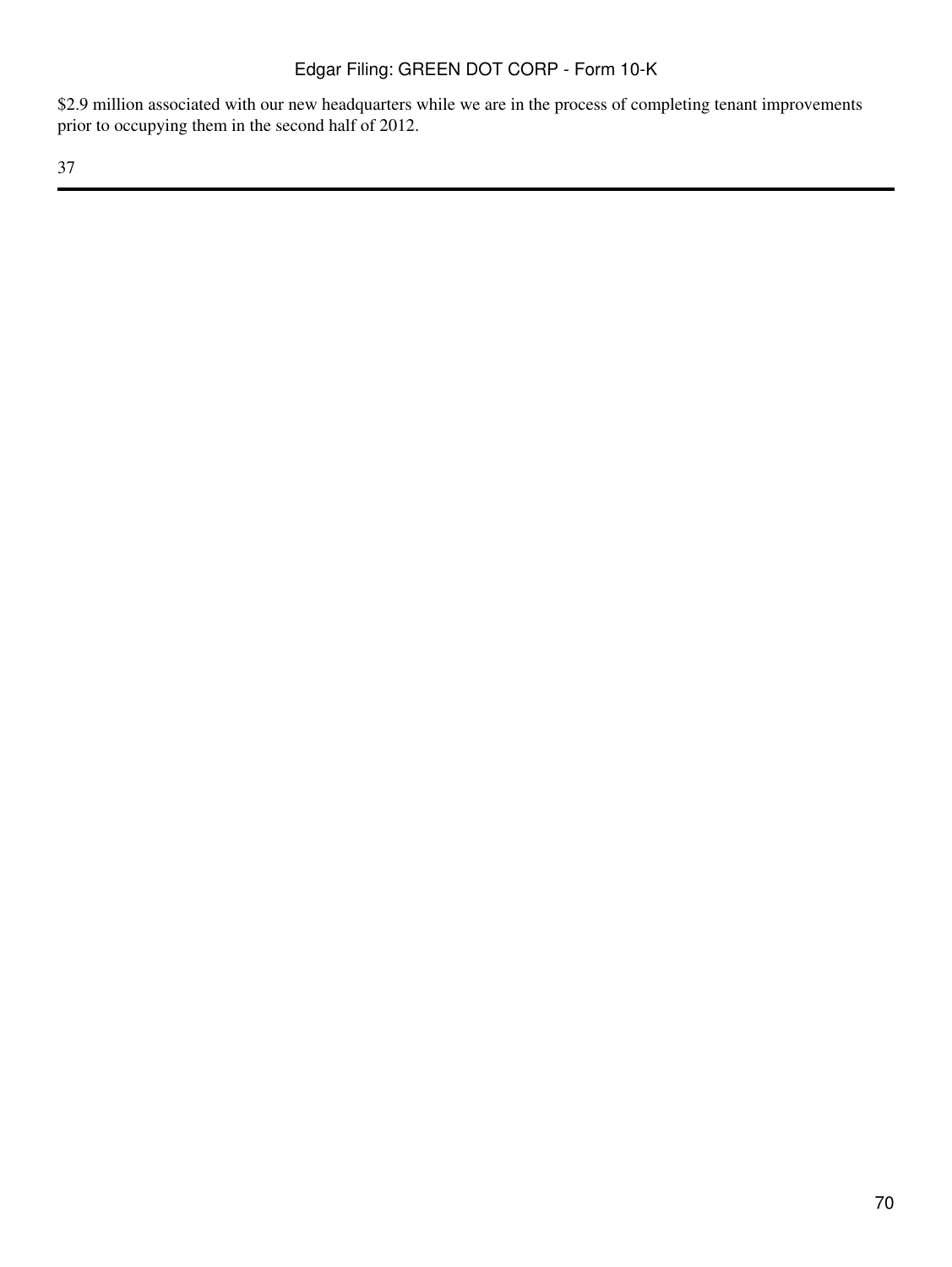$2.9 million associated with our new headquarters while we are in the process of completing tenant improvements prior to occupying them in the second half of 2012.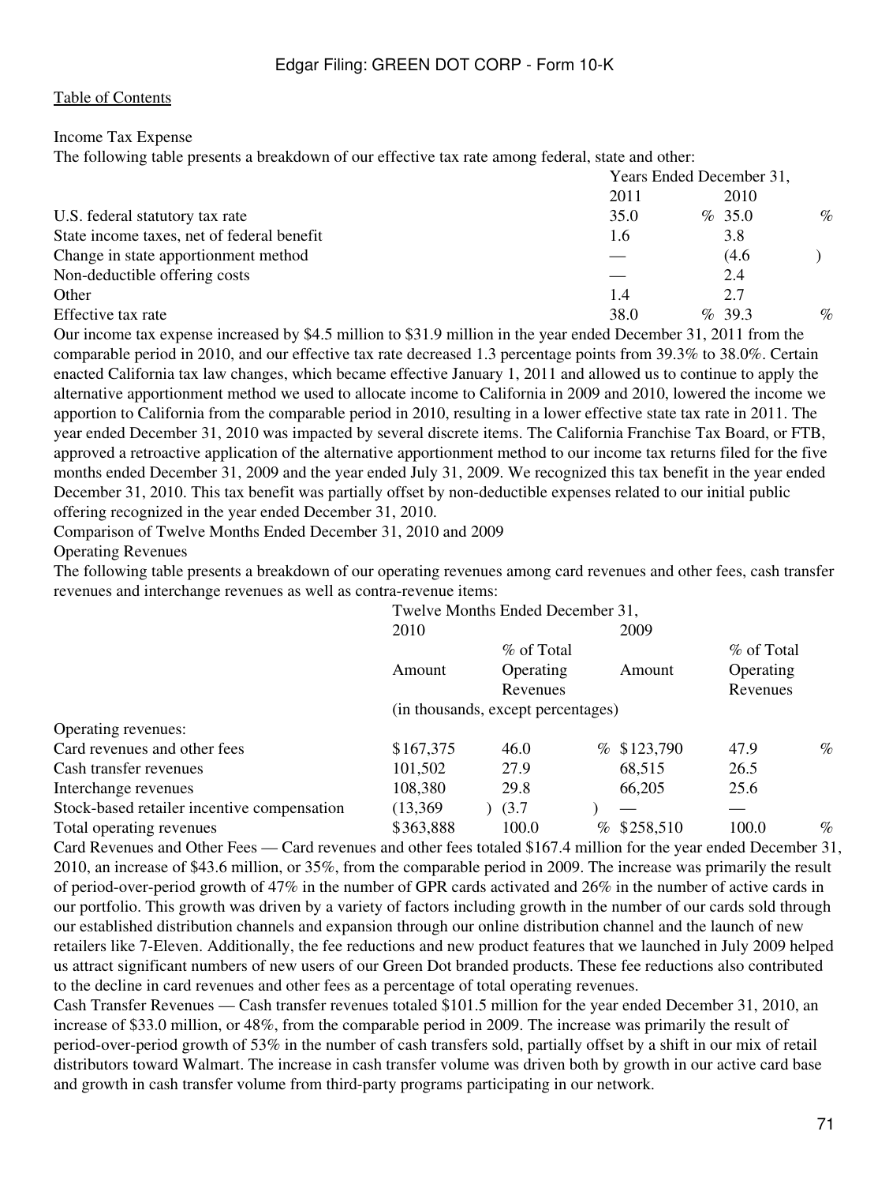Income Tax Expense

The following table presents a breakdown of our effective tax rate among federal, state and other:

| | Years Ended December 31, | |
|---|---|---|
| | 2011 | 2010 |
| U.S. federal statutory tax rate | 35.0 % | 35.0 % |
| State income taxes, net of federal benefit | 1.6 | 3.8 |
| Change in state apportionment method | — | (4.6 ) |
| Non-deductible offering costs | — | 2.4 |
| Other | 1.4 | 2.7 |
| Effective tax rate | 38.0 % | 39.3 % |

Our income tax expense increased by $4.5 million to $31.9 million in the year ended December 31, 2011 from the comparable period in 2010, and our effective tax rate decreased 1.3 percentage points from 39.3% to 38.0%. Certain enacted California tax law changes, which became effective January 1, 2011 and allowed us to continue to apply the alternative apportionment method we used to allocate income to California in 2009 and 2010, lowered the income we apportion to California from the comparable period in 2010, resulting in a lower effective state tax rate in 2011. The year ended December 31, 2010 was impacted by several discrete items. The California Franchise Tax Board, or FTB, approved a retroactive application of the alternative apportionment method to our income tax returns filed for the five months ended December 31, 2009 and the year ended July 31, 2009. We recognized this tax benefit in the year ended December 31, 2010. This tax benefit was partially offset by non-deductible expenses related to our initial public offering recognized in the year ended December 31, 2010.

Comparison of Twelve Months Ended December 31, 2010 and 2009

Operating Revenues

The following table presents a breakdown of our operating revenues among card revenues and other fees, cash transfer revenues and interchange revenues as well as contra-revenue items:

| | Twelve Months Ended December 31, | | | |
|---|---|---|---|---|
| | 2010 | | 2009 | |
| | Amount | % of Total Operating Revenues | Amount | % of Total Operating Revenues |
| | (in thousands, except percentages) | | | |
| Operating revenues: | | | | |
| Card revenues and other fees | $167,375 | 46.0 % | $123,790 | 47.9 % |
| Cash transfer revenues | 101,502 | 27.9 | 68,515 | 26.5 |
| Interchange revenues | 108,380 | 29.8 | 66,205 | 25.6 |
| Stock-based retailer incentive compensation | (13,369 ) | (3.7 ) | — | — |
| Total operating revenues | $363,888 | 100.0 % | $258,510 | 100.0 % |

Card Revenues and Other Fees — Card revenues and other fees totaled $167.4 million for the year ended December 31, 2010, an increase of $43.6 million, or 35%, from the comparable period in 2009. The increase was primarily the result of period-over-period growth of 47% in the number of GPR cards activated and 26% in the number of active cards in our portfolio. This growth was driven by a variety of factors including growth in the number of our cards sold through our established distribution channels and expansion through our online distribution channel and the launch of new retailers like 7-Eleven. Additionally, the fee reductions and new product features that we launched in July 2009 helped us attract significant numbers of new users of our Green Dot branded products. These fee reductions also contributed to the decline in card revenues and other fees as a percentage of total operating revenues.

Cash Transfer Revenues — Cash transfer revenues totaled $101.5 million for the year ended December 31, 2010, an increase of $33.0 million, or 48%, from the comparable period in 2009. The increase was primarily the result of period-over-period growth of 53% in the number of cash transfers sold, partially offset by a shift in our mix of retail distributors toward Walmart. The increase in cash transfer volume was driven both by growth in our active card base and growth in cash transfer volume from third-party programs participating in our network.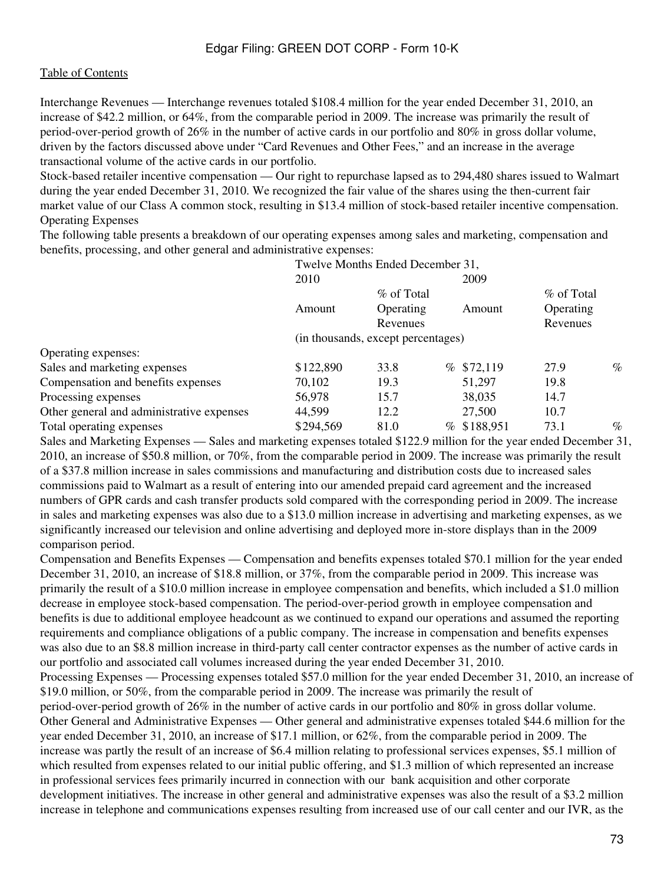Interchange Revenues — Interchange revenues totaled $108.4 million for the year ended December 31, 2010, an increase of $42.2 million, or 64%, from the comparable period in 2009. The increase was primarily the result of period-over-period growth of 26% in the number of active cards in our portfolio and 80% in gross dollar volume, driven by the factors discussed above under "Card Revenues and Other Fees," and an increase in the average transactional volume of the active cards in our portfolio.

Stock-based retailer incentive compensation — Our right to repurchase lapsed as to 294,480 shares issued to Walmart during the year ended December 31, 2010. We recognized the fair value of the shares using the then-current fair market value of our Class A common stock, resulting in $13.4 million of stock-based retailer incentive compensation.

Operating Expenses

The following table presents a breakdown of our operating expenses among sales and marketing, compensation and benefits, processing, and other general and administrative expenses:

| | Twelve Months Ended December 31, | | | |
|---|---|---|---|---|
| | 2010 | | 2009 | |
| | Amount | % of Total Operating Revenues | Amount | % of Total Operating Revenues |
| | (in thousands, except percentages) | | | |
| Operating expenses: | | | | |
| Sales and marketing expenses | $122,890 | 33.8 % | $72,119 | 27.9 % |
| Compensation and benefits expenses | 70,102 | 19.3 | 51,297 | 19.8 |
| Processing expenses | 56,978 | 15.7 | 38,035 | 14.7 |
| Other general and administrative expenses | 44,599 | 12.2 | 27,500 | 10.7 |
| Total operating expenses | $294,569 | 81.0 % | $188,951 | 73.1 % |

Sales and Marketing Expenses — Sales and marketing expenses totaled $122.9 million for the year ended December 31, 2010, an increase of $50.8 million, or 70%, from the comparable period in 2009. The increase was primarily the result of a $37.8 million increase in sales commissions and manufacturing and distribution costs due to increased sales commissions paid to Walmart as a result of entering into our amended prepaid card agreement and the increased numbers of GPR cards and cash transfer products sold compared with the corresponding period in 2009. The increase in sales and marketing expenses was also due to a $13.0 million increase in advertising and marketing expenses, as we significantly increased our television and online advertising and deployed more in-store displays than in the 2009 comparison period.

Compensation and Benefits Expenses — Compensation and benefits expenses totaled $70.1 million for the year ended December 31, 2010, an increase of $18.8 million, or 37%, from the comparable period in 2009. This increase was primarily the result of a $10.0 million increase in employee compensation and benefits, which included a $1.0 million decrease in employee stock-based compensation. The period-over-period growth in employee compensation and benefits is due to additional employee headcount as we continued to expand our operations and assumed the reporting requirements and compliance obligations of a public company. The increase in compensation and benefits expenses was also due to an $8.8 million increase in third-party call center contractor expenses as the number of active cards in our portfolio and associated call volumes increased during the year ended December 31, 2010.

Processing Expenses — Processing expenses totaled $57.0 million for the year ended December 31, 2010, an increase of $19.0 million, or 50%, from the comparable period in 2009. The increase was primarily the result of period-over-period growth of 26% in the number of active cards in our portfolio and 80% in gross dollar volume.

Other General and Administrative Expenses — Other general and administrative expenses totaled $44.6 million for the year ended December 31, 2010, an increase of $17.1 million, or 62%, from the comparable period in 2009. The increase was partly the result of an increase of $6.4 million relating to professional services expenses, $5.1 million of which resulted from expenses related to our initial public offering, and $1.3 million of which represented an increase in professional services fees primarily incurred in connection with our bank acquisition and other corporate development initiatives. The increase in other general and administrative expenses was also the result of a $3.2 million increase in telephone and communications expenses resulting from increased use of our call center and our IVR, as the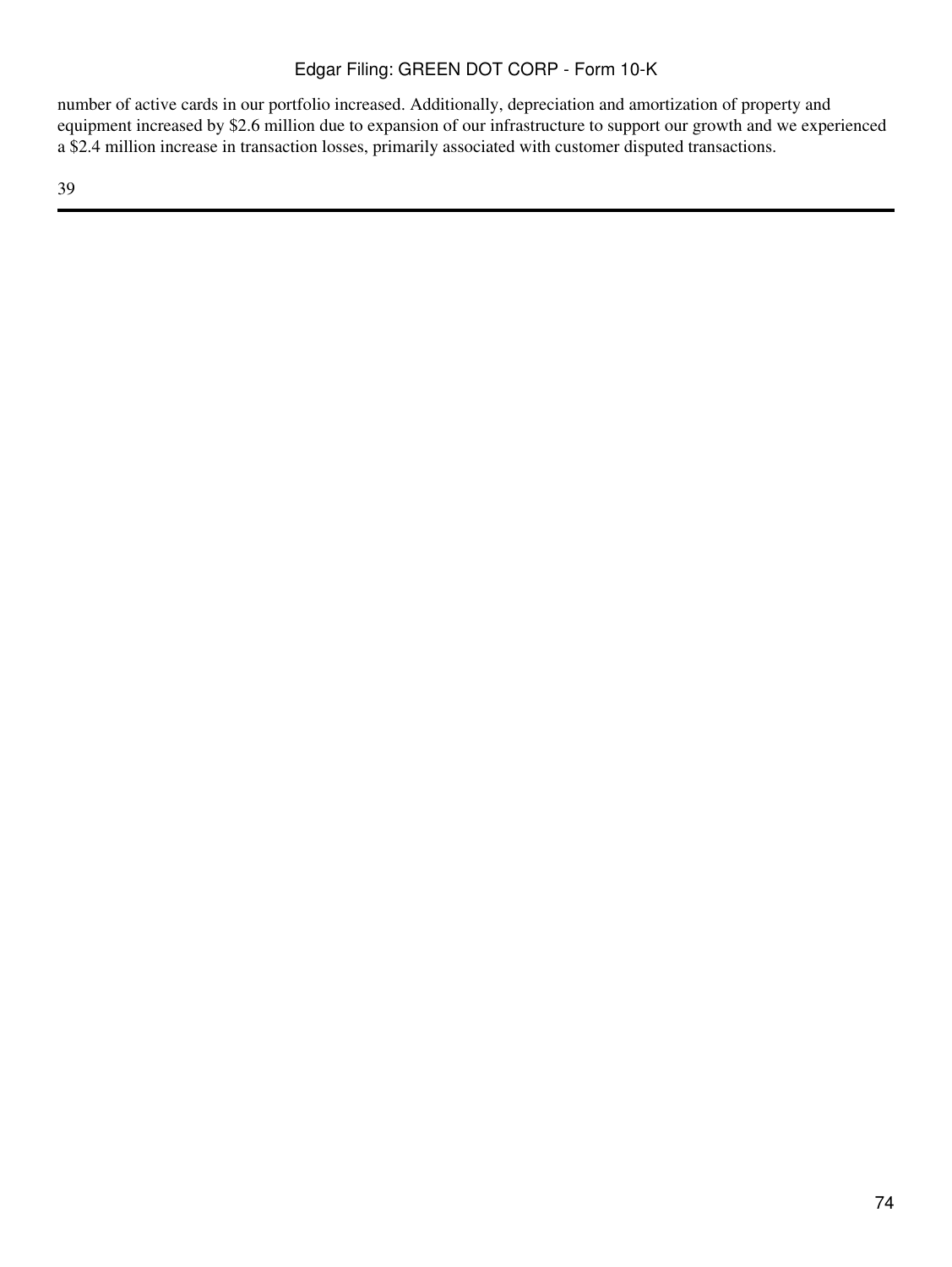number of active cards in our portfolio increased. Additionally, depreciation and amortization of property and equipment increased by $2.6 million due to expansion of our infrastructure to support our growth and we experienced a $2.4 million increase in transaction losses, primarily associated with customer disputed transactions.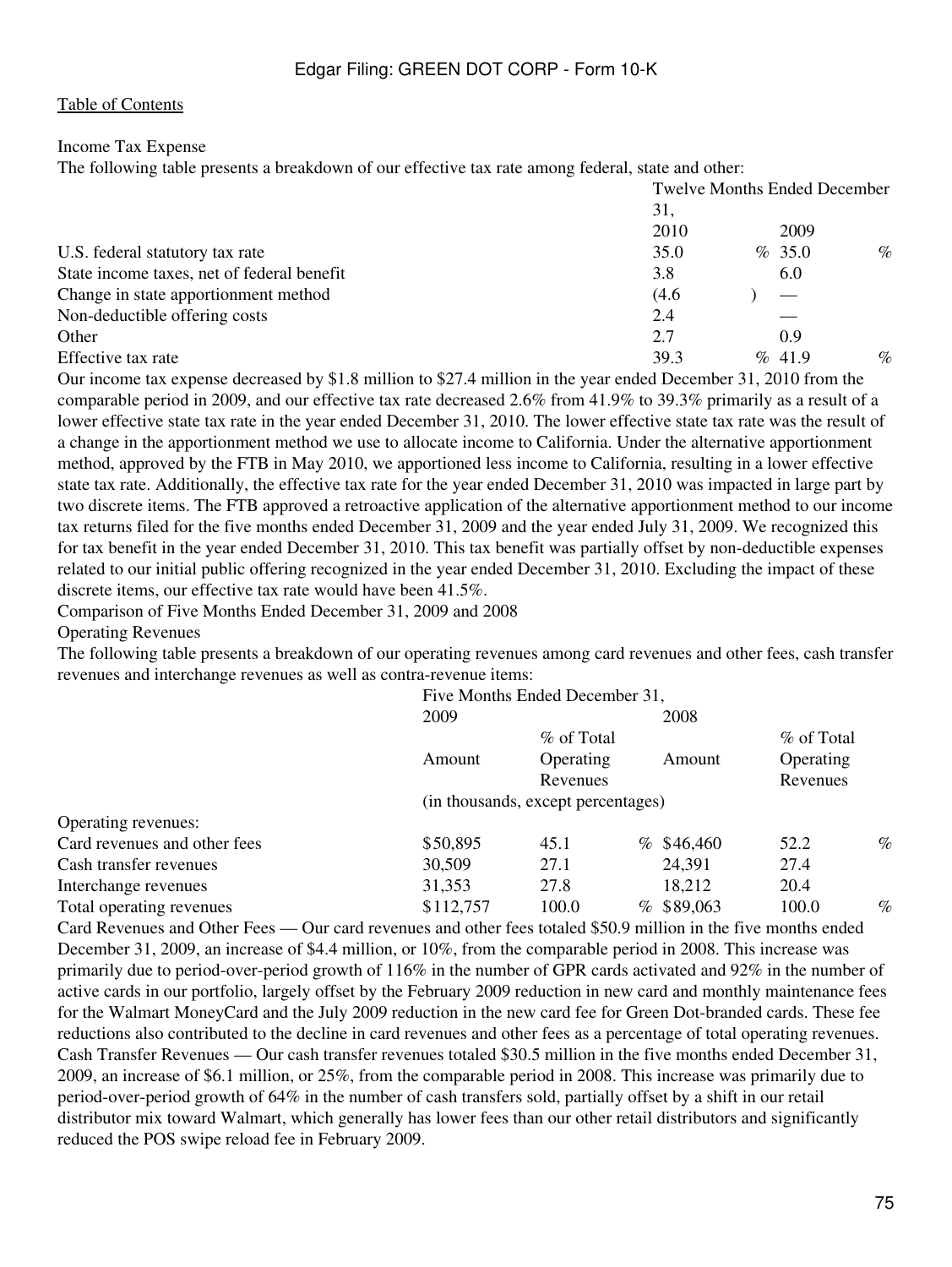Table of Contents

### Income Tax Expense

The following table presents a breakdown of our effective tax rate among federal, state and other:

| | Twelve Months Ended December 31, | |
|---|---|---|
| | 2010 | 2009 |
| U.S. federal statutory tax rate | 35.0 % | 35.0 % |
| State income taxes, net of federal benefit | 3.8 | 6.0 |
| Change in state apportionment method | (4.6 ) | — |
| Non-deductible offering costs | 2.4 | — |
| Other | 2.7 | 0.9 |
| Effective tax rate | 39.3 % | 41.9 % |

Our income tax expense decreased by $1.8 million to $27.4 million in the year ended December 31, 2010 from the comparable period in 2009, and our effective tax rate decreased 2.6% from 41.9% to 39.3% primarily as a result of a lower effective state tax rate in the year ended December 31, 2010. The lower effective state tax rate was the result of a change in the apportionment method we use to allocate income to California. Under the alternative apportionment method, approved by the FTB in May 2010, we apportioned less income to California, resulting in a lower effective state tax rate. Additionally, the effective tax rate for the year ended December 31, 2010 was impacted in large part by two discrete items. The FTB approved a retroactive application of the alternative apportionment method to our income tax returns filed for the five months ended December 31, 2009 and the year ended July 31, 2009. We recognized this for tax benefit in the year ended December 31, 2010. This tax benefit was partially offset by non-deductible expenses related to our initial public offering recognized in the year ended December 31, 2010. Excluding the impact of these discrete items, our effective tax rate would have been 41.5%.

### Comparison of Five Months Ended December 31, 2009 and 2008

### Operating Revenues

The following table presents a breakdown of our operating revenues among card revenues and other fees, cash transfer revenues and interchange revenues as well as contra-revenue items:

| | Five Months Ended December 31, | | | |
|---|---|---|---|---|
| | 2009 | | 2008 | |
| | Amount | % of Total Operating Revenues | Amount | % of Total Operating Revenues |
| | (in thousands, except percentages) | | | |
| Operating revenues: | | | | |
| Card revenues and other fees | $50,895 | 45.1 % | $46,460 | 52.2 % |
| Cash transfer revenues | 30,509 | 27.1 | 24,391 | 27.4 |
| Interchange revenues | 31,353 | 27.8 | 18,212 | 20.4 |
| Total operating revenues | $112,757 | 100.0 % | $89,063 | 100.0 % |

Card Revenues and Other Fees — Our card revenues and other fees totaled $50.9 million in the five months ended December 31, 2009, an increase of $4.4 million, or 10%, from the comparable period in 2008. This increase was primarily due to period-over-period growth of 116% in the number of GPR cards activated and 92% in the number of active cards in our portfolio, largely offset by the February 2009 reduction in new card and monthly maintenance fees for the Walmart MoneyCard and the July 2009 reduction in the new card fee for Green Dot-branded cards. These fee reductions also contributed to the decline in card revenues and other fees as a percentage of total operating revenues.

Cash Transfer Revenues — Our cash transfer revenues totaled $30.5 million in the five months ended December 31, 2009, an increase of $6.1 million, or 25%, from the comparable period in 2008. This increase was primarily due to period-over-period growth of 64% in the number of cash transfers sold, partially offset by a shift in our retail distributor mix toward Walmart, which generally has lower fees than our other retail distributors and significantly reduced the POS swipe reload fee in February 2009.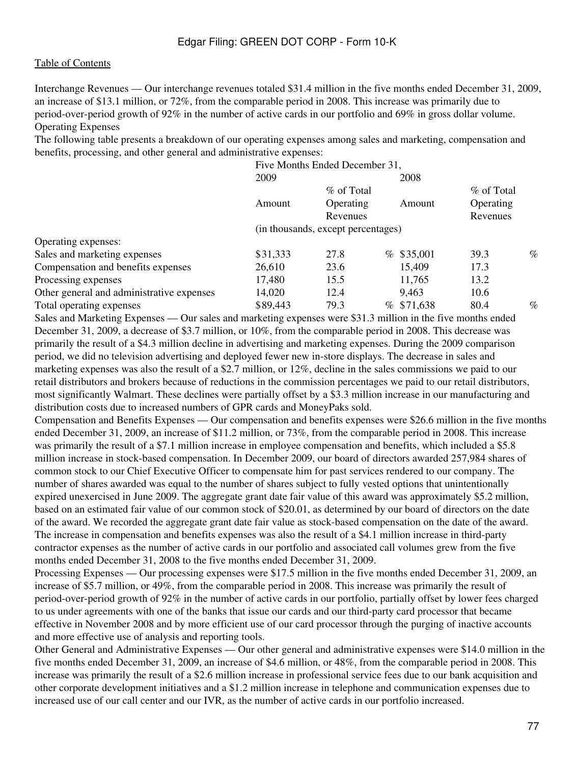Interchange Revenues — Our interchange revenues totaled $31.4 million in the five months ended December 31, 2009, an increase of $13.1 million, or 72%, from the comparable period in 2008. This increase was primarily due to period-over-period growth of 92% in the number of active cards in our portfolio and 69% in gross dollar volume.

### Operating Expenses

The following table presents a breakdown of our operating expenses among sales and marketing, compensation and benefits, processing, and other general and administrative expenses:

| | Five Months Ended December 31, | | | |
|---|---|---|---|---|
| | 2009 | | 2008 | |
| | Amount | % of Total Operating Revenues | Amount | % of Total Operating Revenues |
| | (in thousands, except percentages) | | | |
| Operating expenses: | | | | |
| Sales and marketing expenses | $31,333 | 27.8 % | $35,001 | 39.3 % |
| Compensation and benefits expenses | 26,610 | 23.6 | 15,409 | 17.3 |
| Processing expenses | 17,480 | 15.5 | 11,765 | 13.2 |
| Other general and administrative expenses | 14,020 | 12.4 | 9,463 | 10.6 |
| Total operating expenses | $89,443 | 79.3 % | $71,638 | 80.4 % |

Sales and Marketing Expenses — Our sales and marketing expenses were $31.3 million in the five months ended December 31, 2009, a decrease of $3.7 million, or 10%, from the comparable period in 2008. This decrease was primarily the result of a $4.3 million decline in advertising and marketing expenses. During the 2009 comparison period, we did no television advertising and deployed fewer new in-store displays. The decrease in sales and marketing expenses was also the result of a $2.7 million, or 12%, decline in the sales commissions we paid to our retail distributors and brokers because of reductions in the commission percentages we paid to our retail distributors, most significantly Walmart. These declines were partially offset by a $3.3 million increase in our manufacturing and distribution costs due to increased numbers of GPR cards and MoneyPaks sold.

Compensation and Benefits Expenses — Our compensation and benefits expenses were $26.6 million in the five months ended December 31, 2009, an increase of $11.2 million, or 73%, from the comparable period in 2008. This increase was primarily the result of a $7.1 million increase in employee compensation and benefits, which included a $5.8 million increase in stock-based compensation. In December 2009, our board of directors awarded 257,984 shares of common stock to our Chief Executive Officer to compensate him for past services rendered to our company. The number of shares awarded was equal to the number of shares subject to fully vested options that unintentionally expired unexercised in June 2009. The aggregate grant date fair value of this award was approximately $5.2 million, based on an estimated fair value of our common stock of $20.01, as determined by our board of directors on the date of the award. We recorded the aggregate grant date fair value as stock-based compensation on the date of the award. The increase in compensation and benefits expenses was also the result of a $4.1 million increase in third-party contractor expenses as the number of active cards in our portfolio and associated call volumes grew from the five months ended December 31, 2008 to the five months ended December 31, 2009.

Processing Expenses — Our processing expenses were $17.5 million in the five months ended December 31, 2009, an increase of $5.7 million, or 49%, from the comparable period in 2008. This increase was primarily the result of period-over-period growth of 92% in the number of active cards in our portfolio, partially offset by lower fees charged to us under agreements with one of the banks that issue our cards and our third-party card processor that became effective in November 2008 and by more efficient use of our card processor through the purging of inactive accounts and more effective use of analysis and reporting tools.

Other General and Administrative Expenses — Our other general and administrative expenses were $14.0 million in the five months ended December 31, 2009, an increase of $4.6 million, or 48%, from the comparable period in 2008. This increase was primarily the result of a $2.6 million increase in professional service fees due to our bank acquisition and other corporate development initiatives and a $1.2 million increase in telephone and communication expenses due to increased use of our call center and our IVR, as the number of active cards in our portfolio increased.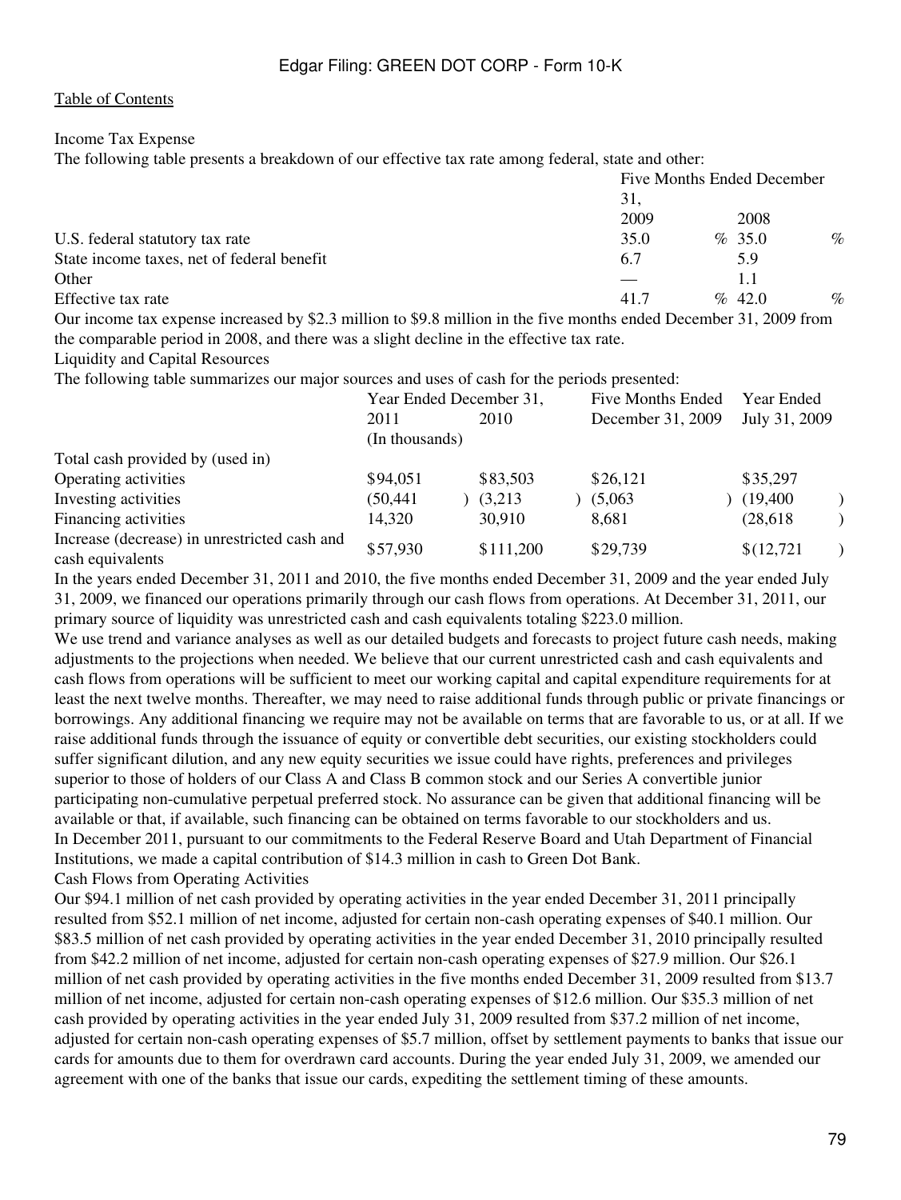Table of Contents

Income Tax Expense

The following table presents a breakdown of our effective tax rate among federal, state and other:

| | Five Months Ended December 31, | |
|---|---|---|
| | 2009 | 2008 |
| U.S. federal statutory tax rate | 35.0 % | 35.0 % |
| State income taxes, net of federal benefit | 6.7 | 5.9 |
| Other | — | 1.1 |
| Effective tax rate | 41.7 % | 42.0 % |

Our income tax expense increased by $2.3 million to $9.8 million in the five months ended December 31, 2009 from the comparable period in 2008, and there was a slight decline in the effective tax rate.

## Liquidity and Capital Resources

The following table summarizes our major sources and uses of cash for the periods presented:

| | Year Ended December 31, | | Five Months Ended | Year Ended |
|---|---|---|---|---|
| | 2011 | 2010 | December 31, 2009 | July 31, 2009 |
| | (In thousands) | | | |
| Total cash provided by (used in) | | | | |
| Operating activities | $94,051 | $83,503 | $26,121 | $35,297 |
| Investing activities | (50,441) | (3,213) | (5,063) | (19,400) |
| Financing activities | 14,320 | 30,910 | 8,681 | (28,618) |
| Increase (decrease) in unrestricted cash and cash equivalents | $57,930 | $111,200 | $29,739 | $(12,721) |

In the years ended December 31, 2011 and 2010, the five months ended December 31, 2009 and the year ended July 31, 2009, we financed our operations primarily through our cash flows from operations. At December 31, 2011, our primary source of liquidity was unrestricted cash and cash equivalents totaling $223.0 million.

We use trend and variance analyses as well as our detailed budgets and forecasts to project future cash needs, making adjustments to the projections when needed. We believe that our current unrestricted cash and cash equivalents and cash flows from operations will be sufficient to meet our working capital and capital expenditure requirements for at least the next twelve months. Thereafter, we may need to raise additional funds through public or private financings or borrowings. Any additional financing we require may not be available on terms that are favorable to us, or at all. If we raise additional funds through the issuance of equity or convertible debt securities, our existing stockholders could suffer significant dilution, and any new equity securities we issue could have rights, preferences and privileges superior to those of holders of our Class A and Class B common stock and our Series A convertible junior participating non-cumulative perpetual preferred stock. No assurance can be given that additional financing will be available or that, if available, such financing can be obtained on terms favorable to our stockholders and us.

In December 2011, pursuant to our commitments to the Federal Reserve Board and Utah Department of Financial Institutions, we made a capital contribution of $14.3 million in cash to Green Dot Bank.

### Cash Flows from Operating Activities

Our $94.1 million of net cash provided by operating activities in the year ended December 31, 2011 principally resulted from $52.1 million of net income, adjusted for certain non-cash operating expenses of $40.1 million. Our $83.5 million of net cash provided by operating activities in the year ended December 31, 2010 principally resulted from $42.2 million of net income, adjusted for certain non-cash operating expenses of $27.9 million. Our $26.1 million of net cash provided by operating activities in the five months ended December 31, 2009 resulted from $13.7 million of net income, adjusted for certain non-cash operating expenses of $12.6 million. Our $35.3 million of net cash provided by operating activities in the year ended July 31, 2009 resulted from $37.2 million of net income, adjusted for certain non-cash operating expenses of $5.7 million, offset by settlement payments to banks that issue our cards for amounts due to them for overdrawn card accounts. During the year ended July 31, 2009, we amended our agreement with one of the banks that issue our cards, expediting the settlement timing of these amounts.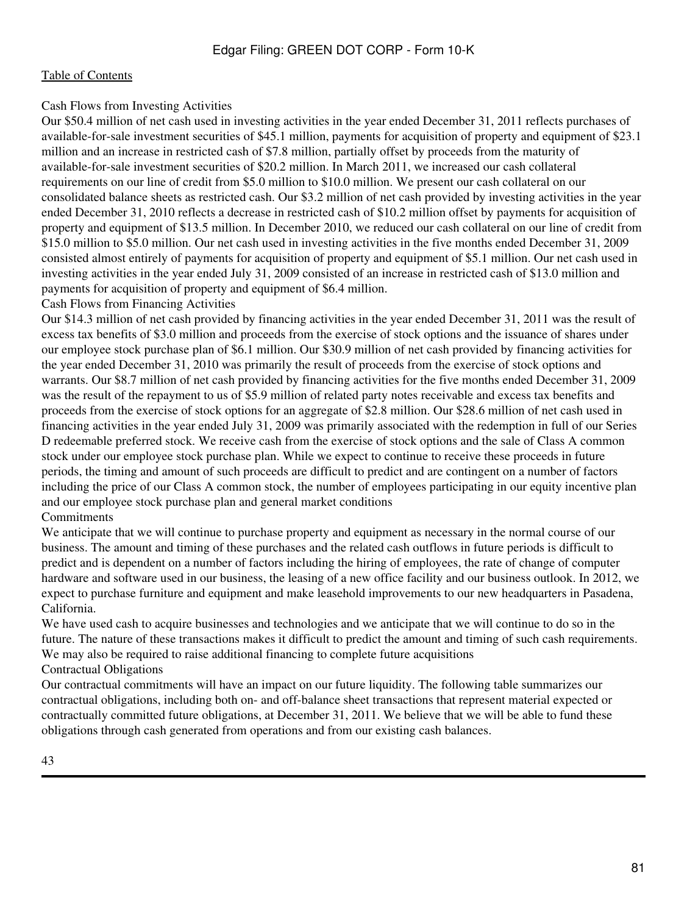Cash Flows from Investing Activities

Our $50.4 million of net cash used in investing activities in the year ended December 31, 2011 reflects purchases of available-for-sale investment securities of $45.1 million, payments for acquisition of property and equipment of $23.1 million and an increase in restricted cash of $7.8 million, partially offset by proceeds from the maturity of available-for-sale investment securities of $20.2 million. In March 2011, we increased our cash collateral requirements on our line of credit from $5.0 million to $10.0 million. We present our cash collateral on our consolidated balance sheets as restricted cash. Our $3.2 million of net cash provided by investing activities in the year ended December 31, 2010 reflects a decrease in restricted cash of $10.2 million offset by payments for acquisition of property and equipment of $13.5 million. In December 2010, we reduced our cash collateral on our line of credit from $15.0 million to $5.0 million. Our net cash used in investing activities in the five months ended December 31, 2009 consisted almost entirely of payments for acquisition of property and equipment of $5.1 million. Our net cash used in investing activities in the year ended July 31, 2009 consisted of an increase in restricted cash of $13.0 million and payments for acquisition of property and equipment of $6.4 million.

Cash Flows from Financing Activities

Our $14.3 million of net cash provided by financing activities in the year ended December 31, 2011 was the result of excess tax benefits of $3.0 million and proceeds from the exercise of stock options and the issuance of shares under our employee stock purchase plan of $6.1 million. Our $30.9 million of net cash provided by financing activities for the year ended December 31, 2010 was primarily the result of proceeds from the exercise of stock options and warrants. Our $8.7 million of net cash provided by financing activities for the five months ended December 31, 2009 was the result of the repayment to us of $5.9 million of related party notes receivable and excess tax benefits and proceeds from the exercise of stock options for an aggregate of $2.8 million. Our $28.6 million of net cash used in financing activities in the year ended July 31, 2009 was primarily associated with the redemption in full of our Series D redeemable preferred stock. We receive cash from the exercise of stock options and the sale of Class A common stock under our employee stock purchase plan. While we expect to continue to receive these proceeds in future periods, the timing and amount of such proceeds are difficult to predict and are contingent on a number of factors including the price of our Class A common stock, the number of employees participating in our equity incentive plan and our employee stock purchase plan and general market conditions

Commitments

We anticipate that we will continue to purchase property and equipment as necessary in the normal course of our business. The amount and timing of these purchases and the related cash outflows in future periods is difficult to predict and is dependent on a number of factors including the hiring of employees, the rate of change of computer hardware and software used in our business, the leasing of a new office facility and our business outlook. In 2012, we expect to purchase furniture and equipment and make leasehold improvements to our new headquarters in Pasadena, California.

We have used cash to acquire businesses and technologies and we anticipate that we will continue to do so in the future. The nature of these transactions makes it difficult to predict the amount and timing of such cash requirements. We may also be required to raise additional financing to complete future acquisitions

Contractual Obligations

Our contractual commitments will have an impact on our future liquidity. The following table summarizes our contractual obligations, including both on- and off-balance sheet transactions that represent material expected or contractually committed future obligations, at December 31, 2011. We believe that we will be able to fund these obligations through cash generated from operations and from our existing cash balances.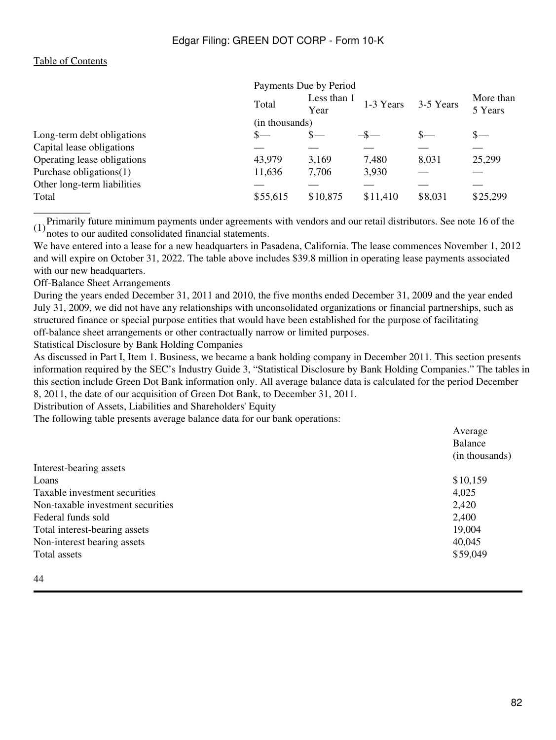| | Payments Due by Period | | | | |
|---|---|---|---|---|---|
| | Total | Less than 1 Year | 1-3 Years | 3-5 Years | More than 5 Years |
| | (in thousands) | | | | |
| Long-term debt obligations | $— | $— | —$— | $— | $— |
| Capital lease obligations | — | — | — | — | — |
| Operating lease obligations | 43,979 | 3,169 | 7,480 | 8,031 | 25,299 |
| Purchase obligations(1) | 11,636 | 7,706 | 3,930 | — | — |
| Other long-term liabilities | — | — | — | — | — |
| Total | $55,615 | $10,875 | $11,410 | $8,031 | $25,299 |

___________

(1) Primarily future minimum payments under agreements with vendors and our retail distributors. See note 16 of the notes to our audited consolidated financial statements.

We have entered into a lease for a new headquarters in Pasadena, California. The lease commences November 1, 2012 and will expire on October 31, 2022. The table above includes $39.8 million in operating lease payments associated with our new headquarters.

Off-Balance Sheet Arrangements

During the years ended December 31, 2011 and 2010, the five months ended December 31, 2009 and the year ended July 31, 2009, we did not have any relationships with unconsolidated organizations or financial partnerships, such as structured finance or special purpose entities that would have been established for the purpose of facilitating off-balance sheet arrangements or other contractually narrow or limited purposes.

Statistical Disclosure by Bank Holding Companies

As discussed in Part I, Item 1. Business, we became a bank holding company in December 2011. This section presents information required by the SEC's Industry Guide 3, "Statistical Disclosure by Bank Holding Companies." The tables in this section include Green Dot Bank information only. All average balance data is calculated for the period December 8, 2011, the date of our acquisition of Green Dot Bank, to December 31, 2011.

Distribution of Assets, Liabilities and Shareholders' Equity

The following table presents average balance data for our bank operations:

| | Average Balance (in thousands) |
|---|---|
| Interest-bearing assets | |
| Loans | $10,159 |
| Taxable investment securities | 4,025 |
| Non-taxable investment securities | 2,420 |
| Federal funds sold | 2,400 |
| Total interest-bearing assets | 19,004 |
| Non-interest bearing assets | 40,045 |
| Total assets | $59,049 |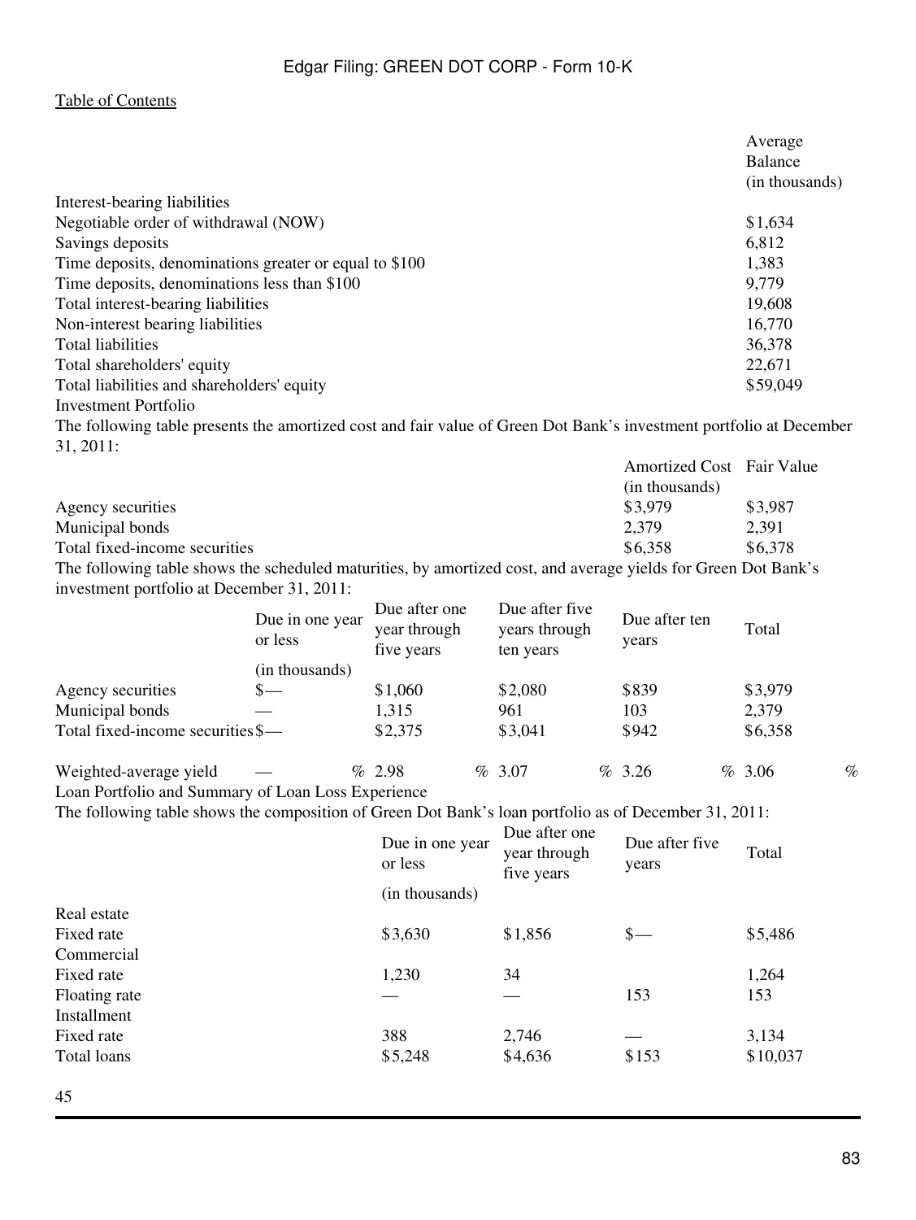| | Average Balance (in thousands) |
|---|---|
| Interest-bearing liabilities | |
| Negotiable order of withdrawal (NOW) | $1,634 |
| Savings deposits | 6,812 |
| Time deposits, denominations greater or equal to $100 | 1,383 |
| Time deposits, denominations less than $100 | 9,779 |
| Total interest-bearing liabilities | 19,608 |
| Non-interest bearing liabilities | 16,770 |
| Total liabilities | 36,378 |
| Total shareholders' equity | 22,671 |
| Total liabilities and shareholders' equity | $59,049 |

Investment Portfolio

The following table presents the amortized cost and fair value of Green Dot Bank's investment portfolio at December 31, 2011:

| | Amortized Cost | Fair Value |
|---|---|---|
| | (in thousands) | |
| Agency securities | $3,979 | $3,987 |
| Municipal bonds | 2,379 | 2,391 |
| Total fixed-income securities | $6,358 | $6,378 |

The following table shows the scheduled maturities, by amortized cost, and average yields for Green Dot Bank's investment portfolio at December 31, 2011:

| | Due in one year or less | Due after one year through five years | Due after five years through ten years | Due after ten years | Total |
|---|---|---|---|---|---|
| | (in thousands) | | | | |
| Agency securities | $— | $1,060 | $2,080 | $839 | $3,979 |
| Municipal bonds | — | 1,315 | 961 | 103 | 2,379 |
| Total fixed-income securities | $— | $2,375 | $3,041 | $942 | $6,358 |
| Weighted-average yield | — % | 2.98 % | 3.07 % | 3.26 % | 3.06 % |

Loan Portfolio and Summary of Loan Loss Experience

The following table shows the composition of Green Dot Bank's loan portfolio as of December 31, 2011:

| | Due in one year or less | Due after one year through five years | Due after five years | Total |
|---|---|---|---|---|
| | (in thousands) | | | |
| Real estate | | | | |
| Fixed rate | $3,630 | $1,856 | $— | $5,486 |
| Commercial | | | | |
| Fixed rate | 1,230 | 34 | | 1,264 |
| Floating rate | — | — | 153 | 153 |
| Installment | | | | |
| Fixed rate | 388 | 2,746 | — | 3,134 |
| Total loans | $5,248 | $4,636 | $153 | $10,037 |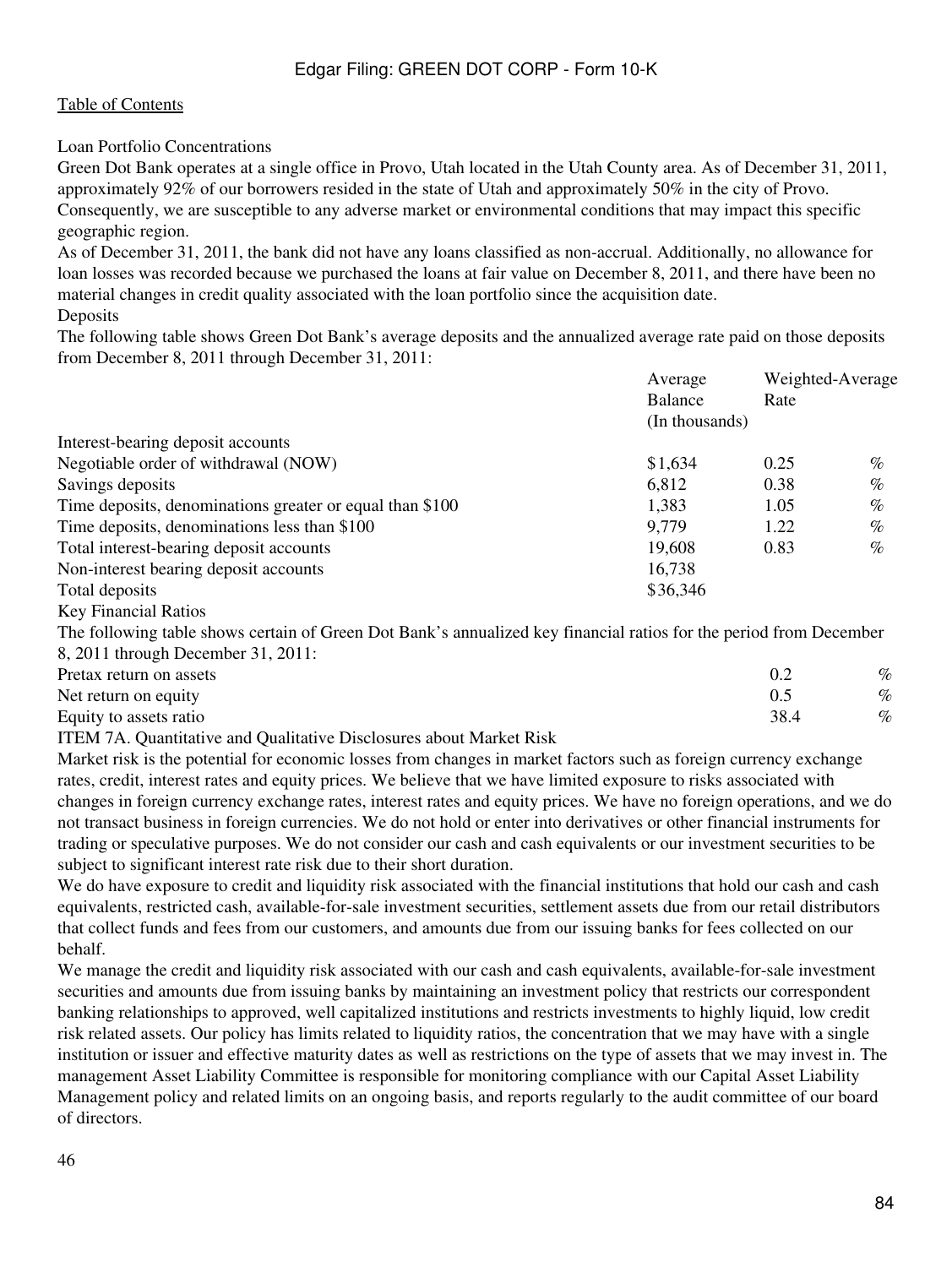[Table of Contents](#)

### Loan Portfolio Concentrations

Green Dot Bank operates at a single office in Provo, Utah located in the Utah County area. As of December 31, 2011, approximately 92% of our borrowers resided in the state of Utah and approximately 50% in the city of Provo. Consequently, we are susceptible to any adverse market or environmental conditions that may impact this specific geographic region.

As of December 31, 2011, the bank did not have any loans classified as non-accrual. Additionally, no allowance for loan losses was recorded because we purchased the loans at fair value on December 8, 2011, and there have been no material changes in credit quality associated with the loan portfolio since the acquisition date.

### Deposits

The following table shows Green Dot Bank's average deposits and the annualized average rate paid on those deposits from December 8, 2011 through December 31, 2011:

| | Average Balance (In thousands) | Weighted-Average Rate |
|---|---|---|
| Interest-bearing deposit accounts | | |
| Negotiable order of withdrawal (NOW) | $1,634 | 0.25 % |
| Savings deposits | 6,812 | 0.38 % |
| Time deposits, denominations greater or equal than $100 | 1,383 | 1.05 % |
| Time deposits, denominations less than $100 | 9,779 | 1.22 % |
| Total interest-bearing deposit accounts | 19,608 | 0.83 % |
| Non-interest bearing deposit accounts | 16,738 | |
| Total deposits | $36,346 | |

### Key Financial Ratios

The following table shows certain of Green Dot Bank's annualized key financial ratios for the period from December 8, 2011 through December 31, 2011:

| | |
|---|---|
| Pretax return on assets | 0.2 % |
| Net return on equity | 0.5 % |
| Equity to assets ratio | 38.4 % |

## ITEM 7A. Quantitative and Qualitative Disclosures about Market Risk

Market risk is the potential for economic losses from changes in market factors such as foreign currency exchange rates, credit, interest rates and equity prices. We believe that we have limited exposure to risks associated with changes in foreign currency exchange rates, interest rates and equity prices. We have no foreign operations, and we do not transact business in foreign currencies. We do not hold or enter into derivatives or other financial instruments for trading or speculative purposes. We do not consider our cash and cash equivalents or our investment securities to be subject to significant interest rate risk due to their short duration.

We do have exposure to credit and liquidity risk associated with the financial institutions that hold our cash and cash equivalents, restricted cash, available-for-sale investment securities, settlement assets due from our retail distributors that collect funds and fees from our customers, and amounts due from our issuing banks for fees collected on our behalf.

We manage the credit and liquidity risk associated with our cash and cash equivalents, available-for-sale investment securities and amounts due from issuing banks by maintaining an investment policy that restricts our correspondent banking relationships to approved, well capitalized institutions and restricts investments to highly liquid, low credit risk related assets. Our policy has limits related to liquidity ratios, the concentration that we may have with a single institution or issuer and effective maturity dates as well as restrictions on the type of assets that we may invest in. The management Asset Liability Committee is responsible for monitoring compliance with our Capital Asset Liability Management policy and related limits on an ongoing basis, and reports regularly to the audit committee of our board of directors.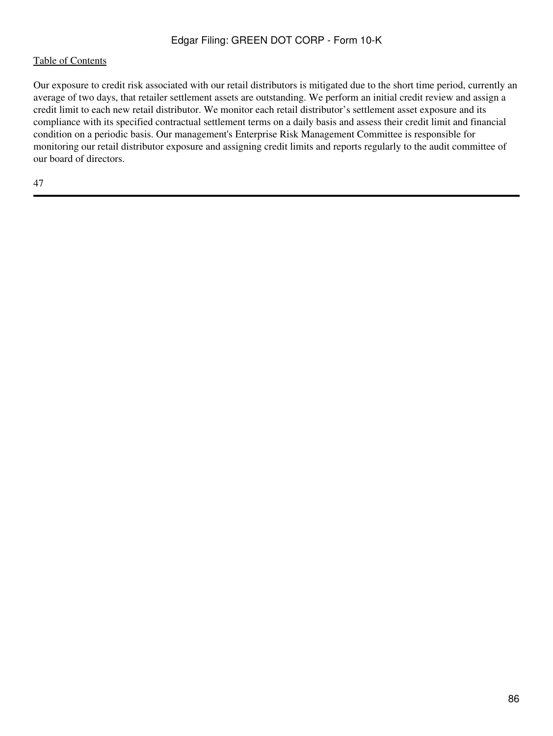Our exposure to credit risk associated with our retail distributors is mitigated due to the short time period, currently an average of two days, that retailer settlement assets are outstanding. We perform an initial credit review and assign a credit limit to each new retail distributor. We monitor each retail distributor’s settlement asset exposure and its compliance with its specified contractual settlement terms on a daily basis and assess their credit limit and financial condition on a periodic basis. Our management's Enterprise Risk Management Committee is responsible for monitoring our retail distributor exposure and assigning credit limits and reports regularly to the audit committee of our board of directors.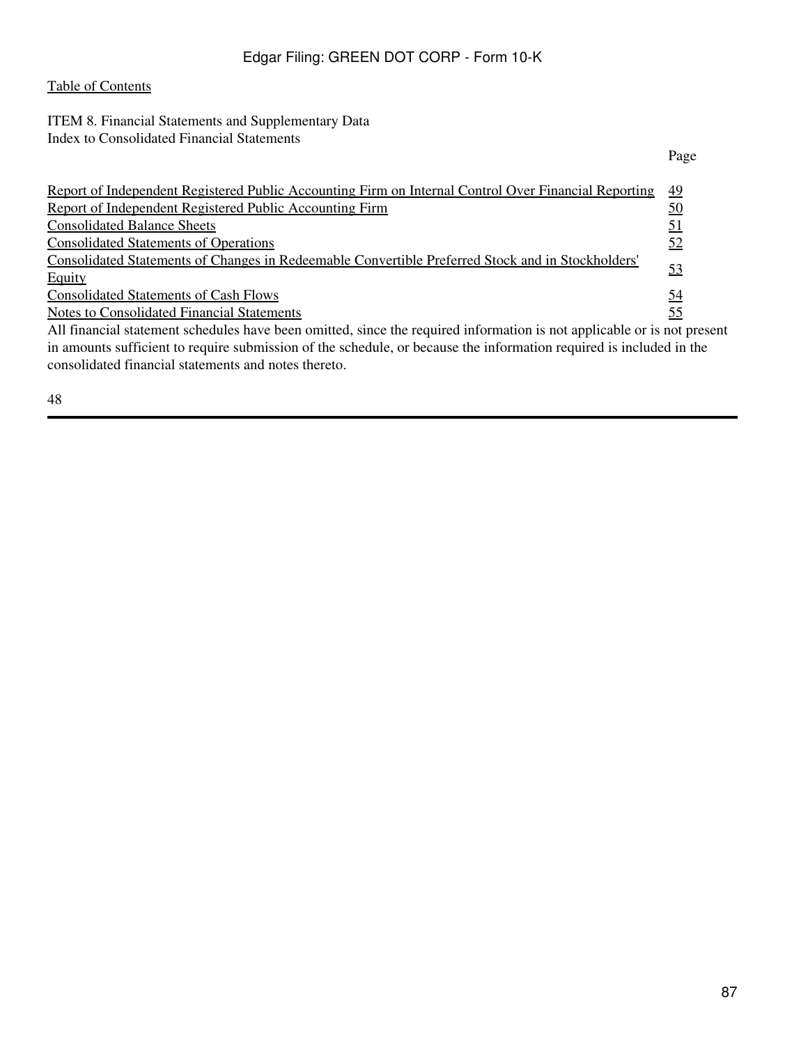[Table of Contents]

ITEM 8. Financial Statements and Supplementary Data
Index to Consolidated Financial Statements

| | Page |
|---|---|
| Report of Independent Registered Public Accounting Firm on Internal Control Over Financial Reporting | 49 |
| Report of Independent Registered Public Accounting Firm | 50 |
| Consolidated Balance Sheets | 51 |
| Consolidated Statements of Operations | 52 |
| Consolidated Statements of Changes in Redeemable Convertible Preferred Stock and in Stockholders' Equity | 53 |
| Consolidated Statements of Cash Flows | 54 |
| Notes to Consolidated Financial Statements | 55 |

All financial statement schedules have been omitted, since the required information is not applicable or is not present in amounts sufficient to require submission of the schedule, or because the information required is included in the consolidated financial statements and notes thereto.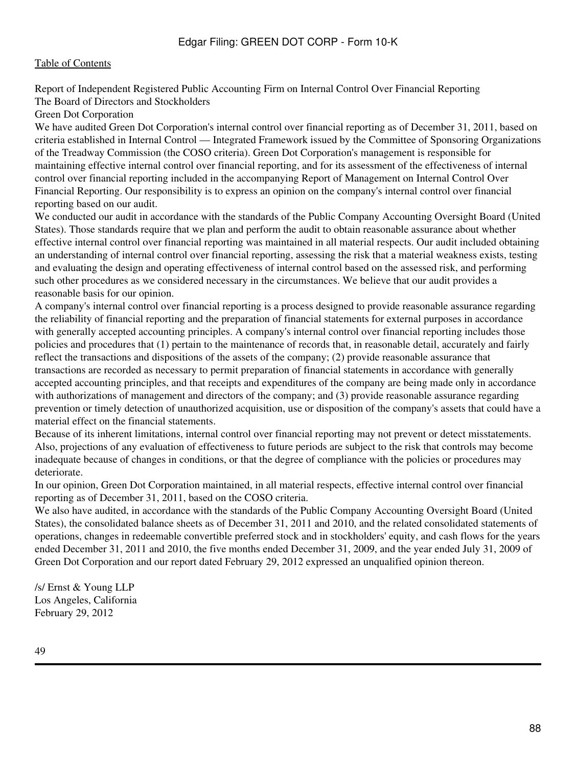Report of Independent Registered Public Accounting Firm on Internal Control Over Financial Reporting

The Board of Directors and Stockholders
Green Dot Corporation

We have audited Green Dot Corporation's internal control over financial reporting as of December 31, 2011, based on criteria established in Internal Control — Integrated Framework issued by the Committee of Sponsoring Organizations of the Treadway Commission (the COSO criteria). Green Dot Corporation's management is responsible for maintaining effective internal control over financial reporting, and for its assessment of the effectiveness of internal control over financial reporting included in the accompanying Report of Management on Internal Control Over Financial Reporting. Our responsibility is to express an opinion on the company's internal control over financial reporting based on our audit.

We conducted our audit in accordance with the standards of the Public Company Accounting Oversight Board (United States). Those standards require that we plan and perform the audit to obtain reasonable assurance about whether effective internal control over financial reporting was maintained in all material respects. Our audit included obtaining an understanding of internal control over financial reporting, assessing the risk that a material weakness exists, testing and evaluating the design and operating effectiveness of internal control based on the assessed risk, and performing such other procedures as we considered necessary in the circumstances. We believe that our audit provides a reasonable basis for our opinion.

A company's internal control over financial reporting is a process designed to provide reasonable assurance regarding the reliability of financial reporting and the preparation of financial statements for external purposes in accordance with generally accepted accounting principles. A company's internal control over financial reporting includes those policies and procedures that (1) pertain to the maintenance of records that, in reasonable detail, accurately and fairly reflect the transactions and dispositions of the assets of the company; (2) provide reasonable assurance that transactions are recorded as necessary to permit preparation of financial statements in accordance with generally accepted accounting principles, and that receipts and expenditures of the company are being made only in accordance with authorizations of management and directors of the company; and (3) provide reasonable assurance regarding prevention or timely detection of unauthorized acquisition, use or disposition of the company's assets that could have a material effect on the financial statements.

Because of its inherent limitations, internal control over financial reporting may not prevent or detect misstatements. Also, projections of any evaluation of effectiveness to future periods are subject to the risk that controls may become inadequate because of changes in conditions, or that the degree of compliance with the policies or procedures may deteriorate.

In our opinion, Green Dot Corporation maintained, in all material respects, effective internal control over financial reporting as of December 31, 2011, based on the COSO criteria.

We also have audited, in accordance with the standards of the Public Company Accounting Oversight Board (United States), the consolidated balance sheets as of December 31, 2011 and 2010, and the related consolidated statements of operations, changes in redeemable convertible preferred stock and in stockholders' equity, and cash flows for the years ended December 31, 2011 and 2010, the five months ended December 31, 2009, and the year ended July 31, 2009 of Green Dot Corporation and our report dated February 29, 2012 expressed an unqualified opinion thereon.

/s/ Ernst & Young LLP
Los Angeles, California
February 29, 2012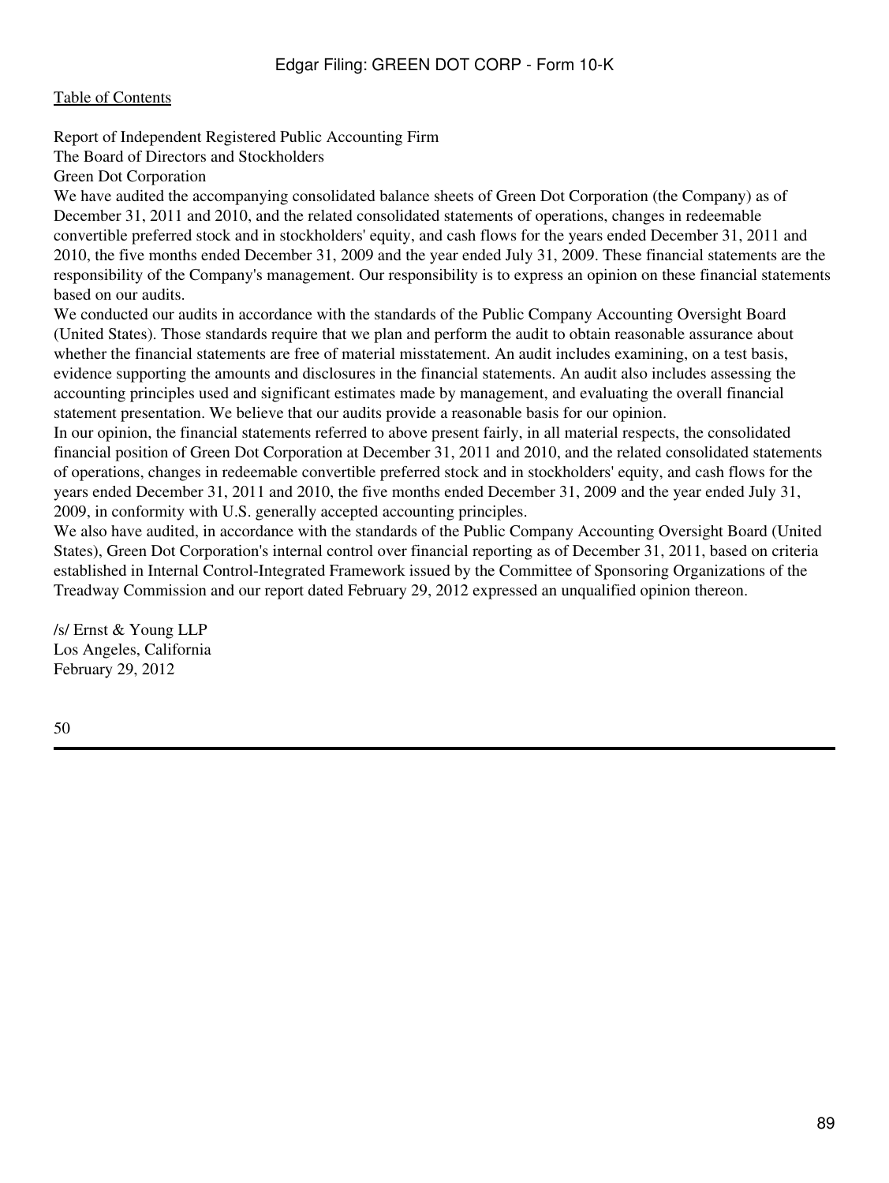Report of Independent Registered Public Accounting Firm

The Board of Directors and Stockholders

Green Dot Corporation

We have audited the accompanying consolidated balance sheets of Green Dot Corporation (the Company) as of December 31, 2011 and 2010, and the related consolidated statements of operations, changes in redeemable convertible preferred stock and in stockholders' equity, and cash flows for the years ended December 31, 2011 and 2010, the five months ended December 31, 2009 and the year ended July 31, 2009. These financial statements are the responsibility of the Company's management. Our responsibility is to express an opinion on these financial statements based on our audits.

We conducted our audits in accordance with the standards of the Public Company Accounting Oversight Board (United States). Those standards require that we plan and perform the audit to obtain reasonable assurance about whether the financial statements are free of material misstatement. An audit includes examining, on a test basis, evidence supporting the amounts and disclosures in the financial statements. An audit also includes assessing the accounting principles used and significant estimates made by management, and evaluating the overall financial statement presentation. We believe that our audits provide a reasonable basis for our opinion.

In our opinion, the financial statements referred to above present fairly, in all material respects, the consolidated financial position of Green Dot Corporation at December 31, 2011 and 2010, and the related consolidated statements of operations, changes in redeemable convertible preferred stock and in stockholders' equity, and cash flows for the years ended December 31, 2011 and 2010, the five months ended December 31, 2009 and the year ended July 31, 2009, in conformity with U.S. generally accepted accounting principles.

We also have audited, in accordance with the standards of the Public Company Accounting Oversight Board (United States), Green Dot Corporation's internal control over financial reporting as of December 31, 2011, based on criteria established in Internal Control-Integrated Framework issued by the Committee of Sponsoring Organizations of the Treadway Commission and our report dated February 29, 2012 expressed an unqualified opinion thereon.

/s/ Ernst & Young LLP
Los Angeles, California
February 29, 2012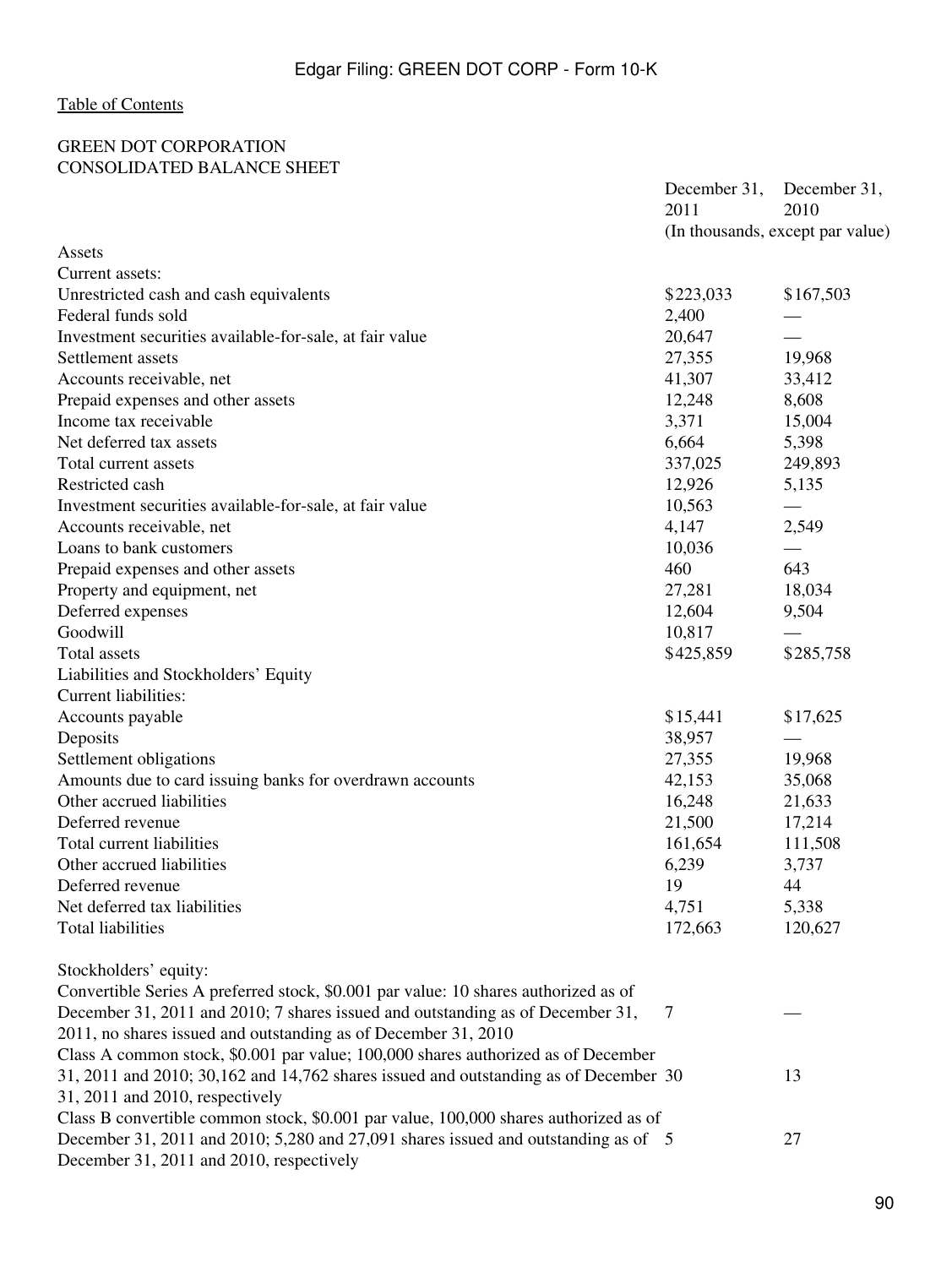Table of Contents

GREEN DOT CORPORATION
CONSOLIDATED BALANCE SHEET

| | December 31, 2011 | December 31, 2010 |
|---|---|---|
| | (In thousands, except par value) | |
| Assets | | |
| Current assets: | | |
| Unrestricted cash and cash equivalents | $223,033 | $167,503 |
| Federal funds sold | 2,400 | — |
| Investment securities available-for-sale, at fair value | 20,647 | — |
| Settlement assets | 27,355 | 19,968 |
| Accounts receivable, net | 41,307 | 33,412 |
| Prepaid expenses and other assets | 12,248 | 8,608 |
| Income tax receivable | 3,371 | 15,004 |
| Net deferred tax assets | 6,664 | 5,398 |
| Total current assets | 337,025 | 249,893 |
| Restricted cash | 12,926 | 5,135 |
| Investment securities available-for-sale, at fair value | 10,563 | — |
| Accounts receivable, net | 4,147 | 2,549 |
| Loans to bank customers | 10,036 | — |
| Prepaid expenses and other assets | 460 | 643 |
| Property and equipment, net | 27,281 | 18,034 |
| Deferred expenses | 12,604 | 9,504 |
| Goodwill | 10,817 | — |
| Total assets | $425,859 | $285,758 |
| Liabilities and Stockholders' Equity | | |
| Current liabilities: | | |
| Accounts payable | $15,441 | $17,625 |
| Deposits | 38,957 | — |
| Settlement obligations | 27,355 | 19,968 |
| Amounts due to card issuing banks for overdrawn accounts | 42,153 | 35,068 |
| Other accrued liabilities | 16,248 | 21,633 |
| Deferred revenue | 21,500 | 17,214 |
| Total current liabilities | 161,654 | 111,508 |
| Other accrued liabilities | 6,239 | 3,737 |
| Deferred revenue | 19 | 44 |
| Net deferred tax liabilities | 4,751 | 5,338 |
| Total liabilities | 172,663 | 120,627 |
| | | |
| Stockholders' equity: | | |
| Convertible Series A preferred stock, $0.001 par value: 10 shares authorized as of December 31, 2011 and 2010; 7 shares issued and outstanding as of December 31, 2011, no shares issued and outstanding as of December 31, 2010 | 7 | — |
| Class A common stock, $0.001 par value; 100,000 shares authorized as of December 31, 2011 and 2010; 30,162 and 14,762 shares issued and outstanding as of December 31, 2011 and 2010, respectively | 30 | 13 |
| Class B convertible common stock, $0.001 par value, 100,000 shares authorized as of December 31, 2011 and 2010; 5,280 and 27,091 shares issued and outstanding as of December 31, 2011 and 2010, respectively | 5 | 27 |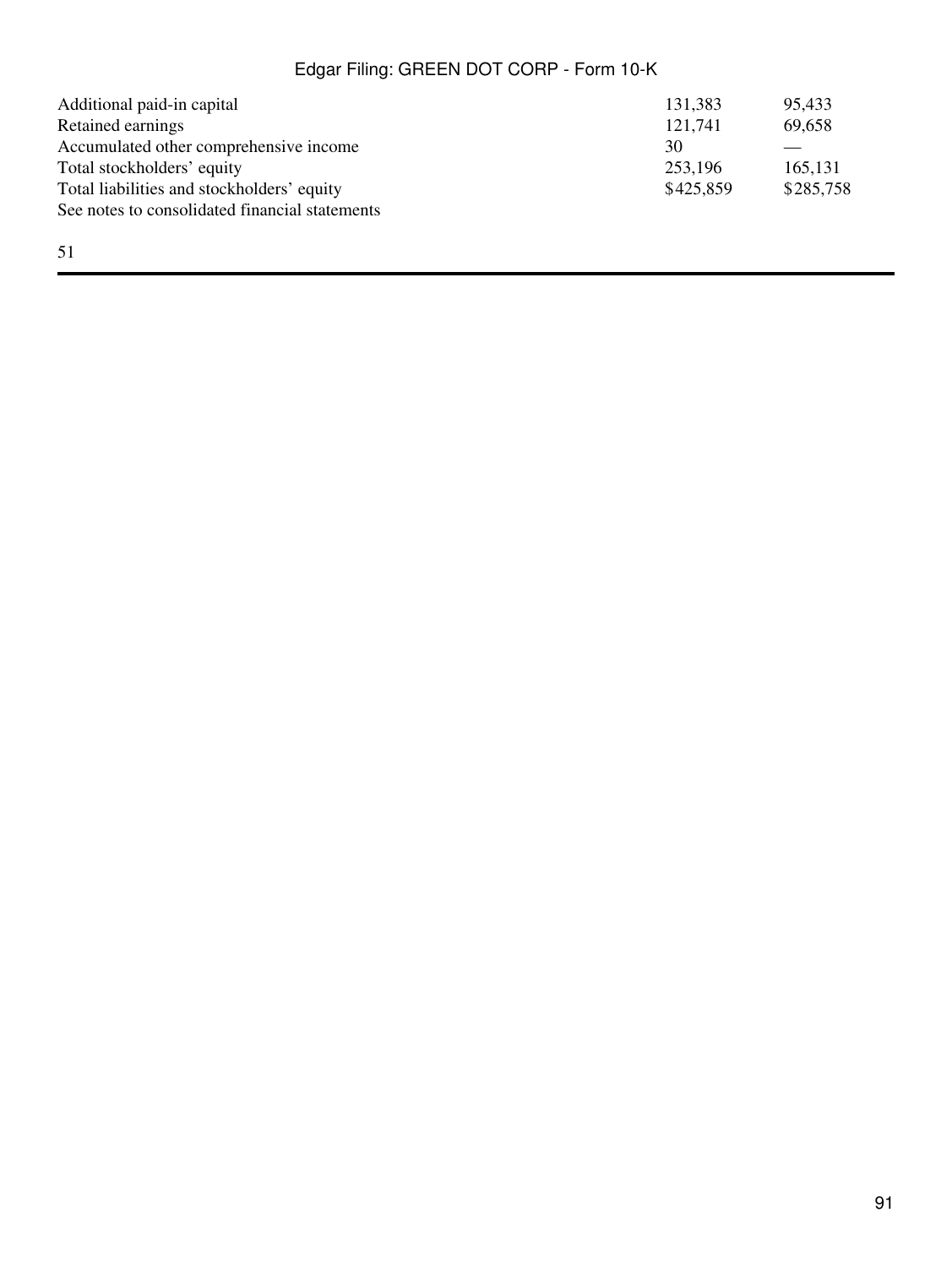| | | |
|---|---|---|
| Additional paid-in capital | 131,383 | 95,433 |
| Retained earnings | 121,741 | 69,658 |
| Accumulated other comprehensive income | 30 | — |
| Total stockholders' equity | 253,196 | 165,131 |
| Total liabilities and stockholders' equity | $425,859 | $285,758 |

See notes to consolidated financial statements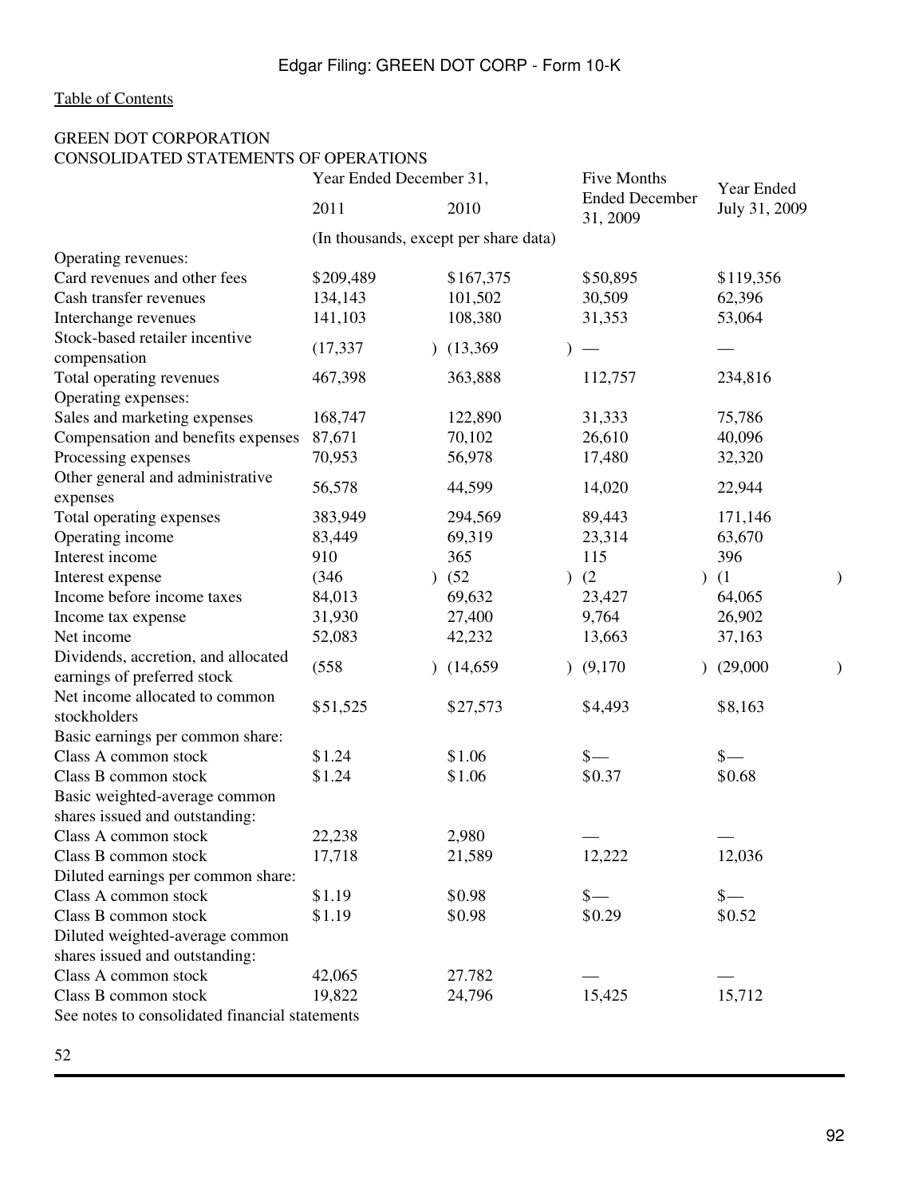"Table of Contents" link at top — it's a running header; omit? It's repeated on every page. Omit. "Edgar Filing: GREEN DOT CORP - Form 10-K" is header; omit. "52" is page number; omit.

GREEN DOT CORPORATION
CONSOLIDATED STATEMENTS OF OPERATIONS

| | Year Ended December 31, | | Five Months Ended December 31, 2009 | Year Ended July 31, 2009 |
|---|---|---|---|---|
| | 2011 | 2010 | | |
| | (In thousands, except per share data) | | | |
| Operating revenues: | | | | |
| Card revenues and other fees | $209,489 | $167,375 | $50,895 | $119,356 |
| Cash transfer revenues | 134,143 | 101,502 | 30,509 | 62,396 |
| Interchange revenues | 141,103 | 108,380 | 31,353 | 53,064 |
| Stock-based retailer incentive compensation | (17,337) | (13,369) | — | — |
| Total operating revenues | 467,398 | 363,888 | 112,757 | 234,816 |
| Operating expenses: | | | | |
| Sales and marketing expenses | 168,747 | 122,890 | 31,333 | 75,786 |
| Compensation and benefits expenses | 87,671 | 70,102 | 26,610 | 40,096 |
| Processing expenses | 70,953 | 56,978 | 17,480 | 32,320 |
| Other general and administrative expenses | 56,578 | 44,599 | 14,020 | 22,944 |
| Total operating expenses | 383,949 | 294,569 | 89,443 | 171,146 |
| Operating income | 83,449 | 69,319 | 23,314 | 63,670 |
| Interest income | 910 | 365 | 115 | 396 |
| Interest expense | (346) | (52) | (2) | (1) |
| Income before income taxes | 84,013 | 69,632 | 23,427 | 64,065 |
| Income tax expense | 31,930 | 27,400 | 9,764 | 26,902 |
| Net income | 52,083 | 42,232 | 13,663 | 37,163 |
| Dividends, accretion, and allocated earnings of preferred stock | (558) | (14,659) | (9,170) | (29,000) |
| Net income allocated to common stockholders | $51,525 | $27,573 | $4,493 | $8,163 |
| Basic earnings per common share: | | | | |
| Class A common stock | $1.24 | $1.06 | $— | $— |
| Class B common stock | $1.24 | $1.06 | $0.37 | $0.68 |
| Basic weighted-average common shares issued and outstanding: | | | | |
| Class A common stock | 22,238 | 2,980 | — | — |
| Class B common stock | 17,718 | 21,589 | 12,222 | 12,036 |
| Diluted earnings per common share: | | | | |
| Class A common stock | $1.19 | $0.98 | $— | $— |
| Class B common stock | $1.19 | $0.98 | $0.29 | $0.52 |
| Diluted weighted-average common shares issued and outstanding: | | | | |
| Class A common stock | 42,065 | 27.782 | — | — |
| Class B common stock | 19,822 | 24,796 | 15,425 | 15,712 |

See notes to consolidated financial statements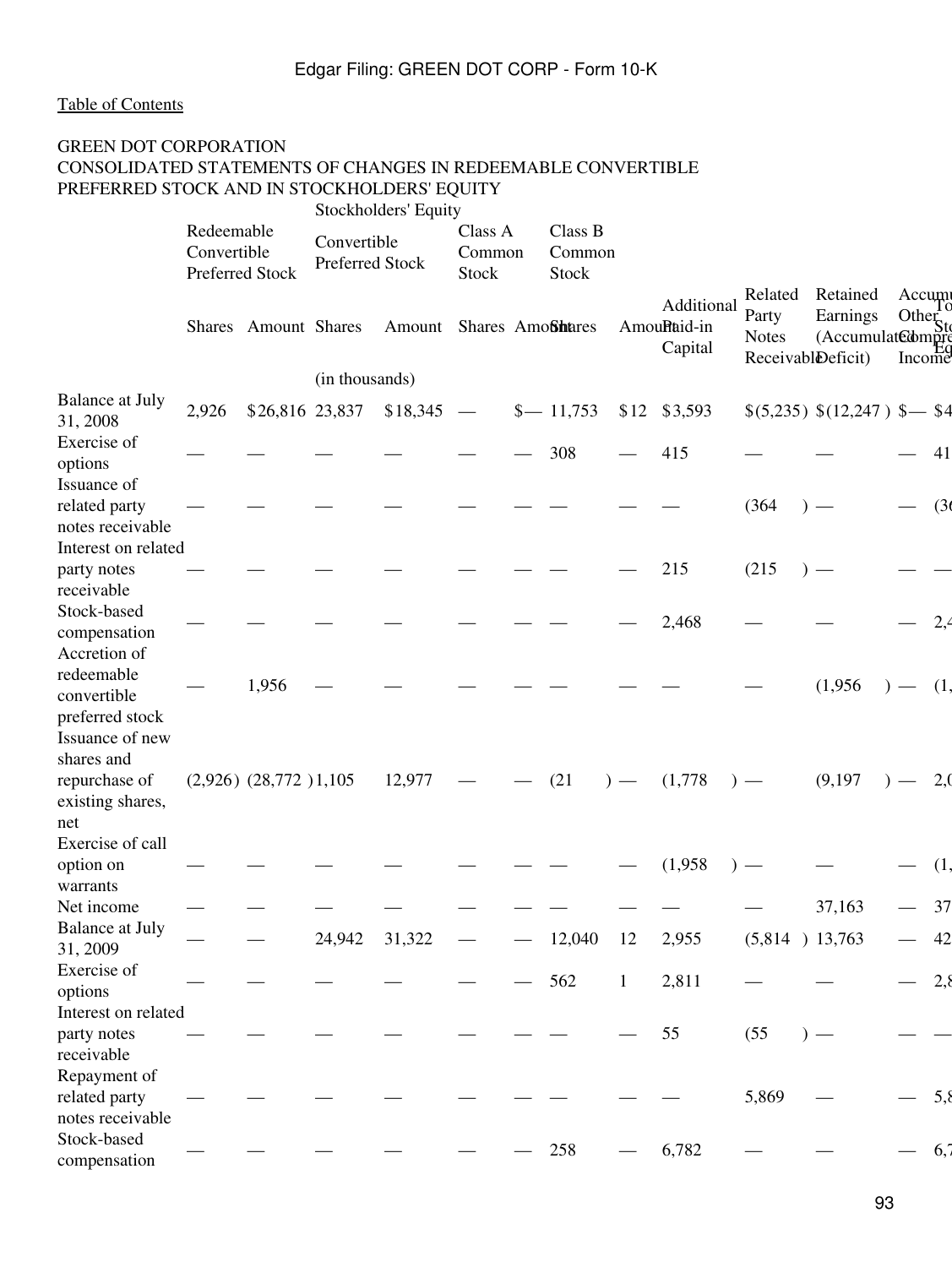Edgar Filing: GREEN DOT CORP - Form 10-K

Table of Contents

GREEN DOT CORPORATION
CONSOLIDATED STATEMENTS OF CHANGES IN REDEEMABLE CONVERTIBLE PREFERRED STOCK AND IN STOCKHOLDERS' EQUITY

| | Redeemable Convertible Preferred Stock | | Stockholders' Equity Convertible Preferred Stock | | Class A Common Stock | | Class B Common Stock | | | | | | |
|---|---|---|---|---|---|---|---|---|---|---|---|---|---|
| | Shares | Amount | Shares | Amount | Shares | Amount | Shares | Amount | Additional Paid-in Capital | Related Party Notes Receivable | Retained Earnings (Accumulated Deficit) | Accumu Other Compre Income | To Sto Eq |
| | | | (in thousands) | | | | | | | | | | |
| Balance at July 31, 2008 | 2,926 | $26,816 | 23,837 | $18,345 | — | $— | 11,753 | $12 | $3,593 | $(5,235) | $(12,247) | $— | $4 |
| Exercise of options | — | — | — | — | — | — | 308 | — | 415 | — | — | — | 41 |
| Issuance of related party notes receivable | — | — | — | — | — | — | — | — | — | (364) | — | — | (36 |
| Interest on related party notes receivable | — | — | — | — | — | — | — | — | 215 | (215) | — | — | — |
| Stock-based compensation | — | — | — | — | — | — | — | — | 2,468 | — | — | — | 2,4 |
| Accretion of redeemable convertible preferred stock | — | 1,956 | — | — | — | — | — | — | — | — | (1,956) | — | (1, |
| Issuance of new shares and repurchase of existing shares, net | (2,926) | (28,772) | 1,105 | 12,977 | — | — | (21) | — | (1,778) | — | (9,197) | — | 2,0 |
| Exercise of call option on warrants | — | — | — | — | — | — | — | — | (1,958) | — | — | — | (1, |
| Net income | — | — | — | — | — | — | — | — | — | — | 37,163 | — | 37 |
| Balance at July 31, 2009 | — | — | 24,942 | 31,322 | — | — | 12,040 | 12 | 2,955 | (5,814) | 13,763 | — | 42 |
| Exercise of options | — | — | — | — | — | — | 562 | 1 | 2,811 | — | — | — | 2,8 |
| Interest on related party notes receivable | — | — | — | — | — | — | — | — | 55 | (55) | — | — | — |
| Repayment of related party notes receivable | — | — | — | — | — | — | — | — | — | 5,869 | — | — | 5,8 |
| Stock-based compensation | — | — | — | — | — | — | 258 | — | 6,782 | — | — | — | 6,7 |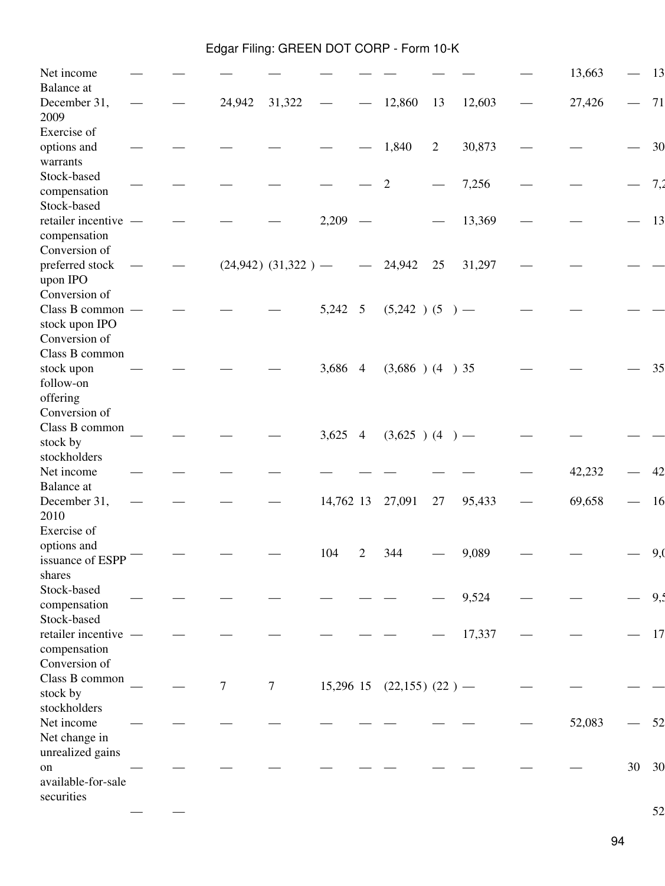| | | | | | | | | | | | | | |
|---|---|---|---|---|---|---|---|---|---|---|---|---|---|
| Net income | — | — | — | — | — | — | — | — | — | — | 13,663 | — | 13 |
| Balance at December 31, 2009 | — | — | 24,942 | 31,322 | — | — | 12,860 | 13 | 12,603 | — | 27,426 | — | 71 |
| Exercise of options and warrants | — | — | — | — | — | — | 1,840 | 2 | 30,873 | — | — | — | 30 |
| Stock-based compensation | — | — | — | — | — | — | 2 | — | 7,256 | — | — | — | 7,2 |
| Stock-based retailer incentive compensation | — | — | — | — | 2,209 | — | | — | 13,369 | — | — | — | 13 |
| Conversion of preferred stock upon IPO | — | — | (24,942) | (31,322) | — | — | 24,942 | 25 | 31,297 | — | — | — | — |
| Conversion of Class B common stock upon IPO | — | — | — | — | 5,242 | 5 | (5,242) | (5) | — | — | — | — | — |
| Conversion of Class B common stock upon follow-on offering | — | — | — | — | 3,686 | 4 | (3,686) | (4) | 35 | — | — | — | 35 |
| Conversion of Class B common stock by stockholders | — | — | — | — | 3,625 | 4 | (3,625) | (4) | — | — | — | — | — |
| Net income | — | — | — | — | — | — | — | — | — | — | 42,232 | — | 42 |
| Balance at December 31, 2010 | — | — | — | — | 14,762 | 13 | 27,091 | 27 | 95,433 | — | 69,658 | — | 16 |
| Exercise of options and issuance of ESPP shares | — | — | — | — | 104 | 2 | 344 | — | 9,089 | — | — | — | 9,( |
| Stock-based compensation | — | — | — | — | — | — | — | — | 9,524 | — | — | — | 9,5 |
| Stock-based retailer incentive compensation | — | — | — | — | — | — | — | — | 17,337 | — | — | — | 17 |
| Conversion of Class B common stock by stockholders | — | — | 7 | 7 | 15,296 | 15 | (22,155) | (22) | — | — | — | — | — |
| Net income | — | — | — | — | — | — | — | — | — | — | 52,083 | — | 52 |
| Net change in unrealized gains on available-for-sale securities | — | — | — | — | — | — | — | — | — | — | — | 30 | 30 |
| | — | — | | | | | | | | | | | 52 |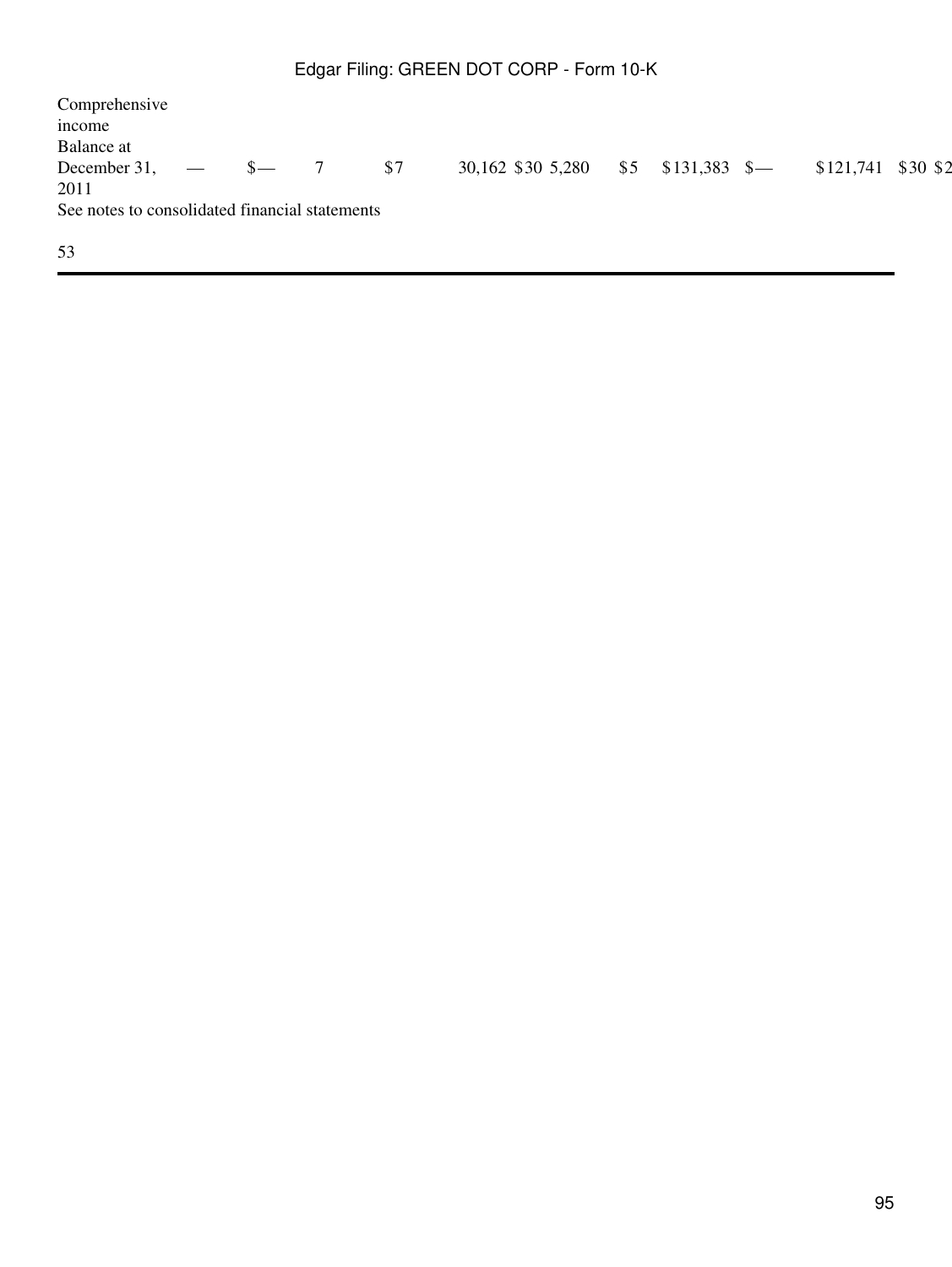| | | | | | | | | | | | | |
|---|---|---|---|---|---|---|---|---|---|---|---|---|
| Comprehensive income | | | | | | | | | | | | |
| Balance at December 31, 2011 | — | $— | 7 | $7 | 30,162 | $30 | 5,280 | $5 | $131,383 | $— | $121,741 | $30 $2 |

See notes to consolidated financial statements

53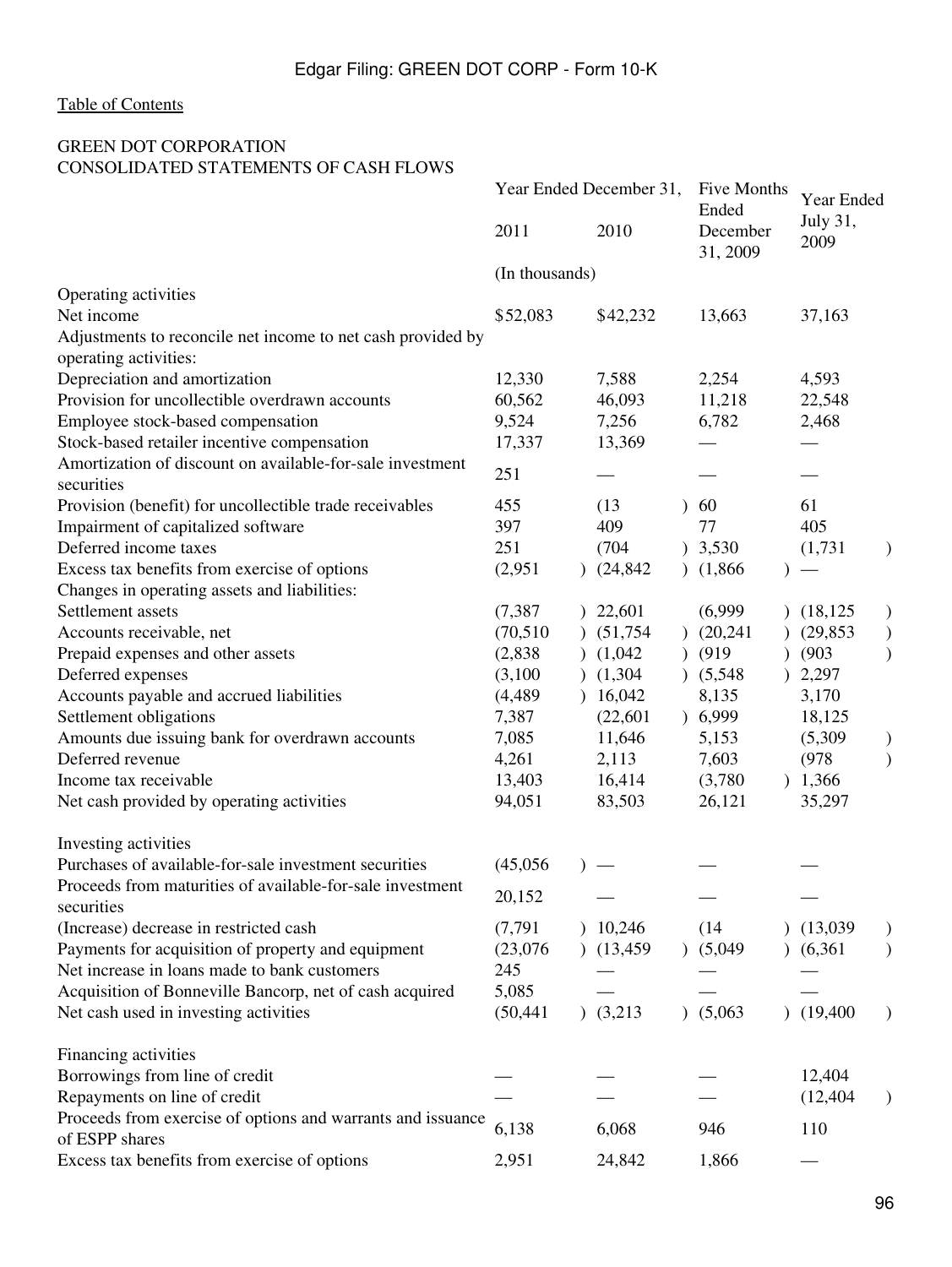Edgar Filing: GREEN DOT CORP - Form 10-K

Table of Contents

GREEN DOT CORPORATION
CONSOLIDATED STATEMENTS OF CASH FLOWS

| | Year Ended December 31, | | Five Months Ended December 31, 2009 | Year Ended July 31, 2009 |
|---|---|---|---|---|
| | 2011 | 2010 | | |
| | (In thousands) | | | |
| Operating activities | | | | |
| Net income | $52,083 | $42,232 | 13,663 | 37,163 |
| Adjustments to reconcile net income to net cash provided by operating activities: | | | | |
| Depreciation and amortization | 12,330 | 7,588 | 2,254 | 4,593 |
| Provision for uncollectible overdrawn accounts | 60,562 | 46,093 | 11,218 | 22,548 |
| Employee stock-based compensation | 9,524 | 7,256 | 6,782 | 2,468 |
| Stock-based retailer incentive compensation | 17,337 | 13,369 | — | — |
| Amortization of discount on available-for-sale investment securities | 251 | — | — | — |
| Provision (benefit) for uncollectible trade receivables | 455 | (13) | 60 | 61 |
| Impairment of capitalized software | 397 | 409 | 77 | 405 |
| Deferred income taxes | 251 | (704) | 3,530 | (1,731) |
| Excess tax benefits from exercise of options | (2,951) | (24,842) | (1,866) | — |
| Changes in operating assets and liabilities: | | | | |
| Settlement assets | (7,387) | 22,601 | (6,999) | (18,125) |
| Accounts receivable, net | (70,510) | (51,754) | (20,241) | (29,853) |
| Prepaid expenses and other assets | (2,838) | (1,042) | (919) | (903) |
| Deferred expenses | (3,100) | (1,304) | (5,548) | 2,297 |
| Accounts payable and accrued liabilities | (4,489) | 16,042 | 8,135 | 3,170 |
| Settlement obligations | 7,387 | (22,601) | 6,999 | 18,125 |
| Amounts due issuing bank for overdrawn accounts | 7,085 | 11,646 | 5,153 | (5,309) |
| Deferred revenue | 4,261 | 2,113 | 7,603 | (978) |
| Income tax receivable | 13,403 | 16,414 | (3,780) | 1,366 |
| Net cash provided by operating activities | 94,051 | 83,503 | 26,121 | 35,297 |
| | | | | |
| Investing activities | | | | |
| Purchases of available-for-sale investment securities | (45,056) | — | — | — |
| Proceeds from maturities of available-for-sale investment securities | 20,152 | — | — | — |
| (Increase) decrease in restricted cash | (7,791) | 10,246 | (14) | (13,039) |
| Payments for acquisition of property and equipment | (23,076) | (13,459) | (5,049) | (6,361) |
| Net increase in loans made to bank customers | 245 | — | — | — |
| Acquisition of Bonneville Bancorp, net of cash acquired | 5,085 | — | — | — |
| Net cash used in investing activities | (50,441) | (3,213) | (5,063) | (19,400) |
| | | | | |
| Financing activities | | | | |
| Borrowings from line of credit | — | — | — | 12,404 |
| Repayments on line of credit | — | — | — | (12,404) |
| Proceeds from exercise of options and warrants and issuance of ESPP shares | 6,138 | 6,068 | 946 | 110 |
| Excess tax benefits from exercise of options | 2,951 | 24,842 | 1,866 | — |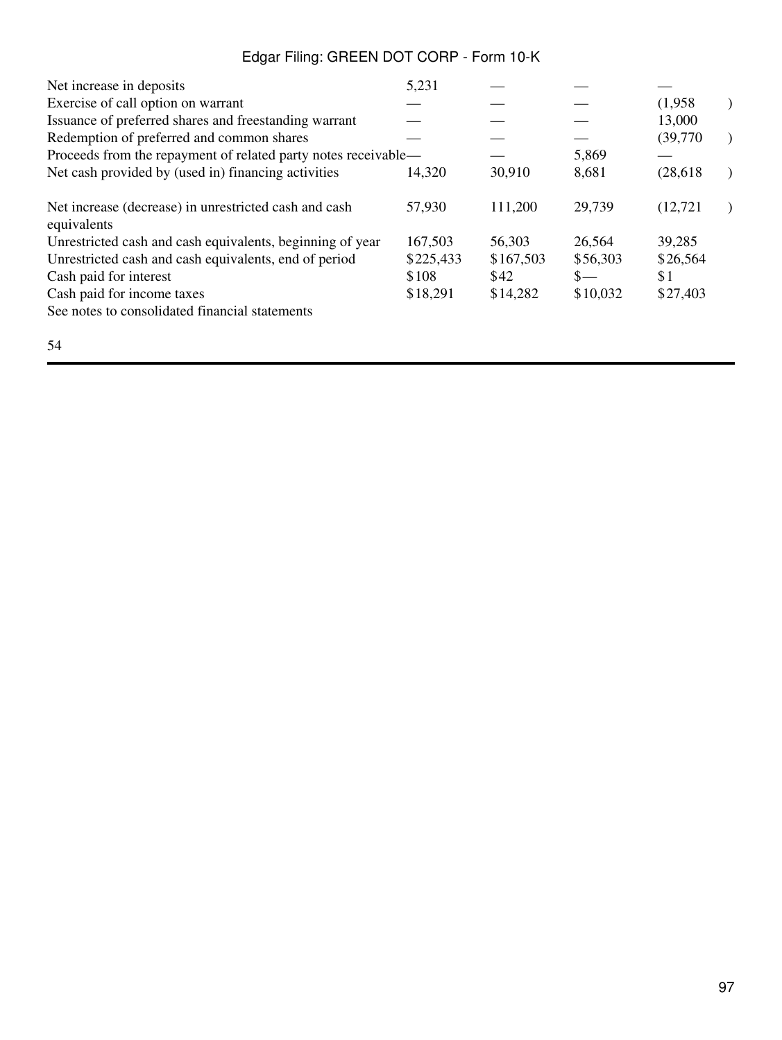| | | | | |
|---|---|---|---|---|
| Net increase in deposits | 5,231 | — | — | — |
| Exercise of call option on warrant | — | — | — | (1,958) |
| Issuance of preferred shares and freestanding warrant | — | — | — | 13,000 |
| Redemption of preferred and common shares | — | — | — | (39,770) |
| Proceeds from the repayment of related party notes receivable | — | — | 5,869 | — |
| Net cash provided by (used in) financing activities | 14,320 | 30,910 | 8,681 | (28,618) |
| Net increase (decrease) in unrestricted cash and cash equivalents | 57,930 | 111,200 | 29,739 | (12,721) |
| Unrestricted cash and cash equivalents, beginning of year | 167,503 | 56,303 | 26,564 | 39,285 |
| Unrestricted cash and cash equivalents, end of period | $225,433 | $167,503 | $56,303 | $26,564 |
| Cash paid for interest | $108 | $42 | $— | $1 |
| Cash paid for income taxes | $18,291 | $14,282 | $10,032 | $27,403 |

See notes to consolidated financial statements

54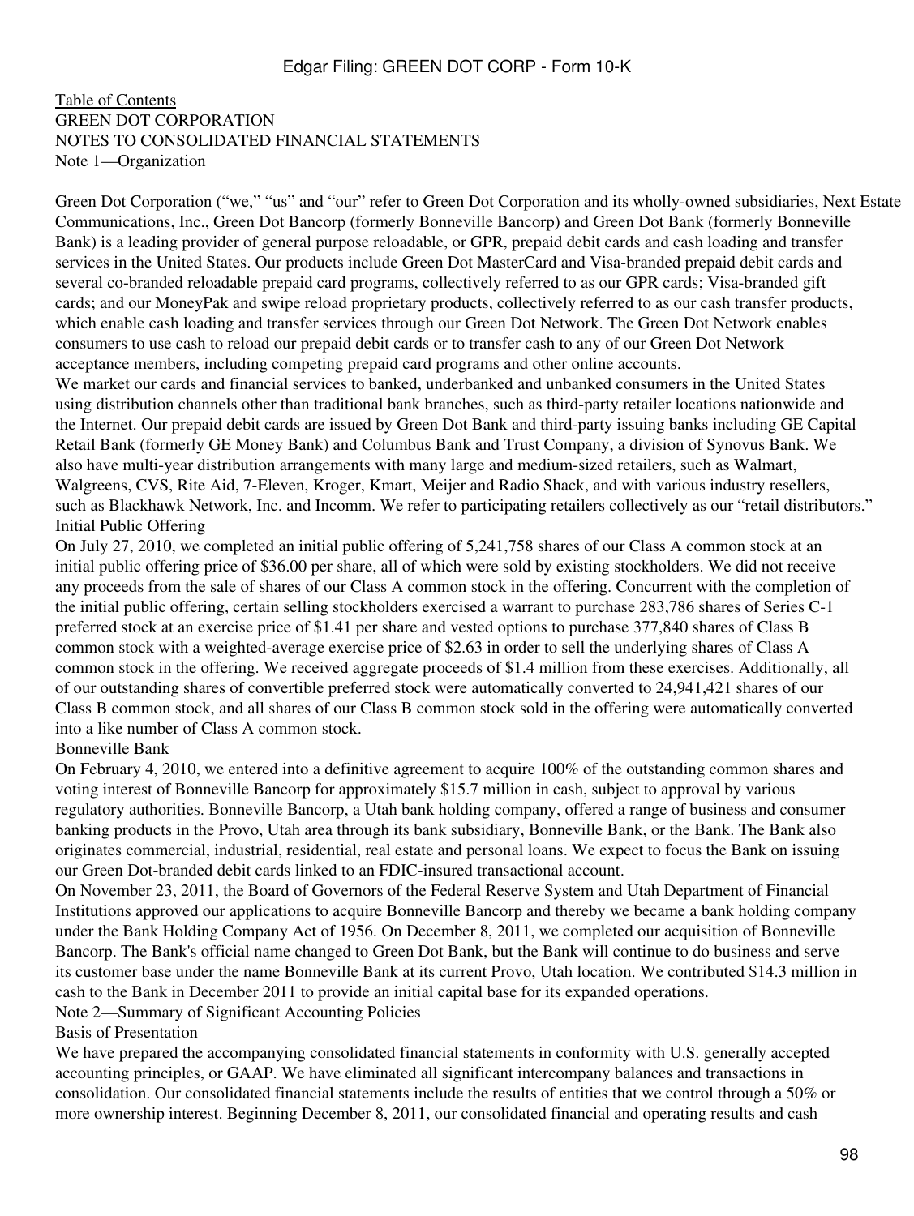[Table of Contents](#)

# GREEN DOT CORPORATION
## NOTES TO CONSOLIDATED FINANCIAL STATEMENTS
### Note 1—Organization

Green Dot Corporation ("we," "us" and "our" refer to Green Dot Corporation and its wholly-owned subsidiaries, Next Estate Communications, Inc., Green Dot Bancorp (formerly Bonneville Bancorp) and Green Dot Bank (formerly Bonneville Bank) is a leading provider of general purpose reloadable, or GPR, prepaid debit cards and cash loading and transfer services in the United States. Our products include Green Dot MasterCard and Visa-branded prepaid debit cards and several co-branded reloadable prepaid card programs, collectively referred to as our GPR cards; Visa-branded gift cards; and our MoneyPak and swipe reload proprietary products, collectively referred to as our cash transfer products, which enable cash loading and transfer services through our Green Dot Network. The Green Dot Network enables consumers to use cash to reload our prepaid debit cards or to transfer cash to any of our Green Dot Network acceptance members, including competing prepaid card programs and other online accounts.

We market our cards and financial services to banked, underbanked and unbanked consumers in the United States using distribution channels other than traditional bank branches, such as third-party retailer locations nationwide and the Internet. Our prepaid debit cards are issued by Green Dot Bank and third-party issuing banks including GE Capital Retail Bank (formerly GE Money Bank) and Columbus Bank and Trust Company, a division of Synovus Bank. We also have multi-year distribution arrangements with many large and medium-sized retailers, such as Walmart, Walgreens, CVS, Rite Aid, 7-Eleven, Kroger, Kmart, Meijer and Radio Shack, and with various industry resellers, such as Blackhawk Network, Inc. and Incomm. We refer to participating retailers collectively as our "retail distributors."

#### Initial Public Offering

On July 27, 2010, we completed an initial public offering of 5,241,758 shares of our Class A common stock at an initial public offering price of $36.00 per share, all of which were sold by existing stockholders. We did not receive any proceeds from the sale of shares of our Class A common stock in the offering. Concurrent with the completion of the initial public offering, certain selling stockholders exercised a warrant to purchase 283,786 shares of Series C-1 preferred stock at an exercise price of $1.41 per share and vested options to purchase 377,840 shares of Class B common stock with a weighted-average exercise price of $2.63 in order to sell the underlying shares of Class A common stock in the offering. We received aggregate proceeds of $1.4 million from these exercises. Additionally, all of our outstanding shares of convertible preferred stock were automatically converted to 24,941,421 shares of our Class B common stock, and all shares of our Class B common stock sold in the offering were automatically converted into a like number of Class A common stock.

#### Bonneville Bank

On February 4, 2010, we entered into a definitive agreement to acquire 100% of the outstanding common shares and voting interest of Bonneville Bancorp for approximately $15.7 million in cash, subject to approval by various regulatory authorities. Bonneville Bancorp, a Utah bank holding company, offered a range of business and consumer banking products in the Provo, Utah area through its bank subsidiary, Bonneville Bank, or the Bank. The Bank also originates commercial, industrial, residential, real estate and personal loans. We expect to focus the Bank on issuing our Green Dot-branded debit cards linked to an FDIC-insured transactional account.

On November 23, 2011, the Board of Governors of the Federal Reserve System and Utah Department of Financial Institutions approved our applications to acquire Bonneville Bancorp and thereby we became a bank holding company under the Bank Holding Company Act of 1956. On December 8, 2011, we completed our acquisition of Bonneville Bancorp. The Bank's official name changed to Green Dot Bank, but the Bank will continue to do business and serve its customer base under the name Bonneville Bank at its current Provo, Utah location. We contributed $14.3 million in cash to the Bank in December 2011 to provide an initial capital base for its expanded operations.

### Note 2—Summary of Significant Accounting Policies

#### Basis of Presentation

We have prepared the accompanying consolidated financial statements in conformity with U.S. generally accepted accounting principles, or GAAP. We have eliminated all significant intercompany balances and transactions in consolidation. Our consolidated financial statements include the results of entities that we control through a 50% or more ownership interest. Beginning December 8, 2011, our consolidated financial and operating results and cash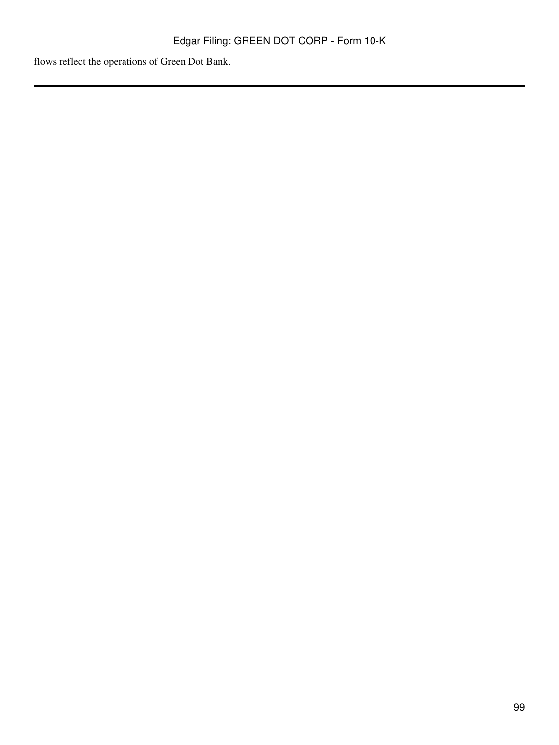flows reflect the operations of Green Dot Bank.

---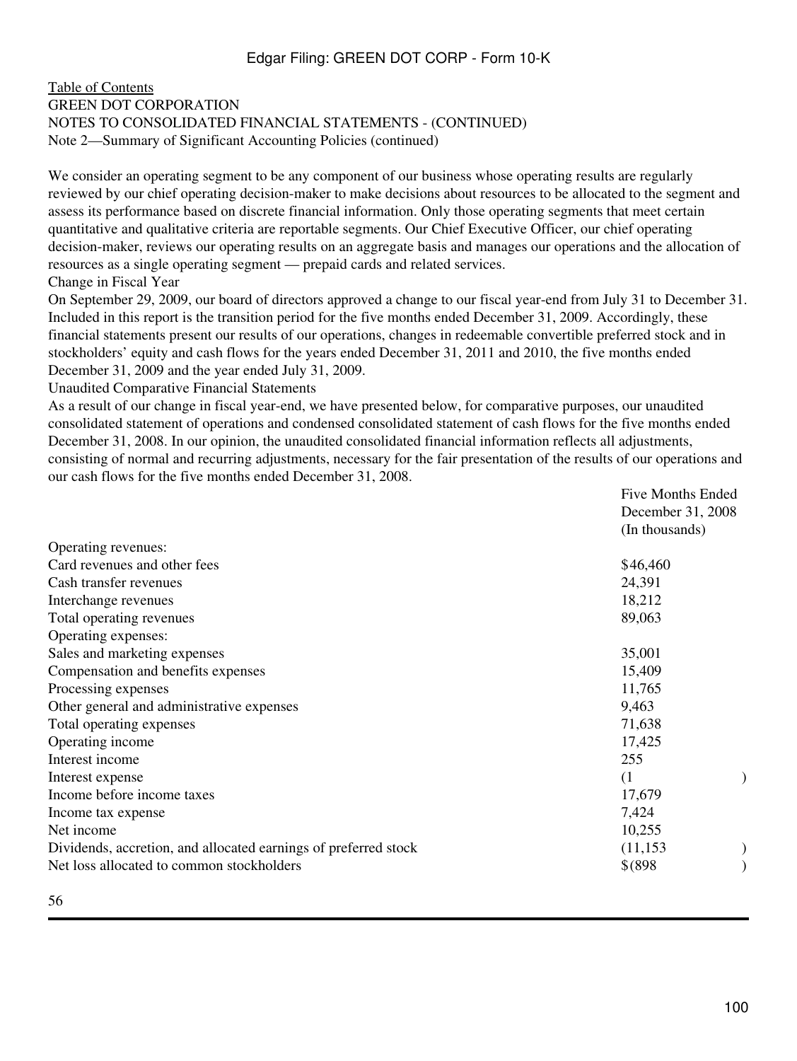Table of Contents

GREEN DOT CORPORATION

NOTES TO CONSOLIDATED FINANCIAL STATEMENTS - (CONTINUED)

Note 2—Summary of Significant Accounting Policies (continued)

We consider an operating segment to be any component of our business whose operating results are regularly reviewed by our chief operating decision-maker to make decisions about resources to be allocated to the segment and assess its performance based on discrete financial information. Only those operating segments that meet certain quantitative and qualitative criteria are reportable segments. Our Chief Executive Officer, our chief operating decision-maker, reviews our operating results on an aggregate basis and manages our operations and the allocation of resources as a single operating segment — prepaid cards and related services.

Change in Fiscal Year

On September 29, 2009, our board of directors approved a change to our fiscal year-end from July 31 to December 31. Included in this report is the transition period for the five months ended December 31, 2009. Accordingly, these financial statements present our results of our operations, changes in redeemable convertible preferred stock and in stockholders' equity and cash flows for the years ended December 31, 2011 and 2010, the five months ended December 31, 2009 and the year ended July 31, 2009.

Unaudited Comparative Financial Statements

As a result of our change in fiscal year-end, we have presented below, for comparative purposes, our unaudited consolidated statement of operations and condensed consolidated statement of cash flows for the five months ended December 31, 2008. In our opinion, the unaudited consolidated financial information reflects all adjustments, consisting of normal and recurring adjustments, necessary for the fair presentation of the results of our operations and our cash flows for the five months ended December 31, 2008.

| | Five Months Ended December 31, 2008 (In thousands) |
|---|---|
| Operating revenues: | |
| Card revenues and other fees | $46,460 |
| Cash transfer revenues | 24,391 |
| Interchange revenues | 18,212 |
| Total operating revenues | 89,063 |
| Operating expenses: | |
| Sales and marketing expenses | 35,001 |
| Compensation and benefits expenses | 15,409 |
| Processing expenses | 11,765 |
| Other general and administrative expenses | 9,463 |
| Total operating expenses | 71,638 |
| Operating income | 17,425 |
| Interest income | 255 |
| Interest expense | (1) |
| Income before income taxes | 17,679 |
| Income tax expense | 7,424 |
| Net income | 10,255 |
| Dividends, accretion, and allocated earnings of preferred stock | (11,153) |
| Net loss allocated to common stockholders | $(898) |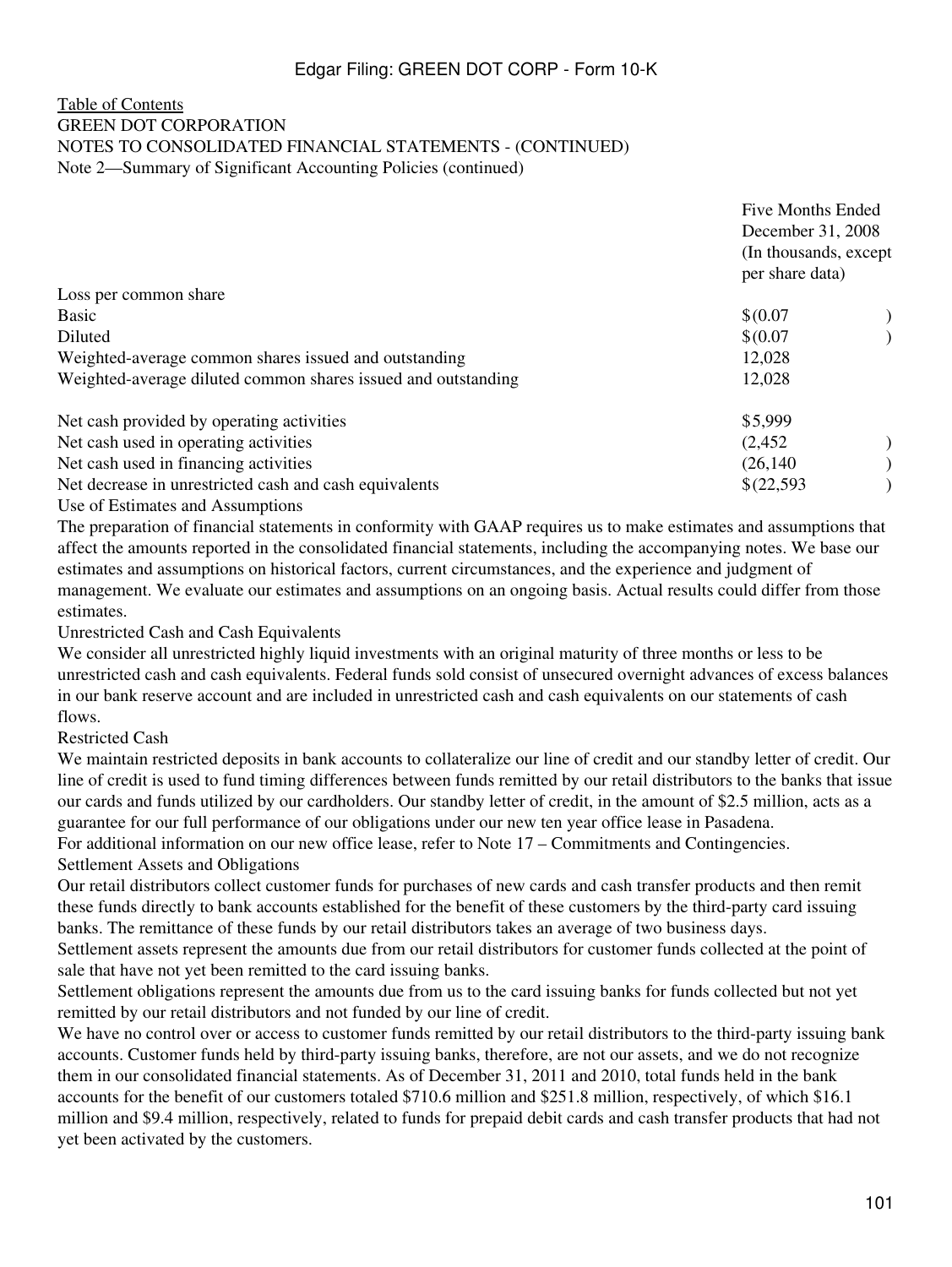Table of Contents

GREEN DOT CORPORATION

NOTES TO CONSOLIDATED FINANCIAL STATEMENTS - (CONTINUED)

Note 2—Summary of Significant Accounting Policies (continued)

| | Five Months Ended December 31, 2008 (In thousands, except per share data) |
|---|---|
| Loss per common share | |
| Basic | $(0.07) |
| Diluted | $(0.07) |
| Weighted-average common shares issued and outstanding | 12,028 |
| Weighted-average diluted common shares issued and outstanding | 12,028 |
| | |
| Net cash provided by operating activities | $5,999 |
| Net cash used in operating activities | (2,452) |
| Net cash used in financing activities | (26,140) |
| Net decrease in unrestricted cash and cash equivalents | $(22,593) |

Use of Estimates and Assumptions

The preparation of financial statements in conformity with GAAP requires us to make estimates and assumptions that affect the amounts reported in the consolidated financial statements, including the accompanying notes. We base our estimates and assumptions on historical factors, current circumstances, and the experience and judgment of management. We evaluate our estimates and assumptions on an ongoing basis. Actual results could differ from those estimates.

Unrestricted Cash and Cash Equivalents

We consider all unrestricted highly liquid investments with an original maturity of three months or less to be unrestricted cash and cash equivalents. Federal funds sold consist of unsecured overnight advances of excess balances in our bank reserve account and are included in unrestricted cash and cash equivalents on our statements of cash flows.

Restricted Cash

We maintain restricted deposits in bank accounts to collateralize our line of credit and our standby letter of credit. Our line of credit is used to fund timing differences between funds remitted by our retail distributors to the banks that issue our cards and funds utilized by our cardholders. Our standby letter of credit, in the amount of $2.5 million, acts as a guarantee for our full performance of our obligations under our new ten year office lease in Pasadena.

For additional information on our new office lease, refer to Note 17 – Commitments and Contingencies.

Settlement Assets and Obligations

Our retail distributors collect customer funds for purchases of new cards and cash transfer products and then remit these funds directly to bank accounts established for the benefit of these customers by the third-party card issuing banks. The remittance of these funds by our retail distributors takes an average of two business days.

Settlement assets represent the amounts due from our retail distributors for customer funds collected at the point of sale that have not yet been remitted to the card issuing banks.

Settlement obligations represent the amounts due from us to the card issuing banks for funds collected but not yet remitted by our retail distributors and not funded by our line of credit.

We have no control over or access to customer funds remitted by our retail distributors to the third-party issuing bank accounts. Customer funds held by third-party issuing banks, therefore, are not our assets, and we do not recognize them in our consolidated financial statements. As of December 31, 2011 and 2010, total funds held in the bank accounts for the benefit of our customers totaled $710.6 million and $251.8 million, respectively, of which $16.1 million and $9.4 million, respectively, related to funds for prepaid debit cards and cash transfer products that had not yet been activated by the customers.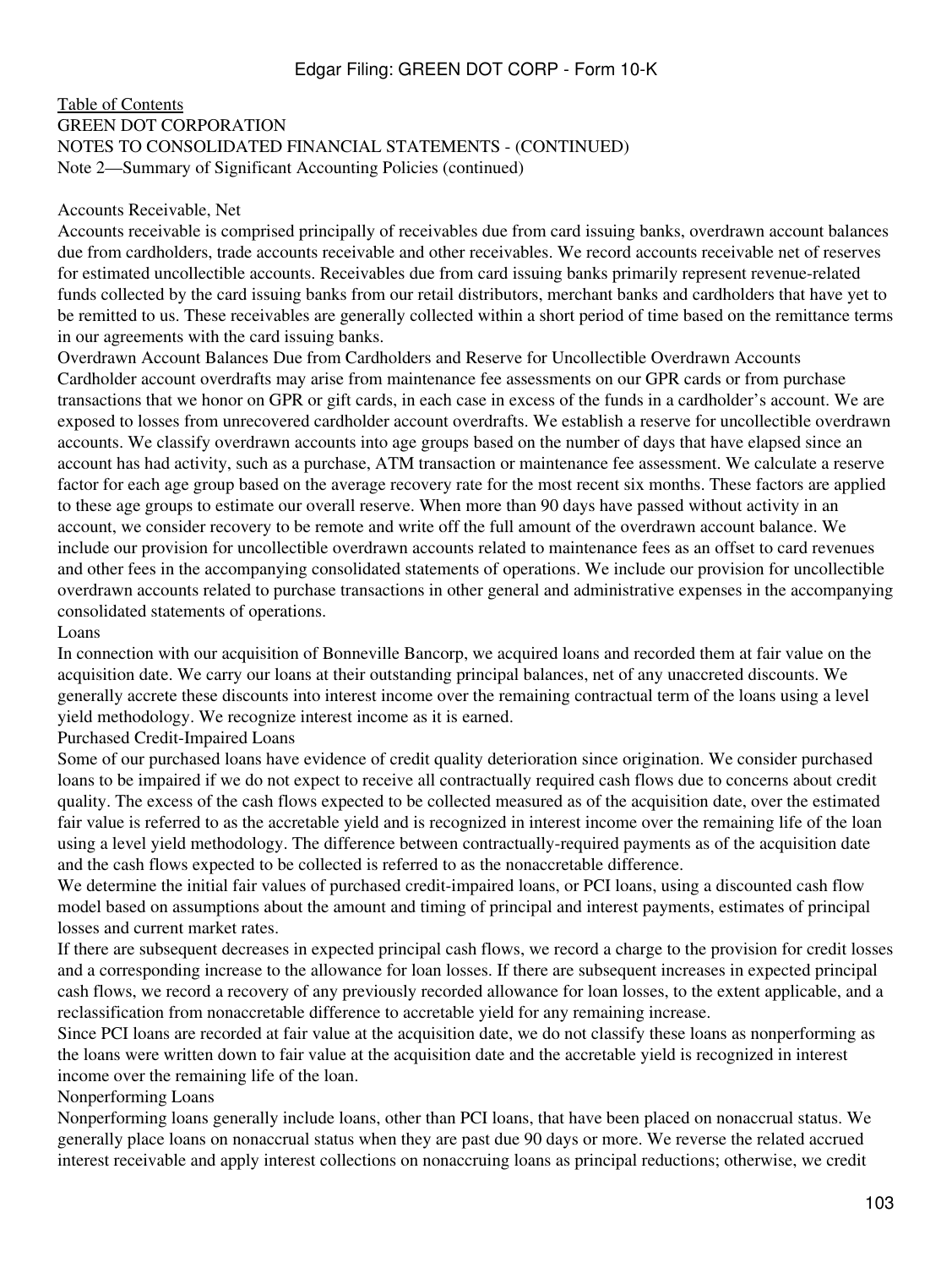GREEN DOT CORPORATION
NOTES TO CONSOLIDATED FINANCIAL STATEMENTS - (CONTINUED)
Note 2—Summary of Significant Accounting Policies (continued)

### Accounts Receivable, Net

Accounts receivable is comprised principally of receivables due from card issuing banks, overdrawn account balances due from cardholders, trade accounts receivable and other receivables. We record accounts receivable net of reserves for estimated uncollectible accounts. Receivables due from card issuing banks primarily represent revenue-related funds collected by the card issuing banks from our retail distributors, merchant banks and cardholders that have yet to be remitted to us. These receivables are generally collected within a short period of time based on the remittance terms in our agreements with the card issuing banks.

### Overdrawn Account Balances Due from Cardholders and Reserve for Uncollectible Overdrawn Accounts

Cardholder account overdrafts may arise from maintenance fee assessments on our GPR cards or from purchase transactions that we honor on GPR or gift cards, in each case in excess of the funds in a cardholder's account. We are exposed to losses from unrecovered cardholder account overdrafts. We establish a reserve for uncollectible overdrawn accounts. We classify overdrawn accounts into age groups based on the number of days that have elapsed since an account has had activity, such as a purchase, ATM transaction or maintenance fee assessment. We calculate a reserve factor for each age group based on the average recovery rate for the most recent six months. These factors are applied to these age groups to estimate our overall reserve. When more than 90 days have passed without activity in an account, we consider recovery to be remote and write off the full amount of the overdrawn account balance. We include our provision for uncollectible overdrawn accounts related to maintenance fees as an offset to card revenues and other fees in the accompanying consolidated statements of operations. We include our provision for uncollectible overdrawn accounts related to purchase transactions in other general and administrative expenses in the accompanying consolidated statements of operations.

### Loans

In connection with our acquisition of Bonneville Bancorp, we acquired loans and recorded them at fair value on the acquisition date. We carry our loans at their outstanding principal balances, net of any unaccreted discounts. We generally accrete these discounts into interest income over the remaining contractual term of the loans using a level yield methodology. We recognize interest income as it is earned.

### Purchased Credit-Impaired Loans

Some of our purchased loans have evidence of credit quality deterioration since origination. We consider purchased loans to be impaired if we do not expect to receive all contractually required cash flows due to concerns about credit quality. The excess of the cash flows expected to be collected measured as of the acquisition date, over the estimated fair value is referred to as the accretable yield and is recognized in interest income over the remaining life of the loan using a level yield methodology. The difference between contractually-required payments as of the acquisition date and the cash flows expected to be collected is referred to as the nonaccretable difference.

We determine the initial fair values of purchased credit-impaired loans, or PCI loans, using a discounted cash flow model based on assumptions about the amount and timing of principal and interest payments, estimates of principal losses and current market rates.

If there are subsequent decreases in expected principal cash flows, we record a charge to the provision for credit losses and a corresponding increase to the allowance for loan losses. If there are subsequent increases in expected principal cash flows, we record a recovery of any previously recorded allowance for loan losses, to the extent applicable, and a reclassification from nonaccretable difference to accretable yield for any remaining increase.

Since PCI loans are recorded at fair value at the acquisition date, we do not classify these loans as nonperforming as the loans were written down to fair value at the acquisition date and the accretable yield is recognized in interest income over the remaining life of the loan.

### Nonperforming Loans

Nonperforming loans generally include loans, other than PCI loans, that have been placed on nonaccrual status. We generally place loans on nonaccrual status when they are past due 90 days or more. We reverse the related accrued interest receivable and apply interest collections on nonaccruing loans as principal reductions; otherwise, we credit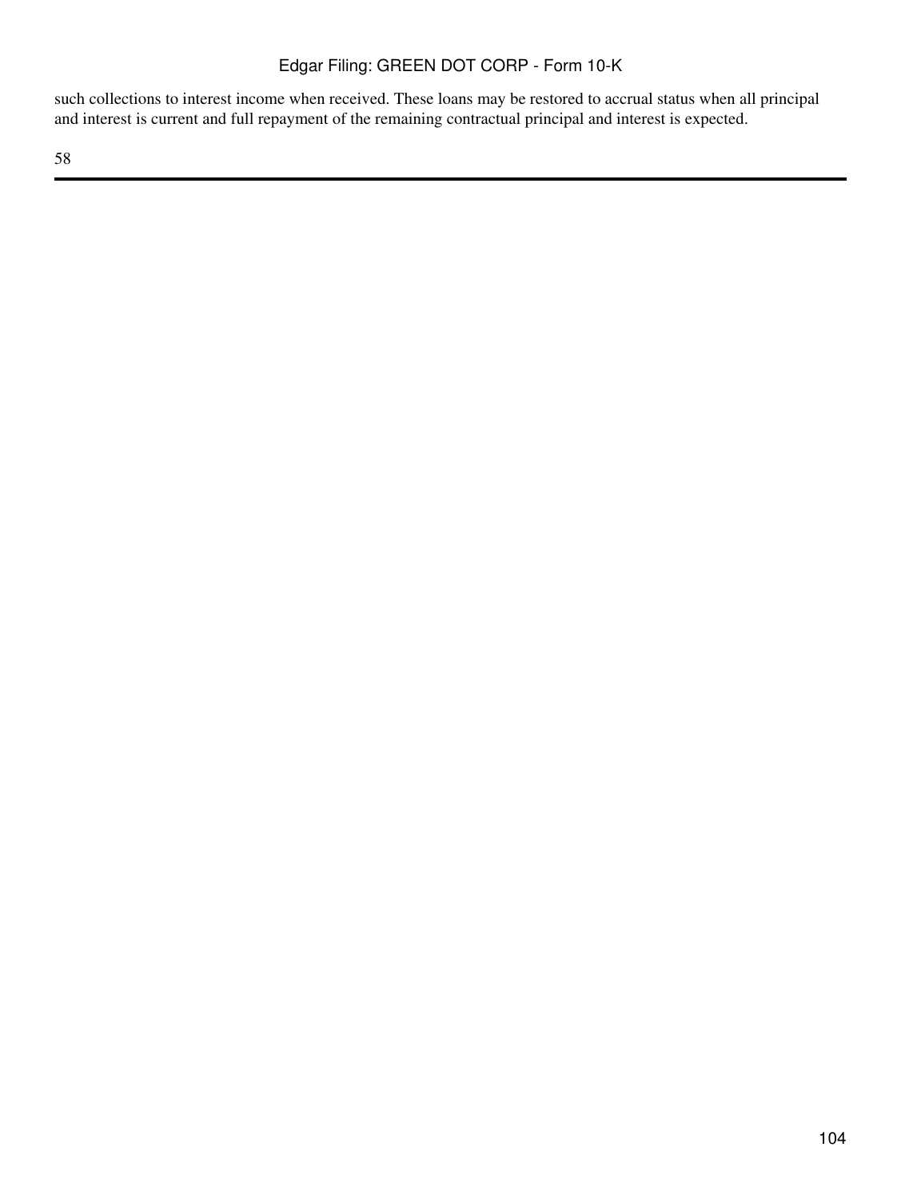such collections to interest income when received. These loans may be restored to accrual status when all principal and interest is current and full repayment of the remaining contractual principal and interest is expected.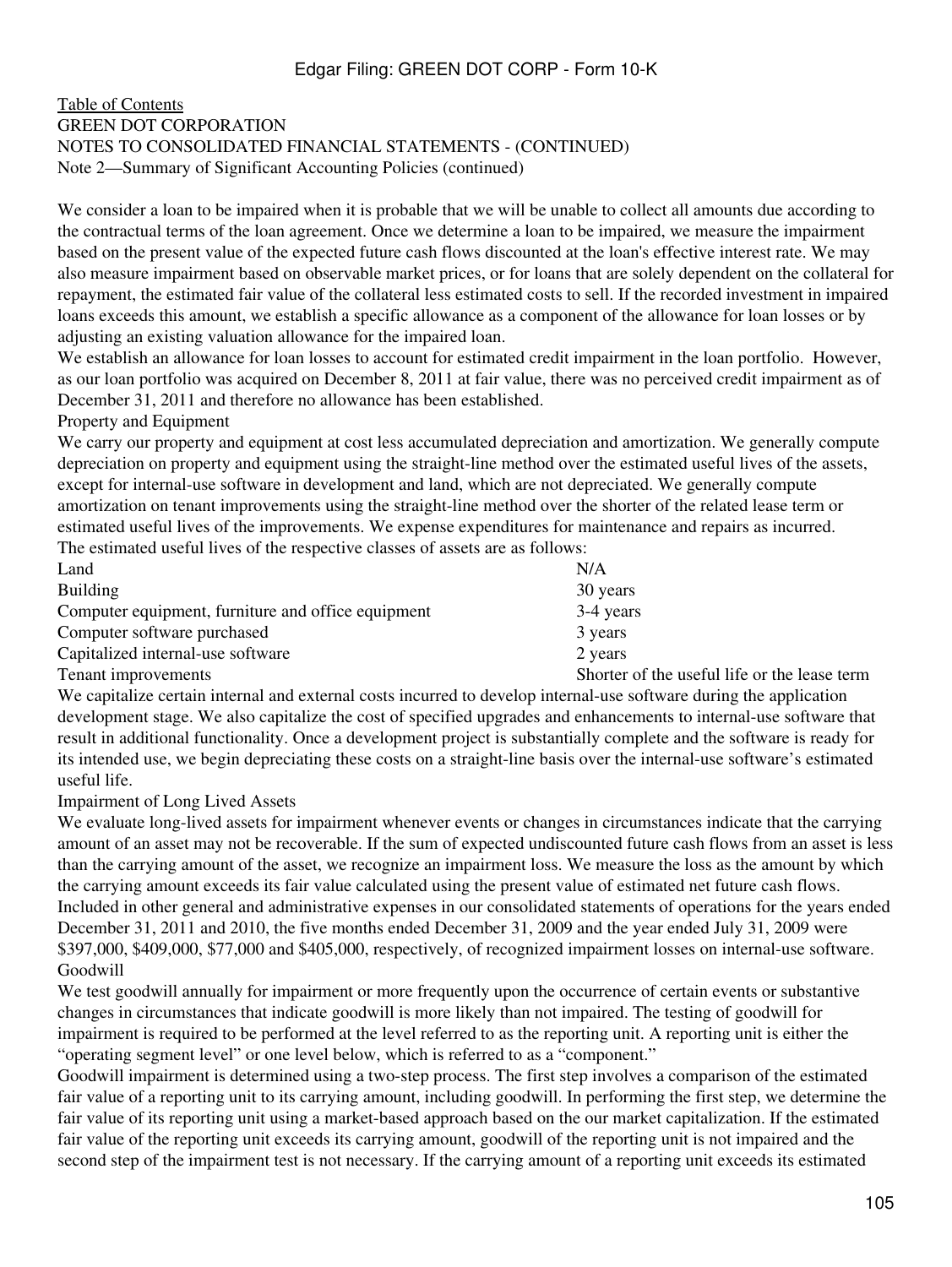Table of Contents

GREEN DOT CORPORATION

NOTES TO CONSOLIDATED FINANCIAL STATEMENTS - (CONTINUED)

Note 2—Summary of Significant Accounting Policies (continued)

We consider a loan to be impaired when it is probable that we will be unable to collect all amounts due according to the contractual terms of the loan agreement. Once we determine a loan to be impaired, we measure the impairment based on the present value of the expected future cash flows discounted at the loan's effective interest rate. We may also measure impairment based on observable market prices, or for loans that are solely dependent on the collateral for repayment, the estimated fair value of the collateral less estimated costs to sell. If the recorded investment in impaired loans exceeds this amount, we establish a specific allowance as a component of the allowance for loan losses or by adjusting an existing valuation allowance for the impaired loan.

We establish an allowance for loan losses to account for estimated credit impairment in the loan portfolio. However, as our loan portfolio was acquired on December 8, 2011 at fair value, there was no perceived credit impairment as of December 31, 2011 and therefore no allowance has been established.

Property and Equipment

We carry our property and equipment at cost less accumulated depreciation and amortization. We generally compute depreciation on property and equipment using the straight-line method over the estimated useful lives of the assets, except for internal-use software in development and land, which are not depreciated. We generally compute amortization on tenant improvements using the straight-line method over the shorter of the related lease term or estimated useful lives of the improvements. We expense expenditures for maintenance and repairs as incurred.

The estimated useful lives of the respective classes of assets are as follows:

| | |
|---|---|
| Land | N/A |
| Building | 30 years |
| Computer equipment, furniture and office equipment | 3-4 years |
| Computer software purchased | 3 years |
| Capitalized internal-use software | 2 years |
| Tenant improvements | Shorter of the useful life or the lease term |

We capitalize certain internal and external costs incurred to develop internal-use software during the application development stage. We also capitalize the cost of specified upgrades and enhancements to internal-use software that result in additional functionality. Once a development project is substantially complete and the software is ready for its intended use, we begin depreciating these costs on a straight-line basis over the internal-use software's estimated useful life.

Impairment of Long Lived Assets

We evaluate long-lived assets for impairment whenever events or changes in circumstances indicate that the carrying amount of an asset may not be recoverable. If the sum of expected undiscounted future cash flows from an asset is less than the carrying amount of the asset, we recognize an impairment loss. We measure the loss as the amount by which the carrying amount exceeds its fair value calculated using the present value of estimated net future cash flows. Included in other general and administrative expenses in our consolidated statements of operations for the years ended December 31, 2011 and 2010, the five months ended December 31, 2009 and the year ended July 31, 2009 were $397,000, $409,000, $77,000 and $405,000, respectively, of recognized impairment losses on internal-use software.

Goodwill

We test goodwill annually for impairment or more frequently upon the occurrence of certain events or substantive changes in circumstances that indicate goodwill is more likely than not impaired. The testing of goodwill for impairment is required to be performed at the level referred to as the reporting unit. A reporting unit is either the "operating segment level" or one level below, which is referred to as a "component."

Goodwill impairment is determined using a two-step process. The first step involves a comparison of the estimated fair value of a reporting unit to its carrying amount, including goodwill. In performing the first step, we determine the fair value of its reporting unit using a market-based approach based on the our market capitalization. If the estimated fair value of the reporting unit exceeds its carrying amount, goodwill of the reporting unit is not impaired and the second step of the impairment test is not necessary. If the carrying amount of a reporting unit exceeds its estimated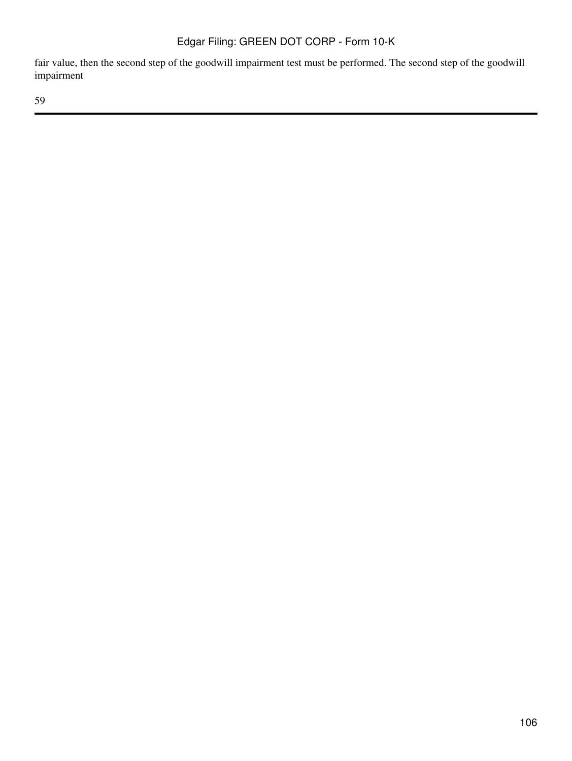fair value, then the second step of the goodwill impairment test must be performed. The second step of the goodwill impairment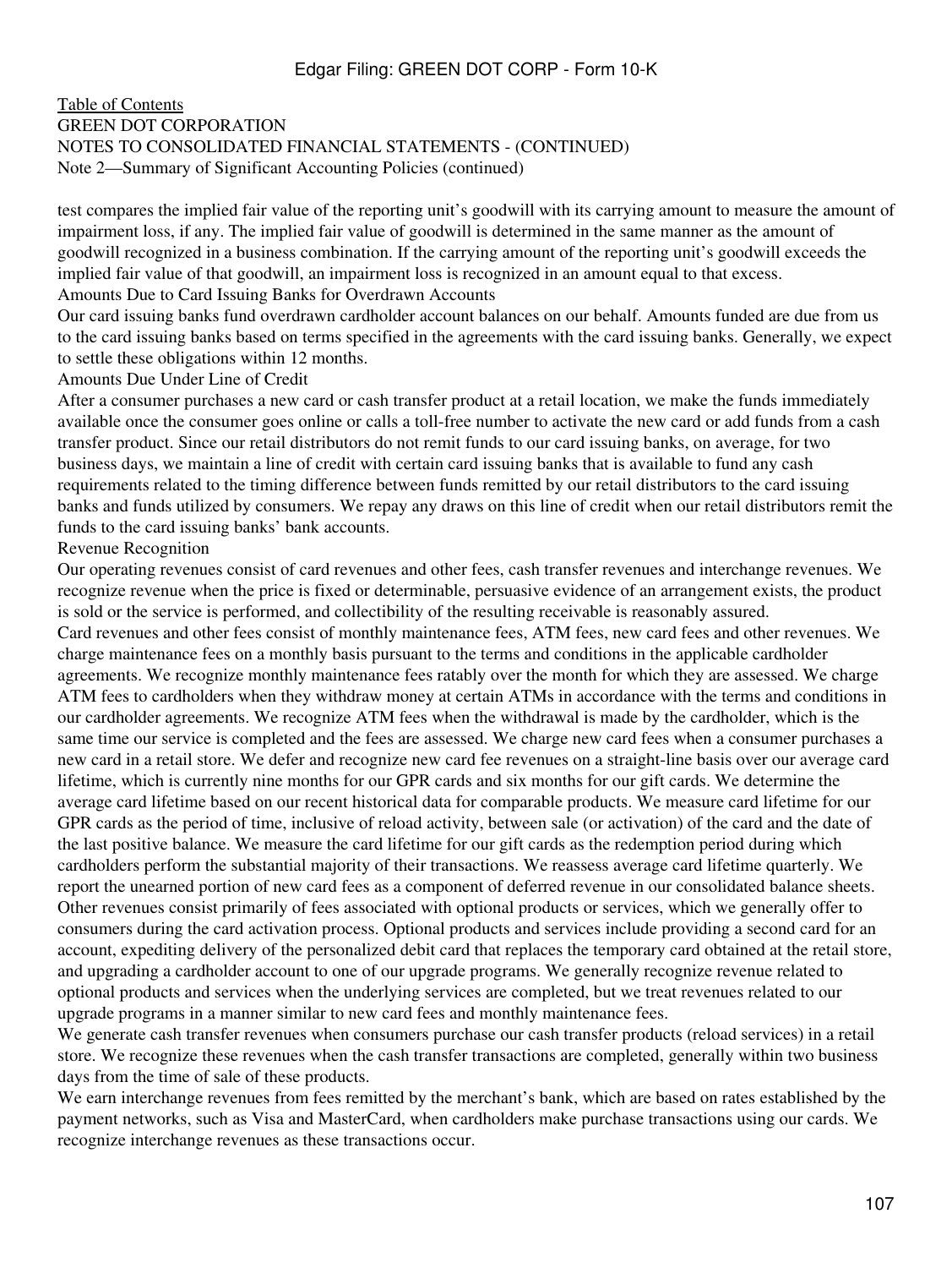GREEN DOT CORPORATION
NOTES TO CONSOLIDATED FINANCIAL STATEMENTS - (CONTINUED)
Note 2—Summary of Significant Accounting Policies (continued)

test compares the implied fair value of the reporting unit's goodwill with its carrying amount to measure the amount of impairment loss, if any. The implied fair value of goodwill is determined in the same manner as the amount of goodwill recognized in a business combination. If the carrying amount of the reporting unit's goodwill exceeds the implied fair value of that goodwill, an impairment loss is recognized in an amount equal to that excess.

### Amounts Due to Card Issuing Banks for Overdrawn Accounts

Our card issuing banks fund overdrawn cardholder account balances on our behalf. Amounts funded are due from us to the card issuing banks based on terms specified in the agreements with the card issuing banks. Generally, we expect to settle these obligations within 12 months.

### Amounts Due Under Line of Credit

After a consumer purchases a new card or cash transfer product at a retail location, we make the funds immediately available once the consumer goes online or calls a toll-free number to activate the new card or add funds from a cash transfer product. Since our retail distributors do not remit funds to our card issuing banks, on average, for two business days, we maintain a line of credit with certain card issuing banks that is available to fund any cash requirements related to the timing difference between funds remitted by our retail distributors to the card issuing banks and funds utilized by consumers. We repay any draws on this line of credit when our retail distributors remit the funds to the card issuing banks' bank accounts.

### Revenue Recognition

Our operating revenues consist of card revenues and other fees, cash transfer revenues and interchange revenues. We recognize revenue when the price is fixed or determinable, persuasive evidence of an arrangement exists, the product is sold or the service is performed, and collectibility of the resulting receivable is reasonably assured.

Card revenues and other fees consist of monthly maintenance fees, ATM fees, new card fees and other revenues. We charge maintenance fees on a monthly basis pursuant to the terms and conditions in the applicable cardholder agreements. We recognize monthly maintenance fees ratably over the month for which they are assessed. We charge ATM fees to cardholders when they withdraw money at certain ATMs in accordance with the terms and conditions in our cardholder agreements. We recognize ATM fees when the withdrawal is made by the cardholder, which is the same time our service is completed and the fees are assessed. We charge new card fees when a consumer purchases a new card in a retail store. We defer and recognize new card fee revenues on a straight-line basis over our average card lifetime, which is currently nine months for our GPR cards and six months for our gift cards. We determine the average card lifetime based on our recent historical data for comparable products. We measure card lifetime for our GPR cards as the period of time, inclusive of reload activity, between sale (or activation) of the card and the date of the last positive balance. We measure the card lifetime for our gift cards as the redemption period during which cardholders perform the substantial majority of their transactions. We reassess average card lifetime quarterly. We report the unearned portion of new card fees as a component of deferred revenue in our consolidated balance sheets. Other revenues consist primarily of fees associated with optional products or services, which we generally offer to consumers during the card activation process. Optional products and services include providing a second card for an account, expediting delivery of the personalized debit card that replaces the temporary card obtained at the retail store, and upgrading a cardholder account to one of our upgrade programs. We generally recognize revenue related to optional products and services when the underlying services are completed, but we treat revenues related to our upgrade programs in a manner similar to new card fees and monthly maintenance fees.

We generate cash transfer revenues when consumers purchase our cash transfer products (reload services) in a retail store. We recognize these revenues when the cash transfer transactions are completed, generally within two business days from the time of sale of these products.

We earn interchange revenues from fees remitted by the merchant's bank, which are based on rates established by the payment networks, such as Visa and MasterCard, when cardholders make purchase transactions using our cards. We recognize interchange revenues as these transactions occur.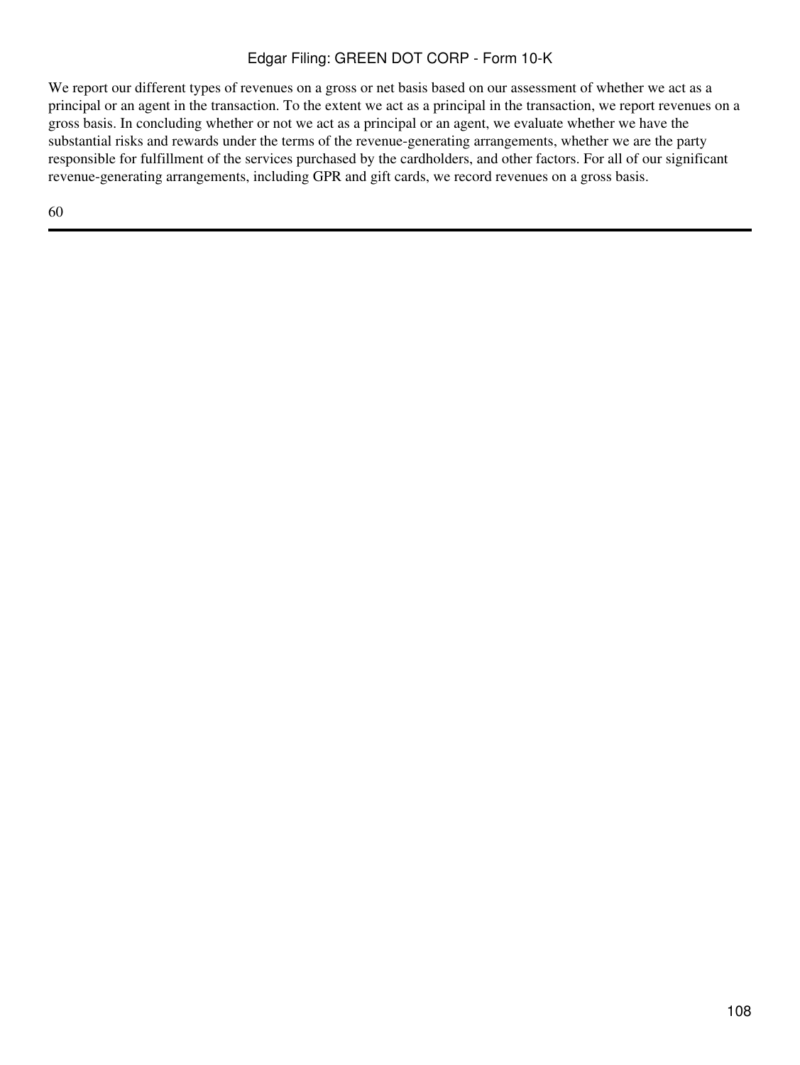We report our different types of revenues on a gross or net basis based on our assessment of whether we act as a principal or an agent in the transaction. To the extent we act as a principal in the transaction, we report revenues on a gross basis. In concluding whether or not we act as a principal or an agent, we evaluate whether we have the substantial risks and rewards under the terms of the revenue-generating arrangements, whether we are the party responsible for fulfillment of the services purchased by the cardholders, and other factors. For all of our significant revenue-generating arrangements, including GPR and gift cards, we record revenues on a gross basis.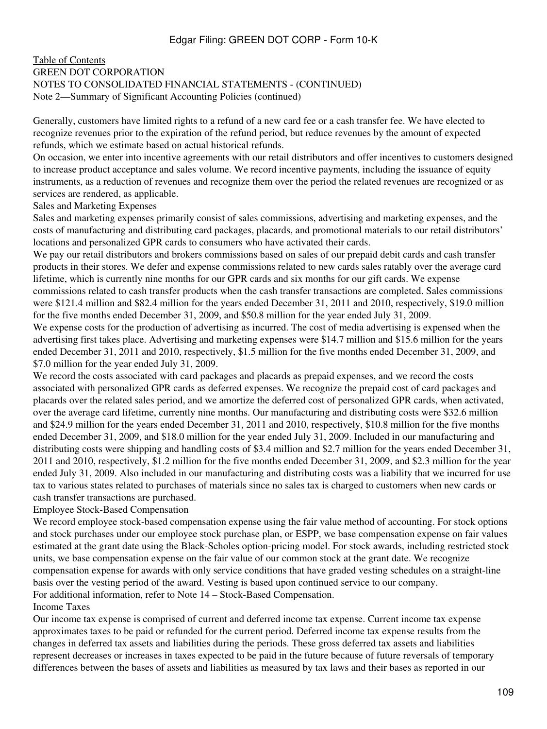Table of Contents
GREEN DOT CORPORATION
NOTES TO CONSOLIDATED FINANCIAL STATEMENTS - (CONTINUED)
Note 2—Summary of Significant Accounting Policies (continued)

Generally, customers have limited rights to a refund of a new card fee or a cash transfer fee. We have elected to recognize revenues prior to the expiration of the refund period, but reduce revenues by the amount of expected refunds, which we estimate based on actual historical refunds.

On occasion, we enter into incentive agreements with our retail distributors and offer incentives to customers designed to increase product acceptance and sales volume. We record incentive payments, including the issuance of equity instruments, as a reduction of revenues and recognize them over the period the related revenues are recognized or as services are rendered, as applicable.

### Sales and Marketing Expenses

Sales and marketing expenses primarily consist of sales commissions, advertising and marketing expenses, and the costs of manufacturing and distributing card packages, placards, and promotional materials to our retail distributors' locations and personalized GPR cards to consumers who have activated their cards.

We pay our retail distributors and brokers commissions based on sales of our prepaid debit cards and cash transfer products in their stores. We defer and expense commissions related to new cards sales ratably over the average card lifetime, which is currently nine months for our GPR cards and six months for our gift cards. We expense commissions related to cash transfer products when the cash transfer transactions are completed. Sales commissions were $121.4 million and $82.4 million for the years ended December 31, 2011 and 2010, respectively, $19.0 million for the five months ended December 31, 2009, and $50.8 million for the year ended July 31, 2009.

We expense costs for the production of advertising as incurred. The cost of media advertising is expensed when the advertising first takes place. Advertising and marketing expenses were $14.7 million and $15.6 million for the years ended December 31, 2011 and 2010, respectively, $1.5 million for the five months ended December 31, 2009, and $7.0 million for the year ended July 31, 2009.

We record the costs associated with card packages and placards as prepaid expenses, and we record the costs associated with personalized GPR cards as deferred expenses. We recognize the prepaid cost of card packages and placards over the related sales period, and we amortize the deferred cost of personalized GPR cards, when activated, over the average card lifetime, currently nine months. Our manufacturing and distributing costs were $32.6 million and $24.9 million for the years ended December 31, 2011 and 2010, respectively, $10.8 million for the five months ended December 31, 2009, and $18.0 million for the year ended July 31, 2009. Included in our manufacturing and distributing costs were shipping and handling costs of $3.4 million and $2.7 million for the years ended December 31, 2011 and 2010, respectively, $1.2 million for the five months ended December 31, 2009, and $2.3 million for the year ended July 31, 2009. Also included in our manufacturing and distributing costs was a liability that we incurred for use tax to various states related to purchases of materials since no sales tax is charged to customers when new cards or cash transfer transactions are purchased.

### Employee Stock-Based Compensation

We record employee stock-based compensation expense using the fair value method of accounting. For stock options and stock purchases under our employee stock purchase plan, or ESPP, we base compensation expense on fair values estimated at the grant date using the Black-Scholes option-pricing model. For stock awards, including restricted stock units, we base compensation expense on the fair value of our common stock at the grant date. We recognize compensation expense for awards with only service conditions that have graded vesting schedules on a straight-line basis over the vesting period of the award. Vesting is based upon continued service to our company.

For additional information, refer to Note 14 – Stock-Based Compensation.

### Income Taxes

Our income tax expense is comprised of current and deferred income tax expense. Current income tax expense approximates taxes to be paid or refunded for the current period. Deferred income tax expense results from the changes in deferred tax assets and liabilities during the periods. These gross deferred tax assets and liabilities represent decreases or increases in taxes expected to be paid in the future because of future reversals of temporary differences between the bases of assets and liabilities as measured by tax laws and their bases as reported in our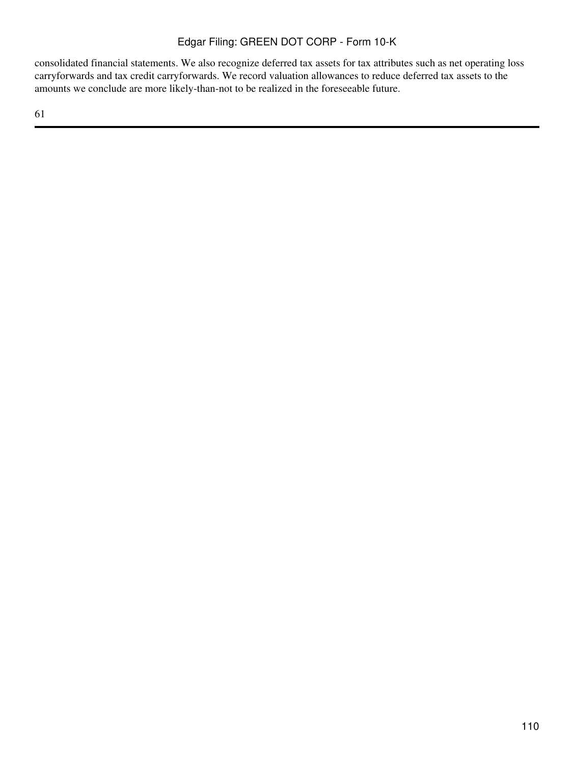consolidated financial statements. We also recognize deferred tax assets for tax attributes such as net operating loss carryforwards and tax credit carryforwards. We record valuation allowances to reduce deferred tax assets to the amounts we conclude are more likely-than-not to be realized in the foreseeable future.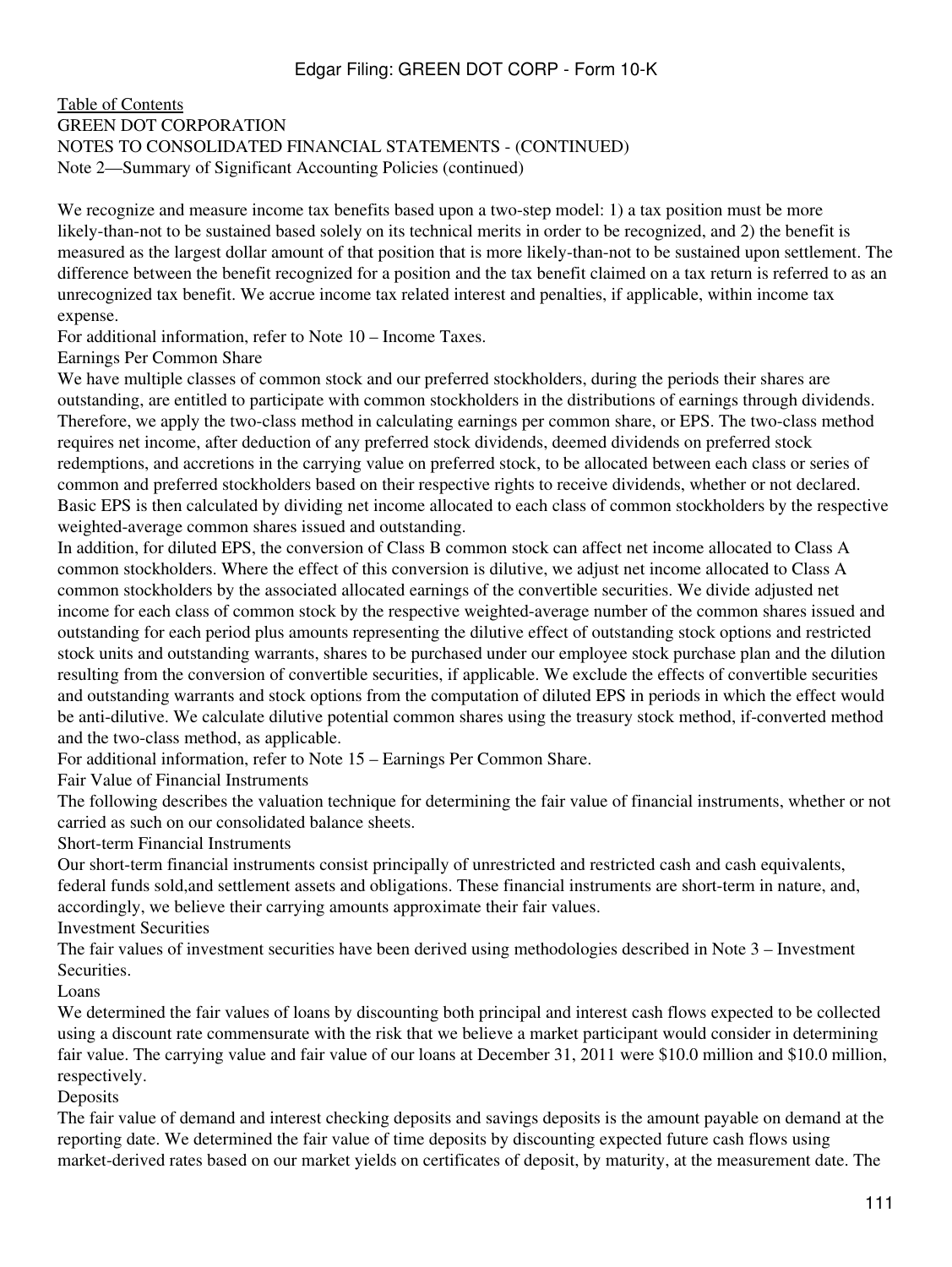GREEN DOT CORPORATION
NOTES TO CONSOLIDATED FINANCIAL STATEMENTS - (CONTINUED)
Note 2—Summary of Significant Accounting Policies (continued)

We recognize and measure income tax benefits based upon a two-step model: 1) a tax position must be more likely-than-not to be sustained based solely on its technical merits in order to be recognized, and 2) the benefit is measured as the largest dollar amount of that position that is more likely-than-not to be sustained upon settlement. The difference between the benefit recognized for a position and the tax benefit claimed on a tax return is referred to as an unrecognized tax benefit. We accrue income tax related interest and penalties, if applicable, within income tax expense.

For additional information, refer to Note 10 – Income Taxes.

### Earnings Per Common Share

We have multiple classes of common stock and our preferred stockholders, during the periods their shares are outstanding, are entitled to participate with common stockholders in the distributions of earnings through dividends. Therefore, we apply the two-class method in calculating earnings per common share, or EPS. The two-class method requires net income, after deduction of any preferred stock dividends, deemed dividends on preferred stock redemptions, and accretions in the carrying value on preferred stock, to be allocated between each class or series of common and preferred stockholders based on their respective rights to receive dividends, whether or not declared. Basic EPS is then calculated by dividing net income allocated to each class of common stockholders by the respective weighted-average common shares issued and outstanding.

In addition, for diluted EPS, the conversion of Class B common stock can affect net income allocated to Class A common stockholders. Where the effect of this conversion is dilutive, we adjust net income allocated to Class A common stockholders by the associated allocated earnings of the convertible securities. We divide adjusted net income for each class of common stock by the respective weighted-average number of the common shares issued and outstanding for each period plus amounts representing the dilutive effect of outstanding stock options and restricted stock units and outstanding warrants, shares to be purchased under our employee stock purchase plan and the dilution resulting from the conversion of convertible securities, if applicable. We exclude the effects of convertible securities and outstanding warrants and stock options from the computation of diluted EPS in periods in which the effect would be anti-dilutive. We calculate dilutive potential common shares using the treasury stock method, if-converted method and the two-class method, as applicable.

For additional information, refer to Note 15 – Earnings Per Common Share.

### Fair Value of Financial Instruments

The following describes the valuation technique for determining the fair value of financial instruments, whether or not carried as such on our consolidated balance sheets.

#### Short-term Financial Instruments

Our short-term financial instruments consist principally of unrestricted and restricted cash and cash equivalents, federal funds sold,and settlement assets and obligations. These financial instruments are short-term in nature, and, accordingly, we believe their carrying amounts approximate their fair values.

#### Investment Securities

The fair values of investment securities have been derived using methodologies described in Note 3 – Investment Securities.

#### Loans

We determined the fair values of loans by discounting both principal and interest cash flows expected to be collected using a discount rate commensurate with the risk that we believe a market participant would consider in determining fair value. The carrying value and fair value of our loans at December 31, 2011 were $10.0 million and $10.0 million, respectively.

#### Deposits

The fair value of demand and interest checking deposits and savings deposits is the amount payable on demand at the reporting date. We determined the fair value of time deposits by discounting expected future cash flows using market-derived rates based on our market yields on certificates of deposit, by maturity, at the measurement date. The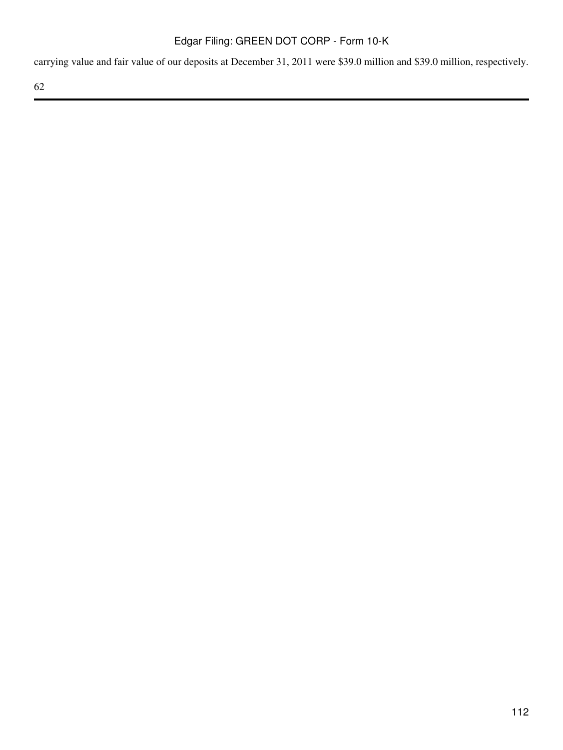carrying value and fair value of our deposits at December 31, 2011 were $39.0 million and $39.0 million, respectively.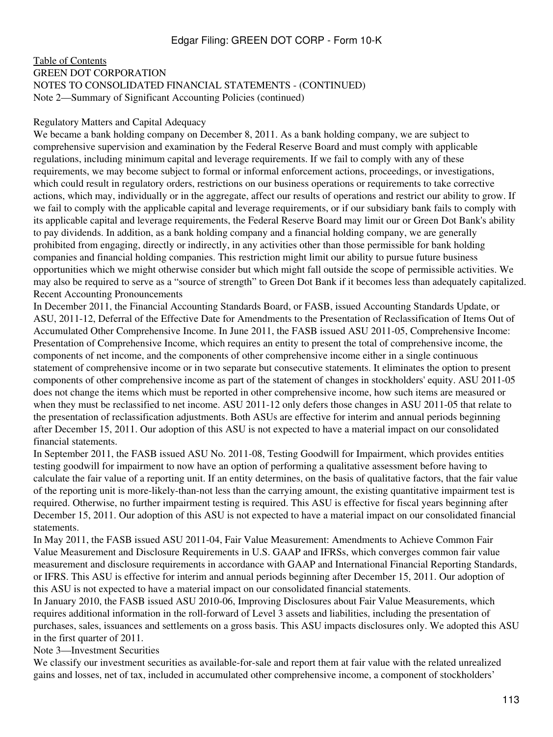[Table of Contents](#)

GREEN DOT CORPORATION

NOTES TO CONSOLIDATED FINANCIAL STATEMENTS - (CONTINUED)

Note 2—Summary of Significant Accounting Policies (continued)

### Regulatory Matters and Capital Adequacy

We became a bank holding company on December 8, 2011. As a bank holding company, we are subject to comprehensive supervision and examination by the Federal Reserve Board and must comply with applicable regulations, including minimum capital and leverage requirements. If we fail to comply with any of these requirements, we may become subject to formal or informal enforcement actions, proceedings, or investigations, which could result in regulatory orders, restrictions on our business operations or requirements to take corrective actions, which may, individually or in the aggregate, affect our results of operations and restrict our ability to grow. If we fail to comply with the applicable capital and leverage requirements, or if our subsidiary bank fails to comply with its applicable capital and leverage requirements, the Federal Reserve Board may limit our or Green Dot Bank's ability to pay dividends. In addition, as a bank holding company and a financial holding company, we are generally prohibited from engaging, directly or indirectly, in any activities other than those permissible for bank holding companies and financial holding companies. This restriction might limit our ability to pursue future business opportunities which we might otherwise consider but which might fall outside the scope of permissible activities. We may also be required to serve as a "source of strength" to Green Dot Bank if it becomes less than adequately capitalized.

### Recent Accounting Pronouncements

In December 2011, the Financial Accounting Standards Board, or FASB, issued Accounting Standards Update, or ASU, 2011-12, Deferral of the Effective Date for Amendments to the Presentation of Reclassification of Items Out of Accumulated Other Comprehensive Income. In June 2011, the FASB issued ASU 2011-05, Comprehensive Income: Presentation of Comprehensive Income, which requires an entity to present the total of comprehensive income, the components of net income, and the components of other comprehensive income either in a single continuous statement of comprehensive income or in two separate but consecutive statements. It eliminates the option to present components of other comprehensive income as part of the statement of changes in stockholders' equity. ASU 2011-05 does not change the items which must be reported in other comprehensive income, how such items are measured or when they must be reclassified to net income. ASU 2011-12 only defers those changes in ASU 2011-05 that relate to the presentation of reclassification adjustments. Both ASUs are effective for interim and annual periods beginning after December 15, 2011. Our adoption of this ASU is not expected to have a material impact on our consolidated financial statements.

In September 2011, the FASB issued ASU No. 2011-08, Testing Goodwill for Impairment, which provides entities testing goodwill for impairment to now have an option of performing a qualitative assessment before having to calculate the fair value of a reporting unit. If an entity determines, on the basis of qualitative factors, that the fair value of the reporting unit is more-likely-than-not less than the carrying amount, the existing quantitative impairment test is required. Otherwise, no further impairment testing is required. This ASU is effective for fiscal years beginning after December 15, 2011. Our adoption of this ASU is not expected to have a material impact on our consolidated financial statements.

In May 2011, the FASB issued ASU 2011-04, Fair Value Measurement: Amendments to Achieve Common Fair Value Measurement and Disclosure Requirements in U.S. GAAP and IFRSs, which converges common fair value measurement and disclosure requirements in accordance with GAAP and International Financial Reporting Standards, or IFRS. This ASU is effective for interim and annual periods beginning after December 15, 2011. Our adoption of this ASU is not expected to have a material impact on our consolidated financial statements.

In January 2010, the FASB issued ASU 2010-06, Improving Disclosures about Fair Value Measurements, which requires additional information in the roll-forward of Level 3 assets and liabilities, including the presentation of purchases, sales, issuances and settlements on a gross basis. This ASU impacts disclosures only. We adopted this ASU in the first quarter of 2011.

## Note 3—Investment Securities

We classify our investment securities as available-for-sale and report them at fair value with the related unrealized gains and losses, net of tax, included in accumulated other comprehensive income, a component of stockholders'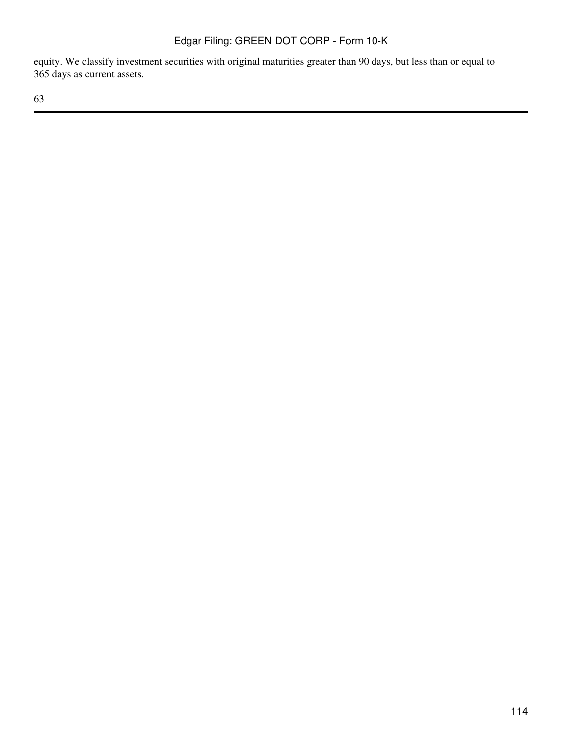equity. We classify investment securities with original maturities greater than 90 days, but less than or equal to 365 days as current assets.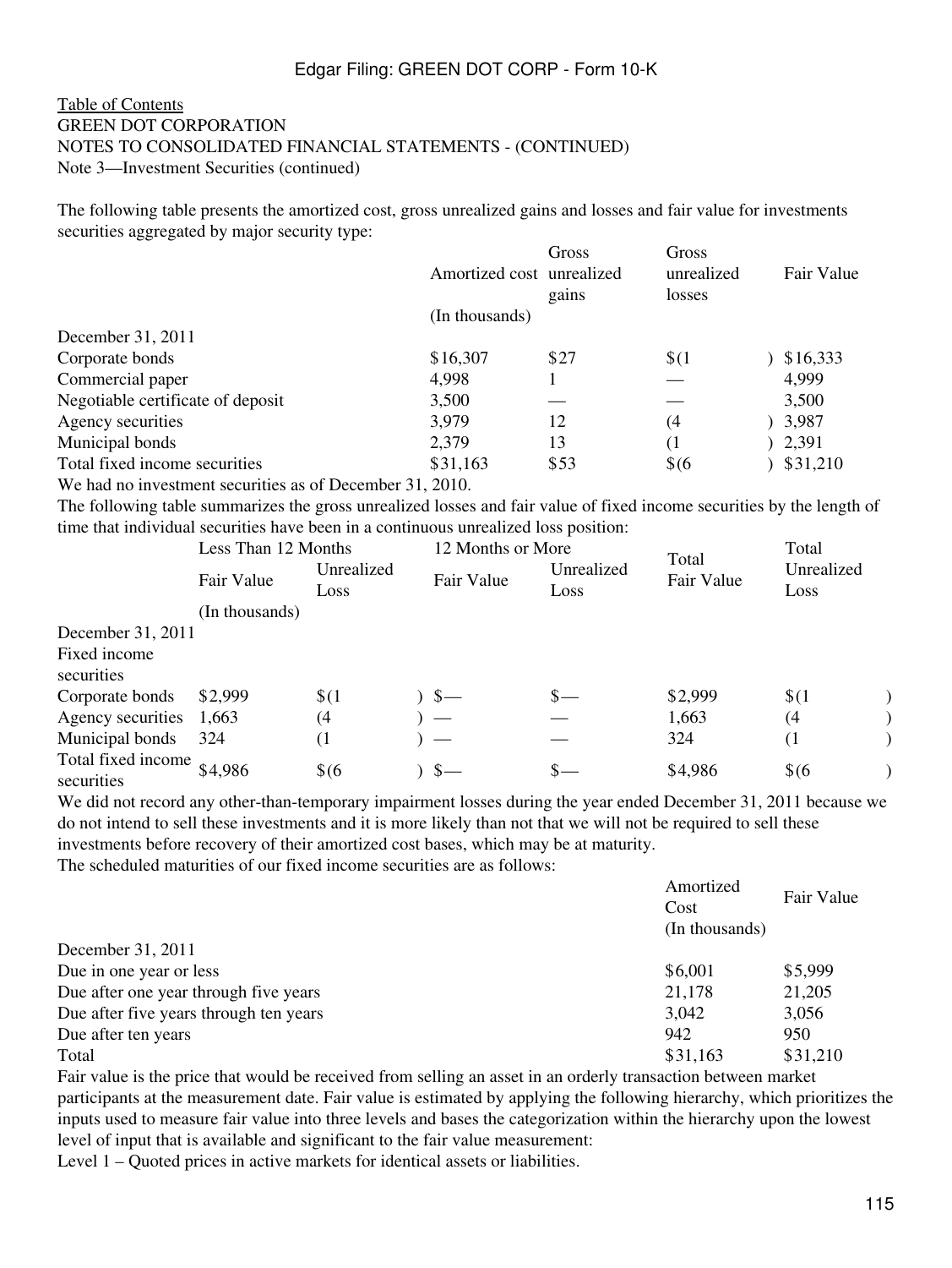Table of Contents
GREEN DOT CORPORATION
NOTES TO CONSOLIDATED FINANCIAL STATEMENTS - (CONTINUED)
Note 3—Investment Securities (continued)

The following table presents the amortized cost, gross unrealized gains and losses and fair value for investments securities aggregated by major security type:

| | Amortized cost | Gross unrealized gains | Gross unrealized losses | Fair Value |
|---|---|---|---|---|
| | (In thousands) | | | |
| December 31, 2011 | | | | |
| Corporate bonds | $16,307 | $27 | $(1) | $16,333 |
| Commercial paper | 4,998 | 1 | — | 4,999 |
| Negotiable certificate of deposit | 3,500 | — | — | 3,500 |
| Agency securities | 3,979 | 12 | (4) | 3,987 |
| Municipal bonds | 2,379 | 13 | (1) | 2,391 |
| Total fixed income securities | $31,163 | $53 | $(6) | $31,210 |

We had no investment securities as of December 31, 2010.

The following table summarizes the gross unrealized losses and fair value of fixed income securities by the length of time that individual securities have been in a continuous unrealized loss position:

| | Less Than 12 Months | | 12 Months or More | | Total Fair Value | Total Unrealized Loss |
|---|---|---|---|---|---|---|
| | Fair Value | Unrealized Loss | Fair Value | Unrealized Loss | | |
| | (In thousands) | | | | | |
| December 31, 2011 | | | | | | |
| Fixed income securities | | | | | | |
| Corporate bonds | $2,999 | $(1) | $— | $— | $2,999 | $(1) |
| Agency securities | 1,663 | (4) | — | — | 1,663 | (4) |
| Municipal bonds | 324 | (1) | — | — | 324 | (1) |
| Total fixed income securities | $4,986 | $(6) | $— | $— | $4,986 | $(6) |

We did not record any other-than-temporary impairment losses during the year ended December 31, 2011 because we do not intend to sell these investments and it is more likely than not that we will not be required to sell these investments before recovery of their amortized cost bases, which may be at maturity.

The scheduled maturities of our fixed income securities are as follows:

| | Amortized Cost | Fair Value |
|---|---|---|
| | (In thousands) | |
| December 31, 2011 | | |
| Due in one year or less | $6,001 | $5,999 |
| Due after one year through five years | 21,178 | 21,205 |
| Due after five years through ten years | 3,042 | 3,056 |
| Due after ten years | 942 | 950 |
| Total | $31,163 | $31,210 |

Fair value is the price that would be received from selling an asset in an orderly transaction between market participants at the measurement date. Fair value is estimated by applying the following hierarchy, which prioritizes the inputs used to measure fair value into three levels and bases the categorization within the hierarchy upon the lowest level of input that is available and significant to the fair value measurement:

Level 1 – Quoted prices in active markets for identical assets or liabilities.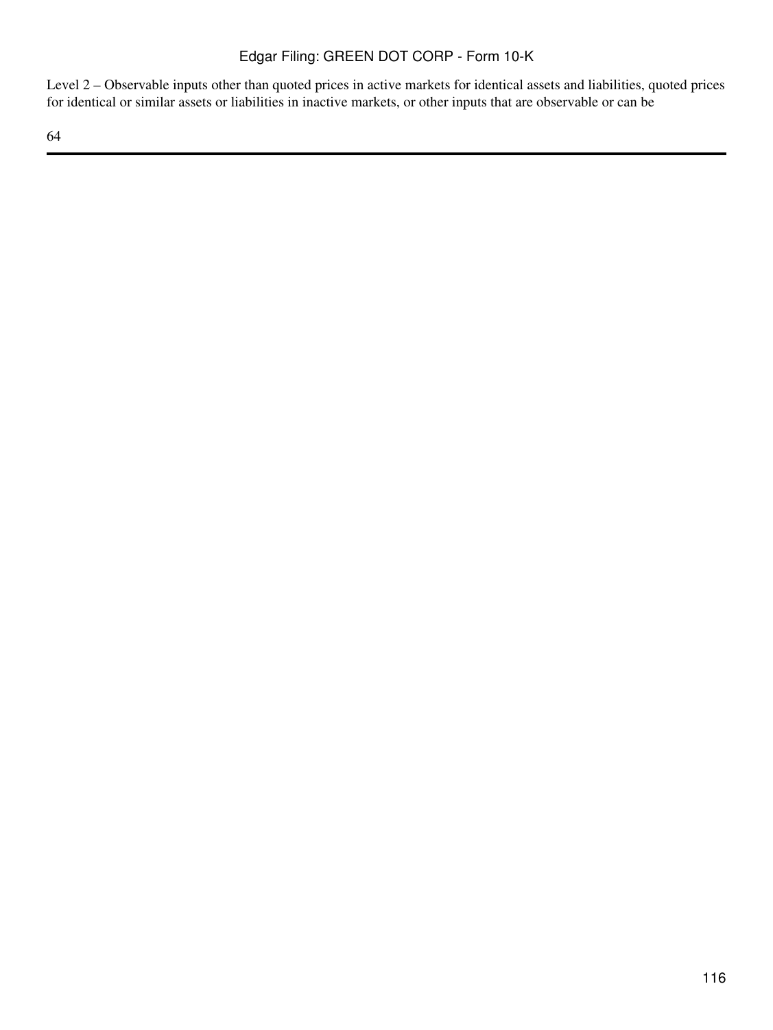Level 2 – Observable inputs other than quoted prices in active markets for identical assets and liabilities, quoted prices for identical or similar assets or liabilities in inactive markets, or other inputs that are observable or can be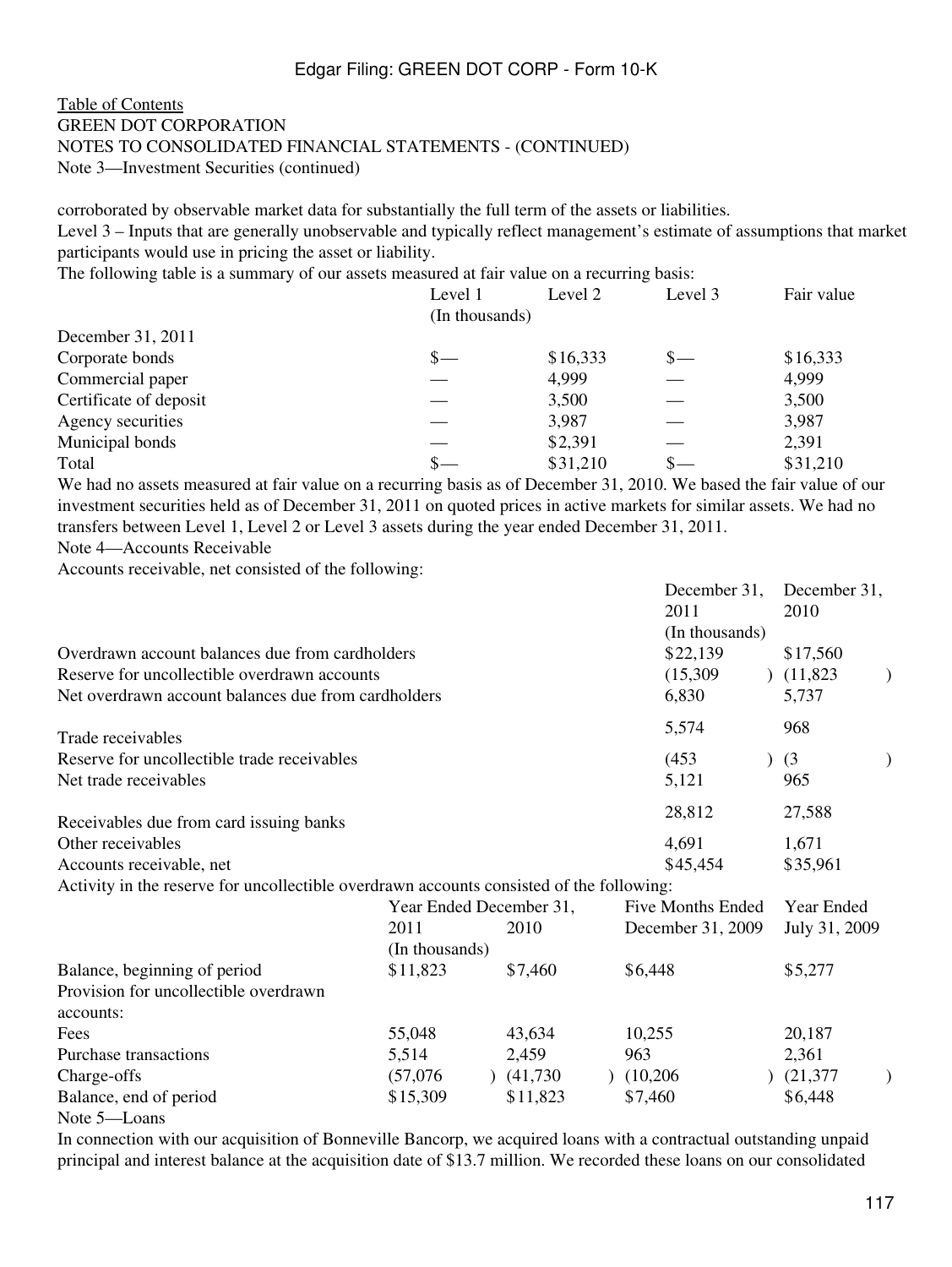Table of Contents
GREEN DOT CORPORATION
NOTES TO CONSOLIDATED FINANCIAL STATEMENTS - (CONTINUED)
Note 3—Investment Securities (continued)

corroborated by observable market data for substantially the full term of the assets or liabilities.

Level 3 – Inputs that are generally unobservable and typically reflect management's estimate of assumptions that market participants would use in pricing the asset or liability.

The following table is a summary of our assets measured at fair value on a recurring basis:

| | Level 1 | Level 2 | Level 3 | Fair value |
|---|---|---|---|---|
| | (In thousands) | | | |
| December 31, 2011 | | | | |
| Corporate bonds | $— | $16,333 | $— | $16,333 |
| Commercial paper | — | 4,999 | — | 4,999 |
| Certificate of deposit | — | 3,500 | — | 3,500 |
| Agency securities | — | 3,987 | — | 3,987 |
| Municipal bonds | — | $2,391 | — | 2,391 |
| Total | $— | $31,210 | $— | $31,210 |

We had no assets measured at fair value on a recurring basis as of December 31, 2010. We based the fair value of our investment securities held as of December 31, 2011 on quoted prices in active markets for similar assets. We had no transfers between Level 1, Level 2 or Level 3 assets during the year ended December 31, 2011.

Note 4—Accounts Receivable

Accounts receivable, net consisted of the following:

| | December 31, 2011 | December 31, 2010 |
|---|---|---|
| | (In thousands) | |
| Overdrawn account balances due from cardholders | $22,139 | $17,560 |
| Reserve for uncollectible overdrawn accounts | (15,309) | (11,823) |
| Net overdrawn account balances due from cardholders | 6,830 | 5,737 |
| Trade receivables | 5,574 | 968 |
| Reserve for uncollectible trade receivables | (453) | (3) |
| Net trade receivables | 5,121 | 965 |
| Receivables due from card issuing banks | 28,812 | 27,588 |
| Other receivables | 4,691 | 1,671 |
| Accounts receivable, net | $45,454 | $35,961 |

Activity in the reserve for uncollectible overdrawn accounts consisted of the following:

| | Year Ended December 31, | | Five Months Ended | Year Ended |
|---|---|---|---|---|
| | 2011 | 2010 | December 31, 2009 | July 31, 2009 |
| | (In thousands) | | | |
| Balance, beginning of period | $11,823 | $7,460 | $6,448 | $5,277 |
| Provision for uncollectible overdrawn accounts: | | | | |
| Fees | 55,048 | 43,634 | 10,255 | 20,187 |
| Purchase transactions | 5,514 | 2,459 | 963 | 2,361 |
| Charge-offs | (57,076) | (41,730) | (10,206) | (21,377) |
| Balance, end of period | $15,309 | $11,823 | $7,460 | $6,448 |

Note 5—Loans

In connection with our acquisition of Bonneville Bancorp, we acquired loans with a contractual outstanding unpaid principal and interest balance at the acquisition date of $13.7 million. We recorded these loans on our consolidated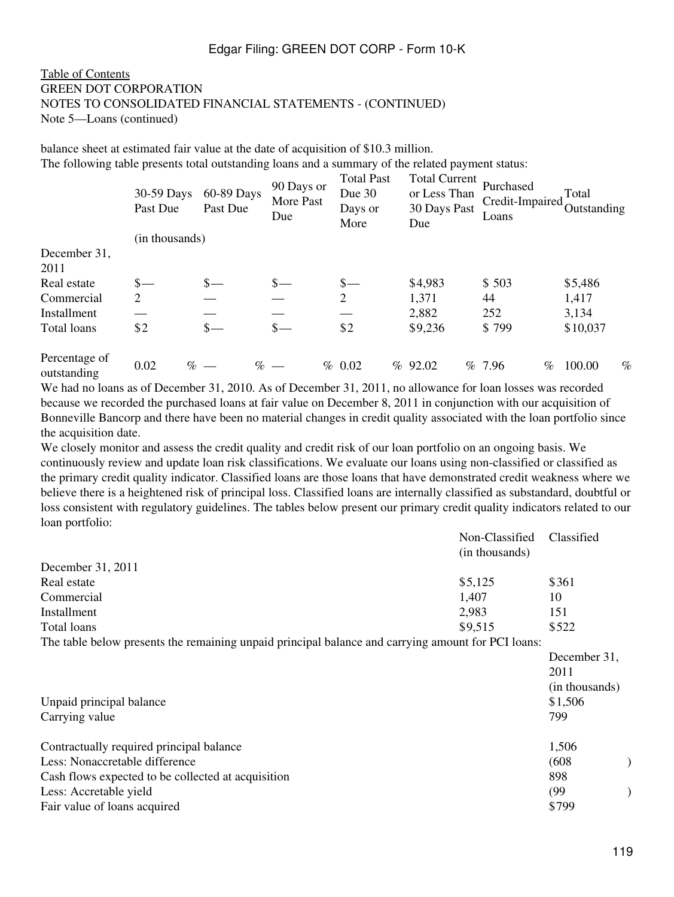Table of Contents
GREEN DOT CORPORATION
NOTES TO CONSOLIDATED FINANCIAL STATEMENTS - (CONTINUED)
Note 5—Loans (continued)

balance sheet at estimated fair value at the date of acquisition of $10.3 million.
The following table presents total outstanding loans and a summary of the related payment status:

| | 30-59 Days Past Due | 60-89 Days Past Due | 90 Days or More Past Due | Total Past Due 30 Days or More | Total Current or Less Than 30 Days Past Due | Purchased Credit-Impaired Loans | Total Outstanding |
|---|---|---|---|---|---|---|---|
| | (in thousands) | | | | | | |
| December 31, 2011 | | | | | | | |
| Real estate | $— | $— | $— | $— | $4,983 | $ 503 | $5,486 |
| Commercial | 2 | — | — | 2 | 1,371 | 44 | 1,417 |
| Installment | — | — | — | — | 2,882 | 252 | 3,134 |
| Total loans | $2 | $— | $— | $2 | $9,236 | $ 799 | $10,037 |
| Percentage of outstanding | 0.02 % | — % | — % | 0.02 % | 92.02 % | 7.96 % | 100.00 % |

We had no loans as of December 31, 2010. As of December 31, 2011, no allowance for loan losses was recorded because we recorded the purchased loans at fair value on December 8, 2011 in conjunction with our acquisition of Bonneville Bancorp and there have been no material changes in credit quality associated with the loan portfolio since the acquisition date.

We closely monitor and assess the credit quality and credit risk of our loan portfolio on an ongoing basis. We continuously review and update loan risk classifications. We evaluate our loans using non-classified or classified as the primary credit quality indicator. Classified loans are those loans that have demonstrated credit weakness where we believe there is a heightened risk of principal loss. Classified loans are internally classified as substandard, doubtful or loss consistent with regulatory guidelines. The tables below present our primary credit quality indicators related to our loan portfolio:

| | Non-Classified | Classified |
|---|---|---|
| | (in thousands) | |
| December 31, 2011 | | |
| Real estate | $5,125 | $361 |
| Commercial | 1,407 | 10 |
| Installment | 2,983 | 151 |
| Total loans | $9,515 | $522 |

The table below presents the remaining unpaid principal balance and carrying amount for PCI loans:

| | December 31, 2011 |
|---|---|
| | (in thousands) |
| Unpaid principal balance | $1,506 |
| Carrying value | 799 |
| | |
| Contractually required principal balance | 1,506 |
| Less: Nonaccretable difference | (608) |
| Cash flows expected to be collected at acquisition | 898 |
| Less: Accretable yield | (99) |
| Fair value of loans acquired | $799 |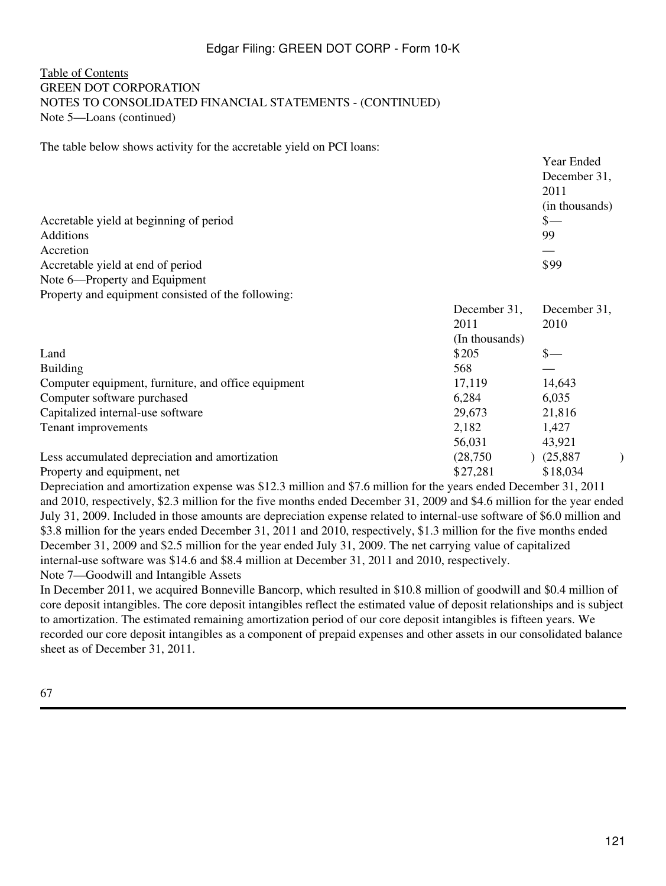GREEN DOT CORPORATION
NOTES TO CONSOLIDATED FINANCIAL STATEMENTS - (CONTINUED)
Note 5—Loans (continued)

The table below shows activity for the accretable yield on PCI loans:

| | Year Ended December 31, 2011 |
|---|---|
| | (in thousands) |
| Accretable yield at beginning of period | $— |
| Additions | 99 |
| Accretion | — |
| Accretable yield at end of period | $99 |

## Note 6—Property and Equipment

Property and equipment consisted of the following:

| | December 31, 2011 | December 31, 2010 |
|---|---|---|
| | (In thousands) | |
| Land | $205 | $— |
| Building | 568 | — |
| Computer equipment, furniture, and office equipment | 17,119 | 14,643 |
| Computer software purchased | 6,284 | 6,035 |
| Capitalized internal-use software | 29,673 | 21,816 |
| Tenant improvements | 2,182 | 1,427 |
| | 56,031 | 43,921 |
| Less accumulated depreciation and amortization | (28,750) | (25,887) |
| Property and equipment, net | $27,281 | $18,034 |

Depreciation and amortization expense was $12.3 million and $7.6 million for the years ended December 31, 2011 and 2010, respectively, $2.3 million for the five months ended December 31, 2009 and $4.6 million for the year ended July 31, 2009. Included in those amounts are depreciation expense related to internal-use software of $6.0 million and $3.8 million for the years ended December 31, 2011 and 2010, respectively, $1.3 million for the five months ended December 31, 2009 and $2.5 million for the year ended July 31, 2009. The net carrying value of capitalized internal-use software was $14.6 and $8.4 million at December 31, 2011 and 2010, respectively.

## Note 7—Goodwill and Intangible Assets

In December 2011, we acquired Bonneville Bancorp, which resulted in $10.8 million of goodwill and $0.4 million of core deposit intangibles. The core deposit intangibles reflect the estimated value of deposit relationships and is subject to amortization. The estimated remaining amortization period of our core deposit intangibles is fifteen years. We recorded our core deposit intangibles as a component of prepaid expenses and other assets in our consolidated balance sheet as of December 31, 2011.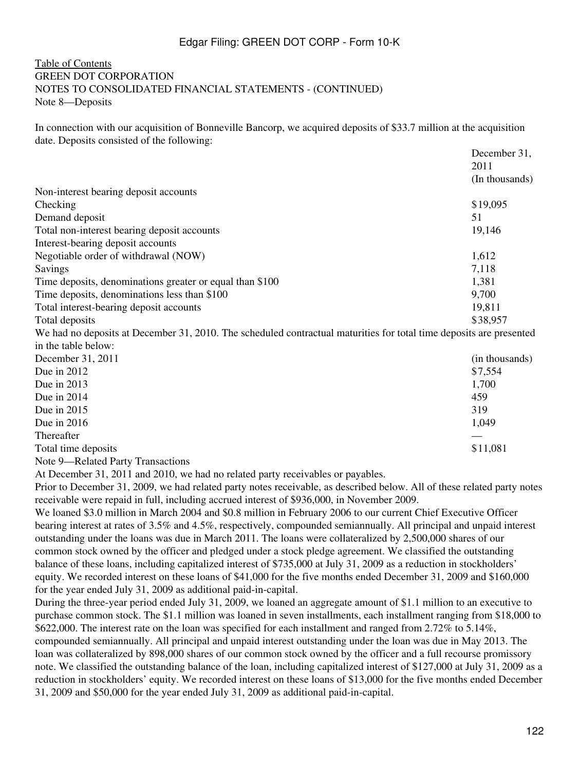Table of Contents

GREEN DOT CORPORATION

NOTES TO CONSOLIDATED FINANCIAL STATEMENTS - (CONTINUED)

## Note 8—Deposits

In connection with our acquisition of Bonneville Bancorp, we acquired deposits of $33.7 million at the acquisition date. Deposits consisted of the following:

| | December 31, 2011 (In thousands) |
|---|---|
| Non-interest bearing deposit accounts | |
| Checking | $19,095 |
| Demand deposit | 51 |
| Total non-interest bearing deposit accounts | 19,146 |
| Interest-bearing deposit accounts | |
| Negotiable order of withdrawal (NOW) | 1,612 |
| Savings | 7,118 |
| Time deposits, denominations greater or equal than $100 | 1,381 |
| Time deposits, denominations less than $100 | 9,700 |
| Total interest-bearing deposit accounts | 19,811 |
| Total deposits | $38,957 |

We had no deposits at December 31, 2010. The scheduled contractual maturities for total time deposits are presented in the table below:

| December 31, 2011 | (in thousands) |
|---|---|
| Due in 2012 | $7,554 |
| Due in 2013 | 1,700 |
| Due in 2014 | 459 |
| Due in 2015 | 319 |
| Due in 2016 | 1,049 |
| Thereafter | — |
| Total time deposits | $11,081 |

## Note 9—Related Party Transactions

At December 31, 2011 and 2010, we had no related party receivables or payables.

Prior to December 31, 2009, we had related party notes receivable, as described below. All of these related party notes receivable were repaid in full, including accrued interest of $936,000, in November 2009.

We loaned $3.0 million in March 2004 and $0.8 million in February 2006 to our current Chief Executive Officer bearing interest at rates of 3.5% and 4.5%, respectively, compounded semiannually. All principal and unpaid interest outstanding under the loans was due in March 2011. The loans were collateralized by 2,500,000 shares of our common stock owned by the officer and pledged under a stock pledge agreement. We classified the outstanding balance of these loans, including capitalized interest of $735,000 at July 31, 2009 as a reduction in stockholders' equity. We recorded interest on these loans of $41,000 for the five months ended December 31, 2009 and $160,000 for the year ended July 31, 2009 as additional paid-in-capital.

During the three-year period ended July 31, 2009, we loaned an aggregate amount of $1.1 million to an executive to purchase common stock. The $1.1 million was loaned in seven installments, each installment ranging from $18,000 to $622,000. The interest rate on the loan was specified for each installment and ranged from 2.72% to 5.14%, compounded semiannually. All principal and unpaid interest outstanding under the loan was due in May 2013. The loan was collateralized by 898,000 shares of our common stock owned by the officer and a full recourse promissory note. We classified the outstanding balance of the loan, including capitalized interest of $127,000 at July 31, 2009 as a reduction in stockholders' equity. We recorded interest on these loans of $13,000 for the five months ended December 31, 2009 and $50,000 for the year ended July 31, 2009 as additional paid-in-capital.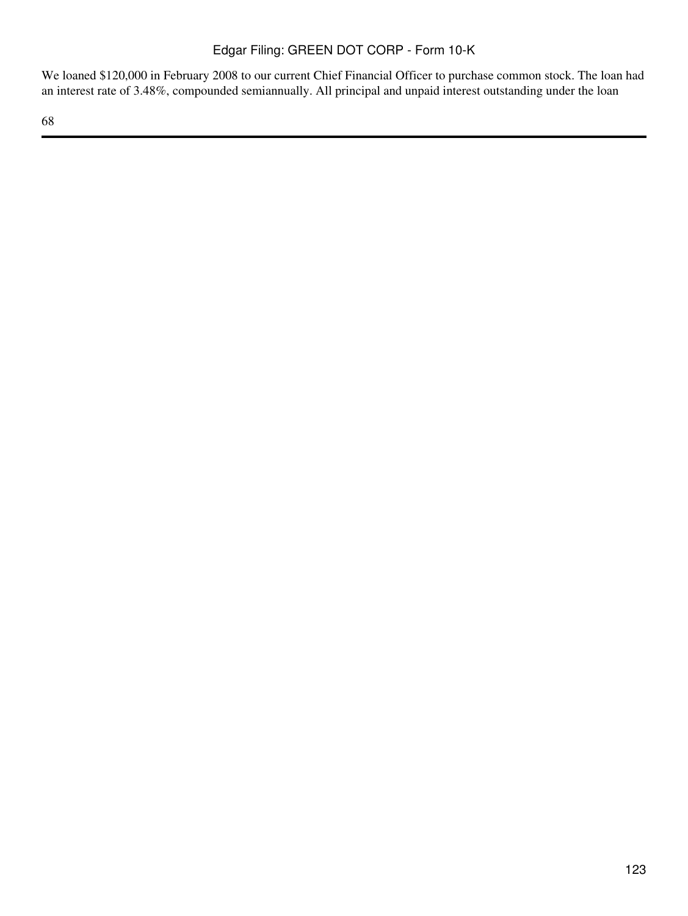We loaned $120,000 in February 2008 to our current Chief Financial Officer to purchase common stock. The loan had an interest rate of 3.48%, compounded semiannually. All principal and unpaid interest outstanding under the loan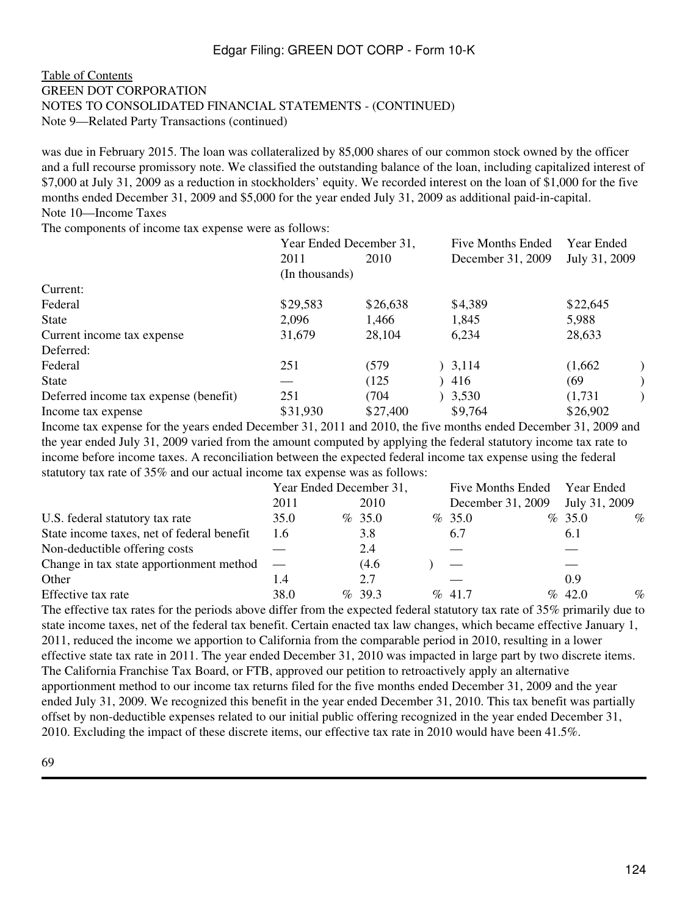Table of Contents
GREEN DOT CORPORATION
NOTES TO CONSOLIDATED FINANCIAL STATEMENTS - (CONTINUED)
Note 9—Related Party Transactions (continued)

was due in February 2015. The loan was collateralized by 85,000 shares of our common stock owned by the officer and a full recourse promissory note. We classified the outstanding balance of the loan, including capitalized interest of $7,000 at July 31, 2009 as a reduction in stockholders' equity. We recorded interest on the loan of $1,000 for the five months ended December 31, 2009 and $5,000 for the year ended July 31, 2009 as additional paid-in-capital.

## Note 10—Income Taxes

The components of income tax expense were as follows:

| | Year Ended December 31, | | Five Months Ended | Year Ended |
|---|---|---|---|---|
| | 2011 | 2010 | December 31, 2009 | July 31, 2009 |
| | (In thousands) | | | |
| Current: | | | | |
| Federal | $29,583 | $26,638 | $4,389 | $22,645 |
| State | 2,096 | 1,466 | 1,845 | 5,988 |
| Current income tax expense | 31,679 | 28,104 | 6,234 | 28,633 |
| Deferred: | | | | |
| Federal | 251 | (579) | 3,114 | (1,662) |
| State | — | (125) | 416 | (69) |
| Deferred income tax expense (benefit) | 251 | (704) | 3,530 | (1,731) |
| Income tax expense | $31,930 | $27,400 | $9,764 | $26,902 |

Income tax expense for the years ended December 31, 2011 and 2010, the five months ended December 31, 2009 and the year ended July 31, 2009 varied from the amount computed by applying the federal statutory income tax rate to income before income taxes. A reconciliation between the expected federal income tax expense using the federal statutory tax rate of 35% and our actual income tax expense was as follows:

| | Year Ended December 31, | | Five Months Ended | Year Ended |
|---|---|---|---|---|
| | 2011 | 2010 | December 31, 2009 | July 31, 2009 |
| U.S. federal statutory tax rate | 35.0 % | 35.0 % | 35.0 % | 35.0 % |
| State income taxes, net of federal benefit | 1.6 | 3.8 | 6.7 | 6.1 |
| Non-deductible offering costs | — | 2.4 | — | — |
| Change in tax state apportionment method | — | (4.6) | — | — |
| Other | 1.4 | 2.7 | — | 0.9 |
| Effective tax rate | 38.0 % | 39.3 % | 41.7 % | 42.0 % |

The effective tax rates for the periods above differ from the expected federal statutory tax rate of 35% primarily due to state income taxes, net of the federal tax benefit. Certain enacted tax law changes, which became effective January 1, 2011, reduced the income we apportion to California from the comparable period in 2010, resulting in a lower effective state tax rate in 2011. The year ended December 31, 2010 was impacted in large part by two discrete items. The California Franchise Tax Board, or FTB, approved our petition to retroactively apply an alternative apportionment method to our income tax returns filed for the five months ended December 31, 2009 and the year ended July 31, 2009. We recognized this benefit in the year ended December 31, 2010. This tax benefit was partially offset by non-deductible expenses related to our initial public offering recognized in the year ended December 31, 2010. Excluding the impact of these discrete items, our effective tax rate in 2010 would have been 41.5%.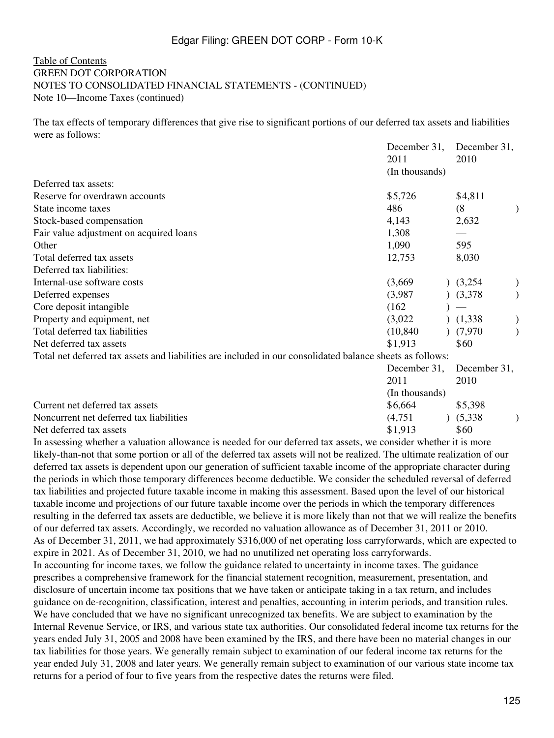[Table of Contents](#)
GREEN DOT CORPORATION
NOTES TO CONSOLIDATED FINANCIAL STATEMENTS - (CONTINUED)
Note 10—Income Taxes (continued)

The tax effects of temporary differences that give rise to significant portions of our deferred tax assets and liabilities were as follows:

| | December 31, 2011 | December 31, 2010 |
|---|---|---|
| | (In thousands) | |
| Deferred tax assets: | | |
| Reserve for overdrawn accounts | $5,726 | $4,811 |
| State income taxes | 486 | (8) |
| Stock-based compensation | 4,143 | 2,632 |
| Fair value adjustment on acquired loans | 1,308 | — |
| Other | 1,090 | 595 |
| Total deferred tax assets | 12,753 | 8,030 |
| Deferred tax liabilities: | | |
| Internal-use software costs | (3,669) | (3,254) |
| Deferred expenses | (3,987) | (3,378) |
| Core deposit intangible | (162) | — |
| Property and equipment, net | (3,022) | (1,338) |
| Total deferred tax liabilities | (10,840) | (7,970) |
| Net deferred tax assets | $1,913 | $60 |

Total net deferred tax assets and liabilities are included in our consolidated balance sheets as follows:

| | December 31, 2011 | December 31, 2010 |
|---|---|---|
| | (In thousands) | |
| Current net deferred tax assets | $6,664 | $5,398 |
| Noncurrent net deferred tax liabilities | (4,751) | (5,338) |
| Net deferred tax assets | $1,913 | $60 |

In assessing whether a valuation allowance is needed for our deferred tax assets, we consider whether it is more likely-than-not that some portion or all of the deferred tax assets will not be realized. The ultimate realization of our deferred tax assets is dependent upon our generation of sufficient taxable income of the appropriate character during the periods in which those temporary differences become deductible. We consider the scheduled reversal of deferred tax liabilities and projected future taxable income in making this assessment. Based upon the level of our historical taxable income and projections of our future taxable income over the periods in which the temporary differences resulting in the deferred tax assets are deductible, we believe it is more likely than not that we will realize the benefits of our deferred tax assets. Accordingly, we recorded no valuation allowance as of December 31, 2011 or 2010.

As of December 31, 2011, we had approximately $316,000 of net operating loss carryforwards, which are expected to expire in 2021. As of December 31, 2010, we had no unutilized net operating loss carryforwards.

In accounting for income taxes, we follow the guidance related to uncertainty in income taxes. The guidance prescribes a comprehensive framework for the financial statement recognition, measurement, presentation, and disclosure of uncertain income tax positions that we have taken or anticipate taking in a tax return, and includes guidance on de-recognition, classification, interest and penalties, accounting in interim periods, and transition rules. We have concluded that we have no significant unrecognized tax benefits. We are subject to examination by the Internal Revenue Service, or IRS, and various state tax authorities. Our consolidated federal income tax returns for the years ended July 31, 2005 and 2008 have been examined by the IRS, and there have been no material changes in our tax liabilities for those years. We generally remain subject to examination of our federal income tax returns for the year ended July 31, 2008 and later years. We generally remain subject to examination of our various state income tax returns for a period of four to five years from the respective dates the returns were filed.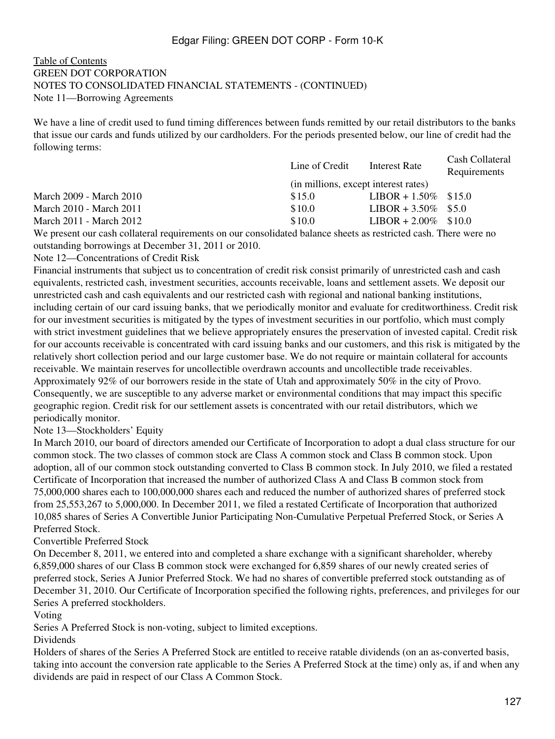Table of Contents

GREEN DOT CORPORATION

NOTES TO CONSOLIDATED FINANCIAL STATEMENTS - (CONTINUED)

Note 11—Borrowing Agreements

We have a line of credit used to fund timing differences between funds remitted by our retail distributors to the banks that issue our cards and funds utilized by our cardholders. For the periods presented below, our line of credit had the following terms:

| | Line of Credit | Interest Rate | Cash Collateral Requirements |
|---|---|---|---|
| | (in millions, except interest rates) | | |
| March 2009 - March 2010 | $15.0 | LIBOR + 1.50% | $15.0 |
| March 2010 - March 2011 | $10.0 | LIBOR + 3.50% | $5.0 |
| March 2011 - March 2012 | $10.0 | LIBOR + 2.00% | $10.0 |

We present our cash collateral requirements on our consolidated balance sheets as restricted cash. There were no outstanding borrowings at December 31, 2011 or 2010.

Note 12—Concentrations of Credit Risk

Financial instruments that subject us to concentration of credit risk consist primarily of unrestricted cash and cash equivalents, restricted cash, investment securities, accounts receivable, loans and settlement assets. We deposit our unrestricted cash and cash equivalents and our restricted cash with regional and national banking institutions, including certain of our card issuing banks, that we periodically monitor and evaluate for creditworthiness. Credit risk for our investment securities is mitigated by the types of investment securities in our portfolio, which must comply with strict investment guidelines that we believe appropriately ensures the preservation of invested capital. Credit risk for our accounts receivable is concentrated with card issuing banks and our customers, and this risk is mitigated by the relatively short collection period and our large customer base. We do not require or maintain collateral for accounts receivable. We maintain reserves for uncollectible overdrawn accounts and uncollectible trade receivables. Approximately 92% of our borrowers reside in the state of Utah and approximately 50% in the city of Provo. Consequently, we are susceptible to any adverse market or environmental conditions that may impact this specific geographic region. Credit risk for our settlement assets is concentrated with our retail distributors, which we periodically monitor.

Note 13—Stockholders' Equity

In March 2010, our board of directors amended our Certificate of Incorporation to adopt a dual class structure for our common stock. The two classes of common stock are Class A common stock and Class B common stock. Upon adoption, all of our common stock outstanding converted to Class B common stock. In July 2010, we filed a restated Certificate of Incorporation that increased the number of authorized Class A and Class B common stock from 75,000,000 shares each to 100,000,000 shares each and reduced the number of authorized shares of preferred stock from 25,553,267 to 5,000,000. In December 2011, we filed a restated Certificate of Incorporation that authorized 10,085 shares of Series A Convertible Junior Participating Non-Cumulative Perpetual Preferred Stock, or Series A Preferred Stock.

Convertible Preferred Stock

On December 8, 2011, we entered into and completed a share exchange with a significant shareholder, whereby 6,859,000 shares of our Class B common stock were exchanged for 6,859 shares of our newly created series of preferred stock, Series A Junior Preferred Stock. We had no shares of convertible preferred stock outstanding as of December 31, 2010. Our Certificate of Incorporation specified the following rights, preferences, and privileges for our Series A preferred stockholders.

Voting

Series A Preferred Stock is non-voting, subject to limited exceptions.

Dividends

Holders of shares of the Series A Preferred Stock are entitled to receive ratable dividends (on an as-converted basis, taking into account the conversion rate applicable to the Series A Preferred Stock at the time) only as, if and when any dividends are paid in respect of our Class A Common Stock.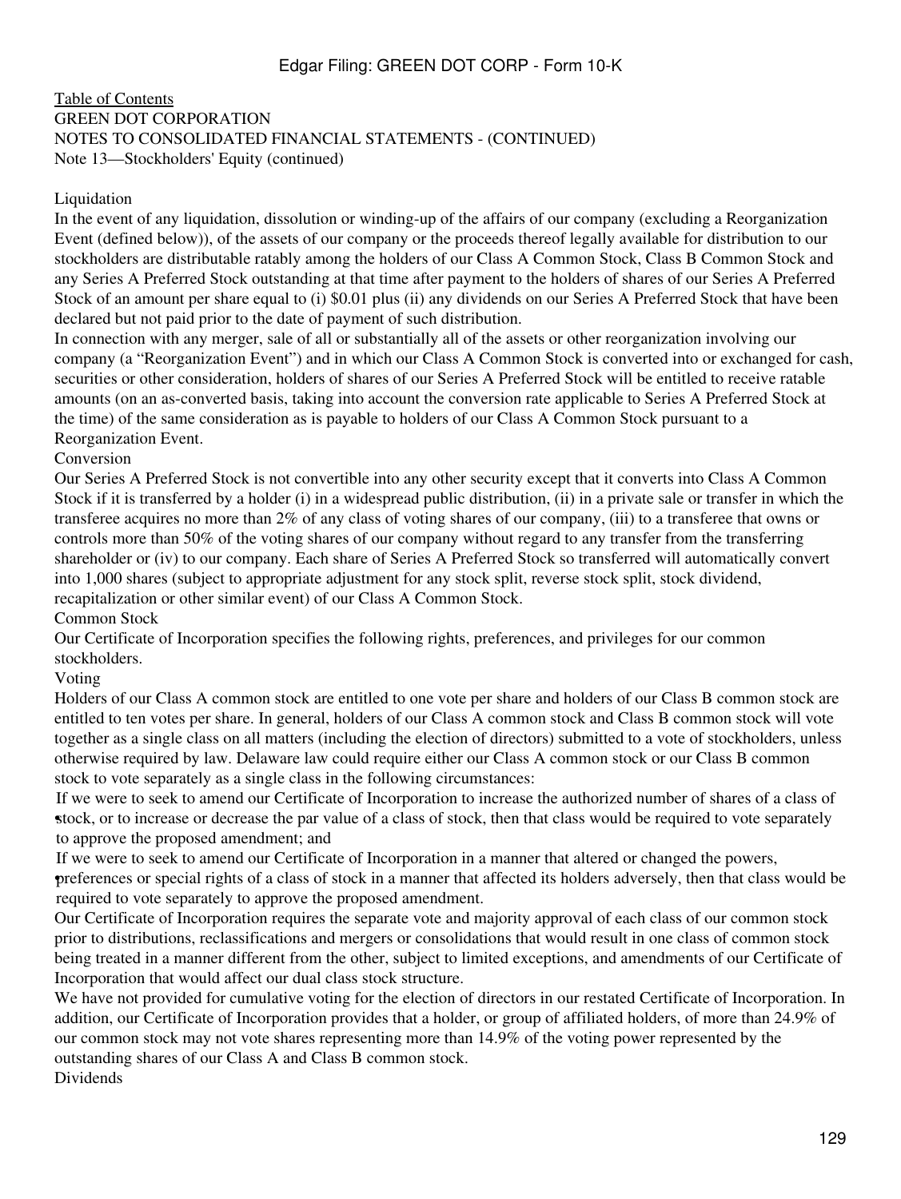GREEN DOT CORPORATION

NOTES TO CONSOLIDATED FINANCIAL STATEMENTS - (CONTINUED)

Note 13—Stockholders' Equity (continued)

Liquidation

In the event of any liquidation, dissolution or winding-up of the affairs of our company (excluding a Reorganization Event (defined below)), of the assets of our company or the proceeds thereof legally available for distribution to our stockholders are distributable ratably among the holders of our Class A Common Stock, Class B Common Stock and any Series A Preferred Stock outstanding at that time after payment to the holders of shares of our Series A Preferred Stock of an amount per share equal to (i) $0.01 plus (ii) any dividends on our Series A Preferred Stock that have been declared but not paid prior to the date of payment of such distribution.

In connection with any merger, sale of all or substantially all of the assets or other reorganization involving our company (a "Reorganization Event") and in which our Class A Common Stock is converted into or exchanged for cash, securities or other consideration, holders of shares of our Series A Preferred Stock will be entitled to receive ratable amounts (on an as-converted basis, taking into account the conversion rate applicable to Series A Preferred Stock at the time) of the same consideration as is payable to holders of our Class A Common Stock pursuant to a Reorganization Event.

Conversion

Our Series A Preferred Stock is not convertible into any other security except that it converts into Class A Common Stock if it is transferred by a holder (i) in a widespread public distribution, (ii) in a private sale or transfer in which the transferee acquires no more than 2% of any class of voting shares of our company, (iii) to a transferee that owns or controls more than 50% of the voting shares of our company without regard to any transfer from the transferring shareholder or (iv) to our company. Each share of Series A Preferred Stock so transferred will automatically convert into 1,000 shares (subject to appropriate adjustment for any stock split, reverse stock split, stock dividend, recapitalization or other similar event) of our Class A Common Stock.

Common Stock

Our Certificate of Incorporation specifies the following rights, preferences, and privileges for our common stockholders.

Voting

Holders of our Class A common stock are entitled to one vote per share and holders of our Class B common stock are entitled to ten votes per share. In general, holders of our Class A common stock and Class B common stock will vote together as a single class on all matters (including the election of directors) submitted to a vote of stockholders, unless otherwise required by law. Delaware law could require either our Class A common stock or our Class B common stock to vote separately as a single class in the following circumstances:

- If we were to seek to amend our Certificate of Incorporation to increase the authorized number of shares of a class of stock, or to increase or decrease the par value of a class of stock, then that class would be required to vote separately to approve the proposed amendment; and
- If we were to seek to amend our Certificate of Incorporation in a manner that altered or changed the powers, preferences or special rights of a class of stock in a manner that affected its holders adversely, then that class would be required to vote separately to approve the proposed amendment.

Our Certificate of Incorporation requires the separate vote and majority approval of each class of our common stock prior to distributions, reclassifications and mergers or consolidations that would result in one class of common stock being treated in a manner different from the other, subject to limited exceptions, and amendments of our Certificate of Incorporation that would affect our dual class stock structure.

We have not provided for cumulative voting for the election of directors in our restated Certificate of Incorporation. In addition, our Certificate of Incorporation provides that a holder, or group of affiliated holders, of more than 24.9% of our common stock may not vote shares representing more than 14.9% of the voting power represented by the outstanding shares of our Class A and Class B common stock.

Dividends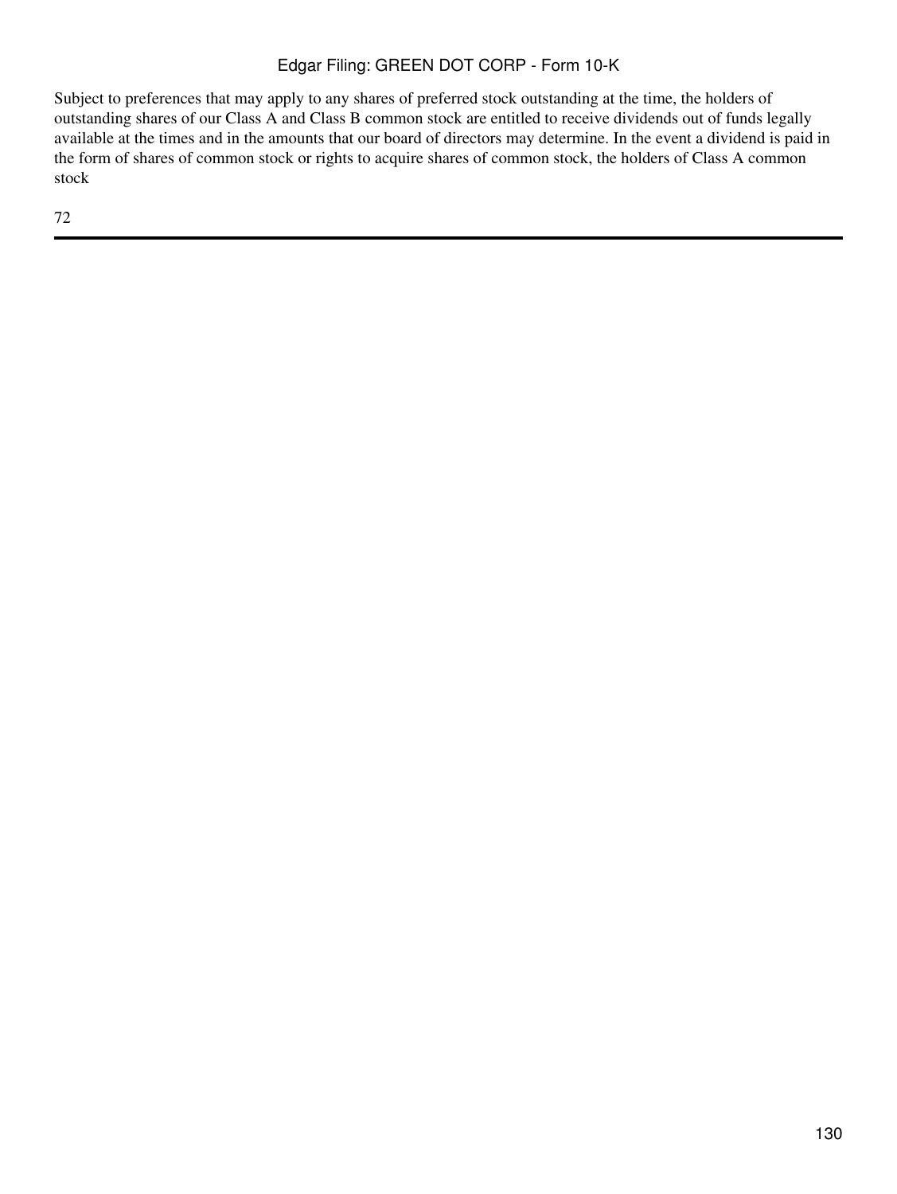Subject to preferences that may apply to any shares of preferred stock outstanding at the time, the holders of outstanding shares of our Class A and Class B common stock are entitled to receive dividends out of funds legally available at the times and in the amounts that our board of directors may determine. In the event a dividend is paid in the form of shares of common stock or rights to acquire shares of common stock, the holders of Class A common stock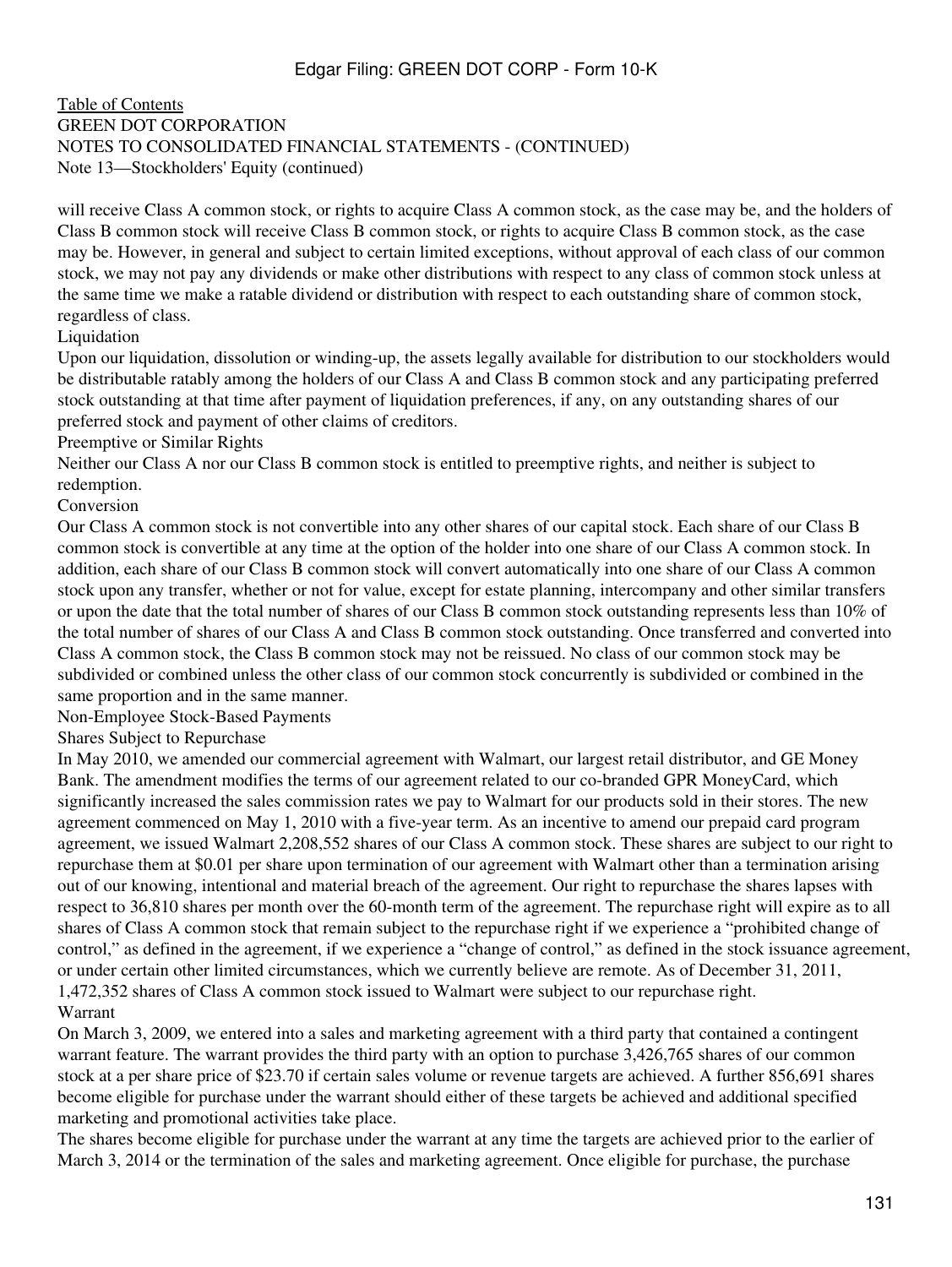Table of Contents
GREEN DOT CORPORATION
NOTES TO CONSOLIDATED FINANCIAL STATEMENTS - (CONTINUED)
Note 13—Stockholders' Equity (continued)

will receive Class A common stock, or rights to acquire Class A common stock, as the case may be, and the holders of Class B common stock will receive Class B common stock, or rights to acquire Class B common stock, as the case may be. However, in general and subject to certain limited exceptions, without approval of each class of our common stock, we may not pay any dividends or make other distributions with respect to any class of common stock unless at the same time we make a ratable dividend or distribution with respect to each outstanding share of common stock, regardless of class.

Liquidation

Upon our liquidation, dissolution or winding-up, the assets legally available for distribution to our stockholders would be distributable ratably among the holders of our Class A and Class B common stock and any participating preferred stock outstanding at that time after payment of liquidation preferences, if any, on any outstanding shares of our preferred stock and payment of other claims of creditors.

Preemptive or Similar Rights

Neither our Class A nor our Class B common stock is entitled to preemptive rights, and neither is subject to redemption.

Conversion

Our Class A common stock is not convertible into any other shares of our capital stock. Each share of our Class B common stock is convertible at any time at the option of the holder into one share of our Class A common stock. In addition, each share of our Class B common stock will convert automatically into one share of our Class A common stock upon any transfer, whether or not for value, except for estate planning, intercompany and other similar transfers or upon the date that the total number of shares of our Class B common stock outstanding represents less than 10% of the total number of shares of our Class A and Class B common stock outstanding. Once transferred and converted into Class A common stock, the Class B common stock may not be reissued. No class of our common stock may be subdivided or combined unless the other class of our common stock concurrently is subdivided or combined in the same proportion and in the same manner.

Non-Employee Stock-Based Payments

Shares Subject to Repurchase

In May 2010, we amended our commercial agreement with Walmart, our largest retail distributor, and GE Money Bank. The amendment modifies the terms of our agreement related to our co-branded GPR MoneyCard, which significantly increased the sales commission rates we pay to Walmart for our products sold in their stores. The new agreement commenced on May 1, 2010 with a five-year term. As an incentive to amend our prepaid card program agreement, we issued Walmart 2,208,552 shares of our Class A common stock. These shares are subject to our right to repurchase them at $0.01 per share upon termination of our agreement with Walmart other than a termination arising out of our knowing, intentional and material breach of the agreement. Our right to repurchase the shares lapses with respect to 36,810 shares per month over the 60-month term of the agreement. The repurchase right will expire as to all shares of Class A common stock that remain subject to the repurchase right if we experience a "prohibited change of control," as defined in the agreement, if we experience a "change of control," as defined in the stock issuance agreement, or under certain other limited circumstances, which we currently believe are remote. As of December 31, 2011, 1,472,352 shares of Class A common stock issued to Walmart were subject to our repurchase right.

Warrant

On March 3, 2009, we entered into a sales and marketing agreement with a third party that contained a contingent warrant feature. The warrant provides the third party with an option to purchase 3,426,765 shares of our common stock at a per share price of $23.70 if certain sales volume or revenue targets are achieved. A further 856,691 shares become eligible for purchase under the warrant should either of these targets be achieved and additional specified marketing and promotional activities take place.

The shares become eligible for purchase under the warrant at any time the targets are achieved prior to the earlier of March 3, 2014 or the termination of the sales and marketing agreement. Once eligible for purchase, the purchase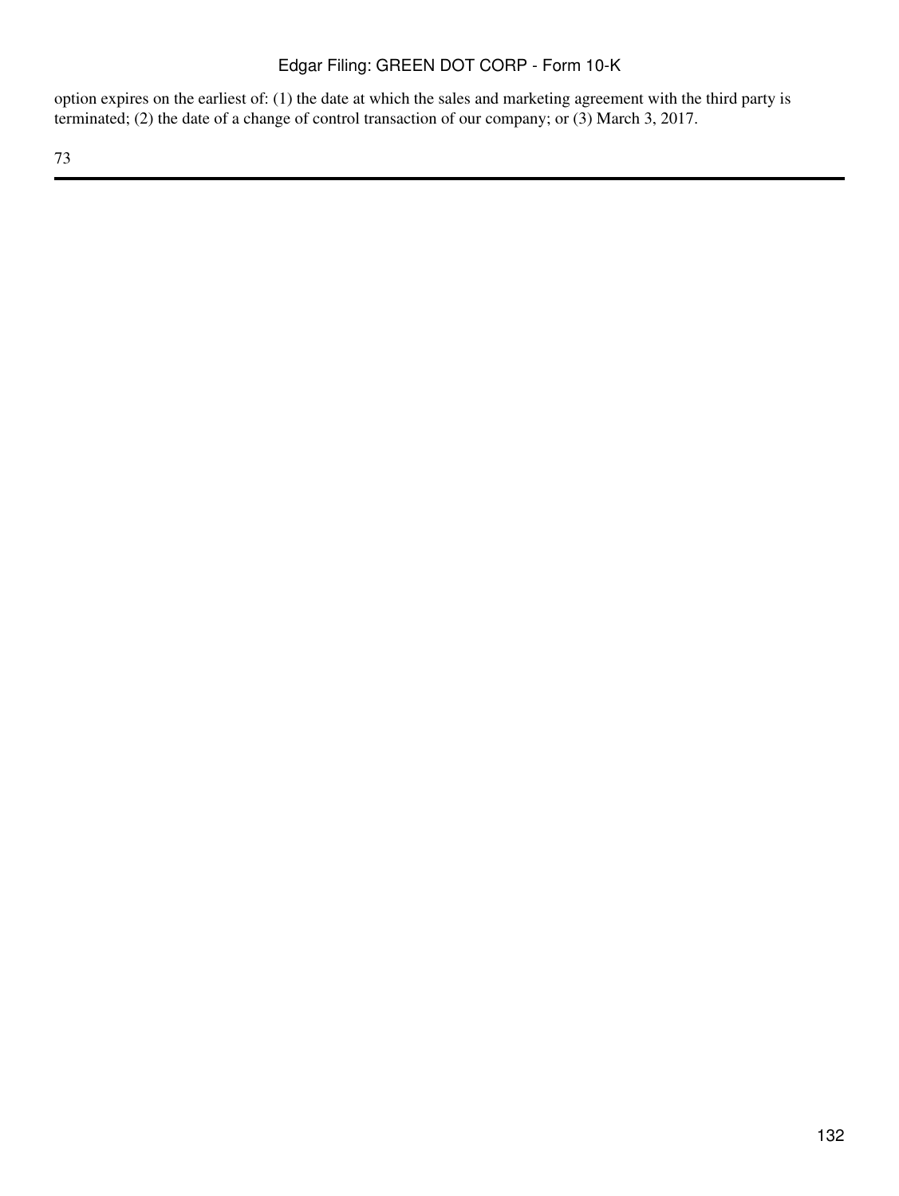option expires on the earliest of: (1) the date at which the sales and marketing agreement with the third party is terminated; (2) the date of a change of control transaction of our company; or (3) March 3, 2017.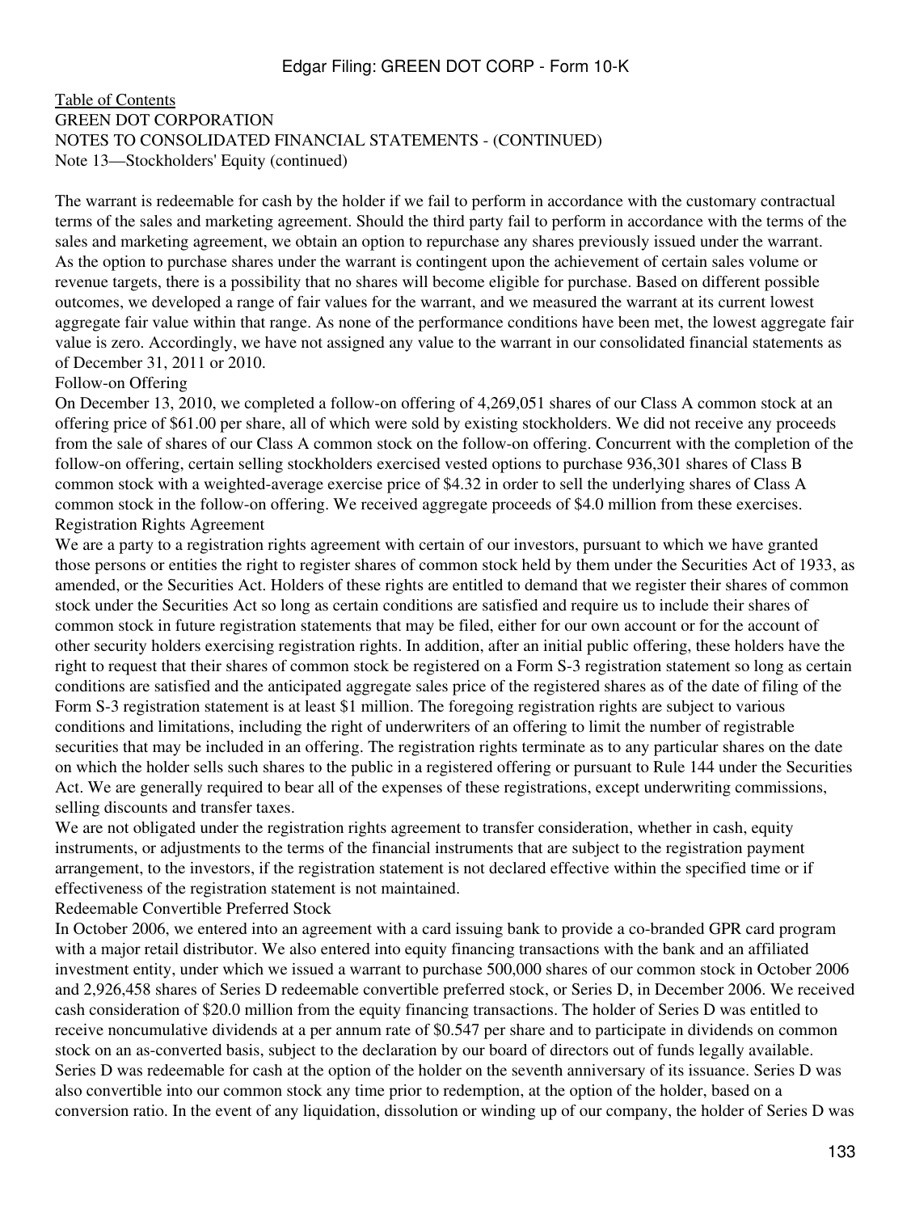GREEN DOT CORPORATION
NOTES TO CONSOLIDATED FINANCIAL STATEMENTS - (CONTINUED)
Note 13—Stockholders' Equity (continued)

The warrant is redeemable for cash by the holder if we fail to perform in accordance with the customary contractual terms of the sales and marketing agreement. Should the third party fail to perform in accordance with the terms of the sales and marketing agreement, we obtain an option to repurchase any shares previously issued under the warrant. As the option to purchase shares under the warrant is contingent upon the achievement of certain sales volume or revenue targets, there is a possibility that no shares will become eligible for purchase. Based on different possible outcomes, we developed a range of fair values for the warrant, and we measured the warrant at its current lowest aggregate fair value within that range. As none of the performance conditions have been met, the lowest aggregate fair value is zero. Accordingly, we have not assigned any value to the warrant in our consolidated financial statements as of December 31, 2011 or 2010.

## Follow-on Offering

On December 13, 2010, we completed a follow-on offering of 4,269,051 shares of our Class A common stock at an offering price of $61.00 per share, all of which were sold by existing stockholders. We did not receive any proceeds from the sale of shares of our Class A common stock on the follow-on offering. Concurrent with the completion of the follow-on offering, certain selling stockholders exercised vested options to purchase 936,301 shares of Class B common stock with a weighted-average exercise price of $4.32 in order to sell the underlying shares of Class A common stock in the follow-on offering. We received aggregate proceeds of $4.0 million from these exercises.

## Registration Rights Agreement

We are a party to a registration rights agreement with certain of our investors, pursuant to which we have granted those persons or entities the right to register shares of common stock held by them under the Securities Act of 1933, as amended, or the Securities Act. Holders of these rights are entitled to demand that we register their shares of common stock under the Securities Act so long as certain conditions are satisfied and require us to include their shares of common stock in future registration statements that may be filed, either for our own account or for the account of other security holders exercising registration rights. In addition, after an initial public offering, these holders have the right to request that their shares of common stock be registered on a Form S-3 registration statement so long as certain conditions are satisfied and the anticipated aggregate sales price of the registered shares as of the date of filing of the Form S-3 registration statement is at least $1 million. The foregoing registration rights are subject to various conditions and limitations, including the right of underwriters of an offering to limit the number of registrable securities that may be included in an offering. The registration rights terminate as to any particular shares on the date on which the holder sells such shares to the public in a registered offering or pursuant to Rule 144 under the Securities Act. We are generally required to bear all of the expenses of these registrations, except underwriting commissions, selling discounts and transfer taxes.

We are not obligated under the registration rights agreement to transfer consideration, whether in cash, equity instruments, or adjustments to the terms of the financial instruments that are subject to the registration payment arrangement, to the investors, if the registration statement is not declared effective within the specified time or if effectiveness of the registration statement is not maintained.

## Redeemable Convertible Preferred Stock

In October 2006, we entered into an agreement with a card issuing bank to provide a co-branded GPR card program with a major retail distributor. We also entered into equity financing transactions with the bank and an affiliated investment entity, under which we issued a warrant to purchase 500,000 shares of our common stock in October 2006 and 2,926,458 shares of Series D redeemable convertible preferred stock, or Series D, in December 2006. We received cash consideration of $20.0 million from the equity financing transactions. The holder of Series D was entitled to receive noncumulative dividends at a per annum rate of $0.547 per share and to participate in dividends on common stock on an as-converted basis, subject to the declaration by our board of directors out of funds legally available. Series D was redeemable for cash at the option of the holder on the seventh anniversary of its issuance. Series D was also convertible into our common stock any time prior to redemption, at the option of the holder, based on a conversion ratio. In the event of any liquidation, dissolution or winding up of our company, the holder of Series D was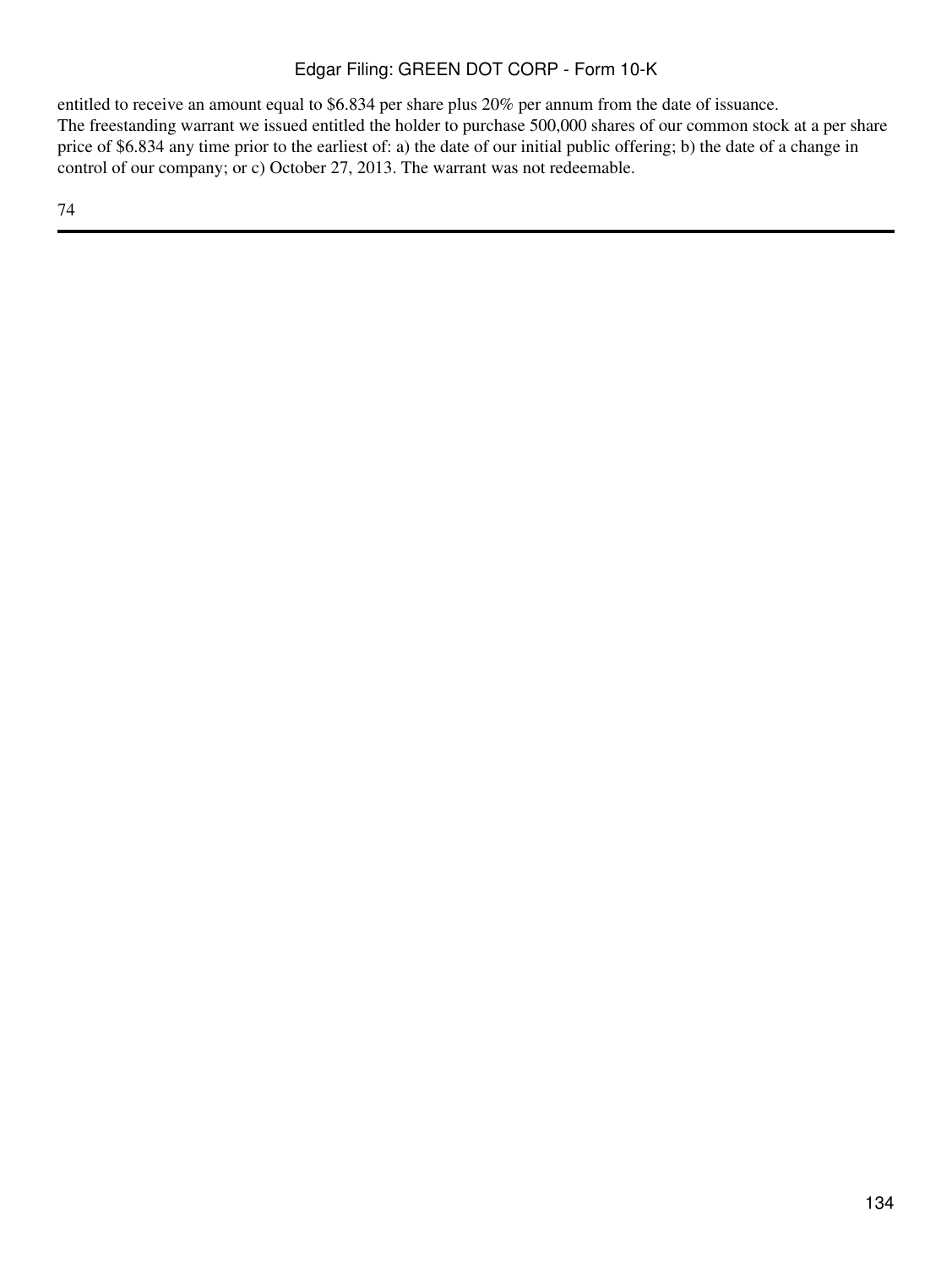entitled to receive an amount equal to $6.834 per share plus 20% per annum from the date of issuance.

The freestanding warrant we issued entitled the holder to purchase 500,000 shares of our common stock at a per share price of $6.834 any time prior to the earliest of: a) the date of our initial public offering; b) the date of a change in control of our company; or c) October 27, 2013. The warrant was not redeemable.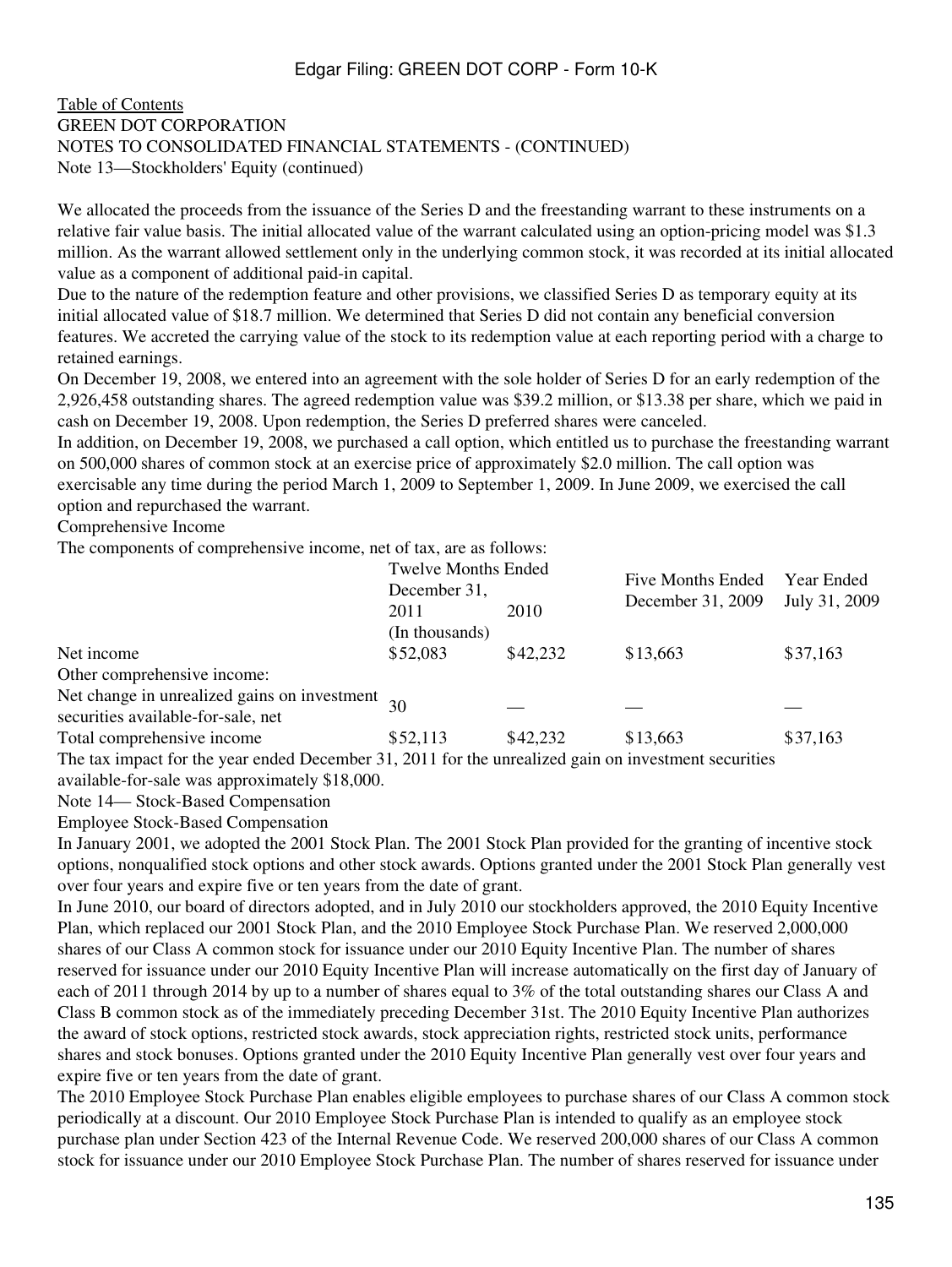Table of Contents
GREEN DOT CORPORATION
NOTES TO CONSOLIDATED FINANCIAL STATEMENTS - (CONTINUED)
Note 13—Stockholders' Equity (continued)

We allocated the proceeds from the issuance of the Series D and the freestanding warrant to these instruments on a relative fair value basis. The initial allocated value of the warrant calculated using an option-pricing model was $1.3 million. As the warrant allowed settlement only in the underlying common stock, it was recorded at its initial allocated value as a component of additional paid-in capital.

Due to the nature of the redemption feature and other provisions, we classified Series D as temporary equity at its initial allocated value of $18.7 million. We determined that Series D did not contain any beneficial conversion features. We accreted the carrying value of the stock to its redemption value at each reporting period with a charge to retained earnings.

On December 19, 2008, we entered into an agreement with the sole holder of Series D for an early redemption of the 2,926,458 outstanding shares. The agreed redemption value was $39.2 million, or $13.38 per share, which we paid in cash on December 19, 2008. Upon redemption, the Series D preferred shares were canceled.

In addition, on December 19, 2008, we purchased a call option, which entitled us to purchase the freestanding warrant on 500,000 shares of common stock at an exercise price of approximately $2.0 million. The call option was exercisable any time during the period March 1, 2009 to September 1, 2009. In June 2009, we exercised the call option and repurchased the warrant.

Comprehensive Income

The components of comprehensive income, net of tax, are as follows:

| | Twelve Months Ended December 31, | | Five Months Ended December 31, 2009 | Year Ended July 31, 2009 |
|---|---|---|---|---|
| | 2011 | 2010 | | |
| | (In thousands) | | | |
| Net income | $52,083 | $42,232 | $13,663 | $37,163 |
| Other comprehensive income: | | | | |
| Net change in unrealized gains on investment securities available-for-sale, net | 30 | — | — | — |
| Total comprehensive income | $52,113 | $42,232 | $13,663 | $37,163 |

The tax impact for the year ended December 31, 2011 for the unrealized gain on investment securities available-for-sale was approximately $18,000.

Note 14— Stock-Based Compensation

Employee Stock-Based Compensation

In January 2001, we adopted the 2001 Stock Plan. The 2001 Stock Plan provided for the granting of incentive stock options, nonqualified stock options and other stock awards. Options granted under the 2001 Stock Plan generally vest over four years and expire five or ten years from the date of grant.

In June 2010, our board of directors adopted, and in July 2010 our stockholders approved, the 2010 Equity Incentive Plan, which replaced our 2001 Stock Plan, and the 2010 Employee Stock Purchase Plan. We reserved 2,000,000 shares of our Class A common stock for issuance under our 2010 Equity Incentive Plan. The number of shares reserved for issuance under our 2010 Equity Incentive Plan will increase automatically on the first day of January of each of 2011 through 2014 by up to a number of shares equal to 3% of the total outstanding shares our Class A and Class B common stock as of the immediately preceding December 31st. The 2010 Equity Incentive Plan authorizes the award of stock options, restricted stock awards, stock appreciation rights, restricted stock units, performance shares and stock bonuses. Options granted under the 2010 Equity Incentive Plan generally vest over four years and expire five or ten years from the date of grant.

The 2010 Employee Stock Purchase Plan enables eligible employees to purchase shares of our Class A common stock periodically at a discount. Our 2010 Employee Stock Purchase Plan is intended to qualify as an employee stock purchase plan under Section 423 of the Internal Revenue Code. We reserved 200,000 shares of our Class A common stock for issuance under our 2010 Employee Stock Purchase Plan. The number of shares reserved for issuance under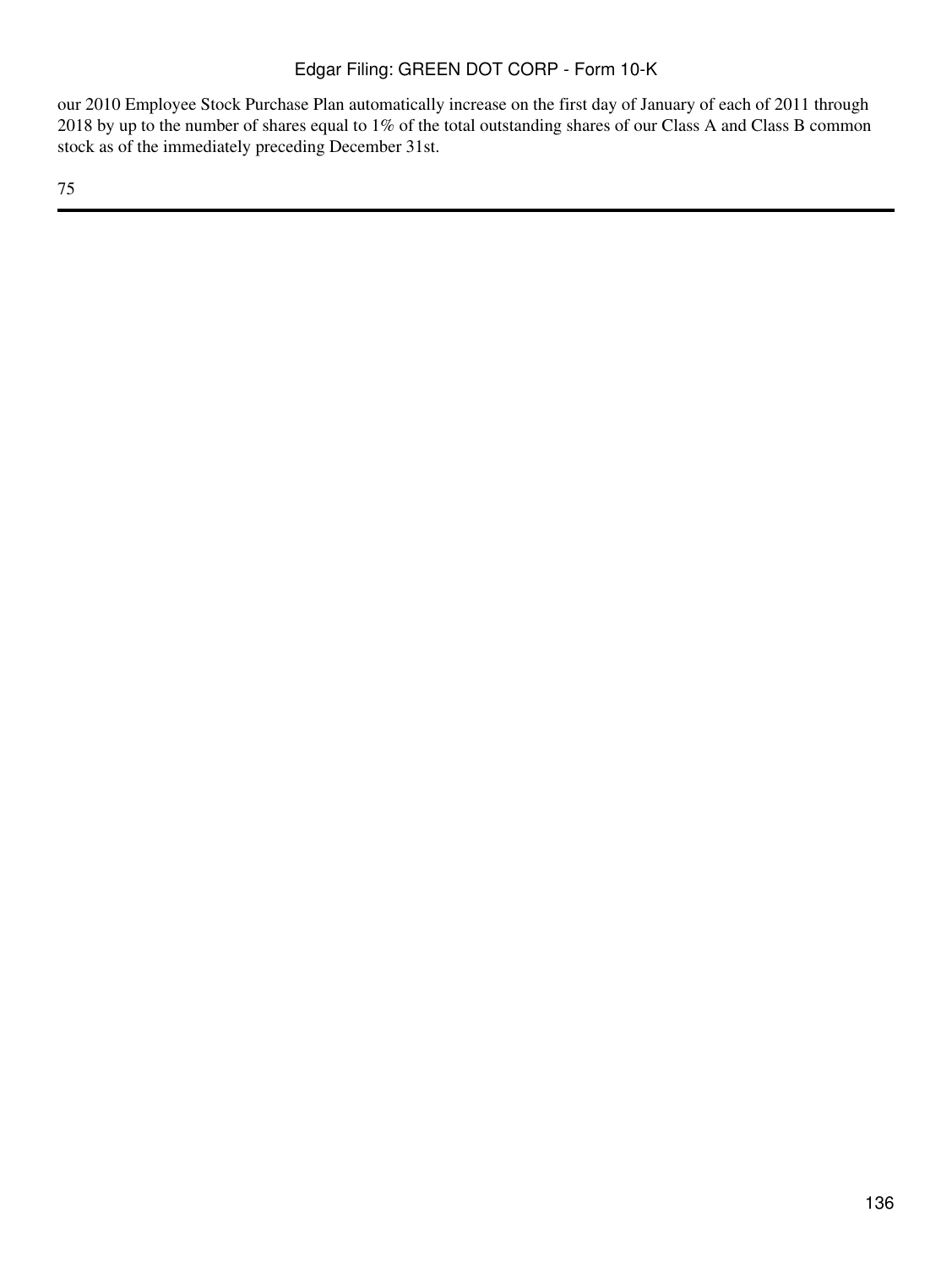our 2010 Employee Stock Purchase Plan automatically increase on the first day of January of each of 2011 through 2018 by up to the number of shares equal to 1% of the total outstanding shares of our Class A and Class B common stock as of the immediately preceding December 31st.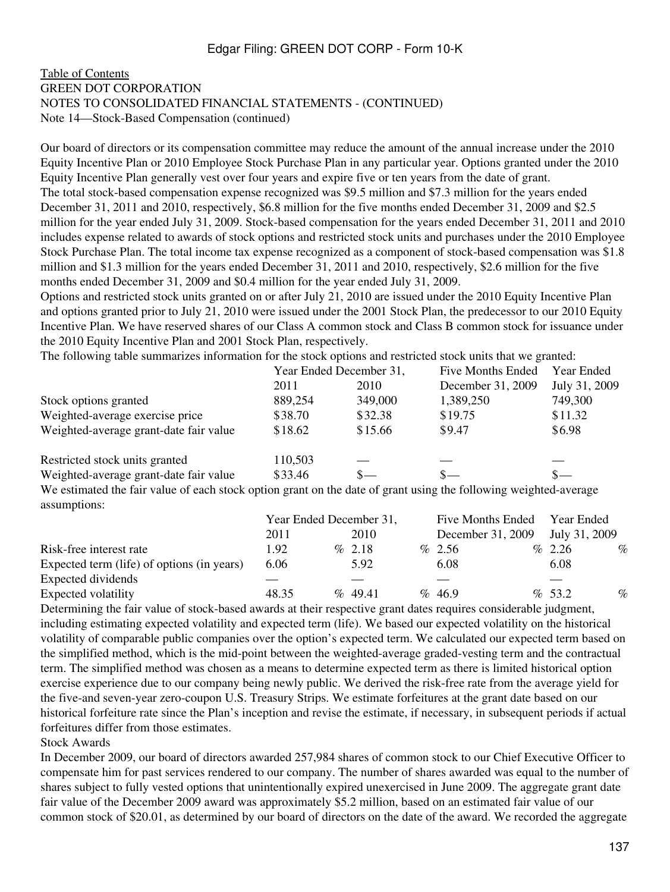Edgar Filing: GREEN DOT CORP - Form 10-K

Table of Contents
GREEN DOT CORPORATION
NOTES TO CONSOLIDATED FINANCIAL STATEMENTS - (CONTINUED)
Note 14—Stock-Based Compensation (continued)

Our board of directors or its compensation committee may reduce the amount of the annual increase under the 2010 Equity Incentive Plan or 2010 Employee Stock Purchase Plan in any particular year. Options granted under the 2010 Equity Incentive Plan generally vest over four years and expire five or ten years from the date of grant.

The total stock-based compensation expense recognized was $9.5 million and $7.3 million for the years ended December 31, 2011 and 2010, respectively, $6.8 million for the five months ended December 31, 2009 and $2.5 million for the year ended July 31, 2009. Stock-based compensation for the years ended December 31, 2011 and 2010 includes expense related to awards of stock options and restricted stock units and purchases under the 2010 Employee Stock Purchase Plan. The total income tax expense recognized as a component of stock-based compensation was $1.8 million and $1.3 million for the years ended December 31, 2011 and 2010, respectively, $2.6 million for the five months ended December 31, 2009 and $0.4 million for the year ended July 31, 2009.

Options and restricted stock units granted on or after July 21, 2010 are issued under the 2010 Equity Incentive Plan and options granted prior to July 21, 2010 were issued under the 2001 Stock Plan, the predecessor to our 2010 Equity Incentive Plan. We have reserved shares of our Class A common stock and Class B common stock for issuance under the 2010 Equity Incentive Plan and 2001 Stock Plan, respectively.

The following table summarizes information for the stock options and restricted stock units that we granted:

| | Year Ended December 31, | | Five Months Ended | Year Ended |
|---|---|---|---|---|
| | 2011 | 2010 | December 31, 2009 | July 31, 2009 |
| Stock options granted | 889,254 | 349,000 | 1,389,250 | 749,300 |
| Weighted-average exercise price | $38.70 | $32.38 | $19.75 | $11.32 |
| Weighted-average grant-date fair value | $18.62 | $15.66 | $9.47 | $6.98 |
| | | | | |
| Restricted stock units granted | 110,503 | — | — | — |
| Weighted-average grant-date fair value | $33.46 | $— | $— | $— |

We estimated the fair value of each stock option grant on the date of grant using the following weighted-average assumptions:

| | Year Ended December 31, | | Five Months Ended | Year Ended |
|---|---|---|---|---|
| | 2011 | 2010 | December 31, 2009 | July 31, 2009 |
| Risk-free interest rate | 1.92 % | 2.18 % | 2.56 % | 2.26 % |
| Expected term (life) of options (in years) | 6.06 | 5.92 | 6.08 | 6.08 |
| Expected dividends | — | — | — | — |
| Expected volatility | 48.35 % | 49.41 % | 46.9 % | 53.2 % |

Determining the fair value of stock-based awards at their respective grant dates requires considerable judgment, including estimating expected volatility and expected term (life). We based our expected volatility on the historical volatility of comparable public companies over the option's expected term. We calculated our expected term based on the simplified method, which is the mid-point between the weighted-average graded-vesting term and the contractual term. The simplified method was chosen as a means to determine expected term as there is limited historical option exercise experience due to our company being newly public. We derived the risk-free rate from the average yield for the five-and seven-year zero-coupon U.S. Treasury Strips. We estimate forfeitures at the grant date based on our historical forfeiture rate since the Plan's inception and revise the estimate, if necessary, in subsequent periods if actual forfeitures differ from those estimates.

Stock Awards

In December 2009, our board of directors awarded 257,984 shares of common stock to our Chief Executive Officer to compensate him for past services rendered to our company. The number of shares awarded was equal to the number of shares subject to fully vested options that unintentionally expired unexercised in June 2009. The aggregate grant date fair value of the December 2009 award was approximately $5.2 million, based on an estimated fair value of our common stock of $20.01, as determined by our board of directors on the date of the award. We recorded the aggregate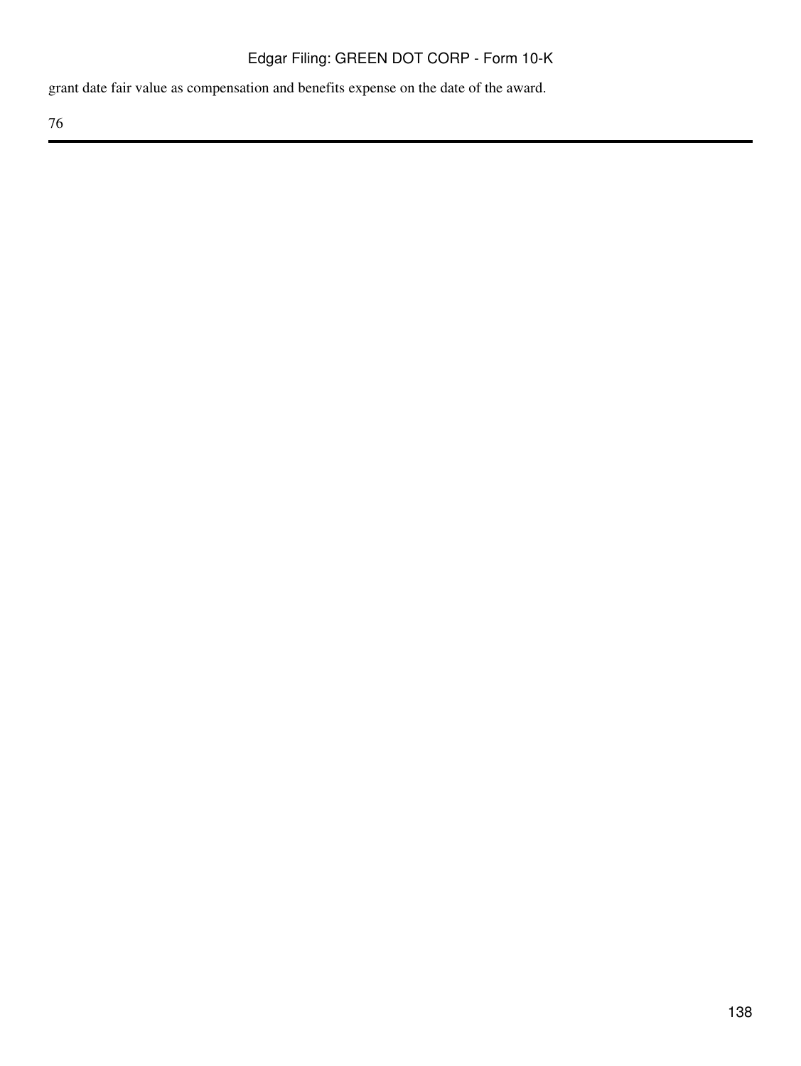grant date fair value as compensation and benefits expense on the date of the award.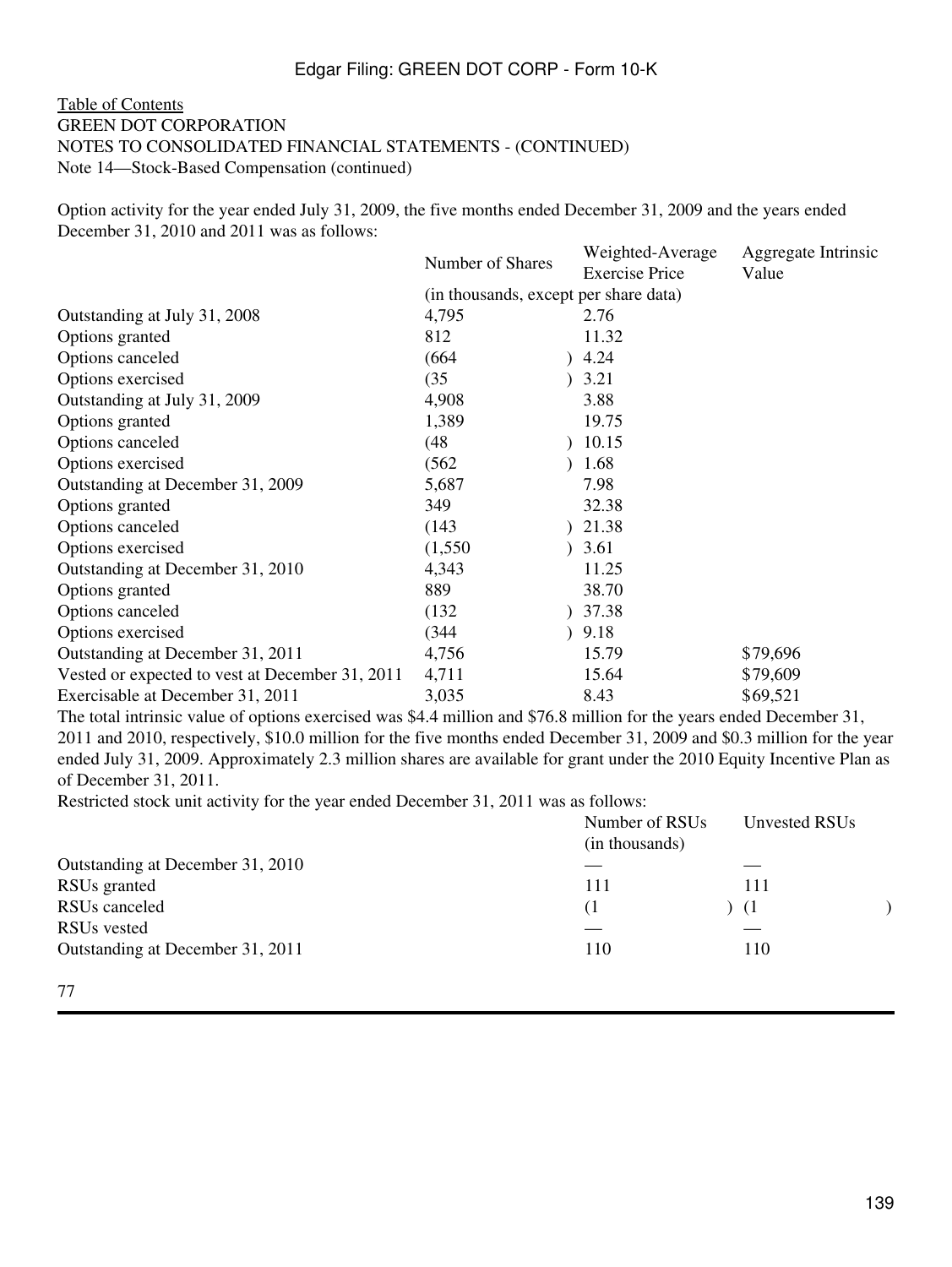Table of Contents
GREEN DOT CORPORATION
NOTES TO CONSOLIDATED FINANCIAL STATEMENTS - (CONTINUED)
Note 14—Stock-Based Compensation (continued)

Option activity for the year ended July 31, 2009, the five months ended December 31, 2009 and the years ended December 31, 2010 and 2011 was as follows:

| | Number of Shares | Weighted-Average Exercise Price | Aggregate Intrinsic Value |
|---|---|---|---|
| | (in thousands, except per share data) | | |
| Outstanding at July 31, 2008 | 4,795 | 2.76 | |
| Options granted | 812 | 11.32 | |
| Options canceled | (664) | 4.24 | |
| Options exercised | (35) | 3.21 | |
| Outstanding at July 31, 2009 | 4,908 | 3.88 | |
| Options granted | 1,389 | 19.75 | |
| Options canceled | (48) | 10.15 | |
| Options exercised | (562) | 1.68 | |
| Outstanding at December 31, 2009 | 5,687 | 7.98 | |
| Options granted | 349 | 32.38 | |
| Options canceled | (143) | 21.38 | |
| Options exercised | (1,550) | 3.61 | |
| Outstanding at December 31, 2010 | 4,343 | 11.25 | |
| Options granted | 889 | 38.70 | |
| Options canceled | (132) | 37.38 | |
| Options exercised | (344) | 9.18 | |
| Outstanding at December 31, 2011 | 4,756 | 15.79 | $79,696 |
| Vested or expected to vest at December 31, 2011 | 4,711 | 15.64 | $79,609 |
| Exercisable at December 31, 2011 | 3,035 | 8.43 | $69,521 |

The total intrinsic value of options exercised was $4.4 million and $76.8 million for the years ended December 31, 2011 and 2010, respectively, $10.0 million for the five months ended December 31, 2009 and $0.3 million for the year ended July 31, 2009. Approximately 2.3 million shares are available for grant under the 2010 Equity Incentive Plan as of December 31, 2011.

Restricted stock unit activity for the year ended December 31, 2011 was as follows:

| | Number of RSUs (in thousands) | Unvested RSUs |
|---|---|---|
| Outstanding at December 31, 2010 | — | — |
| RSUs granted | 111 | 111 |
| RSUs canceled | (1) | (1) |
| RSUs vested | — | — |
| Outstanding at December 31, 2011 | 110 | 110 |

77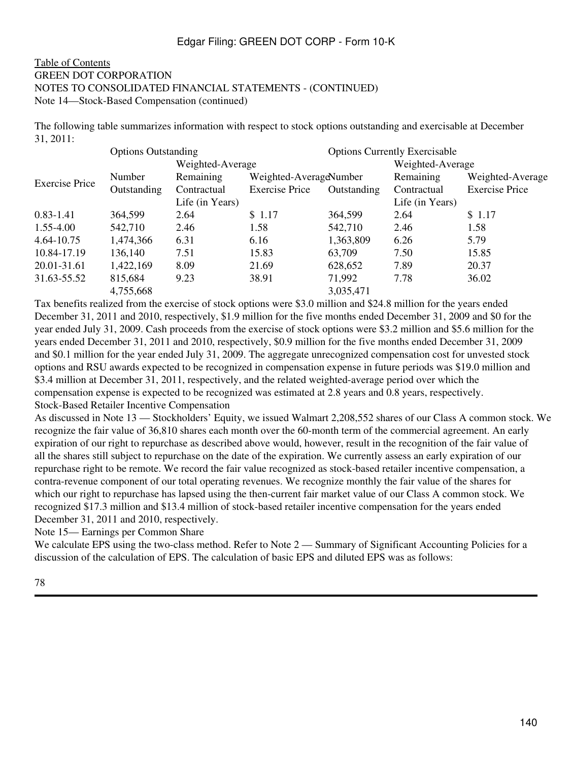Table of Contents
GREEN DOT CORPORATION
NOTES TO CONSOLIDATED FINANCIAL STATEMENTS - (CONTINUED)
Note 14—Stock-Based Compensation (continued)

The following table summarizes information with respect to stock options outstanding and exercisable at December 31, 2011:

| Exercise Price | Options Outstanding | | | Options Currently Exercisable | | |
|---|---|---|---|---|---|---|
| | Number Outstanding | Weighted-Average Remaining Contractual Life (in Years) | Weighted-Average Exercise Price | Number Outstanding | Weighted-Average Remaining Contractual Life (in Years) | Weighted-Average Exercise Price |
| 0.83-1.41 | 364,599 | 2.64 | $ 1.17 | 364,599 | 2.64 | $ 1.17 |
| 1.55-4.00 | 542,710 | 2.46 | 1.58 | 542,710 | 2.46 | 1.58 |
| 4.64-10.75 | 1,474,366 | 6.31 | 6.16 | 1,363,809 | 6.26 | 5.79 |
| 10.84-17.19 | 136,140 | 7.51 | 15.83 | 63,709 | 7.50 | 15.85 |
| 20.01-31.61 | 1,422,169 | 8.09 | 21.69 | 628,652 | 7.89 | 20.37 |
| 31.63-55.52 | 815,684 | 9.23 | 38.91 | 71,992 | 7.78 | 36.02 |
| | 4,755,668 | | | 3,035,471 | | |

Tax benefits realized from the exercise of stock options were $3.0 million and $24.8 million for the years ended December 31, 2011 and 2010, respectively, $1.9 million for the five months ended December 31, 2009 and $0 for the year ended July 31, 2009. Cash proceeds from the exercise of stock options were $3.2 million and $5.6 million for the years ended December 31, 2011 and 2010, respectively, $0.9 million for the five months ended December 31, 2009 and $0.1 million for the year ended July 31, 2009. The aggregate unrecognized compensation cost for unvested stock options and RSU awards expected to be recognized in compensation expense in future periods was $19.0 million and $3.4 million at December 31, 2011, respectively, and the related weighted-average period over which the compensation expense is expected to be recognized was estimated at 2.8 years and 0.8 years, respectively.

Stock-Based Retailer Incentive Compensation

As discussed in Note 13 — Stockholders' Equity, we issued Walmart 2,208,552 shares of our Class A common stock. We recognize the fair value of 36,810 shares each month over the 60-month term of the commercial agreement. An early expiration of our right to repurchase as described above would, however, result in the recognition of the fair value of all the shares still subject to repurchase on the date of the expiration. We currently assess an early expiration of our repurchase right to be remote. We record the fair value recognized as stock-based retailer incentive compensation, a contra-revenue component of our total operating revenues. We recognize monthly the fair value of the shares for which our right to repurchase has lapsed using the then-current fair market value of our Class A common stock. We recognized $17.3 million and $13.4 million of stock-based retailer incentive compensation for the years ended December 31, 2011 and 2010, respectively.

Note 15— Earnings per Common Share

We calculate EPS using the two-class method. Refer to Note 2 — Summary of Significant Accounting Policies for a discussion of the calculation of EPS. The calculation of basic EPS and diluted EPS was as follows:

78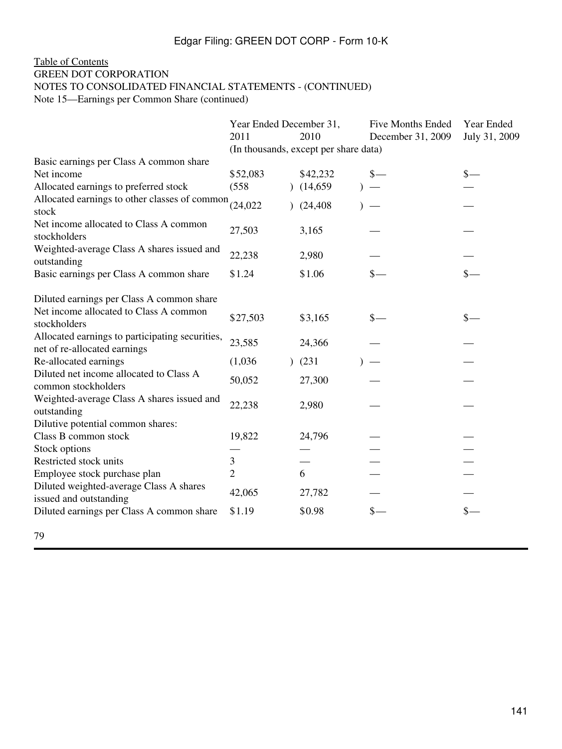[Table of Contents](#)
GREEN DOT CORPORATION
NOTES TO CONSOLIDATED FINANCIAL STATEMENTS - (CONTINUED)
Note 15—Earnings per Common Share (continued)

| | Year Ended December 31, | | Five Months Ended | Year Ended |
|---|---|---|---|---|
| | 2011 | 2010 | December 31, 2009 | July 31, 2009 |
| | (In thousands, except per share data) | | | |
| Basic earnings per Class A common share | | | | |
| Net income | $52,083 | $42,232 | $— | $— |
| Allocated earnings to preferred stock | (558) | (14,659) | — | — |
| Allocated earnings to other classes of common stock | (24,022) | (24,408) | — | — |
| Net income allocated to Class A common stockholders | 27,503 | 3,165 | — | — |
| Weighted-average Class A shares issued and outstanding | 22,238 | 2,980 | — | — |
| Basic earnings per Class A common share | $1.24 | $1.06 | $— | $— |
| | | | | |
| Diluted earnings per Class A common share | | | | |
| Net income allocated to Class A common stockholders | $27,503 | $3,165 | $— | $— |
| Allocated earnings to participating securities, net of re-allocated earnings | 23,585 | 24,366 | — | — |
| Re-allocated earnings | (1,036) | (231) | — | — |
| Diluted net income allocated to Class A common stockholders | 50,052 | 27,300 | — | — |
| Weighted-average Class A shares issued and outstanding | 22,238 | 2,980 | — | — |
| Dilutive potential common shares: | | | | |
| Class B common stock | 19,822 | 24,796 | — | — |
| Stock options | — | — | — | — |
| Restricted stock units | 3 | — | — | — |
| Employee stock purchase plan | 2 | 6 | — | — |
| Diluted weighted-average Class A shares issued and outstanding | 42,065 | 27,782 | — | — |
| Diluted earnings per Class A common share | $1.19 | $0.98 | $— | $— |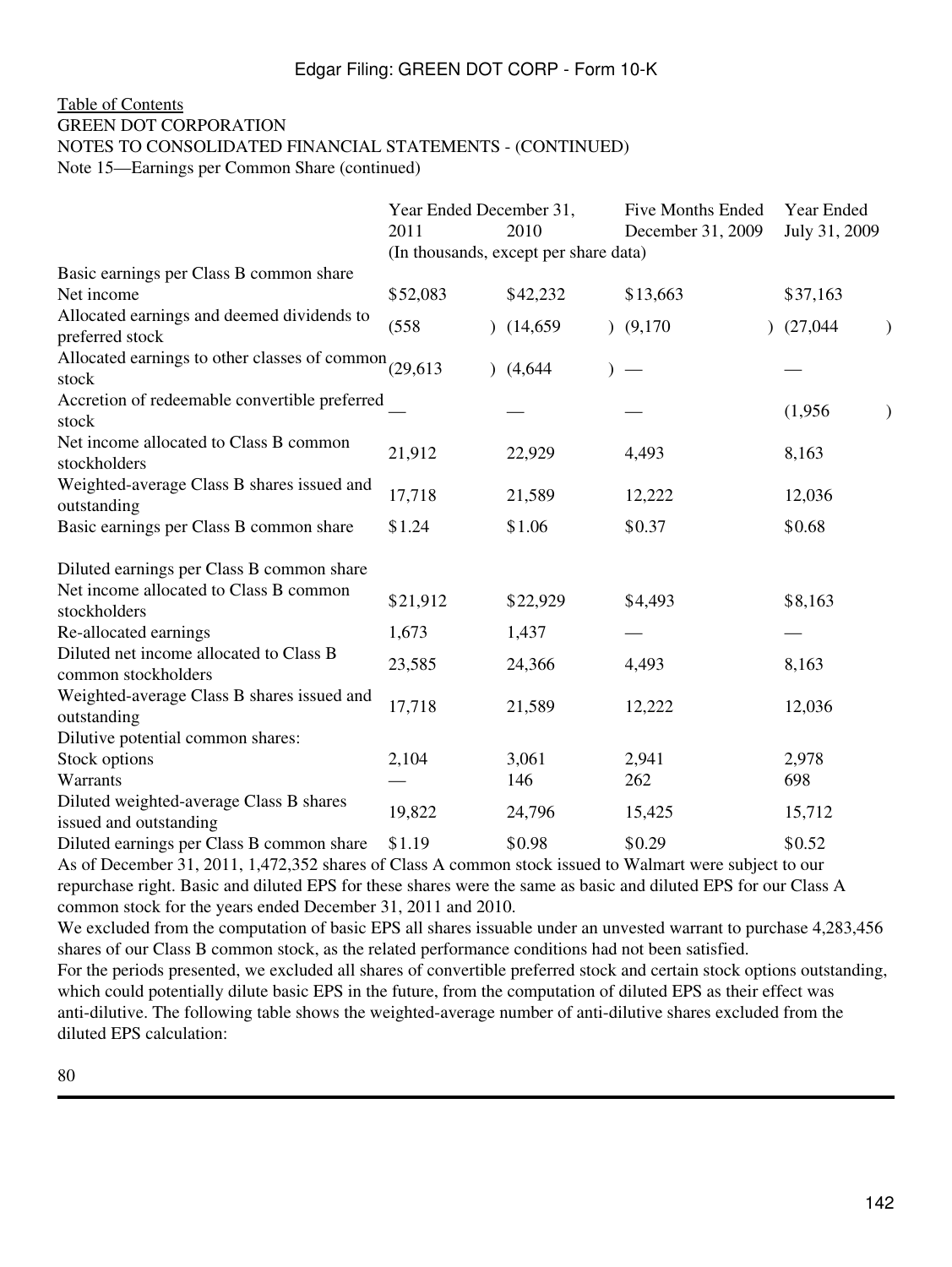Table of Contents
GREEN DOT CORPORATION
NOTES TO CONSOLIDATED FINANCIAL STATEMENTS - (CONTINUED)
Note 15—Earnings per Common Share (continued)

| | Year Ended December 31, 2011 | 2010 | Five Months Ended December 31, 2009 | Year Ended July 31, 2009 |
|---|---|---|---|---|
| | (In thousands, except per share data) | | | |
| Basic earnings per Class B common share | | | | |
| Net income | $52,083 | $42,232 | $13,663 | $37,163 |
| Allocated earnings and deemed dividends to preferred stock | (558) | (14,659) | (9,170) | (27,044) |
| Allocated earnings to other classes of common stock | (29,613) | (4,644) | — | — |
| Accretion of redeemable convertible preferred stock | — | — | — | (1,956) |
| Net income allocated to Class B common stockholders | 21,912 | 22,929 | 4,493 | 8,163 |
| Weighted-average Class B shares issued and outstanding | 17,718 | 21,589 | 12,222 | 12,036 |
| Basic earnings per Class B common share | $1.24 | $1.06 | $0.37 | $0.68 |
| | | | | |
| Diluted earnings per Class B common share | | | | |
| Net income allocated to Class B common stockholders | $21,912 | $22,929 | $4,493 | $8,163 |
| Re-allocated earnings | 1,673 | 1,437 | — | — |
| Diluted net income allocated to Class B common stockholders | 23,585 | 24,366 | 4,493 | 8,163 |
| Weighted-average Class B shares issued and outstanding | 17,718 | 21,589 | 12,222 | 12,036 |
| Dilutive potential common shares: | | | | |
| Stock options | 2,104 | 3,061 | 2,941 | 2,978 |
| Warrants | — | 146 | 262 | 698 |
| Diluted weighted-average Class B shares issued and outstanding | 19,822 | 24,796 | 15,425 | 15,712 |
| Diluted earnings per Class B common share | $1.19 | $0.98 | $0.29 | $0.52 |

As of December 31, 2011, 1,472,352 shares of Class A common stock issued to Walmart were subject to our repurchase right. Basic and diluted EPS for these shares were the same as basic and diluted EPS for our Class A common stock for the years ended December 31, 2011 and 2010.

We excluded from the computation of basic EPS all shares issuable under an unvested warrant to purchase 4,283,456 shares of our Class B common stock, as the related performance conditions had not been satisfied.

For the periods presented, we excluded all shares of convertible preferred stock and certain stock options outstanding, which could potentially dilute basic EPS in the future, from the computation of diluted EPS as their effect was anti-dilutive. The following table shows the weighted-average number of anti-dilutive shares excluded from the diluted EPS calculation: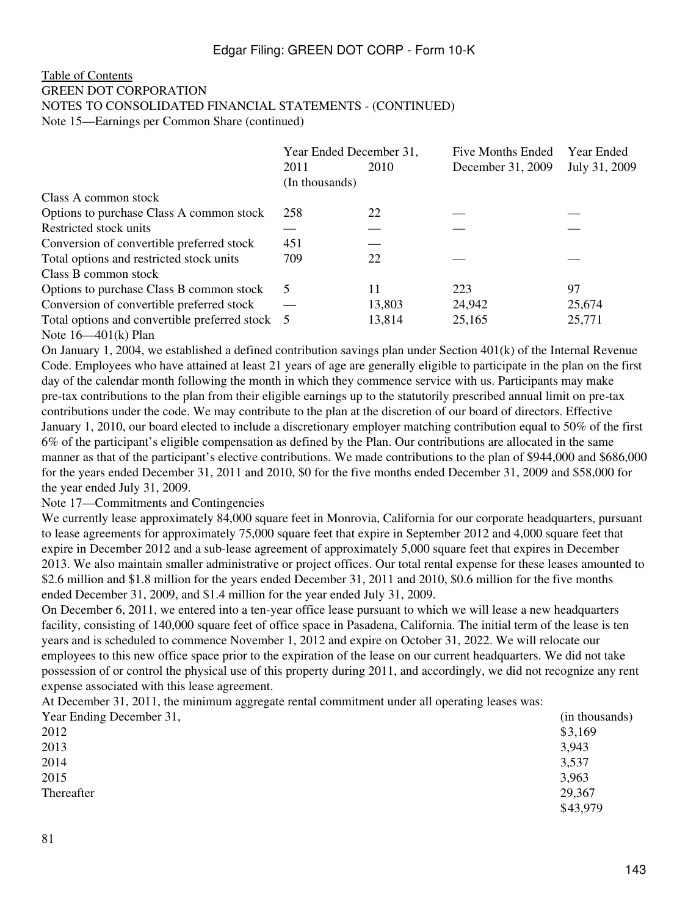Table of Contents

GREEN DOT CORPORATION

NOTES TO CONSOLIDATED FINANCIAL STATEMENTS - (CONTINUED)

Note 15—Earnings per Common Share (continued)

| | Year Ended December 31, | | Five Months Ended | Year Ended |
|---|---|---|---|---|
| | 2011 | 2010 | December 31, 2009 | July 31, 2009 |
| | (In thousands) | | | |
| Class A common stock | | | | |
| Options to purchase Class A common stock | 258 | 22 | — | — |
| Restricted stock units | — | — | — | — |
| Conversion of convertible preferred stock | 451 | — | | |
| Total options and restricted stock units | 709 | 22 | — | — |
| Class B common stock | | | | |
| Options to purchase Class B common stock | 5 | 11 | 223 | 97 |
| Conversion of convertible preferred stock | — | 13,803 | 24,942 | 25,674 |
| Total options and convertible preferred stock | 5 | 13,814 | 25,165 | 25,771 |

Note 16—401(k) Plan

On January 1, 2004, we established a defined contribution savings plan under Section 401(k) of the Internal Revenue Code. Employees who have attained at least 21 years of age are generally eligible to participate in the plan on the first day of the calendar month following the month in which they commence service with us. Participants may make pre-tax contributions to the plan from their eligible earnings up to the statutorily prescribed annual limit on pre-tax contributions under the code. We may contribute to the plan at the discretion of our board of directors. Effective January 1, 2010, our board elected to include a discretionary employer matching contribution equal to 50% of the first 6% of the participant's eligible compensation as defined by the Plan. Our contributions are allocated in the same manner as that of the participant's elective contributions. We made contributions to the plan of $944,000 and $686,000 for the years ended December 31, 2011 and 2010, $0 for the five months ended December 31, 2009 and $58,000 for the year ended July 31, 2009.

Note 17—Commitments and Contingencies

We currently lease approximately 84,000 square feet in Monrovia, California for our corporate headquarters, pursuant to lease agreements for approximately 75,000 square feet that expire in September 2012 and 4,000 square feet that expire in December 2012 and a sub-lease agreement of approximately 5,000 square feet that expires in December 2013. We also maintain smaller administrative or project offices. Our total rental expense for these leases amounted to $2.6 million and $1.8 million for the years ended December 31, 2011 and 2010, $0.6 million for the five months ended December 31, 2009, and $1.4 million for the year ended July 31, 2009.

On December 6, 2011, we entered into a ten-year office lease pursuant to which we will lease a new headquarters facility, consisting of 140,000 square feet of office space in Pasadena, California. The initial term of the lease is ten years and is scheduled to commence November 1, 2012 and expire on October 31, 2022. We will relocate our employees to this new office space prior to the expiration of the lease on our current headquarters. We did not take possession of or control the physical use of this property during 2011, and accordingly, we did not recognize any rent expense associated with this lease agreement.

At December 31, 2011, the minimum aggregate rental commitment under all operating leases was:

| Year Ending December 31, | (in thousands) |
|---|---|
| 2012 | $3,169 |
| 2013 | 3,943 |
| 2014 | 3,537 |
| 2015 | 3,963 |
| Thereafter | 29,367 |
| | $43,979 |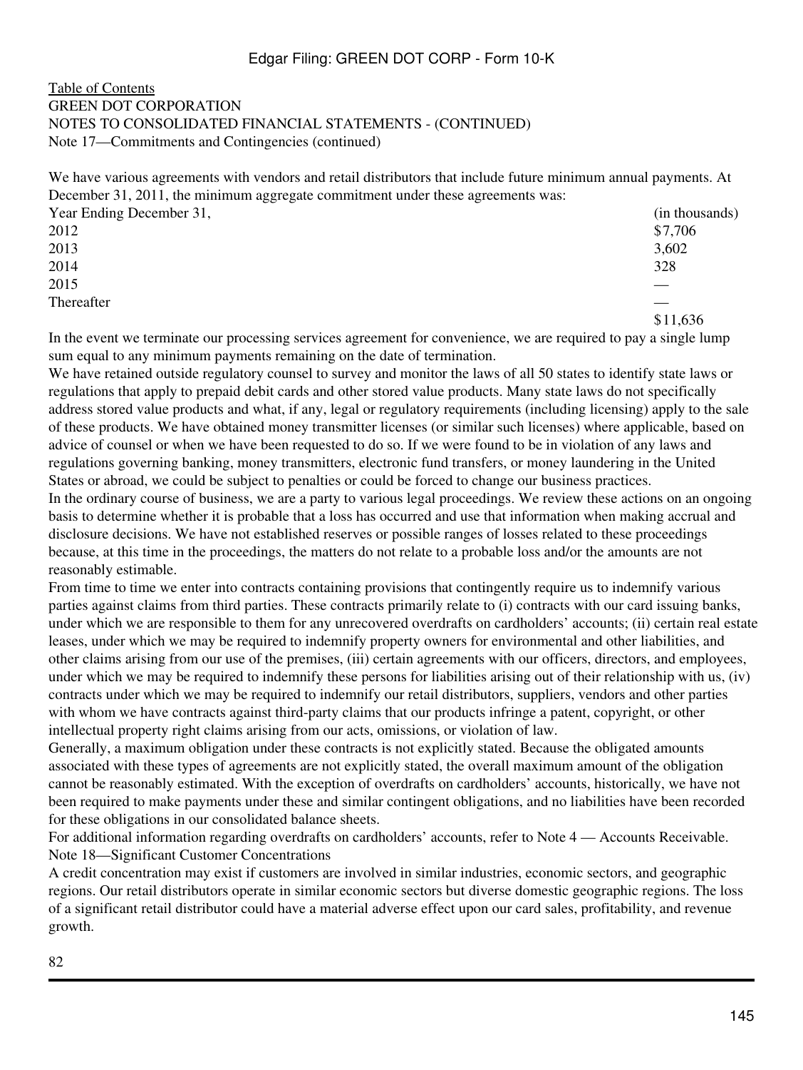GREEN DOT CORPORATION

NOTES TO CONSOLIDATED FINANCIAL STATEMENTS - (CONTINUED)

Note 17—Commitments and Contingencies (continued)

We have various agreements with vendors and retail distributors that include future minimum annual payments. At December 31, 2011, the minimum aggregate commitment under these agreements was:

| Year Ending December 31, | (in thousands) |
|---|---|
| 2012 | $7,706 |
| 2013 | 3,602 |
| 2014 | 328 |
| 2015 | — |
| Thereafter | — |
| | $11,636 |

In the event we terminate our processing services agreement for convenience, we are required to pay a single lump sum equal to any minimum payments remaining on the date of termination.

We have retained outside regulatory counsel to survey and monitor the laws of all 50 states to identify state laws or regulations that apply to prepaid debit cards and other stored value products. Many state laws do not specifically address stored value products and what, if any, legal or regulatory requirements (including licensing) apply to the sale of these products. We have obtained money transmitter licenses (or similar such licenses) where applicable, based on advice of counsel or when we have been requested to do so. If we were found to be in violation of any laws and regulations governing banking, money transmitters, electronic fund transfers, or money laundering in the United States or abroad, we could be subject to penalties or could be forced to change our business practices.

In the ordinary course of business, we are a party to various legal proceedings. We review these actions on an ongoing basis to determine whether it is probable that a loss has occurred and use that information when making accrual and disclosure decisions. We have not established reserves or possible ranges of losses related to these proceedings because, at this time in the proceedings, the matters do not relate to a probable loss and/or the amounts are not reasonably estimable.

From time to time we enter into contracts containing provisions that contingently require us to indemnify various parties against claims from third parties. These contracts primarily relate to (i) contracts with our card issuing banks, under which we are responsible to them for any unrecovered overdrafts on cardholders' accounts; (ii) certain real estate leases, under which we may be required to indemnify property owners for environmental and other liabilities, and other claims arising from our use of the premises, (iii) certain agreements with our officers, directors, and employees, under which we may be required to indemnify these persons for liabilities arising out of their relationship with us, (iv) contracts under which we may be required to indemnify our retail distributors, suppliers, vendors and other parties with whom we have contracts against third-party claims that our products infringe a patent, copyright, or other intellectual property right claims arising from our acts, omissions, or violation of law.

Generally, a maximum obligation under these contracts is not explicitly stated. Because the obligated amounts associated with these types of agreements are not explicitly stated, the overall maximum amount of the obligation cannot be reasonably estimated. With the exception of overdrafts on cardholders' accounts, historically, we have not been required to make payments under these and similar contingent obligations, and no liabilities have been recorded for these obligations in our consolidated balance sheets.

For additional information regarding overdrafts on cardholders' accounts, refer to Note 4 — Accounts Receivable.

Note 18—Significant Customer Concentrations

A credit concentration may exist if customers are involved in similar industries, economic sectors, and geographic regions. Our retail distributors operate in similar economic sectors but diverse domestic geographic regions. The loss of a significant retail distributor could have a material adverse effect upon our card sales, profitability, and revenue growth.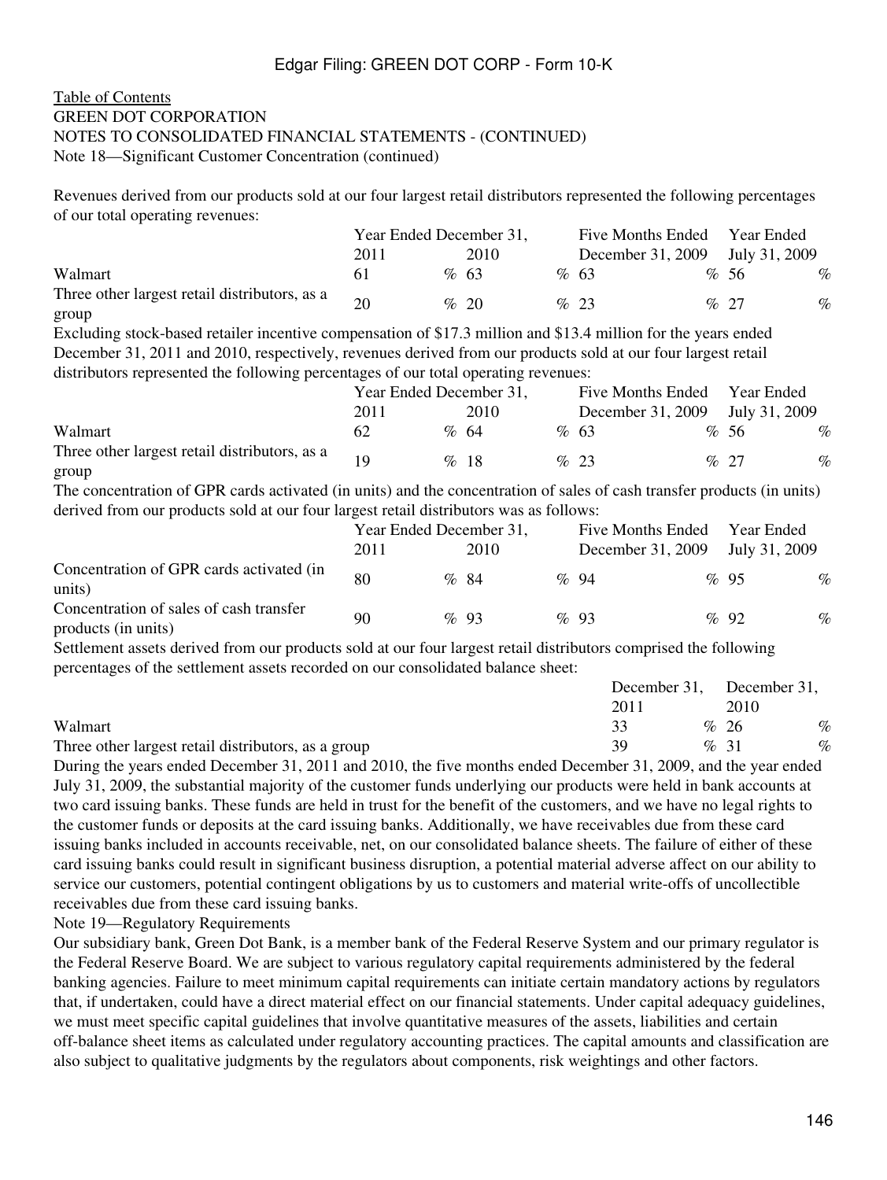Table of Contents
GREEN DOT CORPORATION
NOTES TO CONSOLIDATED FINANCIAL STATEMENTS - (CONTINUED)
Note 18—Significant Customer Concentration (continued)

Revenues derived from our products sold at our four largest retail distributors represented the following percentages of our total operating revenues:

| | Year Ended December 31, 2011 | Year Ended December 31, 2010 | Five Months Ended December 31, 2009 | Year Ended July 31, 2009 |
|---|---|---|---|---|
| Walmart | 61 % | 63 % | 63 % | 56 % |
| Three other largest retail distributors, as a group | 20 % | 20 % | 23 % | 27 % |

Excluding stock-based retailer incentive compensation of \$17.3 million and \$13.4 million for the years ended December 31, 2011 and 2010, respectively, revenues derived from our products sold at our four largest retail distributors represented the following percentages of our total operating revenues:

| | Year Ended December 31, 2011 | Year Ended December 31, 2010 | Five Months Ended December 31, 2009 | Year Ended July 31, 2009 |
|---|---|---|---|---|
| Walmart | 62 % | 64 % | 63 % | 56 % |
| Three other largest retail distributors, as a group | 19 % | 18 % | 23 % | 27 % |

The concentration of GPR cards activated (in units) and the concentration of sales of cash transfer products (in units) derived from our products sold at our four largest retail distributors was as follows:

| | Year Ended December 31, 2011 | Year Ended December 31, 2010 | Five Months Ended December 31, 2009 | Year Ended July 31, 2009 |
|---|---|---|---|---|
| Concentration of GPR cards activated (in units) | 80 % | 84 % | 94 % | 95 % |
| Concentration of sales of cash transfer products (in units) | 90 % | 93 % | 93 % | 92 % |

Settlement assets derived from our products sold at our four largest retail distributors comprised the following percentages of the settlement assets recorded on our consolidated balance sheet:

| | December 31, 2011 | December 31, 2010 |
|---|---|---|
| Walmart | 33 % | 26 % |
| Three other largest retail distributors, as a group | 39 % | 31 % |

During the years ended December 31, 2011 and 2010, the five months ended December 31, 2009, and the year ended July 31, 2009, the substantial majority of the customer funds underlying our products were held in bank accounts at two card issuing banks. These funds are held in trust for the benefit of the customers, and we have no legal rights to the customer funds or deposits at the card issuing banks. Additionally, we have receivables due from these card issuing banks included in accounts receivable, net, on our consolidated balance sheets. The failure of either of these card issuing banks could result in significant business disruption, a potential material adverse affect on our ability to service our customers, potential contingent obligations by us to customers and material write-offs of uncollectible receivables due from these card issuing banks.

Note 19—Regulatory Requirements

Our subsidiary bank, Green Dot Bank, is a member bank of the Federal Reserve System and our primary regulator is the Federal Reserve Board. We are subject to various regulatory capital requirements administered by the federal banking agencies. Failure to meet minimum capital requirements can initiate certain mandatory actions by regulators that, if undertaken, could have a direct material effect on our financial statements. Under capital adequacy guidelines, we must meet specific capital guidelines that involve quantitative measures of the assets, liabilities and certain off-balance sheet items as calculated under regulatory accounting practices. The capital amounts and classification are also subject to qualitative judgments by the regulators about components, risk weightings and other factors.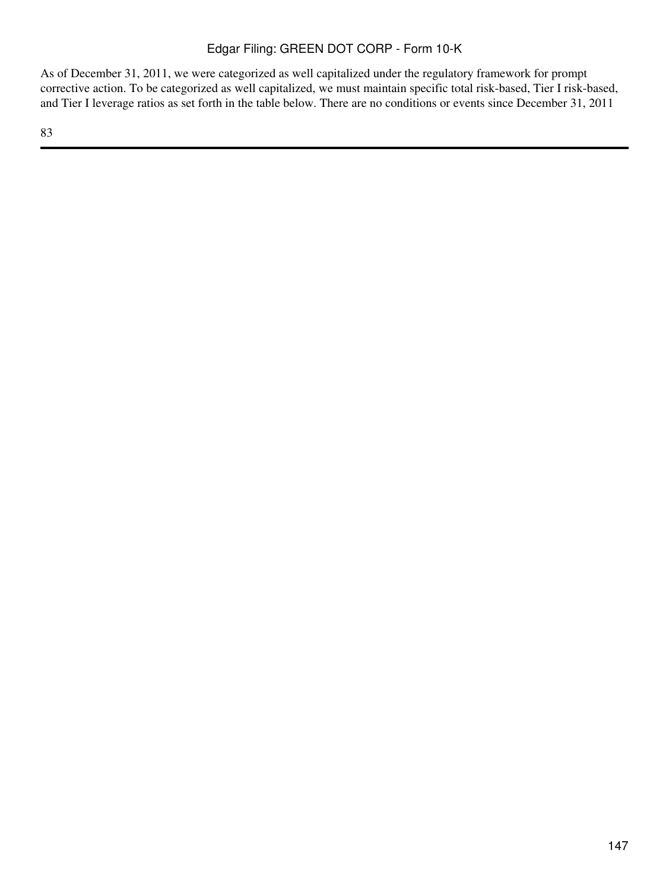As of December 31, 2011, we were categorized as well capitalized under the regulatory framework for prompt corrective action. To be categorized as well capitalized, we must maintain specific total risk-based, Tier I risk-based, and Tier I leverage ratios as set forth in the table below. There are no conditions or events since December 31, 2011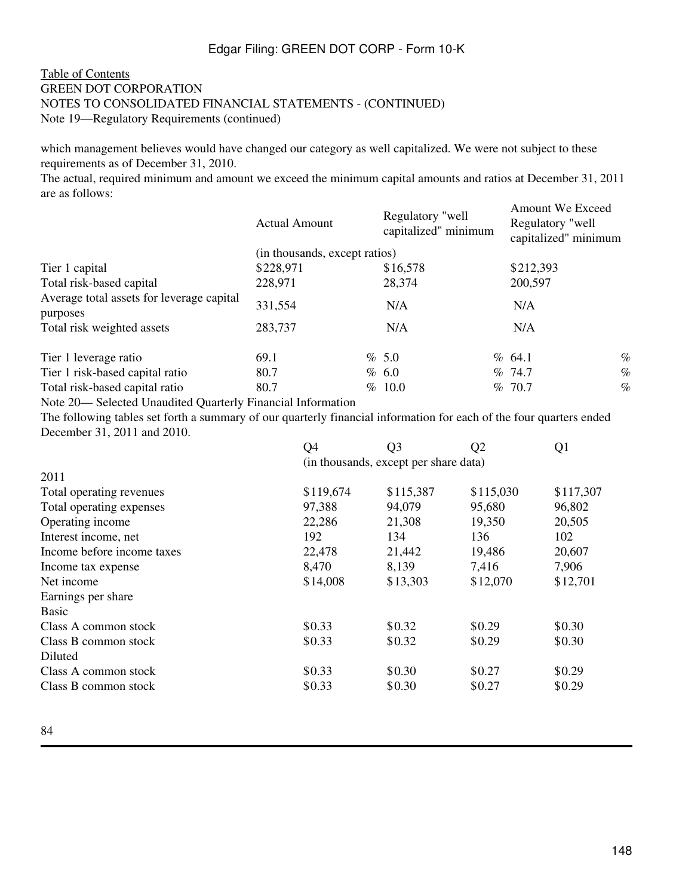Table of Contents

GREEN DOT CORPORATION

NOTES TO CONSOLIDATED FINANCIAL STATEMENTS - (CONTINUED)

Note 19—Regulatory Requirements (continued)

which management believes would have changed our category as well capitalized. We were not subject to these requirements as of December 31, 2010.

The actual, required minimum and amount we exceed the minimum capital amounts and ratios at December 31, 2011 are as follows:

| | Actual Amount | Regulatory "well capitalized" minimum | Amount We Exceed Regulatory "well capitalized" minimum |
|---|---|---|---|
| | (in thousands, except ratios) | | |
| Tier 1 capital | $228,971 | $16,578 | $212,393 |
| Total risk-based capital | 228,971 | 28,374 | 200,597 |
| Average total assets for leverage capital purposes | 331,554 | N/A | N/A |
| Total risk weighted assets | 283,737 | N/A | N/A |
| Tier 1 leverage ratio | 69.1 % | 5.0 % | 64.1 % |
| Tier 1 risk-based capital ratio | 80.7 % | 6.0 % | 74.7 % |
| Total risk-based capital ratio | 80.7 % | 10.0 % | 70.7 % |

Note 20— Selected Unaudited Quarterly Financial Information

The following tables set forth a summary of our quarterly financial information for each of the four quarters ended December 31, 2011 and 2010.

| | Q4 | Q3 | Q2 | Q1 |
|---|---|---|---|---|
| | (in thousands, except per share data) | | | |
| 2011 | | | | |
| Total operating revenues | $119,674 | $115,387 | $115,030 | $117,307 |
| Total operating expenses | 97,388 | 94,079 | 95,680 | 96,802 |
| Operating income | 22,286 | 21,308 | 19,350 | 20,505 |
| Interest income, net | 192 | 134 | 136 | 102 |
| Income before income taxes | 22,478 | 21,442 | 19,486 | 20,607 |
| Income tax expense | 8,470 | 8,139 | 7,416 | 7,906 |
| Net income | $14,008 | $13,303 | $12,070 | $12,701 |
| Earnings per share | | | | |
| Basic | | | | |
| Class A common stock | $0.33 | $0.32 | $0.29 | $0.30 |
| Class B common stock | $0.33 | $0.32 | $0.29 | $0.30 |
| Diluted | | | | |
| Class A common stock | $0.33 | $0.30 | $0.27 | $0.29 |
| Class B common stock | $0.33 | $0.30 | $0.27 | $0.29 |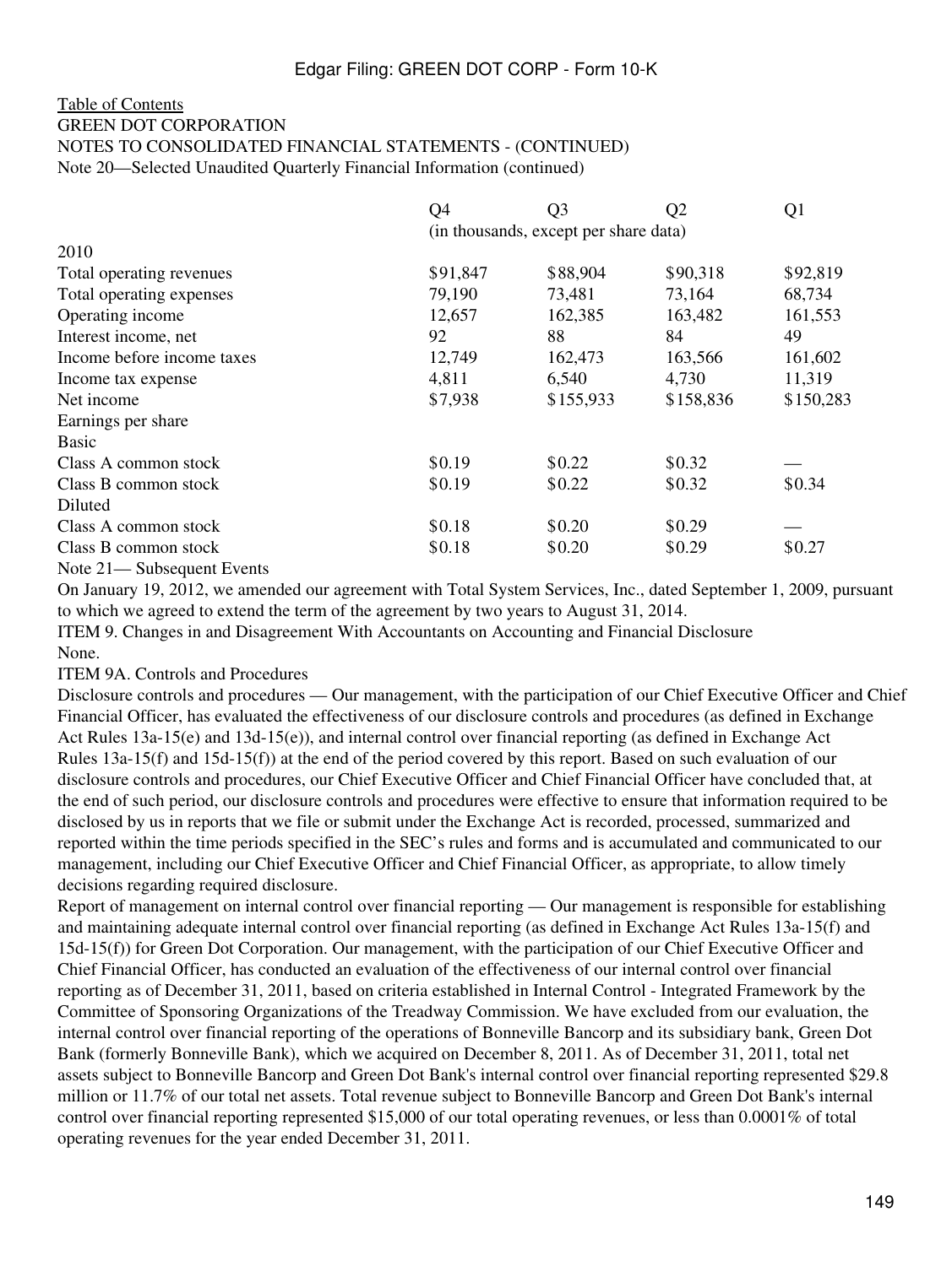[Table of Contents](#)

GREEN DOT CORPORATION

NOTES TO CONSOLIDATED FINANCIAL STATEMENTS - (CONTINUED)

Note 20—Selected Unaudited Quarterly Financial Information (continued)

| | Q4 | Q3 | Q2 | Q1 |
|---|---|---|---|---|
| | (in thousands, except per share data) | | | |
| 2010 | | | | |
| Total operating revenues | $91,847 | $88,904 | $90,318 | $92,819 |
| Total operating expenses | 79,190 | 73,481 | 73,164 | 68,734 |
| Operating income | 12,657 | 162,385 | 163,482 | 161,553 |
| Interest income, net | 92 | 88 | 84 | 49 |
| Income before income taxes | 12,749 | 162,473 | 163,566 | 161,602 |
| Income tax expense | 4,811 | 6,540 | 4,730 | 11,319 |
| Net income | $7,938 | $155,933 | $158,836 | $150,283 |
| Earnings per share | | | | |
| Basic | | | | |
| Class A common stock | $0.19 | $0.22 | $0.32 | — |
| Class B common stock | $0.19 | $0.22 | $0.32 | $0.34 |
| Diluted | | | | |
| Class A common stock | $0.18 | $0.20 | $0.29 | — |
| Class B common stock | $0.18 | $0.20 | $0.29 | $0.27 |

Note 21— Subsequent Events

On January 19, 2012, we amended our agreement with Total System Services, Inc., dated September 1, 2009, pursuant to which we agreed to extend the term of the agreement by two years to August 31, 2014.

ITEM 9. Changes in and Disagreement With Accountants on Accounting and Financial Disclosure

None.

ITEM 9A. Controls and Procedures

Disclosure controls and procedures — Our management, with the participation of our Chief Executive Officer and Chief Financial Officer, has evaluated the effectiveness of our disclosure controls and procedures (as defined in Exchange Act Rules 13a-15(e) and 13d-15(e)), and internal control over financial reporting (as defined in Exchange Act Rules 13a-15(f) and 15d-15(f)) at the end of the period covered by this report. Based on such evaluation of our disclosure controls and procedures, our Chief Executive Officer and Chief Financial Officer have concluded that, at the end of such period, our disclosure controls and procedures were effective to ensure that information required to be disclosed by us in reports that we file or submit under the Exchange Act is recorded, processed, summarized and reported within the time periods specified in the SEC's rules and forms and is accumulated and communicated to our management, including our Chief Executive Officer and Chief Financial Officer, as appropriate, to allow timely decisions regarding required disclosure.

Report of management on internal control over financial reporting — Our management is responsible for establishing and maintaining adequate internal control over financial reporting (as defined in Exchange Act Rules 13a-15(f) and 15d-15(f)) for Green Dot Corporation. Our management, with the participation of our Chief Executive Officer and Chief Financial Officer, has conducted an evaluation of the effectiveness of our internal control over financial reporting as of December 31, 2011, based on criteria established in Internal Control - Integrated Framework by the Committee of Sponsoring Organizations of the Treadway Commission. We have excluded from our evaluation, the internal control over financial reporting of the operations of Bonneville Bancorp and its subsidiary bank, Green Dot Bank (formerly Bonneville Bank), which we acquired on December 8, 2011. As of December 31, 2011, total net assets subject to Bonneville Bancorp and Green Dot Bank's internal control over financial reporting represented $29.8 million or 11.7% of our total net assets. Total revenue subject to Bonneville Bancorp and Green Dot Bank's internal control over financial reporting represented $15,000 of our total operating revenues, or less than 0.0001% of total operating revenues for the year ended December 31, 2011.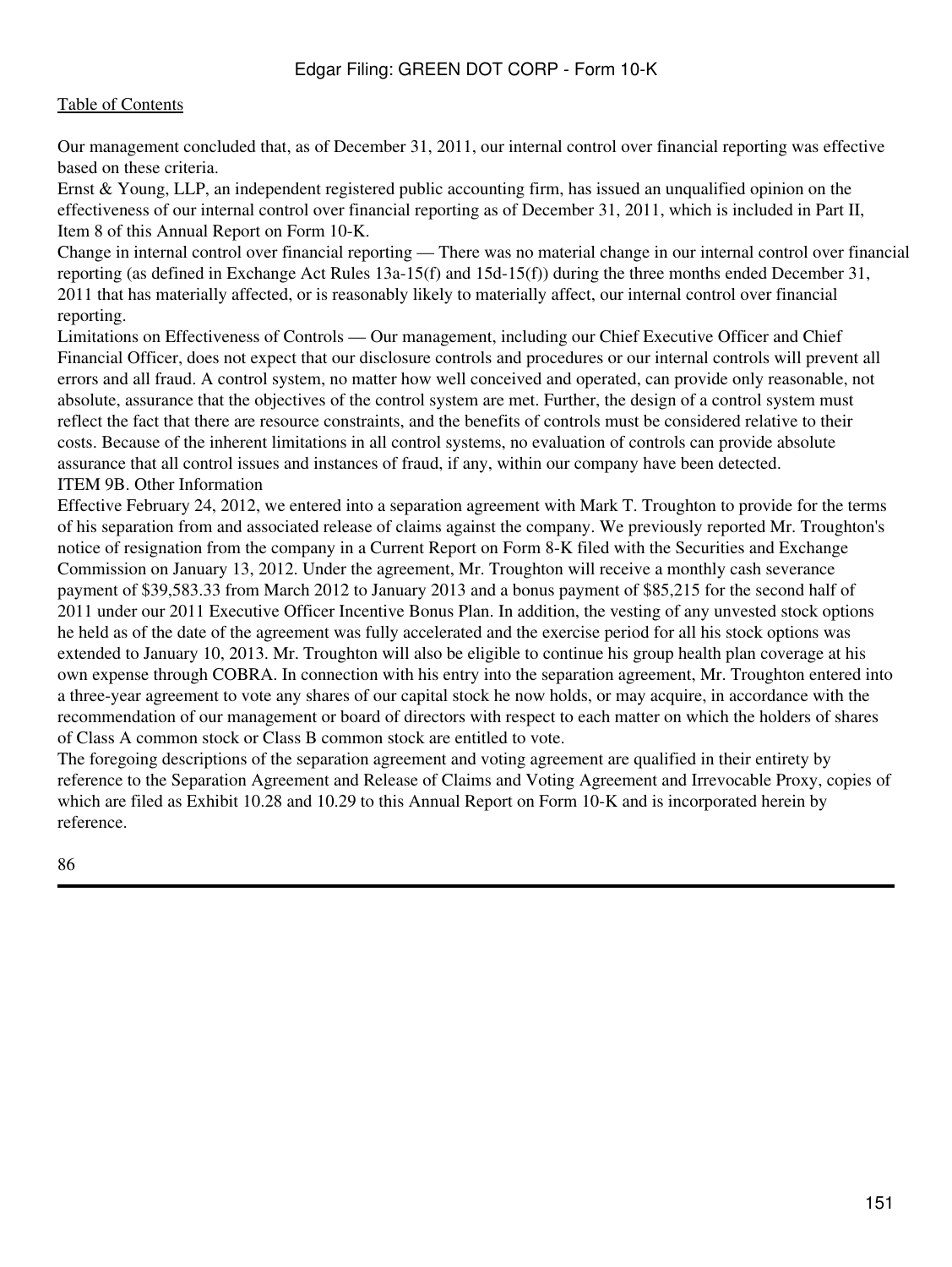Our management concluded that, as of December 31, 2011, our internal control over financial reporting was effective based on these criteria.

Ernst & Young, LLP, an independent registered public accounting firm, has issued an unqualified opinion on the effectiveness of our internal control over financial reporting as of December 31, 2011, which is included in Part II, Item 8 of this Annual Report on Form 10-K.

Change in internal control over financial reporting — There was no material change in our internal control over financial reporting (as defined in Exchange Act Rules 13a-15(f) and 15d-15(f)) during the three months ended December 31, 2011 that has materially affected, or is reasonably likely to materially affect, our internal control over financial reporting.

Limitations on Effectiveness of Controls — Our management, including our Chief Executive Officer and Chief Financial Officer, does not expect that our disclosure controls and procedures or our internal controls will prevent all errors and all fraud. A control system, no matter how well conceived and operated, can provide only reasonable, not absolute, assurance that the objectives of the control system are met. Further, the design of a control system must reflect the fact that there are resource constraints, and the benefits of controls must be considered relative to their costs. Because of the inherent limitations in all control systems, no evaluation of controls can provide absolute assurance that all control issues and instances of fraud, if any, within our company have been detected.

## ITEM 9B. Other Information

Effective February 24, 2012, we entered into a separation agreement with Mark T. Troughton to provide for the terms of his separation from and associated release of claims against the company. We previously reported Mr. Troughton's notice of resignation from the company in a Current Report on Form 8-K filed with the Securities and Exchange Commission on January 13, 2012. Under the agreement, Mr. Troughton will receive a monthly cash severance payment of $39,583.33 from March 2012 to January 2013 and a bonus payment of $85,215 for the second half of 2011 under our 2011 Executive Officer Incentive Bonus Plan. In addition, the vesting of any unvested stock options he held as of the date of the agreement was fully accelerated and the exercise period for all his stock options was extended to January 10, 2013. Mr. Troughton will also be eligible to continue his group health plan coverage at his own expense through COBRA. In connection with his entry into the separation agreement, Mr. Troughton entered into a three-year agreement to vote any shares of our capital stock he now holds, or may acquire, in accordance with the recommendation of our management or board of directors with respect to each matter on which the holders of shares of Class A common stock or Class B common stock are entitled to vote.

The foregoing descriptions of the separation agreement and voting agreement are qualified in their entirety by reference to the Separation Agreement and Release of Claims and Voting Agreement and Irrevocable Proxy, copies of which are filed as Exhibit 10.28 and 10.29 to this Annual Report on Form 10-K and is incorporated herein by reference.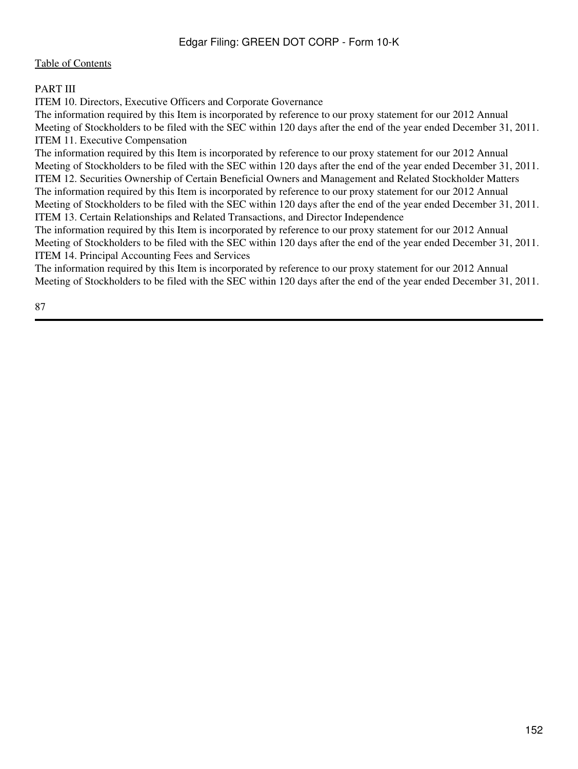[Table of Contents]

## PART III

### ITEM 10. Directors, Executive Officers and Corporate Governance

The information required by this Item is incorporated by reference to our proxy statement for our 2012 Annual Meeting of Stockholders to be filed with the SEC within 120 days after the end of the year ended December 31, 2011.

### ITEM 11. Executive Compensation

The information required by this Item is incorporated by reference to our proxy statement for our 2012 Annual Meeting of Stockholders to be filed with the SEC within 120 days after the end of the year ended December 31, 2011.

### ITEM 12. Securities Ownership of Certain Beneficial Owners and Management and Related Stockholder Matters

The information required by this Item is incorporated by reference to our proxy statement for our 2012 Annual Meeting of Stockholders to be filed with the SEC within 120 days after the end of the year ended December 31, 2011.

### ITEM 13. Certain Relationships and Related Transactions, and Director Independence

The information required by this Item is incorporated by reference to our proxy statement for our 2012 Annual Meeting of Stockholders to be filed with the SEC within 120 days after the end of the year ended December 31, 2011.

### ITEM 14. Principal Accounting Fees and Services

The information required by this Item is incorporated by reference to our proxy statement for our 2012 Annual Meeting of Stockholders to be filed with the SEC within 120 days after the end of the year ended December 31, 2011.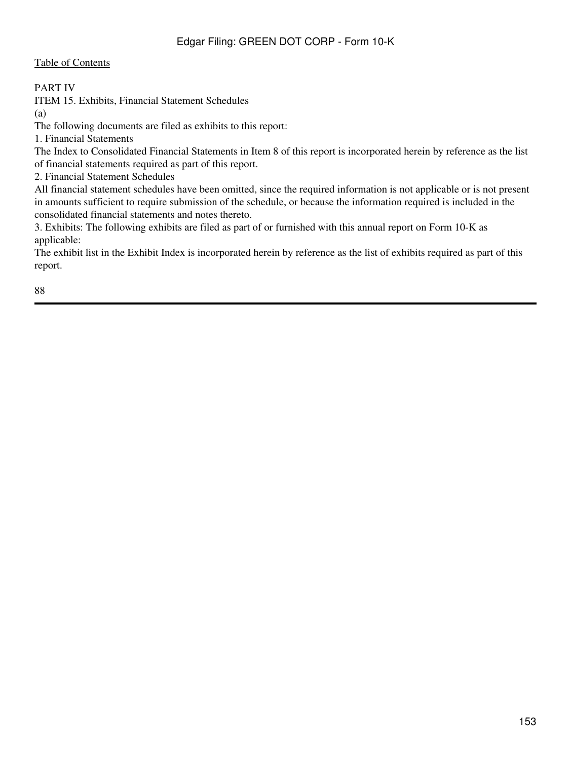[Table of Contents](#)

PART IV

ITEM 15. Exhibits, Financial Statement Schedules

(a)

The following documents are filed as exhibits to this report:

1. Financial Statements

The Index to Consolidated Financial Statements in Item 8 of this report is incorporated herein by reference as the list of financial statements required as part of this report.

2. Financial Statement Schedules

All financial statement schedules have been omitted, since the required information is not applicable or is not present in amounts sufficient to require submission of the schedule, or because the information required is included in the consolidated financial statements and notes thereto.

3. Exhibits: The following exhibits are filed as part of or furnished with this annual report on Form 10-K as applicable:

The exhibit list in the Exhibit Index is incorporated herein by reference as the list of exhibits required as part of this report.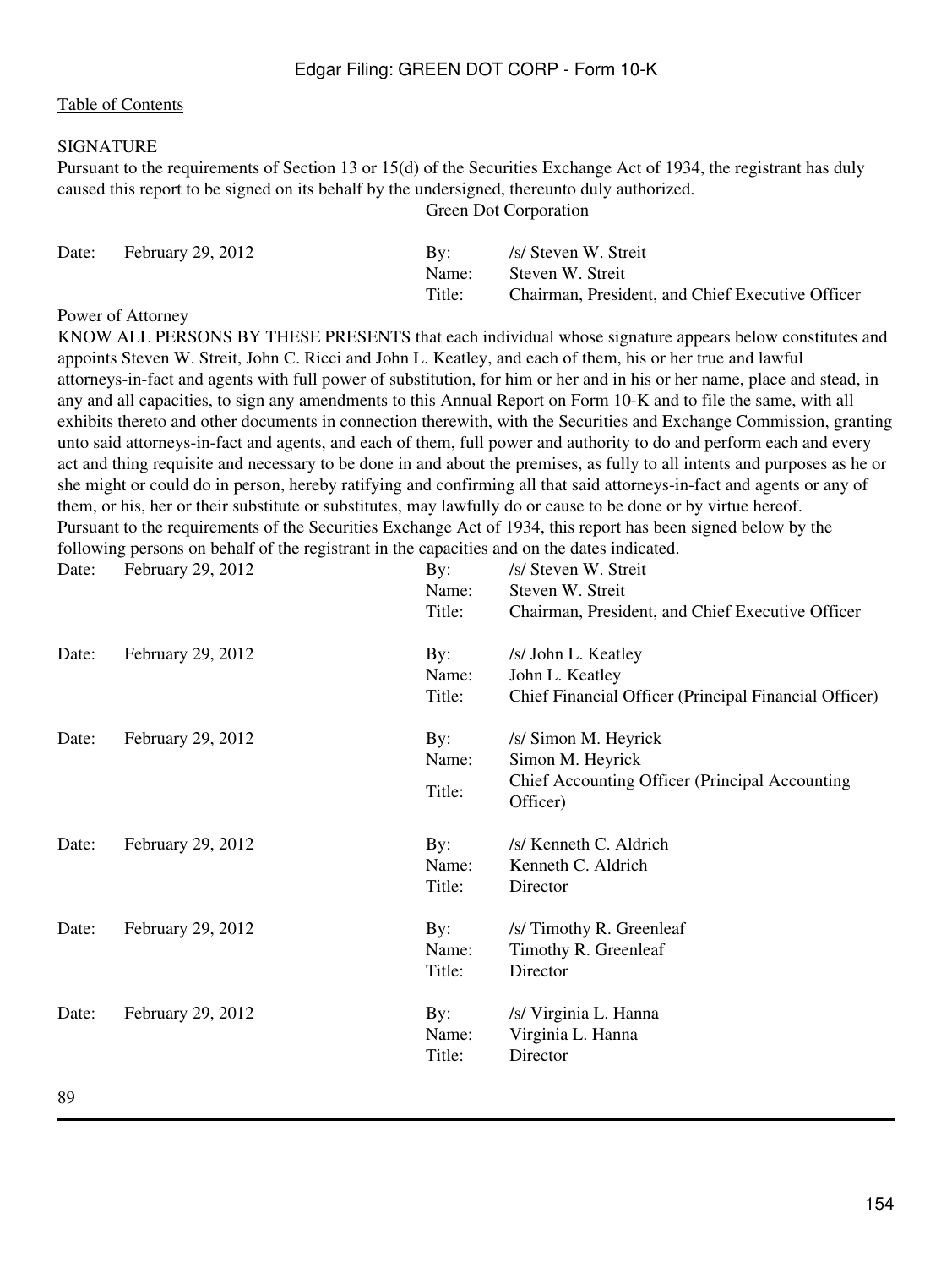[Table of Contents](#)

SIGNATURE

Pursuant to the requirements of Section 13 or 15(d) of the Securities Exchange Act of 1934, the registrant has duly caused this report to be signed on its behalf by the undersigned, thereunto duly authorized.

Green Dot Corporation

| | | | |
|---|---|---|---|
| Date: | February 29, 2012 | By: | /s/ Steven W. Streit |
| | | Name: | Steven W. Streit |
| | | Title: | Chairman, President, and Chief Executive Officer |

Power of Attorney

KNOW ALL PERSONS BY THESE PRESENTS that each individual whose signature appears below constitutes and appoints Steven W. Streit, John C. Ricci and John L. Keatley, and each of them, his or her true and lawful attorneys-in-fact and agents with full power of substitution, for him or her and in his or her name, place and stead, in any and all capacities, to sign any amendments to this Annual Report on Form 10-K and to file the same, with all exhibits thereto and other documents in connection therewith, with the Securities and Exchange Commission, granting unto said attorneys-in-fact and agents, and each of them, full power and authority to do and perform each and every act and thing requisite and necessary to be done in and about the premises, as fully to all intents and purposes as he or she might or could do in person, hereby ratifying and confirming all that said attorneys-in-fact and agents or any of them, or his, her or their substitute or substitutes, may lawfully do or cause to be done or by virtue hereof.

Pursuant to the requirements of the Securities Exchange Act of 1934, this report has been signed below by the following persons on behalf of the registrant in the capacities and on the dates indicated.

| | | | |
|---|---|---|---|
| Date: | February 29, 2012 | By: | /s/ Steven W. Streit |
| | | Name: | Steven W. Streit |
| | | Title: | Chairman, President, and Chief Executive Officer |
| Date: | February 29, 2012 | By: | /s/ John L. Keatley |
| | | Name: | John L. Keatley |
| | | Title: | Chief Financial Officer (Principal Financial Officer) |
| Date: | February 29, 2012 | By: | /s/ Simon M. Heyrick |
| | | Name: | Simon M. Heyrick |
| | | Title: | Chief Accounting Officer (Principal Accounting Officer) |
| Date: | February 29, 2012 | By: | /s/ Kenneth C. Aldrich |
| | | Name: | Kenneth C. Aldrich |
| | | Title: | Director |
| Date: | February 29, 2012 | By: | /s/ Timothy R. Greenleaf |
| | | Name: | Timothy R. Greenleaf |
| | | Title: | Director |
| Date: | February 29, 2012 | By: | /s/ Virginia L. Hanna |
| | | Name: | Virginia L. Hanna |
| | | Title: | Director |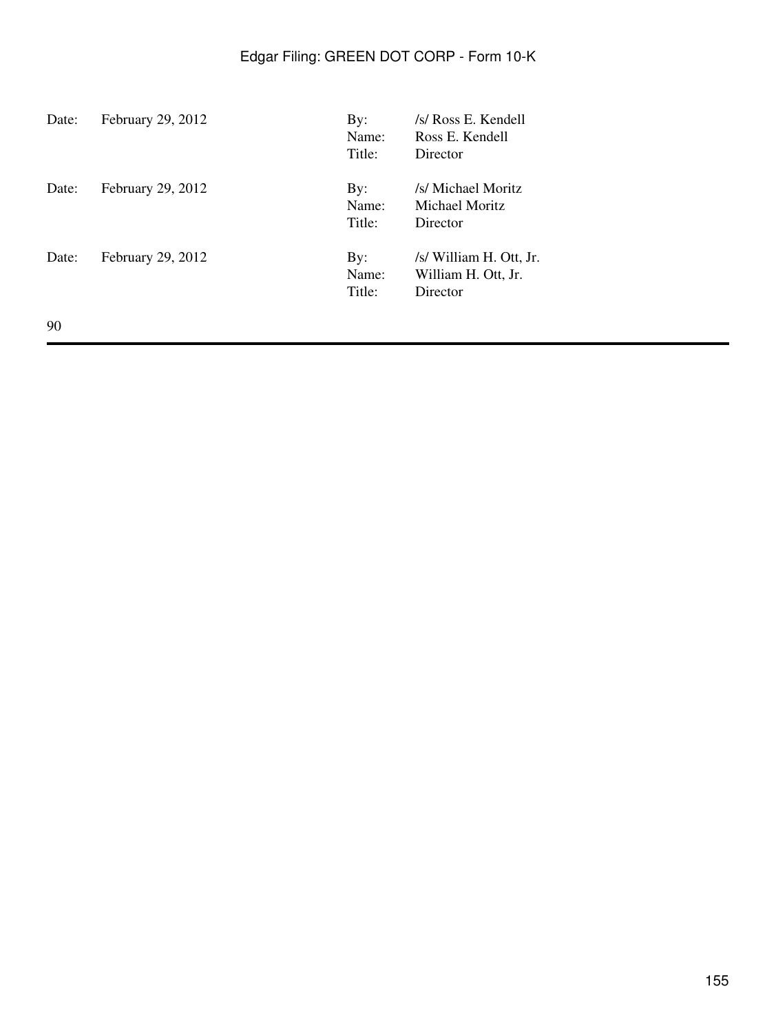| | | | |
|---|---|---|---|
| Date: | February 29, 2012 | By: | /s/ Ross E. Kendell |
| | | Name: | Ross E. Kendell |
| | | Title: | Director |
| Date: | February 29, 2012 | By: | /s/ Michael Moritz |
| | | Name: | Michael Moritz |
| | | Title: | Director |
| Date: | February 29, 2012 | By: | /s/ William H. Ott, Jr. |
| | | Name: | William H. Ott, Jr. |
| | | Title: | Director |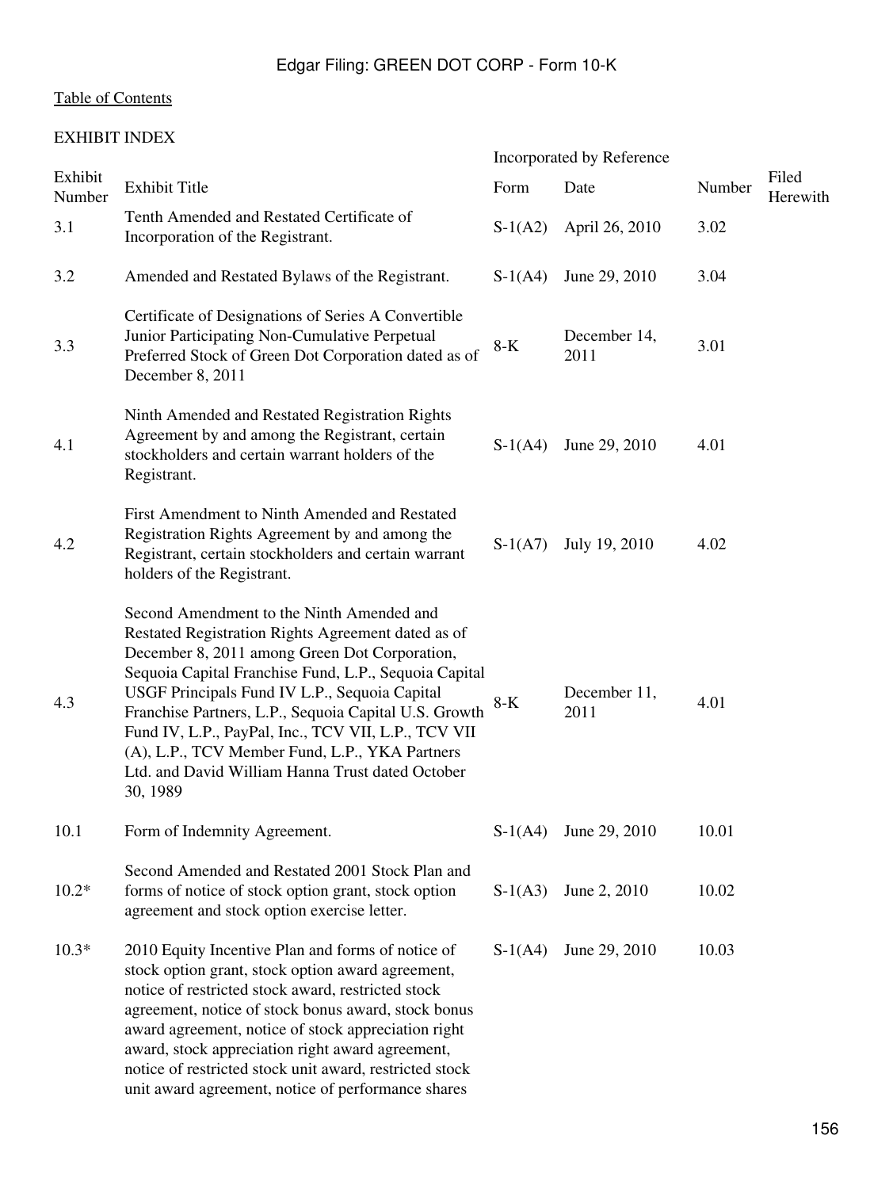Edgar Filing: GREEN DOT CORP - Form 10-K

[Table of Contents](#)

EXHIBIT INDEX

| Exhibit Number | Exhibit Title | Incorporated by Reference | | | Filed Herewith |
|---|---|---|---|---|---|
| | | Form | Date | Number | |
| 3.1 | Tenth Amended and Restated Certificate of Incorporation of the Registrant. | S-1(A2) | April 26, 2010 | 3.02 | |
| 3.2 | Amended and Restated Bylaws of the Registrant. | S-1(A4) | June 29, 2010 | 3.04 | |
| 3.3 | Certificate of Designations of Series A Convertible Junior Participating Non-Cumulative Perpetual Preferred Stock of Green Dot Corporation dated as of December 8, 2011 | 8-K | December 14, 2011 | 3.01 | |
| 4.1 | Ninth Amended and Restated Registration Rights Agreement by and among the Registrant, certain stockholders and certain warrant holders of the Registrant. | S-1(A4) | June 29, 2010 | 4.01 | |
| 4.2 | First Amendment to Ninth Amended and Restated Registration Rights Agreement by and among the Registrant, certain stockholders and certain warrant holders of the Registrant. | S-1(A7) | July 19, 2010 | 4.02 | |
| 4.3 | Second Amendment to the Ninth Amended and Restated Registration Rights Agreement dated as of December 8, 2011 among Green Dot Corporation, Sequoia Capital Franchise Fund, L.P., Sequoia Capital USGF Principals Fund IV L.P., Sequoia Capital Franchise Partners, L.P., Sequoia Capital U.S. Growth Fund IV, L.P., PayPal, Inc., TCV VII, L.P., TCV VII (A), L.P., TCV Member Fund, L.P., YKA Partners Ltd. and David William Hanna Trust dated October 30, 1989 | 8-K | December 11, 2011 | 4.01 | |
| 10.1 | Form of Indemnity Agreement. | S-1(A4) | June 29, 2010 | 10.01 | |
| 10.2* | Second Amended and Restated 2001 Stock Plan and forms of notice of stock option grant, stock option agreement and stock option exercise letter. | S-1(A3) | June 2, 2010 | 10.02 | |
| 10.3* | 2010 Equity Incentive Plan and forms of notice of stock option grant, stock option award agreement, notice of restricted stock award, restricted stock agreement, notice of stock bonus award, stock bonus award agreement, notice of stock appreciation right award, stock appreciation right award agreement, notice of restricted stock unit award, restricted stock unit award agreement, notice of performance shares | S-1(A4) | June 29, 2010 | 10.03 | |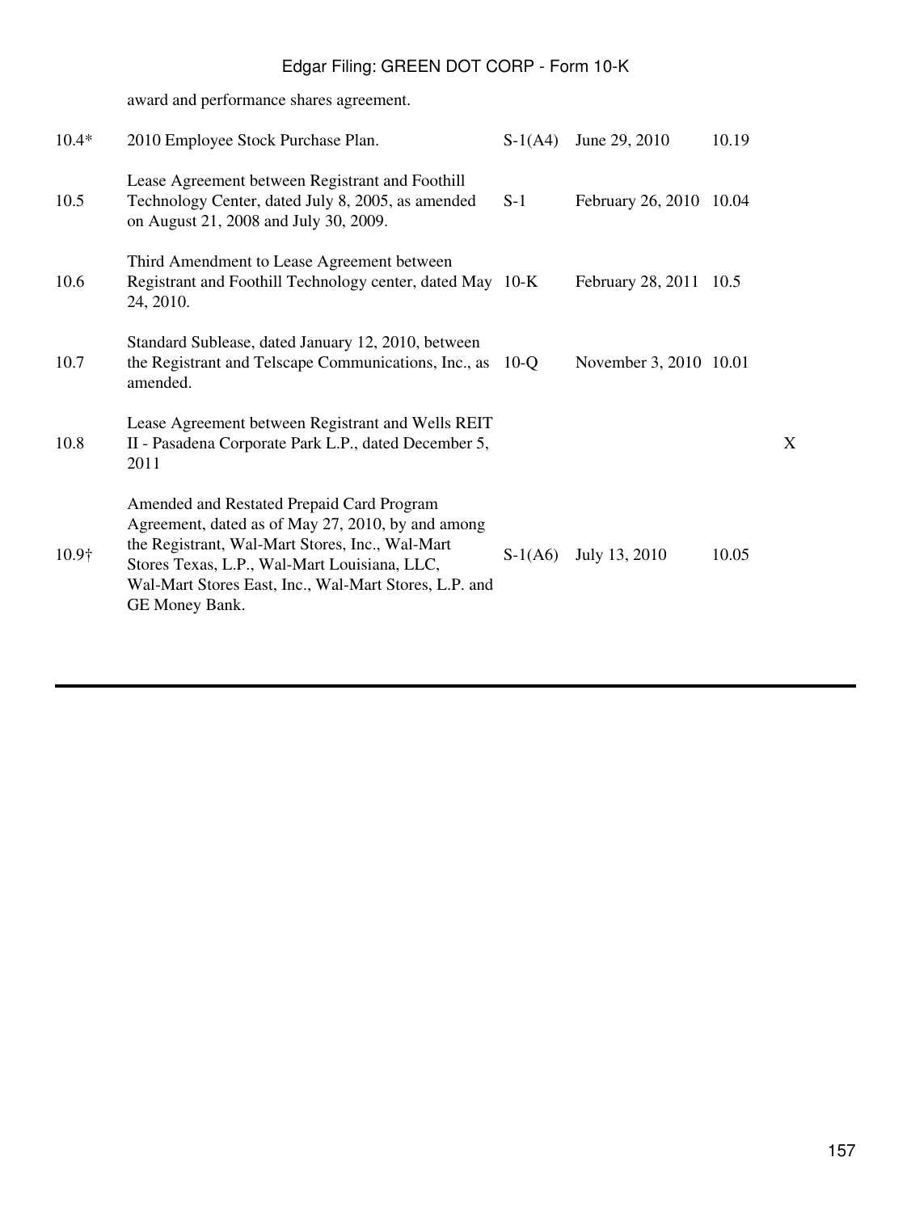award and performance shares agreement.

| | | | | | |
|---|---|---|---|---|---|
| 10.4* | 2010 Employee Stock Purchase Plan. | S-1(A4) | June 29, 2010 | 10.19 | |
| 10.5 | Lease Agreement between Registrant and Foothill Technology Center, dated July 8, 2005, as amended on August 21, 2008 and July 30, 2009. | S-1 | February 26, 2010 | 10.04 | |
| 10.6 | Third Amendment to Lease Agreement between Registrant and Foothill Technology center, dated May 24, 2010. | 10-K | February 28, 2011 | 10.5 | |
| 10.7 | Standard Sublease, dated January 12, 2010, between the Registrant and Telscape Communications, Inc., as amended. | 10-Q | November 3, 2010 | 10.01 | |
| 10.8 | Lease Agreement between Registrant and Wells REIT II - Pasadena Corporate Park L.P., dated December 5, 2011 | | | | X |
| 10.9† | Amended and Restated Prepaid Card Program Agreement, dated as of May 27, 2010, by and among the Registrant, Wal-Mart Stores, Inc., Wal-Mart Stores Texas, L.P., Wal-Mart Louisiana, LLC, Wal-Mart Stores East, Inc., Wal-Mart Stores, L.P. and GE Money Bank. | S-1(A6) | July 13, 2010 | 10.05 | |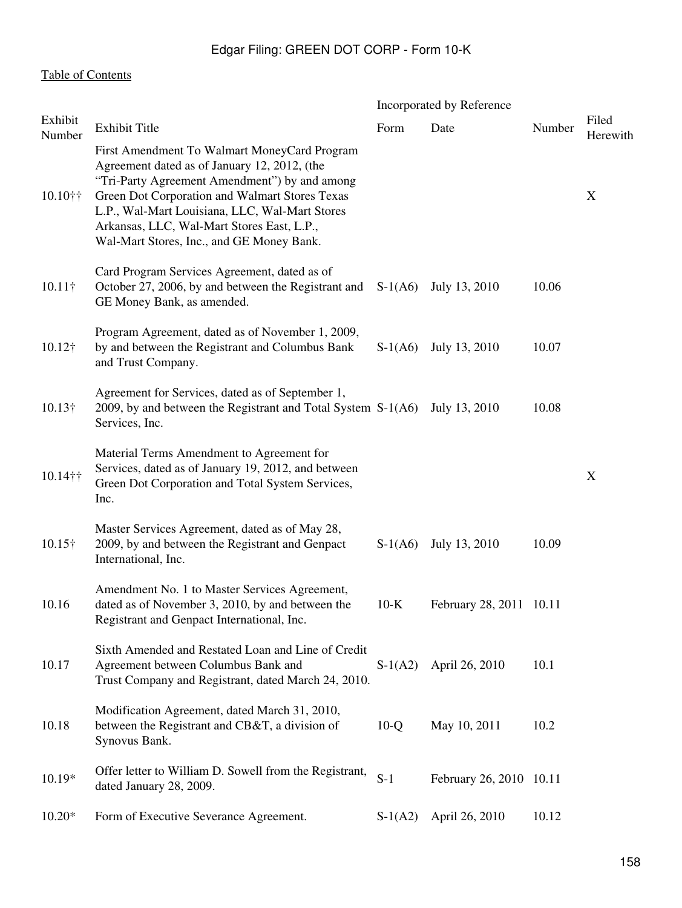[Table of Contents](#)

| Exhibit Number | Exhibit Title | Incorporated by Reference | | | Filed Herewith |
|---|---|---|---|---|---|
| | | Form | Date | Number | |
| 10.10†† | First Amendment To Walmart MoneyCard Program Agreement dated as of January 12, 2012, (the "Tri-Party Agreement Amendment") by and among Green Dot Corporation and Walmart Stores Texas L.P., Wal-Mart Louisiana, LLC, Wal-Mart Stores Arkansas, LLC, Wal-Mart Stores East, L.P., Wal-Mart Stores, Inc., and GE Money Bank. | | | | X |
| 10.11† | Card Program Services Agreement, dated as of October 27, 2006, by and between the Registrant and GE Money Bank, as amended. | S-1(A6) | July 13, 2010 | 10.06 | |
| 10.12† | Program Agreement, dated as of November 1, 2009, by and between the Registrant and Columbus Bank and Trust Company. | S-1(A6) | July 13, 2010 | 10.07 | |
| 10.13† | Agreement for Services, dated as of September 1, 2009, by and between the Registrant and Total System Services, Inc. | S-1(A6) | July 13, 2010 | 10.08 | |
| 10.14†† | Material Terms Amendment to Agreement for Services, dated as of January 19, 2012, and between Green Dot Corporation and Total System Services, Inc. | | | | X |
| 10.15† | Master Services Agreement, dated as of May 28, 2009, by and between the Registrant and Genpact International, Inc. | S-1(A6) | July 13, 2010 | 10.09 | |
| 10.16 | Amendment No. 1 to Master Services Agreement, dated as of November 3, 2010, by and between the Registrant and Genpact International, Inc. | 10-K | February 28, 2011 | 10.11 | |
| 10.17 | Sixth Amended and Restated Loan and Line of Credit Agreement between Columbus Bank and Trust Company and Registrant, dated March 24, 2010. | S-1(A2) | April 26, 2010 | 10.1 | |
| 10.18 | Modification Agreement, dated March 31, 2010, between the Registrant and CB&T, a division of Synovus Bank. | 10-Q | May 10, 2011 | 10.2 | |
| 10.19* | Offer letter to William D. Sowell from the Registrant, dated January 28, 2009. | S-1 | February 26, 2010 | 10.11 | |
| 10.20* | Form of Executive Severance Agreement. | S-1(A2) | April 26, 2010 | 10.12 | |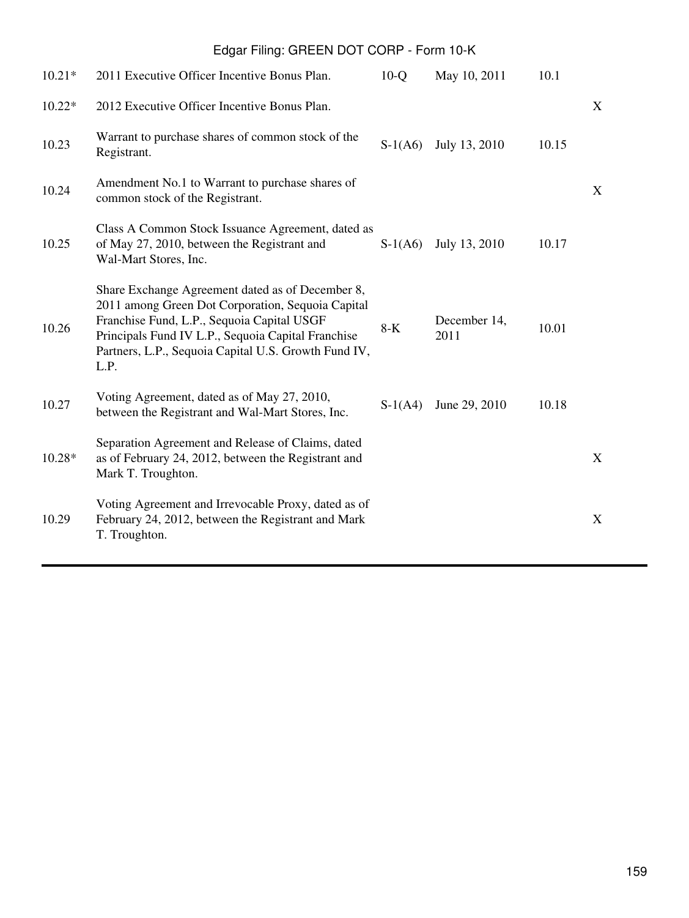| | | | | | |
|---|---|---|---|---|---|
| 10.21* | 2011 Executive Officer Incentive Bonus Plan. | 10-Q | May 10, 2011 | 10.1 | |
| 10.22* | 2012 Executive Officer Incentive Bonus Plan. | | | | X |
| 10.23 | Warrant to purchase shares of common stock of the Registrant. | S-1(A6) | July 13, 2010 | 10.15 | |
| 10.24 | Amendment No.1 to Warrant to purchase shares of common stock of the Registrant. | | | | X |
| 10.25 | Class A Common Stock Issuance Agreement, dated as of May 27, 2010, between the Registrant and Wal-Mart Stores, Inc. | S-1(A6) | July 13, 2010 | 10.17 | |
| 10.26 | Share Exchange Agreement dated as of December 8, 2011 among Green Dot Corporation, Sequoia Capital Franchise Fund, L.P., Sequoia Capital USGF Principals Fund IV L.P., Sequoia Capital Franchise Partners, L.P., Sequoia Capital U.S. Growth Fund IV, L.P. | 8-K | December 14, 2011 | 10.01 | |
| 10.27 | Voting Agreement, dated as of May 27, 2010, between the Registrant and Wal-Mart Stores, Inc. | S-1(A4) | June 29, 2010 | 10.18 | |
| 10.28* | Separation Agreement and Release of Claims, dated as of February 24, 2012, between the Registrant and Mark T. Troughton. | | | | X |
| 10.29 | Voting Agreement and Irrevocable Proxy, dated as of February 24, 2012, between the Registrant and Mark T. Troughton. | | | | X |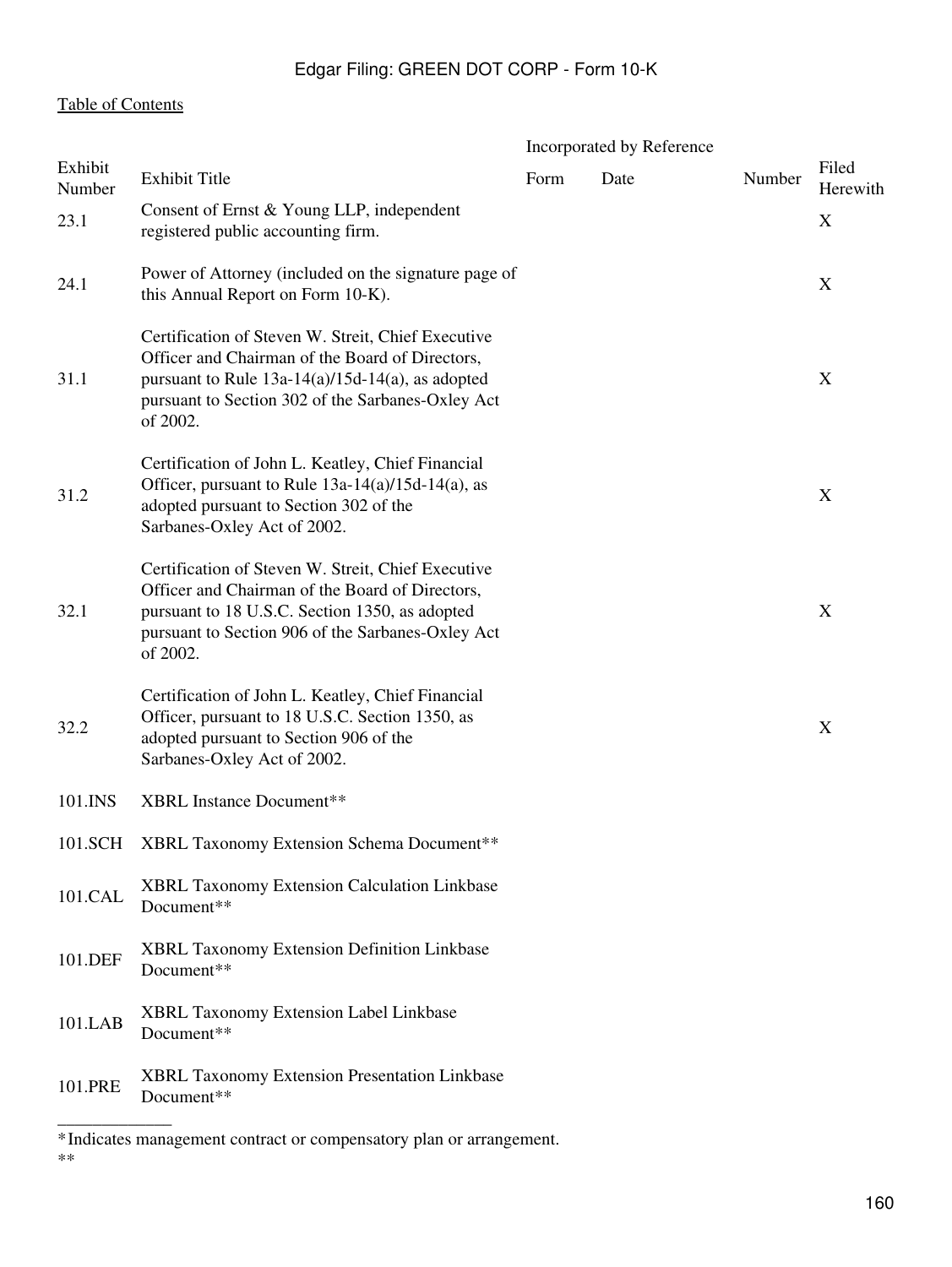[Table of Contents]

| Exhibit Number | Exhibit Title | Incorporated by Reference | | | Filed Herewith |
|---|---|---|---|---|---|
| | | Form | Date | Number | |
| 23.1 | Consent of Ernst & Young LLP, independent registered public accounting firm. | | | | X |
| 24.1 | Power of Attorney (included on the signature page of this Annual Report on Form 10-K). | | | | X |
| 31.1 | Certification of Steven W. Streit, Chief Executive Officer and Chairman of the Board of Directors, pursuant to Rule 13a-14(a)/15d-14(a), as adopted pursuant to Section 302 of the Sarbanes-Oxley Act of 2002. | | | | X |
| 31.2 | Certification of John L. Keatley, Chief Financial Officer, pursuant to Rule 13a-14(a)/15d-14(a), as adopted pursuant to Section 302 of the Sarbanes-Oxley Act of 2002. | | | | X |
| 32.1 | Certification of Steven W. Streit, Chief Executive Officer and Chairman of the Board of Directors, pursuant to 18 U.S.C. Section 1350, as adopted pursuant to Section 906 of the Sarbanes-Oxley Act of 2002. | | | | X |
| 32.2 | Certification of John L. Keatley, Chief Financial Officer, pursuant to 18 U.S.C. Section 1350, as adopted pursuant to Section 906 of the Sarbanes-Oxley Act of 2002. | | | | X |
| 101.INS | XBRL Instance Document** | | | | |
| 101.SCH | XBRL Taxonomy Extension Schema Document** | | | | |
| 101.CAL | XBRL Taxonomy Extension Calculation Linkbase Document** | | | | |
| 101.DEF | XBRL Taxonomy Extension Definition Linkbase Document** | | | | |
| 101.LAB | XBRL Taxonomy Extension Label Linkbase Document** | | | | |
| 101.PRE | XBRL Taxonomy Extension Presentation Linkbase Document** | | | | |

\_\_\_\_\_\_\_\_\_\_\_\_\_\_

* Indicates management contract or compensatory plan or arrangement.

**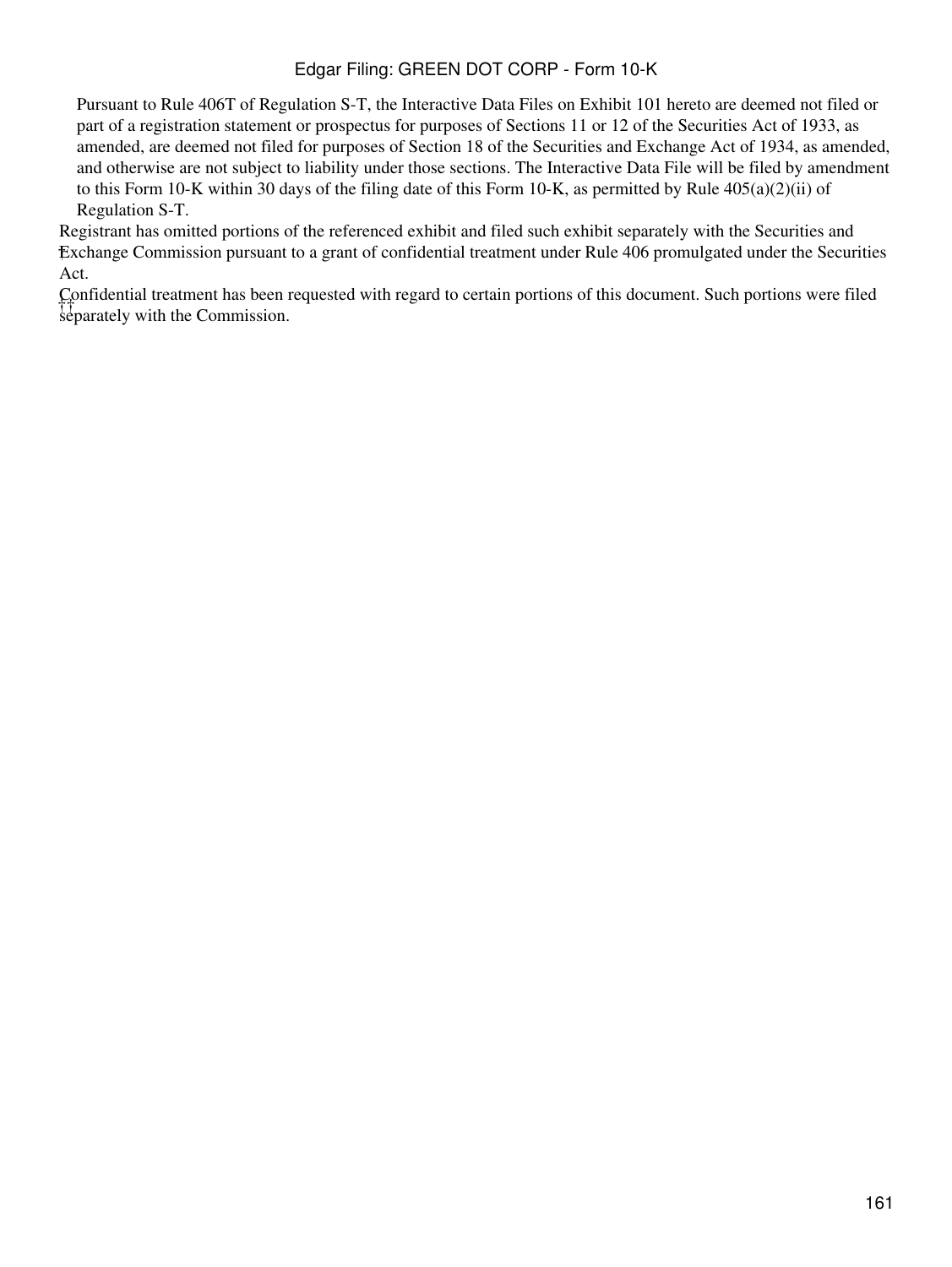Pursuant to Rule 406T of Regulation S-T, the Interactive Data Files on Exhibit 101 hereto are deemed not filed or part of a registration statement or prospectus for purposes of Sections 11 or 12 of the Securities Act of 1933, as amended, are deemed not filed for purposes of Section 18 of the Securities and Exchange Act of 1934, as amended, and otherwise are not subject to liability under those sections. The Interactive Data File will be filed by amendment to this Form 10-K within 30 days of the filing date of this Form 10-K, as permitted by Rule 405(a)(2)(ii) of Regulation S-T.

† Registrant has omitted portions of the referenced exhibit and filed such exhibit separately with the Securities and Exchange Commission pursuant to a grant of confidential treatment under Rule 406 promulgated under the Securities Act.

†† Confidential treatment has been requested with regard to certain portions of this document. Such portions were filed separately with the Commission.